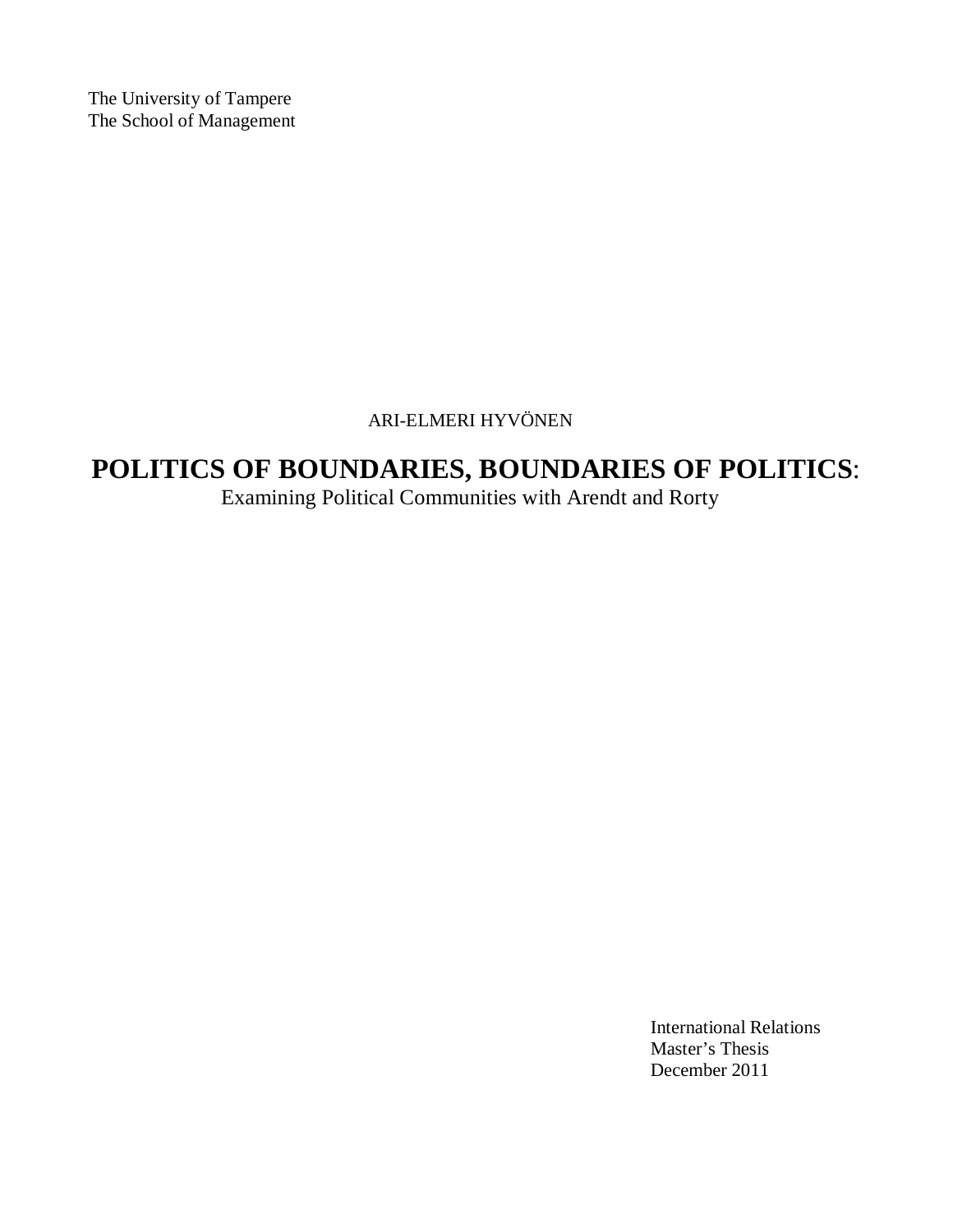The University of Tampere
The School of Management

ARI-ELMERI HYVÖNEN

# POLITICS OF BOUNDARIES, BOUNDARIES OF POLITICS:

Examining Political Communities with Arendt and Rorty

International Relations
Master's Thesis
December 2011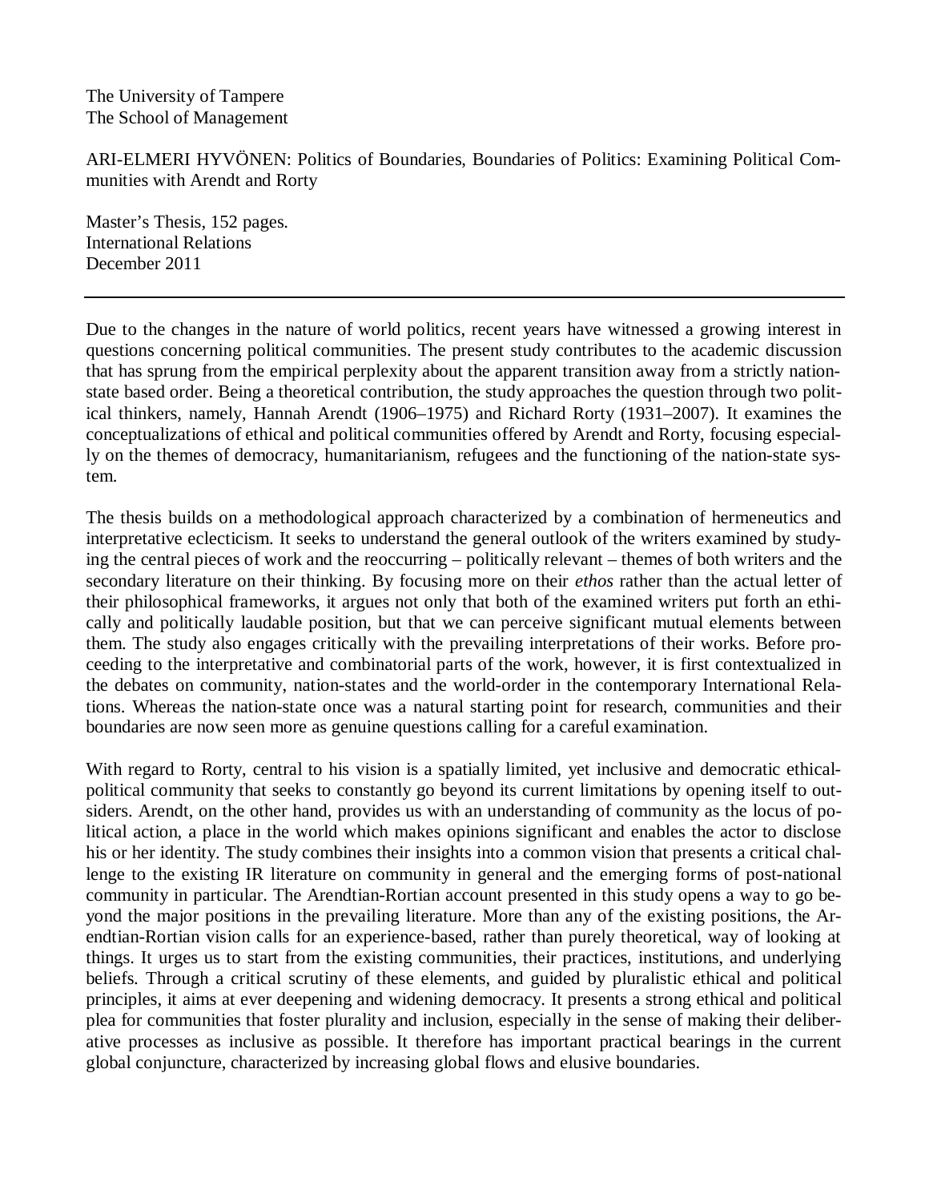The University of Tampere
The School of Management

ARI-ELMERI HYVÖNEN: Politics of Boundaries, Boundaries of Politics: Examining Political Communities with Arendt and Rorty

Master's Thesis, 152 pages.
International Relations
December 2011

---

Due to the changes in the nature of world politics, recent years have witnessed a growing interest in questions concerning political communities. The present study contributes to the academic discussion that has sprung from the empirical perplexity about the apparent transition away from a strictly nation-state based order. Being a theoretical contribution, the study approaches the question through two political thinkers, namely, Hannah Arendt (1906–1975) and Richard Rorty (1931–2007). It examines the conceptualizations of ethical and political communities offered by Arendt and Rorty, focusing especially on the themes of democracy, humanitarianism, refugees and the functioning of the nation-state system.

The thesis builds on a methodological approach characterized by a combination of hermeneutics and interpretative eclecticism. It seeks to understand the general outlook of the writers examined by studying the central pieces of work and the reoccurring – politically relevant – themes of both writers and the secondary literature on their thinking. By focusing more on their *ethos* rather than the actual letter of their philosophical frameworks, it argues not only that both of the examined writers put forth an ethically and politically laudable position, but that we can perceive significant mutual elements between them. The study also engages critically with the prevailing interpretations of their works. Before proceeding to the interpretative and combinatorial parts of the work, however, it is first contextualized in the debates on community, nation-states and the world-order in the contemporary International Relations. Whereas the nation-state once was a natural starting point for research, communities and their boundaries are now seen more as genuine questions calling for a careful examination.

With regard to Rorty, central to his vision is a spatially limited, yet inclusive and democratic ethical-political community that seeks to constantly go beyond its current limitations by opening itself to outsiders. Arendt, on the other hand, provides us with an understanding of community as the locus of political action, a place in the world which makes opinions significant and enables the actor to disclose his or her identity. The study combines their insights into a common vision that presents a critical challenge to the existing IR literature on community in general and the emerging forms of post-national community in particular. The Arendtian-Rortian account presented in this study opens a way to go beyond the major positions in the prevailing literature. More than any of the existing positions, the Arendtian-Rortian vision calls for an experience-based, rather than purely theoretical, way of looking at things. It urges us to start from the existing communities, their practices, institutions, and underlying beliefs. Through a critical scrutiny of these elements, and guided by pluralistic ethical and political principles, it aims at ever deepening and widening democracy. It presents a strong ethical and political plea for communities that foster plurality and inclusion, especially in the sense of making their deliberative processes as inclusive as possible. It therefore has important practical bearings in the current global conjuncture, characterized by increasing global flows and elusive boundaries.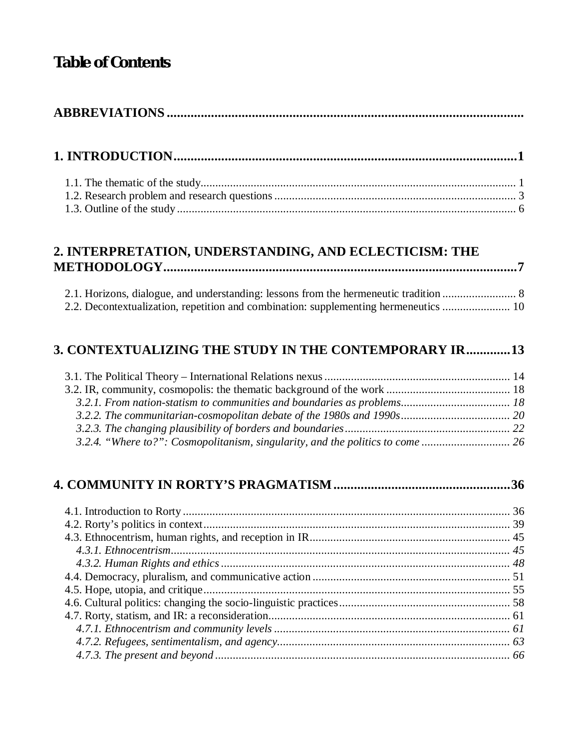# Table of Contents

**ABBREVIATIONS**

**1. INTRODUCTION ... 1**

1.1. The thematic of the study ... 1
1.2. Research problem and research questions ... 3
1.3. Outline of the study ... 6

**2. INTERPRETATION, UNDERSTANDING, AND ECLECTICISM: THE METHODOLOGY ... 7**

2.1. Horizons, dialogue, and understanding: lessons from the hermeneutic tradition ... 8
2.2. Decontextualization, repetition and combination: supplementing hermeneutics ... 10

**3. CONTEXTUALIZING THE STUDY IN THE CONTEMPORARY IR ... 13**

3.1. The Political Theory – International Relations nexus ... 14
3.2. IR, community, cosmopolis: the thematic background of the work ... 18
*3.2.1. From nation-statism to communities and boundaries as problems ... 18*
*3.2.2. The communitarian-cosmopolitan debate of the 1980s and 1990s ... 20*
*3.2.3. The changing plausibility of borders and boundaries ... 22*
*3.2.4. “Where to?”: Cosmopolitanism, singularity, and the politics to come ... 26*

**4. COMMUNITY IN RORTY’S PRAGMATISM ... 36**

4.1. Introduction to Rorty ... 36
4.2. Rorty’s politics in context ... 39
4.3. Ethnocentrism, human rights, and reception in IR ... 45
*4.3.1. Ethnocentrism ... 45*
*4.3.2. Human Rights and ethics ... 48*
4.4. Democracy, pluralism, and communicative action ... 51
4.5. Hope, utopia, and critique ... 55
4.6. Cultural politics: changing the socio-linguistic practices ... 58
4.7. Rorty, statism, and IR: a reconsideration ... 61
*4.7.1. Ethnocentrism and community levels ... 61*
*4.7.2. Refugees, sentimentalism, and agency ... 63*
*4.7.3. The present and beyond ... 66*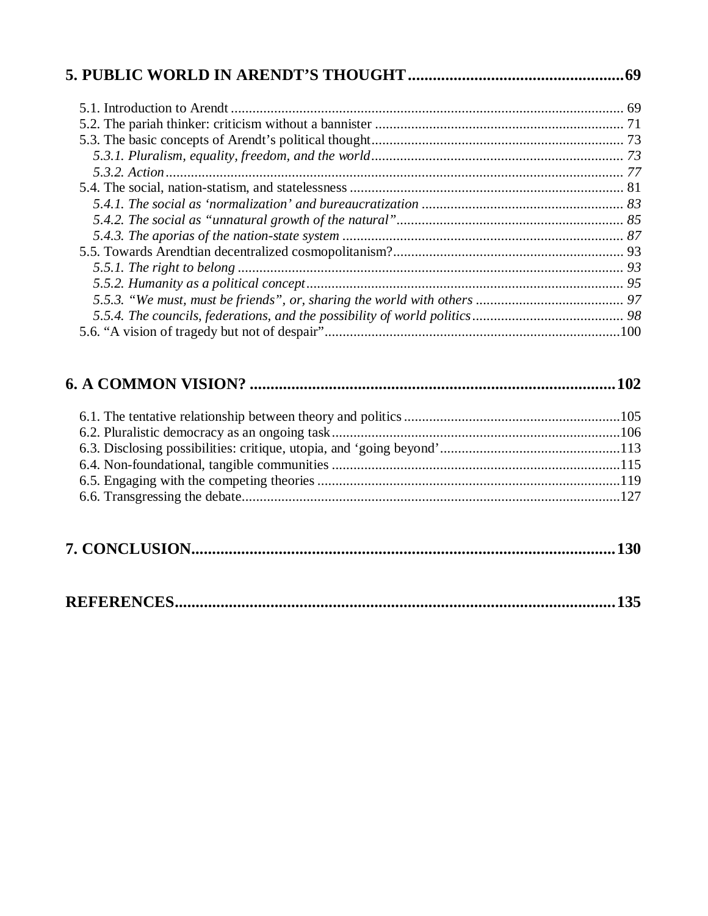**5. PUBLIC WORLD IN ARENDT'S THOUGHT....................................................69**

5.1. Introduction to Arendt ............................................................................................................ 69
5.2. The pariah thinker: criticism without a bannister ..................................................................... 71
5.3. The basic concepts of Arendt's political thought...................................................................... 73
*5.3.1. Pluralism, equality, freedom, and the world...................................................................... 73*
*5.3.2. Action.............................................................................................................................. 77*
5.4. The social, nation-statism, and statelessness ........................................................................... 81
*5.4.1. The social as 'normalization' and bureaucratization ........................................................ 83*
*5.4.2. The social as "unnatural growth of the natural"............................................................... 85*
*5.4.3. The aporias of the nation-state system .............................................................................. 87*
5.5. Towards Arendtian decentralized cosmopolitanism?................................................................ 93
*5.5.1. The right to belong ........................................................................................................... 93*
*5.5.2. Humanity as a political concept........................................................................................ 95*
*5.5.3. "We must, must be friends", or, sharing the world with others ......................................... 97*
*5.5.4. The councils, federations, and the possibility of world politics.......................................... 98*
5.6. "A vision of tragedy but not of despair"..................................................................................100

**6. A COMMON VISION? .........................................................................................102**

6.1. The tentative relationship between theory and politics ............................................................105
6.2. Pluralistic democracy as an ongoing task................................................................................106
6.3. Disclosing possibilities: critique, utopia, and 'going beyond'..................................................113
6.4. Non-foundational, tangible communities ................................................................................115
6.5. Engaging with the competing theories ....................................................................................119
6.6. Transgressing the debate.........................................................................................................127

**7. CONCLUSION.........................................................................................................130**

**REFERENCES............................................................................................................135**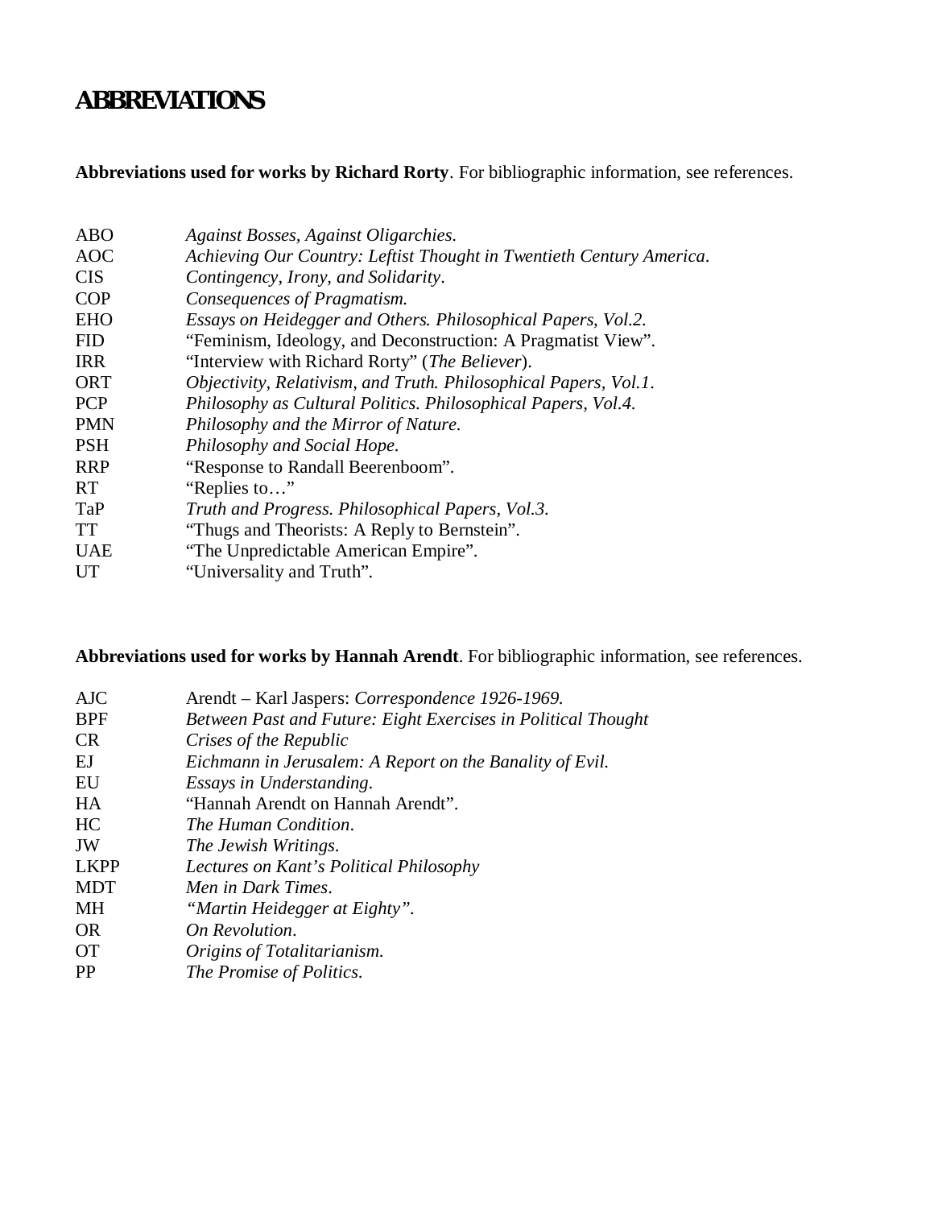# ABBREVIATIONS

**Abbreviations used for works by Richard Rorty**. For bibliographic information, see references.

| | |
|---|---|
| ABO | *Against Bosses, Against Oligarchies.* |
| AOC | *Achieving Our Country: Leftist Thought in Twentieth Century America.* |
| CIS | *Contingency, Irony, and Solidarity*. |
| COP | *Consequences of Pragmatism.* |
| EHO | *Essays on Heidegger and Others. Philosophical Papers, Vol.2.* |
| FID | "Feminism, Ideology, and Deconstruction: A Pragmatist View". |
| IRR | "Interview with Richard Rorty" (*The Believer*). |
| ORT | *Objectivity, Relativism, and Truth. Philosophical Papers, Vol.1*. |
| PCP | *Philosophy as Cultural Politics. Philosophical Papers, Vol.4.* |
| PMN | *Philosophy and the Mirror of Nature.* |
| PSH | *Philosophy and Social Hope.* |
| RRP | "Response to Randall Beerenboom". |
| RT | "Replies to…" |
| TaP | *Truth and Progress. Philosophical Papers, Vol.3.* |
| TT | "Thugs and Theorists: A Reply to Bernstein". |
| UAE | "The Unpredictable American Empire". |
| UT | "Universality and Truth". |

**Abbreviations used for works by Hannah Arendt**. For bibliographic information, see references.

| | |
|---|---|
| AJC | Arendt – Karl Jaspers: *Correspondence 1926-1969.* |
| BPF | *Between Past and Future: Eight Exercises in Political Thought* |
| CR | *Crises of the Republic* |
| EJ | *Eichmann in Jerusalem: A Report on the Banality of Evil.* |
| EU | *Essays in Understanding.* |
| HA | "Hannah Arendt on Hannah Arendt". |
| HC | *The Human Condition*. |
| JW | *The Jewish Writings*. |
| LKPP | *Lectures on Kant's Political Philosophy* |
| MDT | *Men in Dark Times*. |
| MH | *"Martin Heidegger at Eighty".* |
| OR | *On Revolution*. |
| OT | *Origins of Totalitarianism.* |
| PP | *The Promise of Politics.* |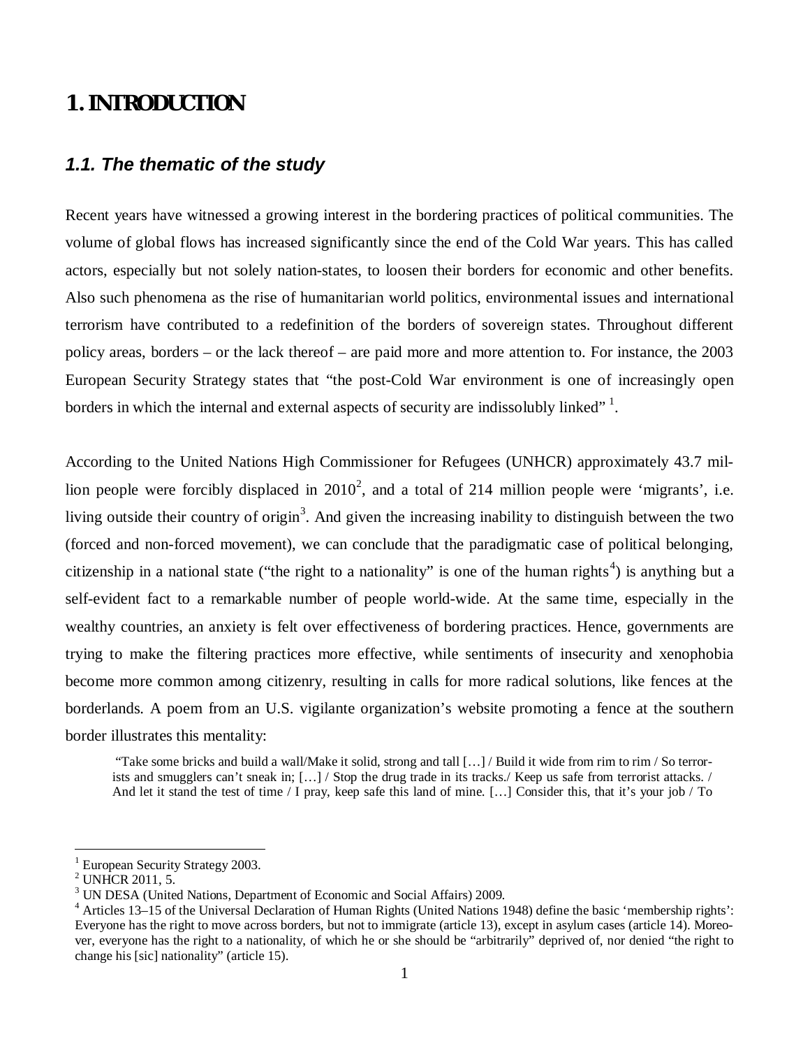# 1. INTRODUCTION

## *1.1. The thematic of the study*

Recent years have witnessed a growing interest in the bordering practices of political communities. The volume of global flows has increased significantly since the end of the Cold War years. This has called actors, especially but not solely nation-states, to loosen their borders for economic and other benefits. Also such phenomena as the rise of humanitarian world politics, environmental issues and international terrorism have contributed to a redefinition of the borders of sovereign states. Throughout different policy areas, borders – or the lack thereof – are paid more and more attention to. For instance, the 2003 European Security Strategy states that "the post-Cold War environment is one of increasingly open borders in which the internal and external aspects of security are indissolubly linked" [1].

According to the United Nations High Commissioner for Refugees (UNHCR) approximately 43.7 million people were forcibly displaced in 2010[2], and a total of 214 million people were 'migrants', i.e. living outside their country of origin[3]. And given the increasing inability to distinguish between the two (forced and non-forced movement), we can conclude that the paradigmatic case of political belonging, citizenship in a national state ("the right to a nationality" is one of the human rights[4]) is anything but a self-evident fact to a remarkable number of people world-wide. At the same time, especially in the wealthy countries, an anxiety is felt over effectiveness of bordering practices. Hence, governments are trying to make the filtering practices more effective, while sentiments of insecurity and xenophobia become more common among citizenry, resulting in calls for more radical solutions, like fences at the borderlands. A poem from an U.S. vigilante organization's website promoting a fence at the southern border illustrates this mentality:

> "Take some bricks and build a wall/Make it solid, strong and tall […] / Build it wide from rim to rim / So terrorists and smugglers can't sneak in; […] / Stop the drug trade in its tracks./ Keep us safe from terrorist attacks. / And let it stand the test of time / I pray, keep safe this land of mine. […] Consider this, that it's your job / To

---

[1] European Security Strategy 2003.

[2] UNHCR 2011, 5.

[3] UN DESA (United Nations, Department of Economic and Social Affairs) 2009.

[4] Articles 13–15 of the Universal Declaration of Human Rights (United Nations 1948) define the basic 'membership rights': Everyone has the right to move across borders, but not to immigrate (article 13), except in asylum cases (article 14). Moreover, everyone has the right to a nationality, of which he or she should be "arbitrarily" deprived of, nor denied "the right to change his [sic] nationality" (article 15).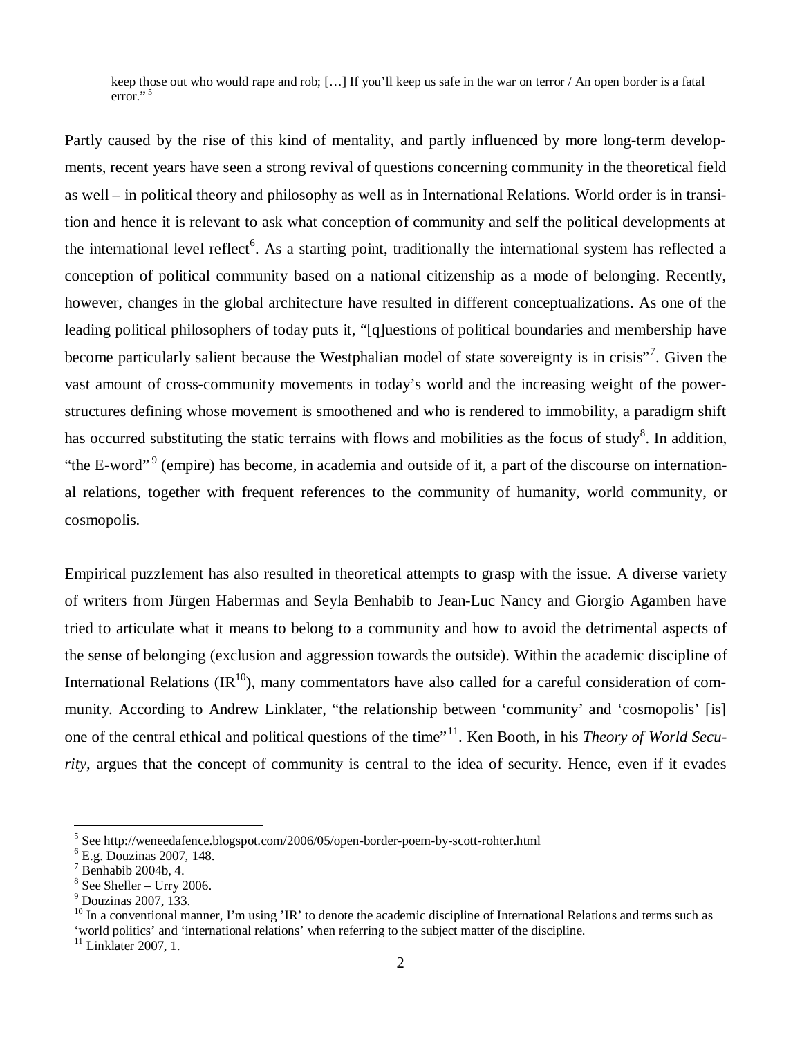> keep those out who would rape and rob; […] If you'll keep us safe in the war on terror / An open border is a fatal error."[5]

Partly caused by the rise of this kind of mentality, and partly influenced by more long-term developments, recent years have seen a strong revival of questions concerning community in the theoretical field as well – in political theory and philosophy as well as in International Relations. World order is in transition and hence it is relevant to ask what conception of community and self the political developments at the international level reflect[6]. As a starting point, traditionally the international system has reflected a conception of political community based on a national citizenship as a mode of belonging. Recently, however, changes in the global architecture have resulted in different conceptualizations. As one of the leading political philosophers of today puts it, "[q]uestions of political boundaries and membership have become particularly salient because the Westphalian model of state sovereignty is in crisis"[7]. Given the vast amount of cross-community movements in today's world and the increasing weight of the power-structures defining whose movement is smoothened and who is rendered to immobility, a paradigm shift has occurred substituting the static terrains with flows and mobilities as the focus of study[8]. In addition, "the E-word"[9] (empire) has become, in academia and outside of it, a part of the discourse on international relations, together with frequent references to the community of humanity, world community, or cosmopolis.

Empirical puzzlement has also resulted in theoretical attempts to grasp with the issue. A diverse variety of writers from Jürgen Habermas and Seyla Benhabib to Jean-Luc Nancy and Giorgio Agamben have tried to articulate what it means to belong to a community and how to avoid the detrimental aspects of the sense of belonging (exclusion and aggression towards the outside). Within the academic discipline of International Relations (IR[10]), many commentators have also called for a careful consideration of community. According to Andrew Linklater, "the relationship between 'community' and 'cosmopolis' [is] one of the central ethical and political questions of the time"[11]. Ken Booth, in his *Theory of World Security,* argues that the concept of community is central to the idea of security. Hence, even if it evades

---

[5] See http://weneedafence.blogspot.com/2006/05/open-border-poem-by-scott-rohter.html

[6] E.g. Douzinas 2007, 148.

[7] Benhabib 2004b, 4.

[8] See Sheller – Urry 2006.

[9] Douzinas 2007, 133.

[10] In a conventional manner, I'm using 'IR' to denote the academic discipline of International Relations and terms such as 'world politics' and 'international relations' when referring to the subject matter of the discipline.

[11] Linklater 2007, 1.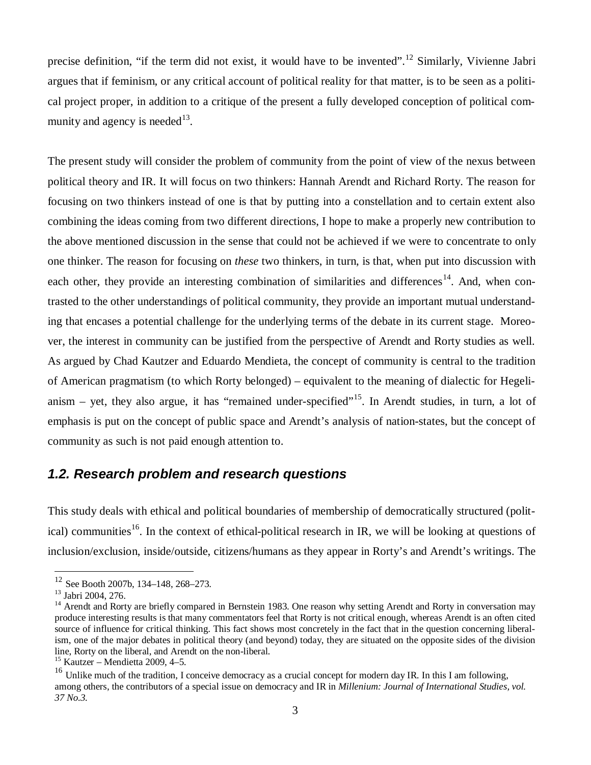precise definition, "if the term did not exist, it would have to be invented".[12] Similarly, Vivienne Jabri argues that if feminism, or any critical account of political reality for that matter, is to be seen as a political project proper, in addition to a critique of the present a fully developed conception of political community and agency is needed[13].

The present study will consider the problem of community from the point of view of the nexus between political theory and IR. It will focus on two thinkers: Hannah Arendt and Richard Rorty. The reason for focusing on two thinkers instead of one is that by putting into a constellation and to certain extent also combining the ideas coming from two different directions, I hope to make a properly new contribution to the above mentioned discussion in the sense that could not be achieved if we were to concentrate to only one thinker. The reason for focusing on *these* two thinkers, in turn, is that, when put into discussion with each other, they provide an interesting combination of similarities and differences[14]. And, when contrasted to the other understandings of political community, they provide an important mutual understanding that encases a potential challenge for the underlying terms of the debate in its current stage. Moreover, the interest in community can be justified from the perspective of Arendt and Rorty studies as well. As argued by Chad Kautzer and Eduardo Mendieta, the concept of community is central to the tradition of American pragmatism (to which Rorty belonged) – equivalent to the meaning of dialectic for Hegelianism – yet, they also argue, it has "remained under-specified"[15]. In Arendt studies, in turn, a lot of emphasis is put on the concept of public space and Arendt's analysis of nation-states, but the concept of community as such is not paid enough attention to.

## *1.2. Research problem and research questions*

This study deals with ethical and political boundaries of membership of democratically structured (political) communities[16]. In the context of ethical-political research in IR, we will be looking at questions of inclusion/exclusion, inside/outside, citizens/humans as they appear in Rorty's and Arendt's writings. The

---

[12] See Booth 2007b, 134–148, 268–273.

[13] Jabri 2004, 276.

[14] Arendt and Rorty are briefly compared in Bernstein 1983. One reason why setting Arendt and Rorty in conversation may produce interesting results is that many commentators feel that Rorty is not critical enough, whereas Arendt is an often cited source of influence for critical thinking. This fact shows most concretely in the fact that in the question concerning liberalism, one of the major debates in political theory (and beyond) today, they are situated on the opposite sides of the division line, Rorty on the liberal, and Arendt on the non-liberal.

[15] Kautzer – Mendietta 2009, 4–5.

[16] Unlike much of the tradition, I conceive democracy as a crucial concept for modern day IR. In this I am following, among others, the contributors of a special issue on democracy and IR in *Millenium: Journal of International Studies, vol. 37 No.3.*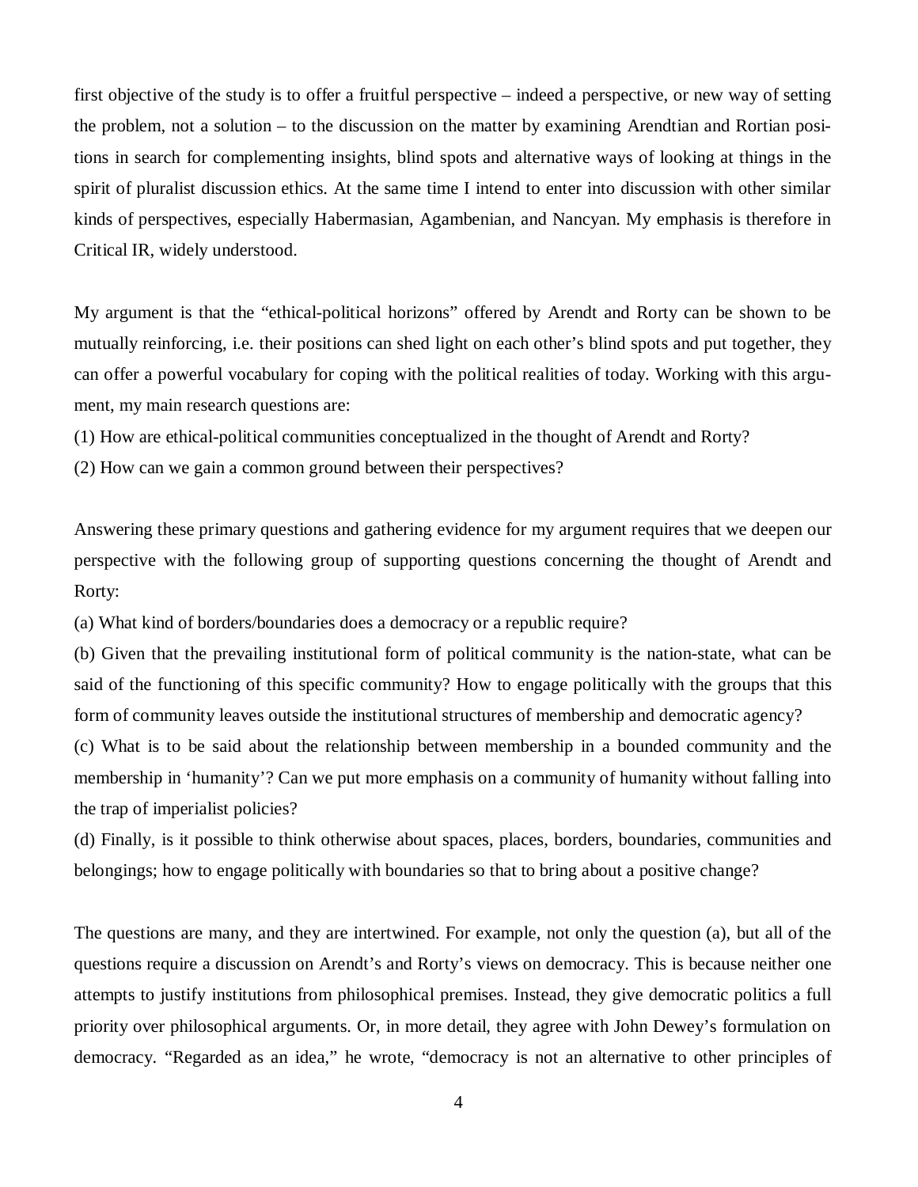first objective of the study is to offer a fruitful perspective – indeed a perspective, or new way of setting the problem, not a solution – to the discussion on the matter by examining Arendtian and Rortian positions in search for complementing insights, blind spots and alternative ways of looking at things in the spirit of pluralist discussion ethics. At the same time I intend to enter into discussion with other similar kinds of perspectives, especially Habermasian, Agambenian, and Nancyan. My emphasis is therefore in Critical IR, widely understood.

My argument is that the "ethical-political horizons" offered by Arendt and Rorty can be shown to be mutually reinforcing, i.e. their positions can shed light on each other's blind spots and put together, they can offer a powerful vocabulary for coping with the political realities of today. Working with this argument, my main research questions are:

(1) How are ethical-political communities conceptualized in the thought of Arendt and Rorty?

(2) How can we gain a common ground between their perspectives?

Answering these primary questions and gathering evidence for my argument requires that we deepen our perspective with the following group of supporting questions concerning the thought of Arendt and Rorty:

(a) What kind of borders/boundaries does a democracy or a republic require?

(b) Given that the prevailing institutional form of political community is the nation-state, what can be said of the functioning of this specific community? How to engage politically with the groups that this form of community leaves outside the institutional structures of membership and democratic agency?

(c) What is to be said about the relationship between membership in a bounded community and the membership in 'humanity'? Can we put more emphasis on a community of humanity without falling into the trap of imperialist policies?

(d) Finally, is it possible to think otherwise about spaces, places, borders, boundaries, communities and belongings; how to engage politically with boundaries so that to bring about a positive change?

The questions are many, and they are intertwined. For example, not only the question (a), but all of the questions require a discussion on Arendt's and Rorty's views on democracy. This is because neither one attempts to justify institutions from philosophical premises. Instead, they give democratic politics a full priority over philosophical arguments. Or, in more detail, they agree with John Dewey's formulation on democracy. "Regarded as an idea," he wrote, "democracy is not an alternative to other principles of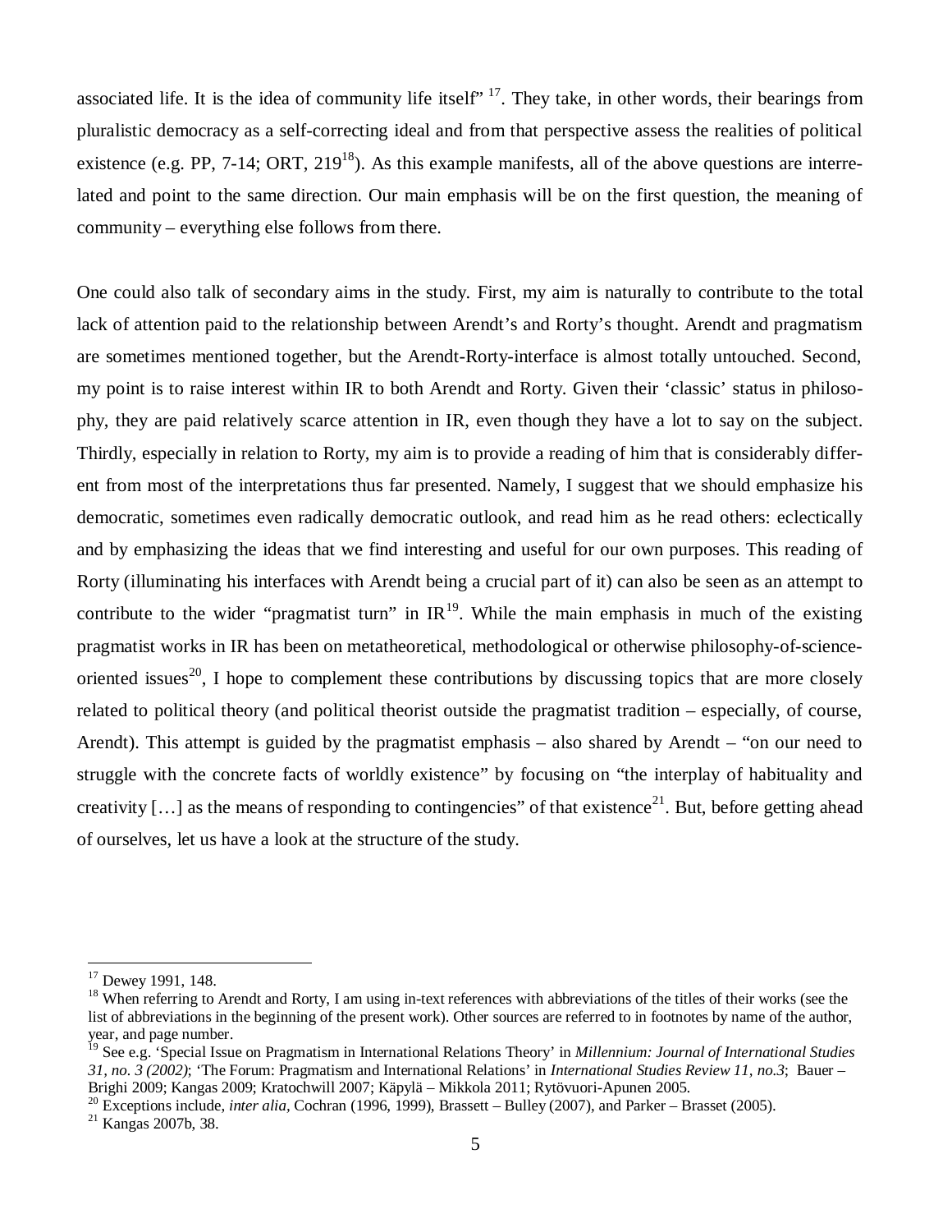associated life. It is the idea of community life itself" [17]. They take, in other words, their bearings from pluralistic democracy as a self-correcting ideal and from that perspective assess the realities of political existence (e.g. PP, 7-14; ORT, 219[18]). As this example manifests, all of the above questions are interrelated and point to the same direction. Our main emphasis will be on the first question, the meaning of community – everything else follows from there.

One could also talk of secondary aims in the study. First, my aim is naturally to contribute to the total lack of attention paid to the relationship between Arendt's and Rorty's thought. Arendt and pragmatism are sometimes mentioned together, but the Arendt-Rorty-interface is almost totally untouched. Second, my point is to raise interest within IR to both Arendt and Rorty. Given their 'classic' status in philosophy, they are paid relatively scarce attention in IR, even though they have a lot to say on the subject. Thirdly, especially in relation to Rorty, my aim is to provide a reading of him that is considerably different from most of the interpretations thus far presented. Namely, I suggest that we should emphasize his democratic, sometimes even radically democratic outlook, and read him as he read others: eclectically and by emphasizing the ideas that we find interesting and useful for our own purposes. This reading of Rorty (illuminating his interfaces with Arendt being a crucial part of it) can also be seen as an attempt to contribute to the wider "pragmatist turn" in IR[19]. While the main emphasis in much of the existing pragmatist works in IR has been on metatheoretical, methodological or otherwise philosophy-of-science-oriented issues[20], I hope to complement these contributions by discussing topics that are more closely related to political theory (and political theorist outside the pragmatist tradition – especially, of course, Arendt). This attempt is guided by the pragmatist emphasis – also shared by Arendt – "on our need to struggle with the concrete facts of worldly existence" by focusing on "the interplay of habituality and creativity […] as the means of responding to contingencies" of that existence[21]. But, before getting ahead of ourselves, let us have a look at the structure of the study.

---

[17] Dewey 1991, 148.

[18] When referring to Arendt and Rorty, I am using in-text references with abbreviations of the titles of their works (see the list of abbreviations in the beginning of the present work). Other sources are referred to in footnotes by name of the author, year, and page number.

[19] See e.g. 'Special Issue on Pragmatism in International Relations Theory' in *Millennium: Journal of International Studies 31, no. 3 (2002)*; 'The Forum: Pragmatism and International Relations' in *International Studies Review 11, no.3*; Bauer – Brighi 2009; Kangas 2009; Kratochwill 2007; Käpylä – Mikkola 2011; Rytövuori-Apunen 2005.

[20] Exceptions include, *inter alia*, Cochran (1996, 1999), Brassett – Bulley (2007), and Parker – Brasset (2005).

[21] Kangas 2007b, 38.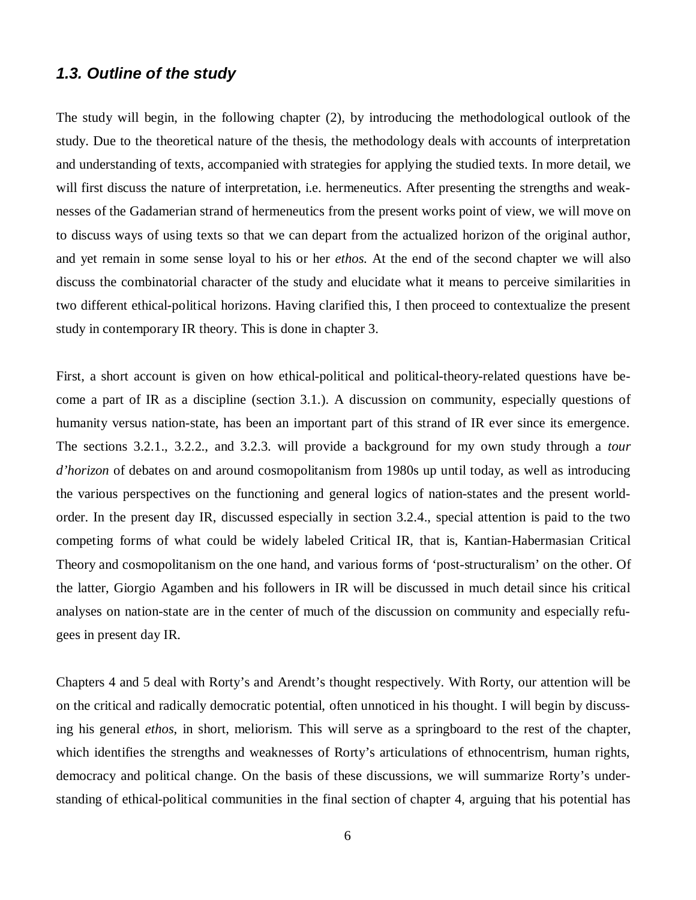### *1.3. Outline of the study*

The study will begin, in the following chapter (2), by introducing the methodological outlook of the study. Due to the theoretical nature of the thesis, the methodology deals with accounts of interpretation and understanding of texts, accompanied with strategies for applying the studied texts. In more detail, we will first discuss the nature of interpretation, i.e. hermeneutics. After presenting the strengths and weaknesses of the Gadamerian strand of hermeneutics from the present works point of view, we will move on to discuss ways of using texts so that we can depart from the actualized horizon of the original author, and yet remain in some sense loyal to his or her *ethos*. At the end of the second chapter we will also discuss the combinatorial character of the study and elucidate what it means to perceive similarities in two different ethical-political horizons. Having clarified this, I then proceed to contextualize the present study in contemporary IR theory. This is done in chapter 3.

First, a short account is given on how ethical-political and political-theory-related questions have become a part of IR as a discipline (section 3.1.). A discussion on community, especially questions of humanity versus nation-state, has been an important part of this strand of IR ever since its emergence. The sections 3.2.1., 3.2.2., and 3.2.3. will provide a background for my own study through a *tour d'horizon* of debates on and around cosmopolitanism from 1980s up until today, as well as introducing the various perspectives on the functioning and general logics of nation-states and the present world-order. In the present day IR, discussed especially in section 3.2.4., special attention is paid to the two competing forms of what could be widely labeled Critical IR, that is, Kantian-Habermasian Critical Theory and cosmopolitanism on the one hand, and various forms of 'post-structuralism' on the other. Of the latter, Giorgio Agamben and his followers in IR will be discussed in much detail since his critical analyses on nation-state are in the center of much of the discussion on community and especially refugees in present day IR.

Chapters 4 and 5 deal with Rorty's and Arendt's thought respectively. With Rorty, our attention will be on the critical and radically democratic potential, often unnoticed in his thought. I will begin by discussing his general *ethos*, in short, meliorism. This will serve as a springboard to the rest of the chapter, which identifies the strengths and weaknesses of Rorty's articulations of ethnocentrism, human rights, democracy and political change. On the basis of these discussions, we will summarize Rorty's understanding of ethical-political communities in the final section of chapter 4, arguing that his potential has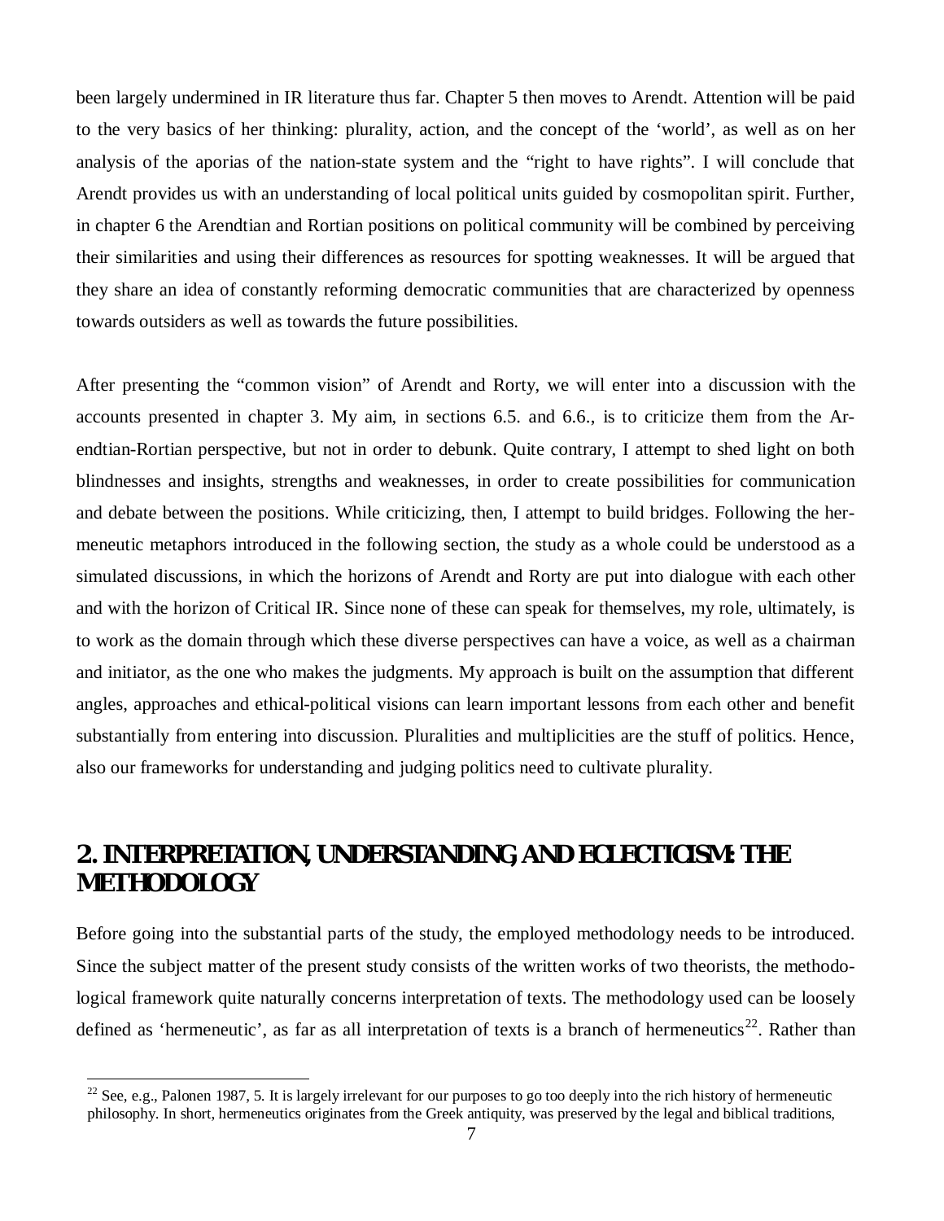been largely undermined in IR literature thus far. Chapter 5 then moves to Arendt. Attention will be paid to the very basics of her thinking: plurality, action, and the concept of the ‘world’, as well as on her analysis of the aporias of the nation-state system and the “right to have rights”. I will conclude that Arendt provides us with an understanding of local political units guided by cosmopolitan spirit. Further, in chapter 6 the Arendtian and Rortian positions on political community will be combined by perceiving their similarities and using their differences as resources for spotting weaknesses. It will be argued that they share an idea of constantly reforming democratic communities that are characterized by openness towards outsiders as well as towards the future possibilities.

After presenting the “common vision” of Arendt and Rorty, we will enter into a discussion with the accounts presented in chapter 3. My aim, in sections 6.5. and 6.6., is to criticize them from the Arendtian-Rortian perspective, but not in order to debunk. Quite contrary, I attempt to shed light on both blindnesses and insights, strengths and weaknesses, in order to create possibilities for communication and debate between the positions. While criticizing, then, I attempt to build bridges. Following the hermeneutic metaphors introduced in the following section, the study as a whole could be understood as a simulated discussions, in which the horizons of Arendt and Rorty are put into dialogue with each other and with the horizon of Critical IR. Since none of these can speak for themselves, my role, ultimately, is to work as the domain through which these diverse perspectives can have a voice, as well as a chairman and initiator, as the one who makes the judgments. My approach is built on the assumption that different angles, approaches and ethical-political visions can learn important lessons from each other and benefit substantially from entering into discussion. Pluralities and multiplicities are the stuff of politics. Hence, also our frameworks for understanding and judging politics need to cultivate plurality.

## 2. INTERPRETATION, UNDERSTANDING, AND ECLECTICISM: THE METHODOLOGY

Before going into the substantial parts of the study, the employed methodology needs to be introduced. Since the subject matter of the present study consists of the written works of two theorists, the methodological framework quite naturally concerns interpretation of texts. The methodology used can be loosely defined as ‘hermeneutic’, as far as all interpretation of texts is a branch of hermeneutics[22]. Rather than

[22] See, e.g., Palonen 1987, 5. It is largely irrelevant for our purposes to go too deeply into the rich history of hermeneutic philosophy. In short, hermeneutics originates from the Greek antiquity, was preserved by the legal and biblical traditions,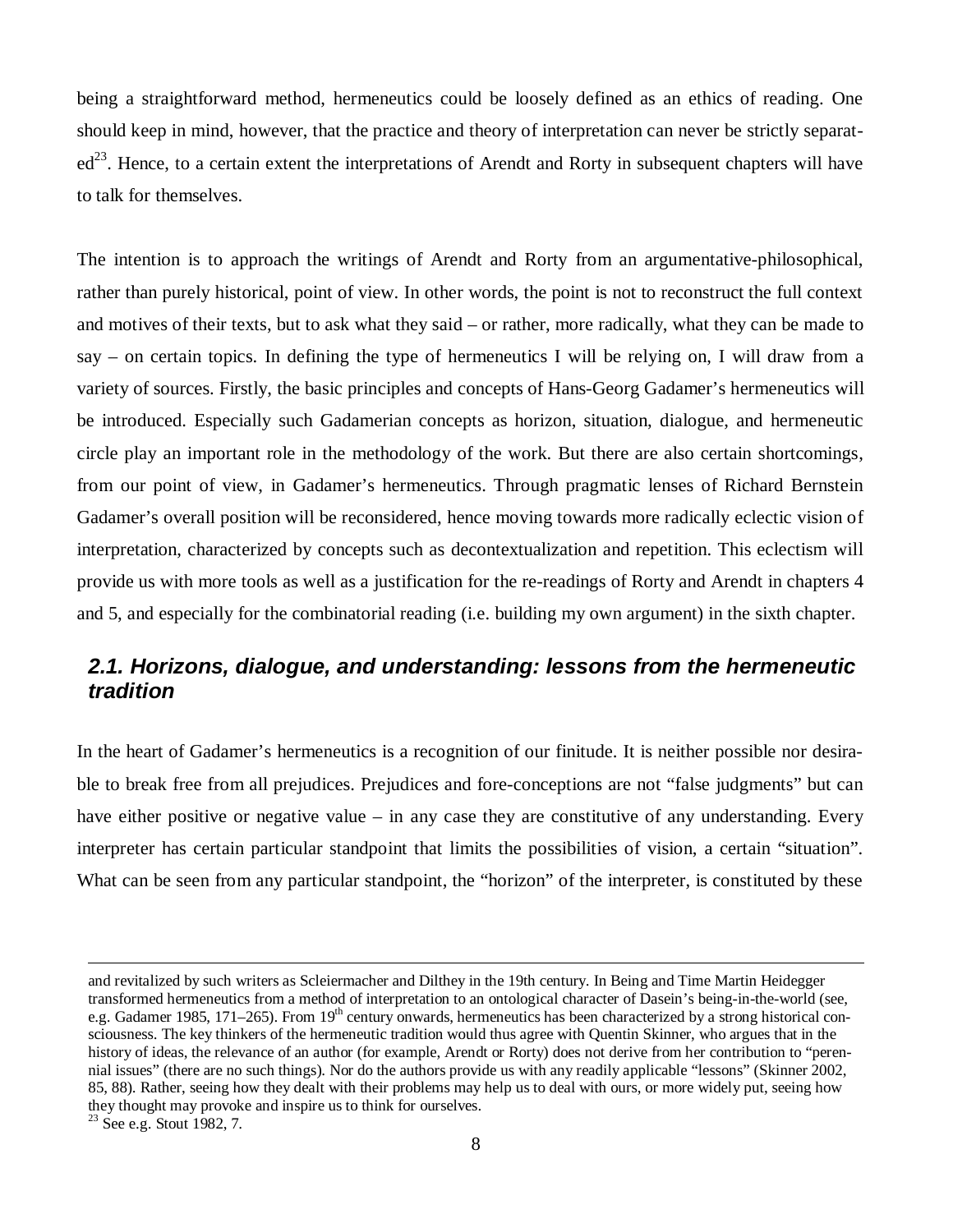being a straightforward method, hermeneutics could be loosely defined as an ethics of reading. One should keep in mind, however, that the practice and theory of interpretation can never be strictly separated[23]. Hence, to a certain extent the interpretations of Arendt and Rorty in subsequent chapters will have to talk for themselves.

The intention is to approach the writings of Arendt and Rorty from an argumentative-philosophical, rather than purely historical, point of view. In other words, the point is not to reconstruct the full context and motives of their texts, but to ask what they said – or rather, more radically, what they can be made to say – on certain topics. In defining the type of hermeneutics I will be relying on, I will draw from a variety of sources. Firstly, the basic principles and concepts of Hans-Georg Gadamer's hermeneutics will be introduced. Especially such Gadamerian concepts as horizon, situation, dialogue, and hermeneutic circle play an important role in the methodology of the work. But there are also certain shortcomings, from our point of view, in Gadamer's hermeneutics. Through pragmatic lenses of Richard Bernstein Gadamer's overall position will be reconsidered, hence moving towards more radically eclectic vision of interpretation, characterized by concepts such as decontextualization and repetition. This eclectism will provide us with more tools as well as a justification for the re-readings of Rorty and Arendt in chapters 4 and 5, and especially for the combinatorial reading (i.e. building my own argument) in the sixth chapter.

## 2.1. Horizons, dialogue, and understanding: lessons from the hermeneutic tradition

In the heart of Gadamer's hermeneutics is a recognition of our finitude. It is neither possible nor desirable to break free from all prejudices. Prejudices and fore-conceptions are not "false judgments" but can have either positive or negative value – in any case they are constitutive of any understanding. Every interpreter has certain particular standpoint that limits the possibilities of vision, a certain "situation". What can be seen from any particular standpoint, the "horizon" of the interpreter, is constituted by these

---

and revitalized by such writers as Scleiermacher and Dilthey in the 19th century. In Being and Time Martin Heidegger transformed hermeneutics from a method of interpretation to an ontological character of Dasein's being-in-the-world (see, e.g. Gadamer 1985, 171–265). From 19th century onwards, hermeneutics has been characterized by a strong historical consciousness. The key thinkers of the hermeneutic tradition would thus agree with Quentin Skinner, who argues that in the history of ideas, the relevance of an author (for example, Arendt or Rorty) does not derive from her contribution to "perennial issues" (there are no such things). Nor do the authors provide us with any readily applicable "lessons" (Skinner 2002, 85, 88). Rather, seeing how they dealt with their problems may help us to deal with ours, or more widely put, seeing how they thought may provoke and inspire us to think for ourselves.

[23] See e.g. Stout 1982, 7.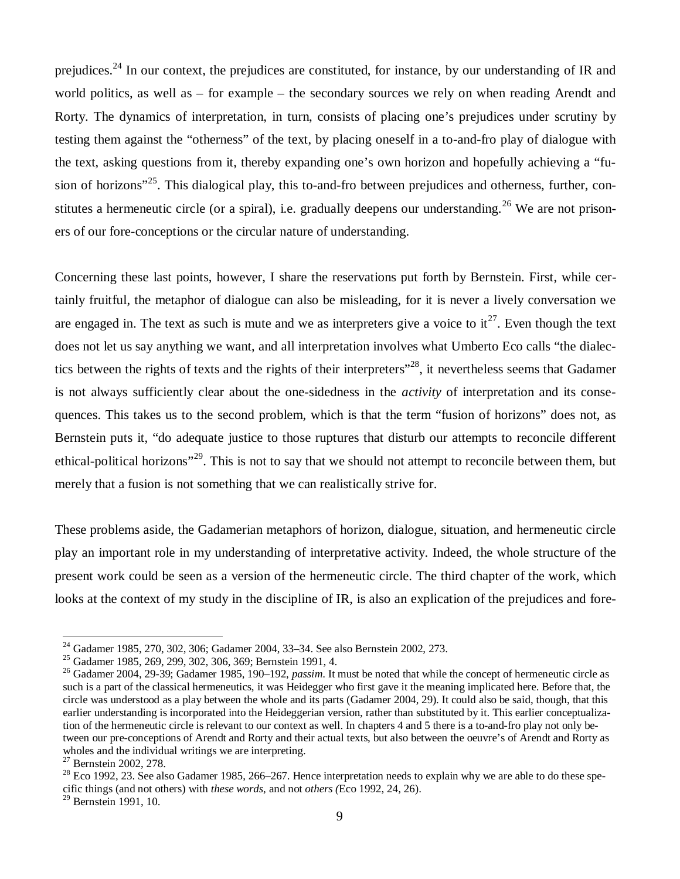prejudices.[24] In our context, the prejudices are constituted, for instance, by our understanding of IR and world politics, as well as – for example – the secondary sources we rely on when reading Arendt and Rorty. The dynamics of interpretation, in turn, consists of placing one's prejudices under scrutiny by testing them against the "otherness" of the text, by placing oneself in a to-and-fro play of dialogue with the text, asking questions from it, thereby expanding one's own horizon and hopefully achieving a "fusion of horizons"[25]. This dialogical play, this to-and-fro between prejudices and otherness, further, constitutes a hermeneutic circle (or a spiral), i.e. gradually deepens our understanding.[26] We are not prisoners of our fore-conceptions or the circular nature of understanding.

Concerning these last points, however, I share the reservations put forth by Bernstein. First, while certainly fruitful, the metaphor of dialogue can also be misleading, for it is never a lively conversation we are engaged in. The text as such is mute and we as interpreters give a voice to it[27]. Even though the text does not let us say anything we want, and all interpretation involves what Umberto Eco calls "the dialectics between the rights of texts and the rights of their interpreters"[28], it nevertheless seems that Gadamer is not always sufficiently clear about the one-sidedness in the *activity* of interpretation and its consequences. This takes us to the second problem, which is that the term "fusion of horizons" does not, as Bernstein puts it, "do adequate justice to those ruptures that disturb our attempts to reconcile different ethical-political horizons"[29]. This is not to say that we should not attempt to reconcile between them, but merely that a fusion is not something that we can realistically strive for.

These problems aside, the Gadamerian metaphors of horizon, dialogue, situation, and hermeneutic circle play an important role in my understanding of interpretative activity. Indeed, the whole structure of the present work could be seen as a version of the hermeneutic circle. The third chapter of the work, which looks at the context of my study in the discipline of IR, is also an explication of the prejudices and fore-

---

[24] Gadamer 1985, 270, 302, 306; Gadamer 2004, 33–34. See also Bernstein 2002, 273.

[25] Gadamer 1985, 269, 299, 302, 306, 369; Bernstein 1991, 4.

[26] Gadamer 2004, 29-39; Gadamer 1985, 190–192, *passim*. It must be noted that while the concept of hermeneutic circle as such is a part of the classical hermeneutics, it was Heidegger who first gave it the meaning implicated here. Before that, the circle was understood as a play between the whole and its parts (Gadamer 2004, 29). It could also be said, though, that this earlier understanding is incorporated into the Heideggerian version, rather than substituted by it. This earlier conceptualization of the hermeneutic circle is relevant to our context as well. In chapters 4 and 5 there is a to-and-fro play not only between our pre-conceptions of Arendt and Rorty and their actual texts, but also between the oeuvre's of Arendt and Rorty as wholes and the individual writings we are interpreting.

[27] Bernstein 2002, 278.

[28] Eco 1992, 23. See also Gadamer 1985, 266–267. Hence interpretation needs to explain why we are able to do these specific things (and not others) with *these words*, and not *others (*Eco 1992, 24, 26).

[29] Bernstein 1991, 10.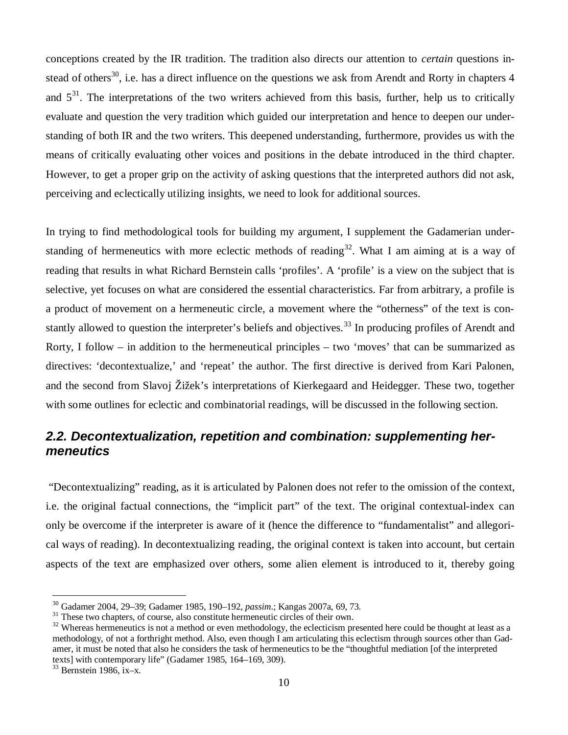conceptions created by the IR tradition. The tradition also directs our attention to *certain* questions instead of others[30], i.e. has a direct influence on the questions we ask from Arendt and Rorty in chapters 4 and 5[31]. The interpretations of the two writers achieved from this basis, further, help us to critically evaluate and question the very tradition which guided our interpretation and hence to deepen our understanding of both IR and the two writers. This deepened understanding, furthermore, provides us with the means of critically evaluating other voices and positions in the debate introduced in the third chapter. However, to get a proper grip on the activity of asking questions that the interpreted authors did not ask, perceiving and eclectically utilizing insights, we need to look for additional sources.

In trying to find methodological tools for building my argument, I supplement the Gadamerian understanding of hermeneutics with more eclectic methods of reading[32]. What I am aiming at is a way of reading that results in what Richard Bernstein calls 'profiles'. A 'profile' is a view on the subject that is selective, yet focuses on what are considered the essential characteristics. Far from arbitrary, a profile is a product of movement on a hermeneutic circle, a movement where the "otherness" of the text is constantly allowed to question the interpreter's beliefs and objectives.[33] In producing profiles of Arendt and Rorty, I follow – in addition to the hermeneutical principles – two 'moves' that can be summarized as directives: 'decontextualize,' and 'repeat' the author. The first directive is derived from Kari Palonen, and the second from Slavoj Žižek's interpretations of Kierkegaard and Heidegger. These two, together with some outlines for eclectic and combinatorial readings, will be discussed in the following section.

## *2.2. Decontextualization, repetition and combination: supplementing hermeneutics*

"Decontextualizing" reading, as it is articulated by Palonen does not refer to the omission of the context, i.e. the original factual connections, the "implicit part" of the text. The original contextual-index can only be overcome if the interpreter is aware of it (hence the difference to "fundamentalist" and allegorical ways of reading). In decontextualizing reading, the original context is taken into account, but certain aspects of the text are emphasized over others, some alien element is introduced to it, thereby going

---

[30] Gadamer 2004, 29–39; Gadamer 1985, 190–192, *passim*.; Kangas 2007a, 69, 73.

[31] These two chapters, of course, also constitute hermeneutic circles of their own.

[32] Whereas hermeneutics is not a method or even methodology, the eclecticism presented here could be thought at least as a methodology, of not a forthright method. Also, even though I am articulating this eclectism through sources other than Gadamer, it must be noted that also he considers the task of hermeneutics to be the "thoughtful mediation [of the interpreted texts] with contemporary life" (Gadamer 1985, 164–169, 309).

[33] Bernstein 1986, ix–x.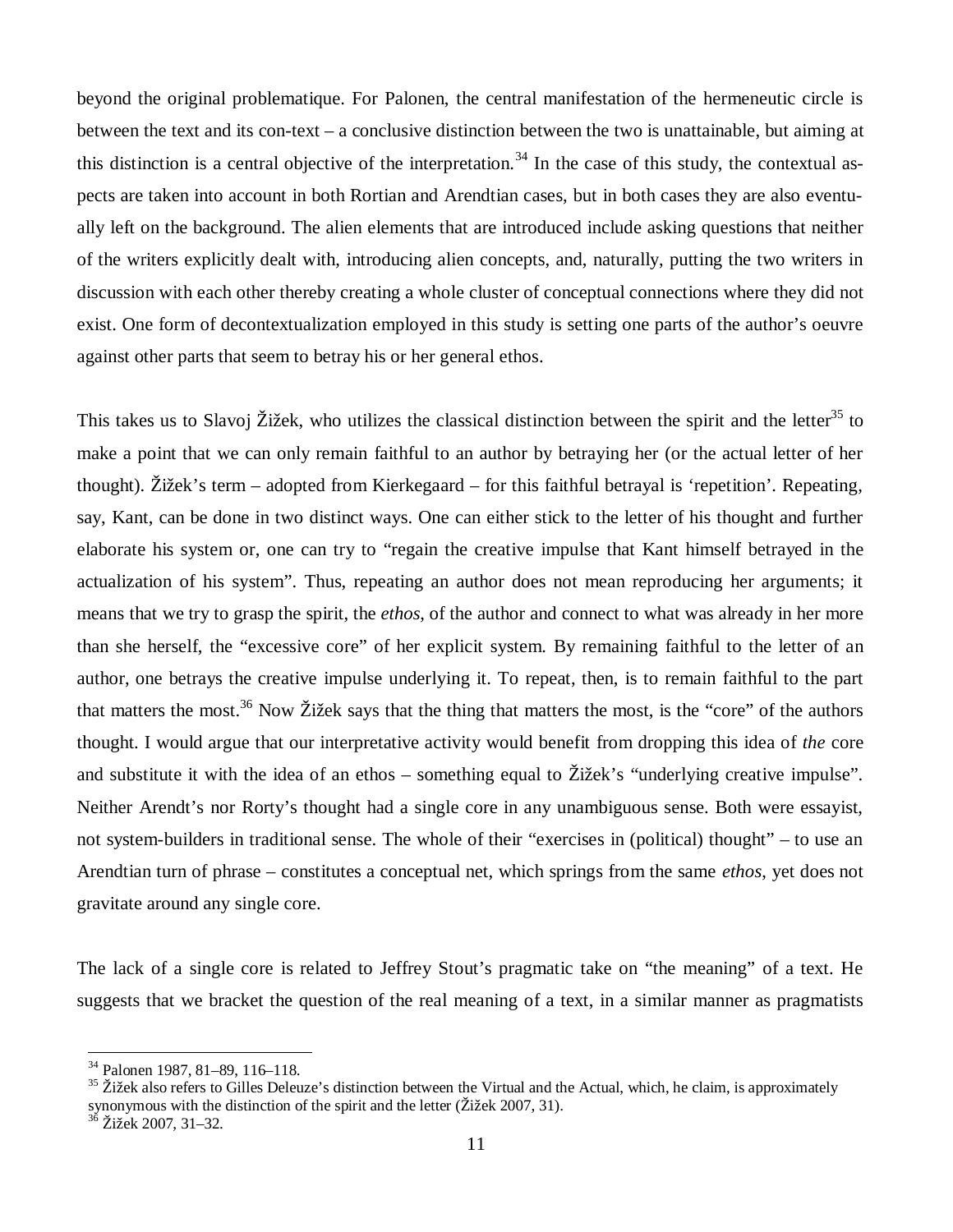beyond the original problematique. For Palonen, the central manifestation of the hermeneutic circle is between the text and its con-text – a conclusive distinction between the two is unattainable, but aiming at this distinction is a central objective of the interpretation.[34] In the case of this study, the contextual aspects are taken into account in both Rortian and Arendtian cases, but in both cases they are also eventually left on the background. The alien elements that are introduced include asking questions that neither of the writers explicitly dealt with, introducing alien concepts, and, naturally, putting the two writers in discussion with each other thereby creating a whole cluster of conceptual connections where they did not exist. One form of decontextualization employed in this study is setting one parts of the author's oeuvre against other parts that seem to betray his or her general ethos.

This takes us to Slavoj Žižek, who utilizes the classical distinction between the spirit and the letter[35] to make a point that we can only remain faithful to an author by betraying her (or the actual letter of her thought). Žižek's term – adopted from Kierkegaard – for this faithful betrayal is 'repetition'. Repeating, say, Kant, can be done in two distinct ways. One can either stick to the letter of his thought and further elaborate his system or, one can try to "regain the creative impulse that Kant himself betrayed in the actualization of his system". Thus, repeating an author does not mean reproducing her arguments; it means that we try to grasp the spirit, the *ethos*, of the author and connect to what was already in her more than she herself, the "excessive core" of her explicit system. By remaining faithful to the letter of an author, one betrays the creative impulse underlying it. To repeat, then, is to remain faithful to the part that matters the most.[36] Now Žižek says that the thing that matters the most, is the "core" of the authors thought. I would argue that our interpretative activity would benefit from dropping this idea of *the* core and substitute it with the idea of an ethos – something equal to Žižek's "underlying creative impulse". Neither Arendt's nor Rorty's thought had a single core in any unambiguous sense. Both were essayist, not system-builders in traditional sense. The whole of their "exercises in (political) thought" – to use an Arendtian turn of phrase – constitutes a conceptual net, which springs from the same *ethos*, yet does not gravitate around any single core.

The lack of a single core is related to Jeffrey Stout's pragmatic take on "the meaning" of a text. He suggests that we bracket the question of the real meaning of a text, in a similar manner as pragmatists

---

[34] Palonen 1987, 81–89, 116–118.

[35] Žižek also refers to Gilles Deleuze's distinction between the Virtual and the Actual, which, he claim, is approximately synonymous with the distinction of the spirit and the letter (Žižek 2007, 31).

[36] Žižek 2007, 31–32.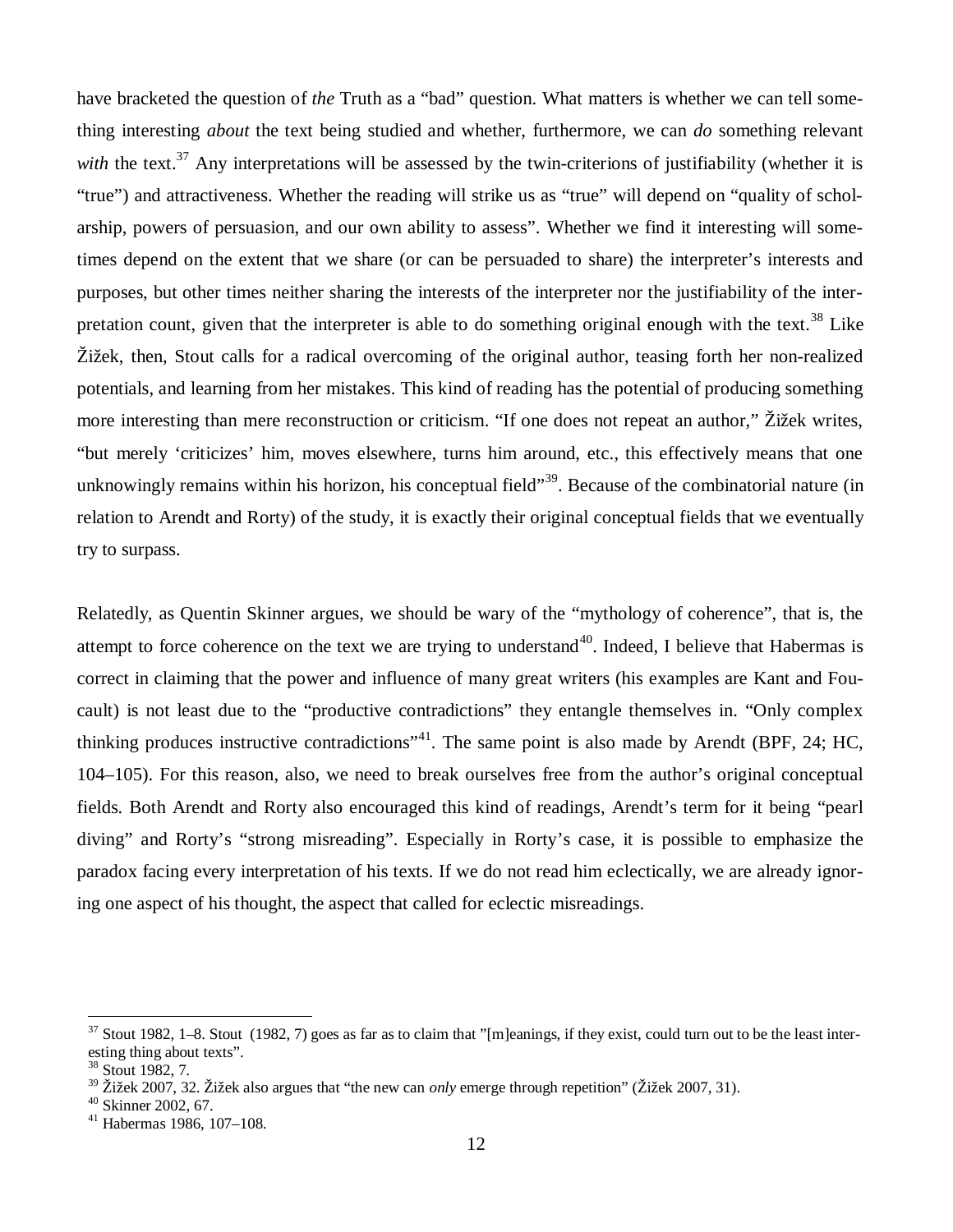have bracketed the question of *the* Truth as a "bad" question. What matters is whether we can tell something interesting *about* the text being studied and whether, furthermore, we can *do* something relevant *with* the text.[37] Any interpretations will be assessed by the twin-criterions of justifiability (whether it is "true") and attractiveness. Whether the reading will strike us as "true" will depend on "quality of scholarship, powers of persuasion, and our own ability to assess". Whether we find it interesting will sometimes depend on the extent that we share (or can be persuaded to share) the interpreter's interests and purposes, but other times neither sharing the interests of the interpreter nor the justifiability of the interpretation count, given that the interpreter is able to do something original enough with the text.[38] Like Žižek, then, Stout calls for a radical overcoming of the original author, teasing forth her non-realized potentials, and learning from her mistakes. This kind of reading has the potential of producing something more interesting than mere reconstruction or criticism. "If one does not repeat an author," Žižek writes, "but merely 'criticizes' him, moves elsewhere, turns him around, etc., this effectively means that one unknowingly remains within his horizon, his conceptual field"[39]. Because of the combinatorial nature (in relation to Arendt and Rorty) of the study, it is exactly their original conceptual fields that we eventually try to surpass.

Relatedly, as Quentin Skinner argues, we should be wary of the "mythology of coherence", that is, the attempt to force coherence on the text we are trying to understand[40]. Indeed, I believe that Habermas is correct in claiming that the power and influence of many great writers (his examples are Kant and Foucault) is not least due to the "productive contradictions" they entangle themselves in. "Only complex thinking produces instructive contradictions"[41]. The same point is also made by Arendt (BPF, 24; HC, 104–105). For this reason, also, we need to break ourselves free from the author's original conceptual fields. Both Arendt and Rorty also encouraged this kind of readings, Arendt's term for it being "pearl diving" and Rorty's "strong misreading". Especially in Rorty's case, it is possible to emphasize the paradox facing every interpretation of his texts. If we do not read him eclectically, we are already ignoring one aspect of his thought, the aspect that called for eclectic misreadings.

---

[37] Stout 1982, 1–8. Stout (1982, 7) goes as far as to claim that "[m]eanings, if they exist, could turn out to be the least interesting thing about texts".

[38] Stout 1982, 7.

[39] Žižek 2007, 32. Žižek also argues that "the new can *only* emerge through repetition" (Žižek 2007, 31).

[40] Skinner 2002, 67.

[41] Habermas 1986, 107–108.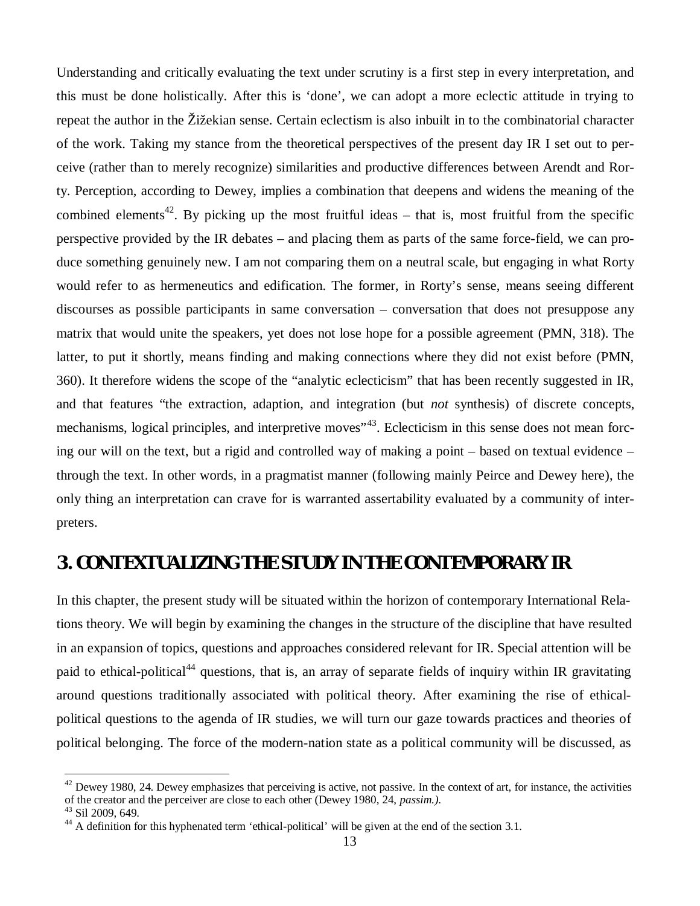Understanding and critically evaluating the text under scrutiny is a first step in every interpretation, and this must be done holistically. After this is 'done', we can adopt a more eclectic attitude in trying to repeat the author in the Žižekian sense. Certain eclectism is also inbuilt in to the combinatorial character of the work. Taking my stance from the theoretical perspectives of the present day IR I set out to perceive (rather than to merely recognize) similarities and productive differences between Arendt and Rorty. Perception, according to Dewey, implies a combination that deepens and widens the meaning of the combined elements[42]. By picking up the most fruitful ideas – that is, most fruitful from the specific perspective provided by the IR debates – and placing them as parts of the same force-field, we can produce something genuinely new. I am not comparing them on a neutral scale, but engaging in what Rorty would refer to as hermeneutics and edification. The former, in Rorty's sense, means seeing different discourses as possible participants in same conversation – conversation that does not presuppose any matrix that would unite the speakers, yet does not lose hope for a possible agreement (PMN, 318). The latter, to put it shortly, means finding and making connections where they did not exist before (PMN, 360). It therefore widens the scope of the "analytic eclecticism" that has been recently suggested in IR, and that features "the extraction, adaption, and integration (but *not* synthesis) of discrete concepts, mechanisms, logical principles, and interpretive moves"[43]. Eclecticism in this sense does not mean forcing our will on the text, but a rigid and controlled way of making a point – based on textual evidence – through the text. In other words, in a pragmatist manner (following mainly Peirce and Dewey here), the only thing an interpretation can crave for is warranted assertability evaluated by a community of interpreters.

## 3. CONTEXTUALIZING THE STUDY IN THE CONTEMPORARY IR

In this chapter, the present study will be situated within the horizon of contemporary International Relations theory. We will begin by examining the changes in the structure of the discipline that have resulted in an expansion of topics, questions and approaches considered relevant for IR. Special attention will be paid to ethical-political[44] questions, that is, an array of separate fields of inquiry within IR gravitating around questions traditionally associated with political theory. After examining the rise of ethical-political questions to the agenda of IR studies, we will turn our gaze towards practices and theories of political belonging. The force of the modern-nation state as a political community will be discussed, as

[42] Dewey 1980, 24. Dewey emphasizes that perceiving is active, not passive. In the context of art, for instance, the activities of the creator and the perceiver are close to each other (Dewey 1980, 24, *passim.)*.

[43] Sil 2009, 649.

[44] A definition for this hyphenated term 'ethical-political' will be given at the end of the section 3.1.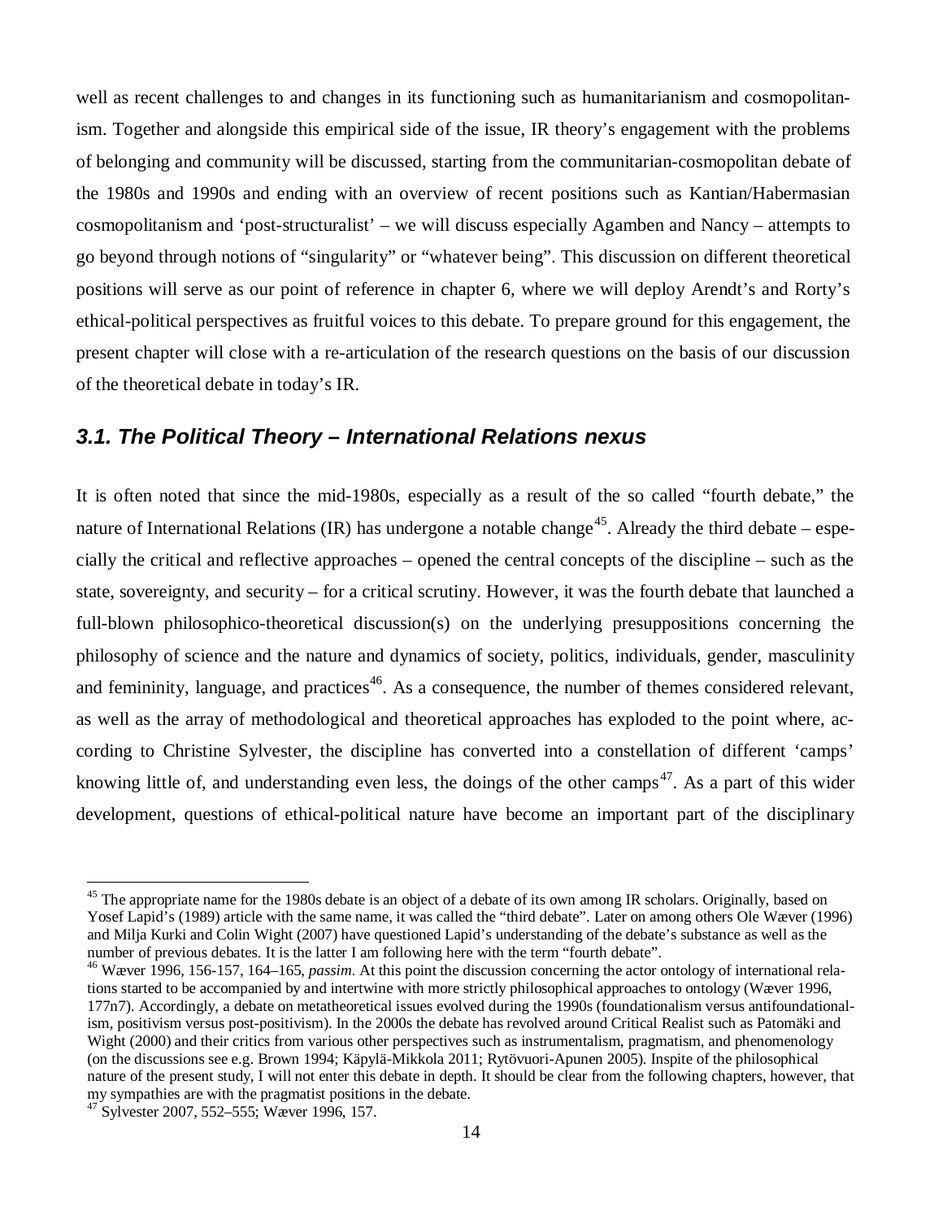well as recent challenges to and changes in its functioning such as humanitarianism and cosmopolitanism. Together and alongside this empirical side of the issue, IR theory's engagement with the problems of belonging and community will be discussed, starting from the communitarian-cosmopolitan debate of the 1980s and 1990s and ending with an overview of recent positions such as Kantian/Habermasian cosmopolitanism and 'post-structuralist' – we will discuss especially Agamben and Nancy – attempts to go beyond through notions of "singularity" or "whatever being". This discussion on different theoretical positions will serve as our point of reference in chapter 6, where we will deploy Arendt's and Rorty's ethical-political perspectives as fruitful voices to this debate. To prepare ground for this engagement, the present chapter will close with a re-articulation of the research questions on the basis of our discussion of the theoretical debate in today's IR.

## *3.1. The Political Theory – International Relations nexus*

It is often noted that since the mid-1980s, especially as a result of the so called "fourth debate," the nature of International Relations (IR) has undergone a notable change[45]. Already the third debate – especially the critical and reflective approaches – opened the central concepts of the discipline – such as the state, sovereignty, and security – for a critical scrutiny. However, it was the fourth debate that launched a full-blown philosophico-theoretical discussion(s) on the underlying presuppositions concerning the philosophy of science and the nature and dynamics of society, politics, individuals, gender, masculinity and femininity, language, and practices[46]. As a consequence, the number of themes considered relevant, as well as the array of methodological and theoretical approaches has exploded to the point where, according to Christine Sylvester, the discipline has converted into a constellation of different 'camps' knowing little of, and understanding even less, the doings of the other camps[47]. As a part of this wider development, questions of ethical-political nature have become an important part of the disciplinary

[45] The appropriate name for the 1980s debate is an object of a debate of its own among IR scholars. Originally, based on Yosef Lapid's (1989) article with the same name, it was called the "third debate". Later on among others Ole Wæver (1996) and Milja Kurki and Colin Wight (2007) have questioned Lapid's understanding of the debate's substance as well as the number of previous debates. It is the latter I am following here with the term "fourth debate".

[46] Wæver 1996, 156-157, 164–165, *passim*. At this point the discussion concerning the actor ontology of international relations started to be accompanied by and intertwine with more strictly philosophical approaches to ontology (Wæver 1996, 177n7). Accordingly, a debate on metatheoretical issues evolved during the 1990s (foundationalism versus antifoundationalism, positivism versus post-positivism). In the 2000s the debate has revolved around Critical Realist such as Patomäki and Wight (2000) and their critics from various other perspectives such as instrumentalism, pragmatism, and phenomenology (on the discussions see e.g. Brown 1994; Käpylä-Mikkola 2011; Rytövuori-Apunen 2005). Inspite of the philosophical nature of the present study, I will not enter this debate in depth. It should be clear from the following chapters, however, that my sympathies are with the pragmatist positions in the debate.

[47] Sylvester 2007, 552–555; Wæver 1996, 157.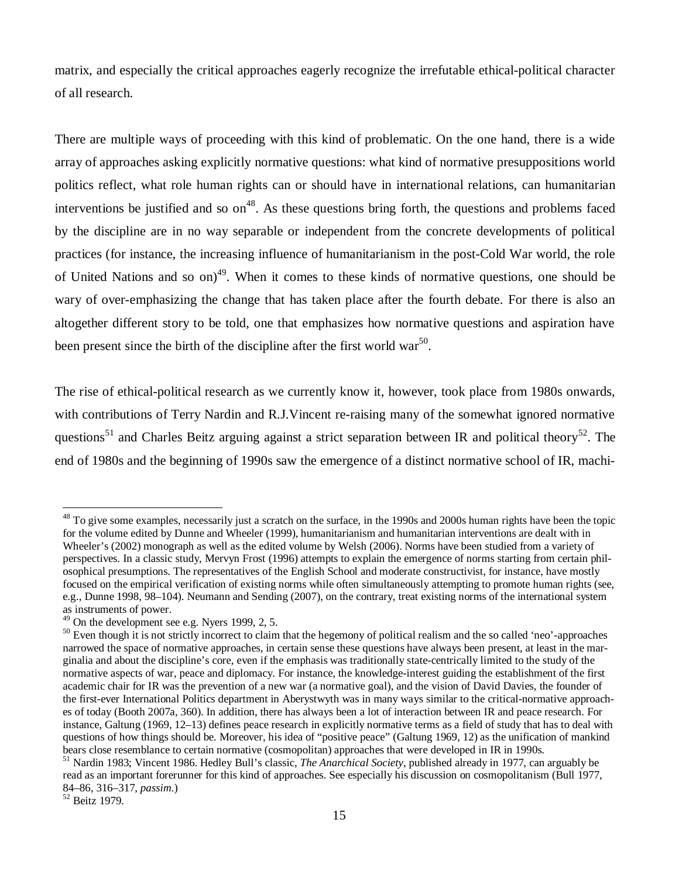matrix, and especially the critical approaches eagerly recognize the irrefutable ethical-political character of all research.

There are multiple ways of proceeding with this kind of problematic. On the one hand, there is a wide array of approaches asking explicitly normative questions: what kind of normative presuppositions world politics reflect, what role human rights can or should have in international relations, can humanitarian interventions be justified and so on[48]. As these questions bring forth, the questions and problems faced by the discipline are in no way separable or independent from the concrete developments of political practices (for instance, the increasing influence of humanitarianism in the post-Cold War world, the role of United Nations and so on)[49]. When it comes to these kinds of normative questions, one should be wary of over-emphasizing the change that has taken place after the fourth debate. For there is also an altogether different story to be told, one that emphasizes how normative questions and aspiration have been present since the birth of the discipline after the first world war[50].

The rise of ethical-political research as we currently know it, however, took place from 1980s onwards, with contributions of Terry Nardin and R.J.Vincent re-raising many of the somewhat ignored normative questions[51] and Charles Beitz arguing against a strict separation between IR and political theory[52]. The end of 1980s and the beginning of 1990s saw the emergence of a distinct normative school of IR, machi-

---

[48] To give some examples, necessarily just a scratch on the surface, in the 1990s and 2000s human rights have been the topic for the volume edited by Dunne and Wheeler (1999), humanitarianism and humanitarian interventions are dealt with in Wheeler's (2002) monograph as well as the edited volume by Welsh (2006). Norms have been studied from a variety of perspectives. In a classic study, Mervyn Frost (1996) attempts to explain the emergence of norms starting from certain philosophical presumptions. The representatives of the English School and moderate constructivist, for instance, have mostly focused on the empirical verification of existing norms while often simultaneously attempting to promote human rights (see, e.g., Dunne 1998, 98–104). Neumann and Sending (2007), on the contrary, treat existing norms of the international system as instruments of power.

[49] On the development see e.g. Nyers 1999, 2, 5.

[50] Even though it is not strictly incorrect to claim that the hegemony of political realism and the so called 'neo'-approaches narrowed the space of normative approaches, in certain sense these questions have always been present, at least in the marginalia and about the discipline's core, even if the emphasis was traditionally state-centrically limited to the study of the normative aspects of war, peace and diplomacy. For instance, the knowledge-interest guiding the establishment of the first academic chair for IR was the prevention of a new war (a normative goal), and the vision of David Davies, the founder of the first-ever International Politics department in Aberystwyth was in many ways similar to the critical-normative approaches of today (Booth 2007a, 360). In addition, there has always been a lot of interaction between IR and peace research. For instance, Galtung (1969, 12–13) defines peace research in explicitly normative terms as a field of study that has to deal with questions of how things should be. Moreover, his idea of "positive peace" (Galtung 1969, 12) as the unification of mankind bears close resemblance to certain normative (cosmopolitan) approaches that were developed in IR in 1990s.

[51] Nardin 1983; Vincent 1986. Hedley Bull's classic, *The Anarchical Society*, published already in 1977, can arguably be read as an important forerunner for this kind of approaches. See especially his discussion on cosmopolitanism (Bull 1977, 84–86, 316–317, *passim*.)

[52] Beitz 1979.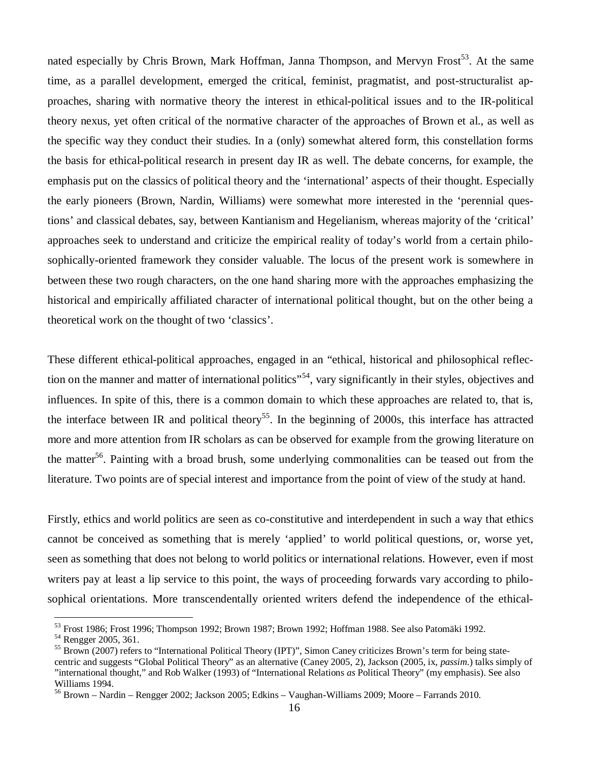nated especially by Chris Brown, Mark Hoffman, Janna Thompson, and Mervyn Frost[53]. At the same time, as a parallel development, emerged the critical, feminist, pragmatist, and post-structuralist approaches, sharing with normative theory the interest in ethical-political issues and to the IR-political theory nexus, yet often critical of the normative character of the approaches of Brown et al., as well as the specific way they conduct their studies. In a (only) somewhat altered form, this constellation forms the basis for ethical-political research in present day IR as well. The debate concerns, for example, the emphasis put on the classics of political theory and the 'international' aspects of their thought. Especially the early pioneers (Brown, Nardin, Williams) were somewhat more interested in the 'perennial questions' and classical debates, say, between Kantianism and Hegelianism, whereas majority of the 'critical' approaches seek to understand and criticize the empirical reality of today's world from a certain philosophically-oriented framework they consider valuable. The locus of the present work is somewhere in between these two rough characters, on the one hand sharing more with the approaches emphasizing the historical and empirically affiliated character of international political thought, but on the other being a theoretical work on the thought of two 'classics'.

These different ethical-political approaches, engaged in an "ethical, historical and philosophical reflection on the manner and matter of international politics"[54], vary significantly in their styles, objectives and influences. In spite of this, there is a common domain to which these approaches are related to, that is, the interface between IR and political theory[55]. In the beginning of 2000s, this interface has attracted more and more attention from IR scholars as can be observed for example from the growing literature on the matter[56]. Painting with a broad brush, some underlying commonalities can be teased out from the literature. Two points are of special interest and importance from the point of view of the study at hand.

Firstly, ethics and world politics are seen as co-constitutive and interdependent in such a way that ethics cannot be conceived as something that is merely 'applied' to world political questions, or, worse yet, seen as something that does not belong to world politics or international relations. However, even if most writers pay at least a lip service to this point, the ways of proceeding forwards vary according to philosophical orientations. More transcendentally oriented writers defend the independence of the ethical-

---

[53] Frost 1986; Frost 1996; Thompson 1992; Brown 1987; Brown 1992; Hoffman 1988. See also Patomäki 1992.

[54] Rengger 2005, 361.

[55] Brown (2007) refers to "International Political Theory (IPT)", Simon Caney criticizes Brown's term for being state-centric and suggests "Global Political Theory" as an alternative (Caney 2005, 2), Jackson (2005, ix, *passim.*) talks simply of "international thought," and Rob Walker (1993) of "International Relations *as* Political Theory" (my emphasis). See also Williams 1994.

[56] Brown – Nardin – Rengger 2002; Jackson 2005; Edkins – Vaughan-Williams 2009; Moore – Farrands 2010.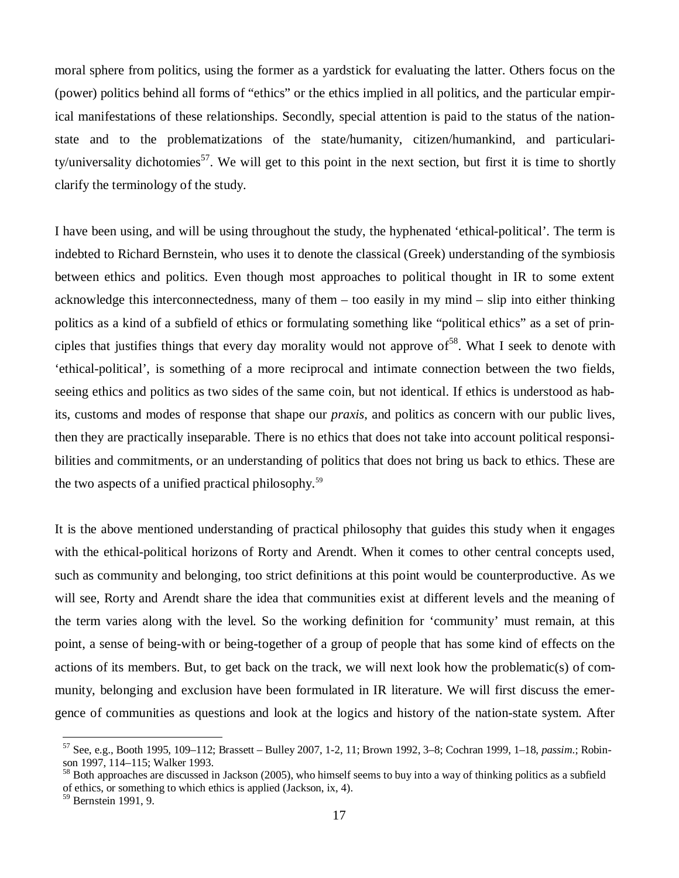moral sphere from politics, using the former as a yardstick for evaluating the latter. Others focus on the (power) politics behind all forms of "ethics" or the ethics implied in all politics, and the particular empirical manifestations of these relationships. Secondly, special attention is paid to the status of the nation-state and to the problematizations of the state/humanity, citizen/humankind, and particularity/universality dichotomies[57]. We will get to this point in the next section, but first it is time to shortly clarify the terminology of the study.

I have been using, and will be using throughout the study, the hyphenated 'ethical-political'. The term is indebted to Richard Bernstein, who uses it to denote the classical (Greek) understanding of the symbiosis between ethics and politics. Even though most approaches to political thought in IR to some extent acknowledge this interconnectedness, many of them – too easily in my mind – slip into either thinking politics as a kind of a subfield of ethics or formulating something like "political ethics" as a set of principles that justifies things that every day morality would not approve of[58]. What I seek to denote with 'ethical-political', is something of a more reciprocal and intimate connection between the two fields, seeing ethics and politics as two sides of the same coin, but not identical. If ethics is understood as habits, customs and modes of response that shape our *praxis*, and politics as concern with our public lives, then they are practically inseparable. There is no ethics that does not take into account political responsibilities and commitments, or an understanding of politics that does not bring us back to ethics. These are the two aspects of a unified practical philosophy.[59]

It is the above mentioned understanding of practical philosophy that guides this study when it engages with the ethical-political horizons of Rorty and Arendt. When it comes to other central concepts used, such as community and belonging, too strict definitions at this point would be counterproductive. As we will see, Rorty and Arendt share the idea that communities exist at different levels and the meaning of the term varies along with the level. So the working definition for 'community' must remain, at this point, a sense of being-with or being-together of a group of people that has some kind of effects on the actions of its members. But, to get back on the track, we will next look how the problematic(s) of community, belonging and exclusion have been formulated in IR literature. We will first discuss the emergence of communities as questions and look at the logics and history of the nation-state system. After

---

[57] See, e.g., Booth 1995, 109–112; Brassett – Bulley 2007, 1-2, 11; Brown 1992, 3–8; Cochran 1999, 1–18, *passim*.; Robinson 1997, 114–115; Walker 1993.

[58] Both approaches are discussed in Jackson (2005), who himself seems to buy into a way of thinking politics as a subfield of ethics, or something to which ethics is applied (Jackson, ix, 4).

[59] Bernstein 1991, 9.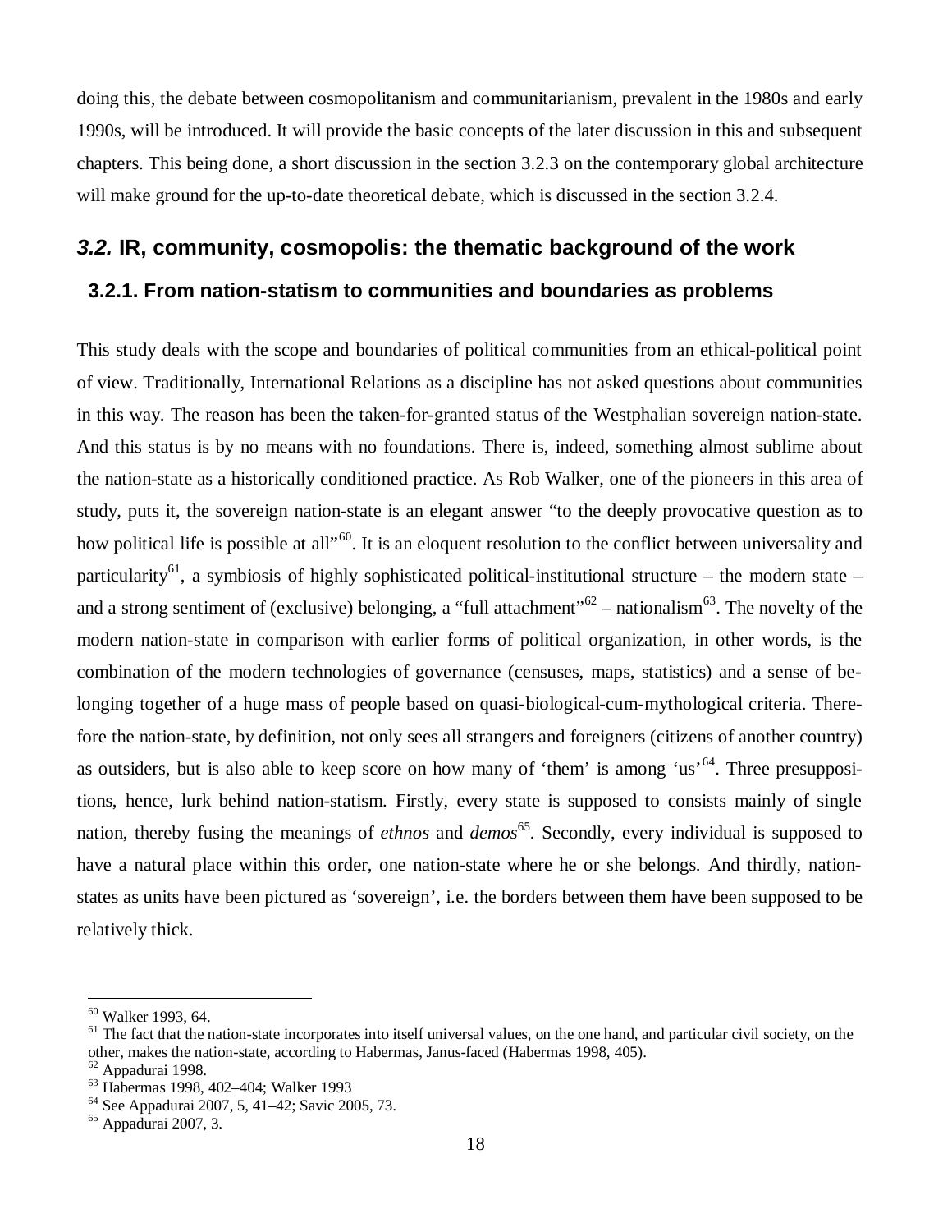doing this, the debate between cosmopolitanism and communitarianism, prevalent in the 1980s and early 1990s, will be introduced. It will provide the basic concepts of the later discussion in this and subsequent chapters. This being done, a short discussion in the section 3.2.3 on the contemporary global architecture will make ground for the up-to-date theoretical debate, which is discussed in the section 3.2.4.

## *3.2.* IR, community, cosmopolis: the thematic background of the work

### 3.2.1. From nation-statism to communities and boundaries as problems

This study deals with the scope and boundaries of political communities from an ethical-political point of view. Traditionally, International Relations as a discipline has not asked questions about communities in this way. The reason has been the taken-for-granted status of the Westphalian sovereign nation-state. And this status is by no means with no foundations. There is, indeed, something almost sublime about the nation-state as a historically conditioned practice. As Rob Walker, one of the pioneers in this area of study, puts it, the sovereign nation-state is an elegant answer "to the deeply provocative question as to how political life is possible at all"[60]. It is an eloquent resolution to the conflict between universality and particularity[61], a symbiosis of highly sophisticated political-institutional structure – the modern state – and a strong sentiment of (exclusive) belonging, a "full attachment"[62] – nationalism[63]. The novelty of the modern nation-state in comparison with earlier forms of political organization, in other words, is the combination of the modern technologies of governance (censuses, maps, statistics) and a sense of belonging together of a huge mass of people based on quasi-biological-cum-mythological criteria. Therefore the nation-state, by definition, not only sees all strangers and foreigners (citizens of another country) as outsiders, but is also able to keep score on how many of 'them' is among 'us'[64]. Three presuppositions, hence, lurk behind nation-statism. Firstly, every state is supposed to consists mainly of single nation, thereby fusing the meanings of *ethnos* and *demos*[65]. Secondly, every individual is supposed to have a natural place within this order, one nation-state where he or she belongs. And thirdly, nation-states as units have been pictured as 'sovereign', i.e. the borders between them have been supposed to be relatively thick.

---

[60] Walker 1993, 64.

[61] The fact that the nation-state incorporates into itself universal values, on the one hand, and particular civil society, on the other, makes the nation-state, according to Habermas, Janus-faced (Habermas 1998, 405).

[62] Appadurai 1998.

[63] Habermas 1998, 402–404; Walker 1993

[64] See Appadurai 2007, 5, 41–42; Savic 2005, 73.

[65] Appadurai 2007, 3.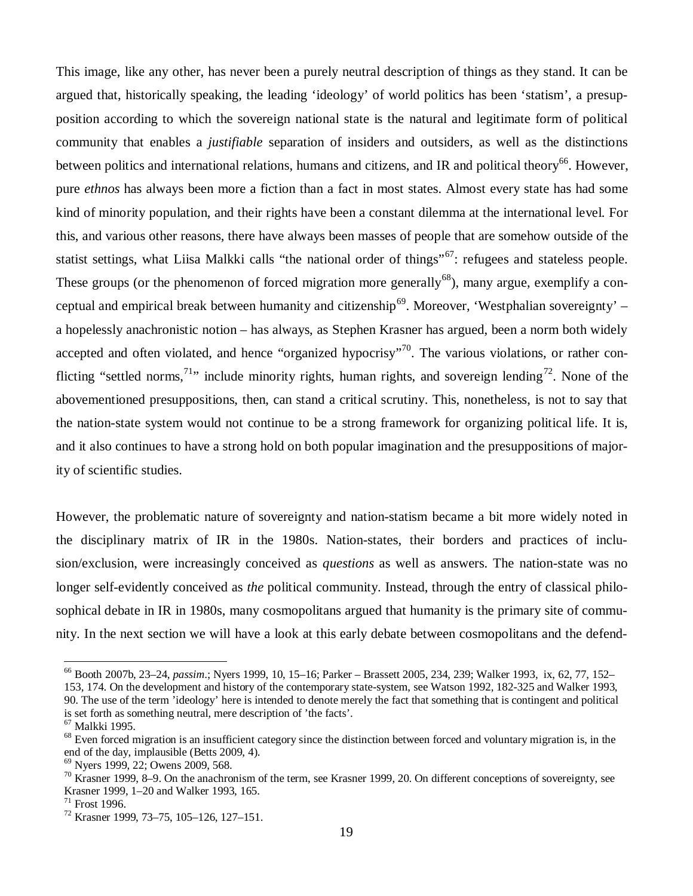This image, like any other, has never been a purely neutral description of things as they stand. It can be argued that, historically speaking, the leading 'ideology' of world politics has been 'statism', a presupposition according to which the sovereign national state is the natural and legitimate form of political community that enables a *justifiable* separation of insiders and outsiders, as well as the distinctions between politics and international relations, humans and citizens, and IR and political theory[66]. However, pure *ethnos* has always been more a fiction than a fact in most states. Almost every state has had some kind of minority population, and their rights have been a constant dilemma at the international level. For this, and various other reasons, there have always been masses of people that are somehow outside of the statist settings, what Liisa Malkki calls "the national order of things"[67]: refugees and stateless people. These groups (or the phenomenon of forced migration more generally[68]), many argue, exemplify a conceptual and empirical break between humanity and citizenship[69]. Moreover, 'Westphalian sovereignty' – a hopelessly anachronistic notion – has always, as Stephen Krasner has argued, been a norm both widely accepted and often violated, and hence "organized hypocrisy"[70]. The various violations, or rather conflicting "settled norms,[71]" include minority rights, human rights, and sovereign lending[72]. None of the abovementioned presuppositions, then, can stand a critical scrutiny. This, nonetheless, is not to say that the nation-state system would not continue to be a strong framework for organizing political life. It is, and it also continues to have a strong hold on both popular imagination and the presuppositions of majority of scientific studies.

However, the problematic nature of sovereignty and nation-statism became a bit more widely noted in the disciplinary matrix of IR in the 1980s. Nation-states, their borders and practices of inclusion/exclusion, were increasingly conceived as *questions* as well as answers. The nation-state was no longer self-evidently conceived as *the* political community. Instead, through the entry of classical philosophical debate in IR in 1980s, many cosmopolitans argued that humanity is the primary site of community. In the next section we will have a look at this early debate between cosmopolitans and the defend-

---

[66] Booth 2007b, 23–24, *passim*.; Nyers 1999, 10, 15–16; Parker – Brassett 2005, 234, 239; Walker 1993, ix, 62, 77, 152–153, 174. On the development and history of the contemporary state-system, see Watson 1992, 182-325 and Walker 1993, 90. The use of the term 'ideology' here is intended to denote merely the fact that something that is contingent and political is set forth as something neutral, mere description of 'the facts'.

[67] Malkki 1995.

[68] Even forced migration is an insufficient category since the distinction between forced and voluntary migration is, in the end of the day, implausible (Betts 2009, 4).

[69] Nyers 1999, 22; Owens 2009, 568.

[70] Krasner 1999, 8–9. On the anachronism of the term, see Krasner 1999, 20. On different conceptions of sovereignty, see Krasner 1999, 1–20 and Walker 1993, 165.

[71] Frost 1996.

[72] Krasner 1999, 73–75, 105–126, 127–151.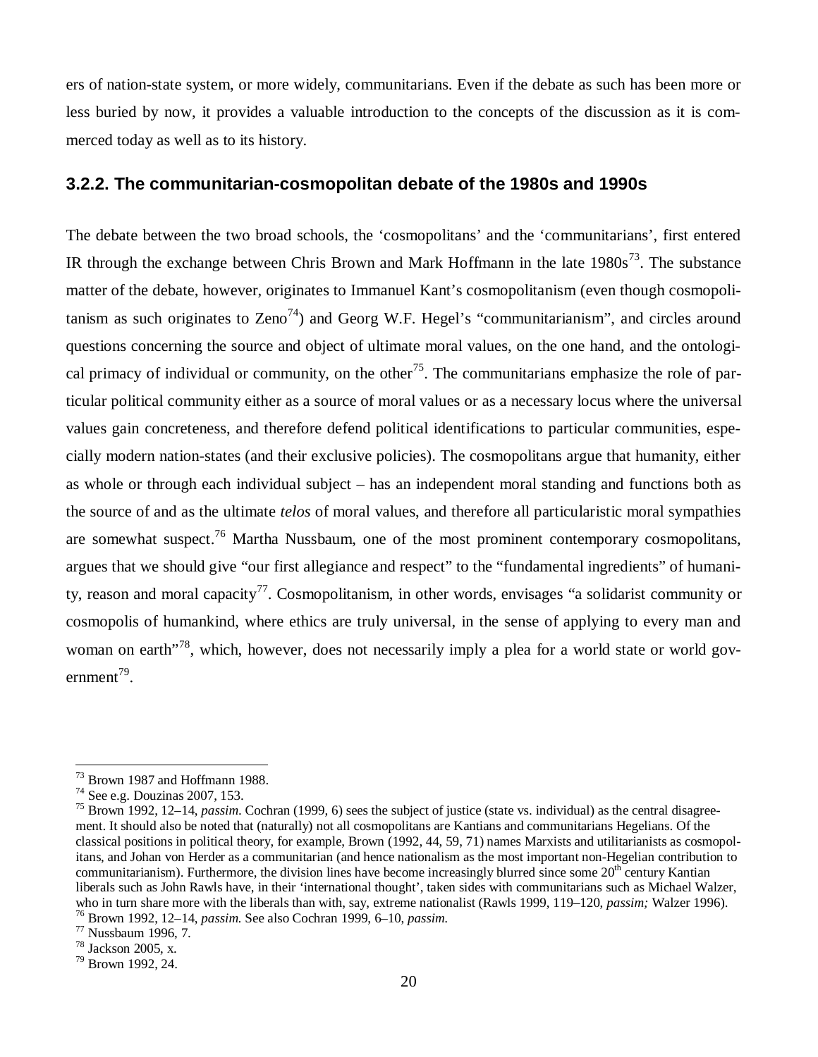ers of nation-state system, or more widely, communitarians. Even if the debate as such has been more or less buried by now, it provides a valuable introduction to the concepts of the discussion as it is commerced today as well as to its history.

### 3.2.2. The communitarian-cosmopolitan debate of the 1980s and 1990s

The debate between the two broad schools, the 'cosmopolitans' and the 'communitarians', first entered IR through the exchange between Chris Brown and Mark Hoffmann in the late 1980s[73]. The substance matter of the debate, however, originates to Immanuel Kant's cosmopolitanism (even though cosmopolitanism as such originates to Zeno[74]) and Georg W.F. Hegel's "communitarianism", and circles around questions concerning the source and object of ultimate moral values, on the one hand, and the ontological primacy of individual or community, on the other[75]. The communitarians emphasize the role of particular political community either as a source of moral values or as a necessary locus where the universal values gain concreteness, and therefore defend political identifications to particular communities, especially modern nation-states (and their exclusive policies). The cosmopolitans argue that humanity, either as whole or through each individual subject – has an independent moral standing and functions both as the source of and as the ultimate *telos* of moral values, and therefore all particularistic moral sympathies are somewhat suspect.[76] Martha Nussbaum, one of the most prominent contemporary cosmopolitans, argues that we should give "our first allegiance and respect" to the "fundamental ingredients" of humanity, reason and moral capacity[77]. Cosmopolitanism, in other words, envisages "a solidarist community or cosmopolis of humankind, where ethics are truly universal, in the sense of applying to every man and woman on earth"[78], which, however, does not necessarily imply a plea for a world state or world government[79].

---

[73] Brown 1987 and Hoffmann 1988.

[74] See e.g. Douzinas 2007, 153.

[75] Brown 1992, 12–14, *passim*. Cochran (1999, 6) sees the subject of justice (state vs. individual) as the central disagreement. It should also be noted that (naturally) not all cosmopolitans are Kantians and communitarians Hegelians. Of the classical positions in political theory, for example, Brown (1992, 44, 59, 71) names Marxists and utilitarianists as cosmopolitans, and Johan von Herder as a communitarian (and hence nationalism as the most important non-Hegelian contribution to communitarianism). Furthermore, the division lines have become increasingly blurred since some 20th century Kantian liberals such as John Rawls have, in their 'international thought', taken sides with communitarians such as Michael Walzer, who in turn share more with the liberals than with, say, extreme nationalist (Rawls 1999, 119–120, *passim;* Walzer 1996).

[76] Brown 1992, 12–14, *passim*. See also Cochran 1999, 6–10, *passim*.

[77] Nussbaum 1996, 7.

[78] Jackson 2005, x.

[79] Brown 1992, 24.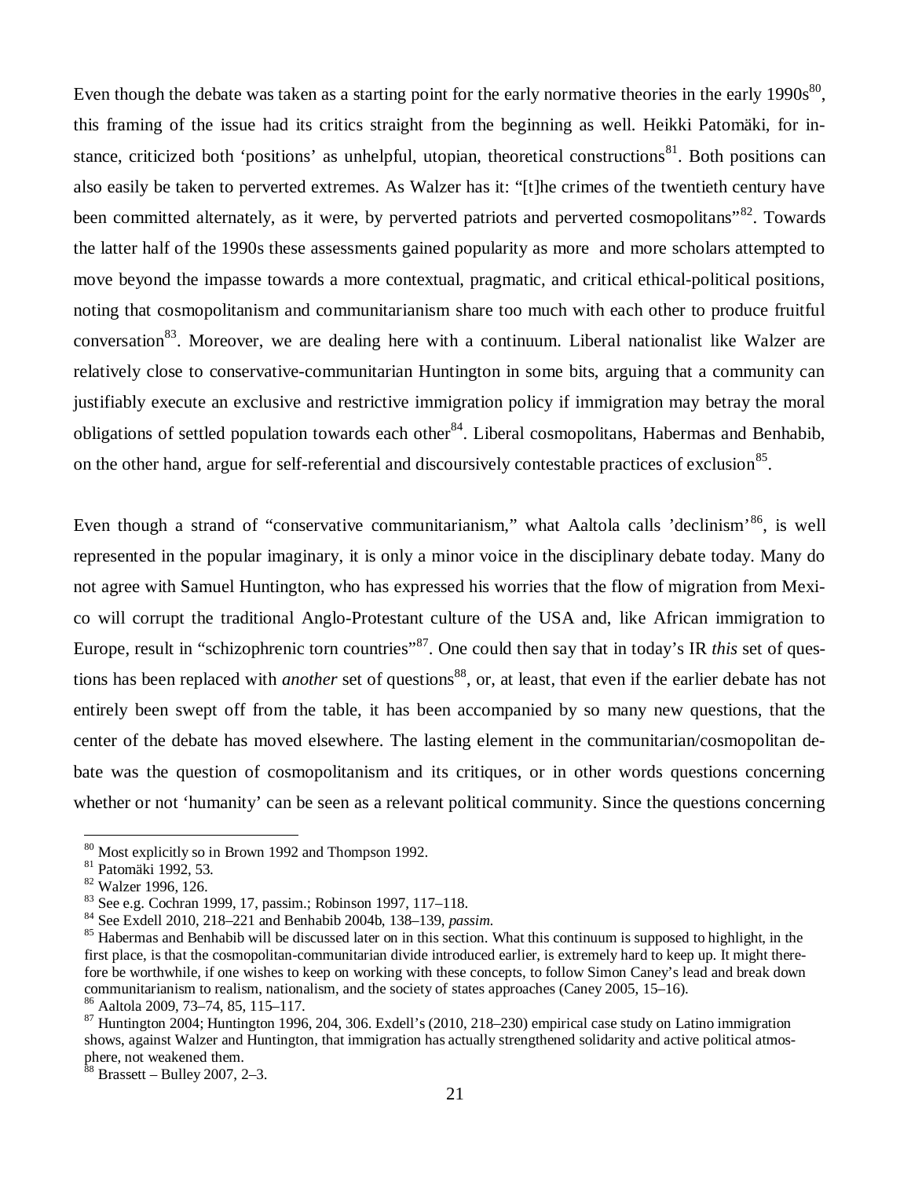Even though the debate was taken as a starting point for the early normative theories in the early 1990s[80], this framing of the issue had its critics straight from the beginning as well. Heikki Patomäki, for instance, criticized both 'positions' as unhelpful, utopian, theoretical constructions[81]. Both positions can also easily be taken to perverted extremes. As Walzer has it: "[t]he crimes of the twentieth century have been committed alternately, as it were, by perverted patriots and perverted cosmopolitans"[82]. Towards the latter half of the 1990s these assessments gained popularity as more and more scholars attempted to move beyond the impasse towards a more contextual, pragmatic, and critical ethical-political positions, noting that cosmopolitanism and communitarianism share too much with each other to produce fruitful conversation[83]. Moreover, we are dealing here with a continuum. Liberal nationalist like Walzer are relatively close to conservative-communitarian Huntington in some bits, arguing that a community can justifiably execute an exclusive and restrictive immigration policy if immigration may betray the moral obligations of settled population towards each other[84]. Liberal cosmopolitans, Habermas and Benhabib, on the other hand, argue for self-referential and discoursively contestable practices of exclusion[85].

Even though a strand of "conservative communitarianism," what Aaltola calls 'declinism'[86], is well represented in the popular imaginary, it is only a minor voice in the disciplinary debate today. Many do not agree with Samuel Huntington, who has expressed his worries that the flow of migration from Mexico will corrupt the traditional Anglo-Protestant culture of the USA and, like African immigration to Europe, result in "schizophrenic torn countries"[87]. One could then say that in today's IR *this* set of questions has been replaced with *another* set of questions[88], or, at least, that even if the earlier debate has not entirely been swept off from the table, it has been accompanied by so many new questions, that the center of the debate has moved elsewhere. The lasting element in the communitarian/cosmopolitan debate was the question of cosmopolitanism and its critiques, or in other words questions concerning whether or not 'humanity' can be seen as a relevant political community. Since the questions concerning

---

[80] Most explicitly so in Brown 1992 and Thompson 1992.

[81] Patomäki 1992, 53.

[82] Walzer 1996, 126.

[83] See e.g. Cochran 1999, 17, passim.; Robinson 1997, 117–118.

[84] See Exdell 2010, 218–221 and Benhabib 2004b, 138–139, *passim*.

[85] Habermas and Benhabib will be discussed later on in this section. What this continuum is supposed to highlight, in the first place, is that the cosmopolitan-communitarian divide introduced earlier, is extremely hard to keep up. It might therefore be worthwhile, if one wishes to keep on working with these concepts, to follow Simon Caney's lead and break down communitarianism to realism, nationalism, and the society of states approaches (Caney 2005, 15–16).

[86] Aaltola 2009, 73–74, 85, 115–117.

[87] Huntington 2004; Huntington 1996, 204, 306. Exdell's (2010, 218–230) empirical case study on Latino immigration shows, against Walzer and Huntington, that immigration has actually strengthened solidarity and active political atmosphere, not weakened them.

[88] Brassett – Bulley 2007, 2–3.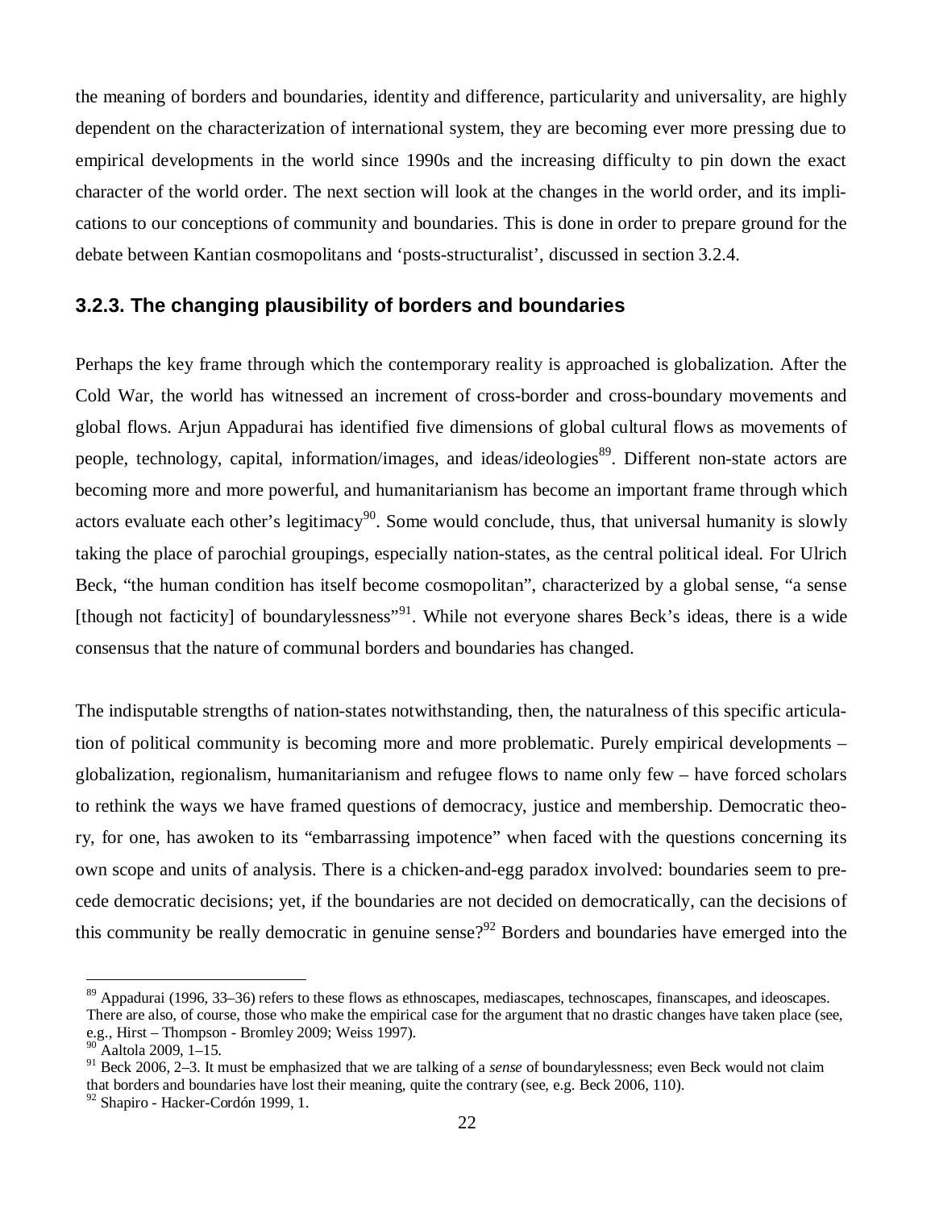the meaning of borders and boundaries, identity and difference, particularity and universality, are highly dependent on the characterization of international system, they are becoming ever more pressing due to empirical developments in the world since 1990s and the increasing difficulty to pin down the exact character of the world order. The next section will look at the changes in the world order, and its implications to our conceptions of community and boundaries. This is done in order to prepare ground for the debate between Kantian cosmopolitans and 'posts-structuralist', discussed in section 3.2.4.

### 3.2.3. The changing plausibility of borders and boundaries

Perhaps the key frame through which the contemporary reality is approached is globalization. After the Cold War, the world has witnessed an increment of cross-border and cross-boundary movements and global flows. Arjun Appadurai has identified five dimensions of global cultural flows as movements of people, technology, capital, information/images, and ideas/ideologies[89]. Different non-state actors are becoming more and more powerful, and humanitarianism has become an important frame through which actors evaluate each other's legitimacy[90]. Some would conclude, thus, that universal humanity is slowly taking the place of parochial groupings, especially nation-states, as the central political ideal. For Ulrich Beck, "the human condition has itself become cosmopolitan", characterized by a global sense, "a sense [though not facticity] of boundarylessness"[91]. While not everyone shares Beck's ideas, there is a wide consensus that the nature of communal borders and boundaries has changed.

The indisputable strengths of nation-states notwithstanding, then, the naturalness of this specific articulation of political community is becoming more and more problematic. Purely empirical developments – globalization, regionalism, humanitarianism and refugee flows to name only few – have forced scholars to rethink the ways we have framed questions of democracy, justice and membership. Democratic theory, for one, has awoken to its "embarrassing impotence" when faced with the questions concerning its own scope and units of analysis. There is a chicken-and-egg paradox involved: boundaries seem to precede democratic decisions; yet, if the boundaries are not decided on democratically, can the decisions of this community be really democratic in genuine sense?[92] Borders and boundaries have emerged into the

---

[89] Appadurai (1996, 33–36) refers to these flows as ethnoscapes, mediascapes, technoscapes, finanscapes, and ideoscapes. There are also, of course, those who make the empirical case for the argument that no drastic changes have taken place (see, e.g., Hirst – Thompson - Bromley 2009; Weiss 1997).

[90] Aaltola 2009, 1–15.

[91] Beck 2006, 2–3. It must be emphasized that we are talking of a *sense* of boundarylessness; even Beck would not claim that borders and boundaries have lost their meaning, quite the contrary (see, e.g. Beck 2006, 110).

[92] Shapiro - Hacker-Cordón 1999, 1.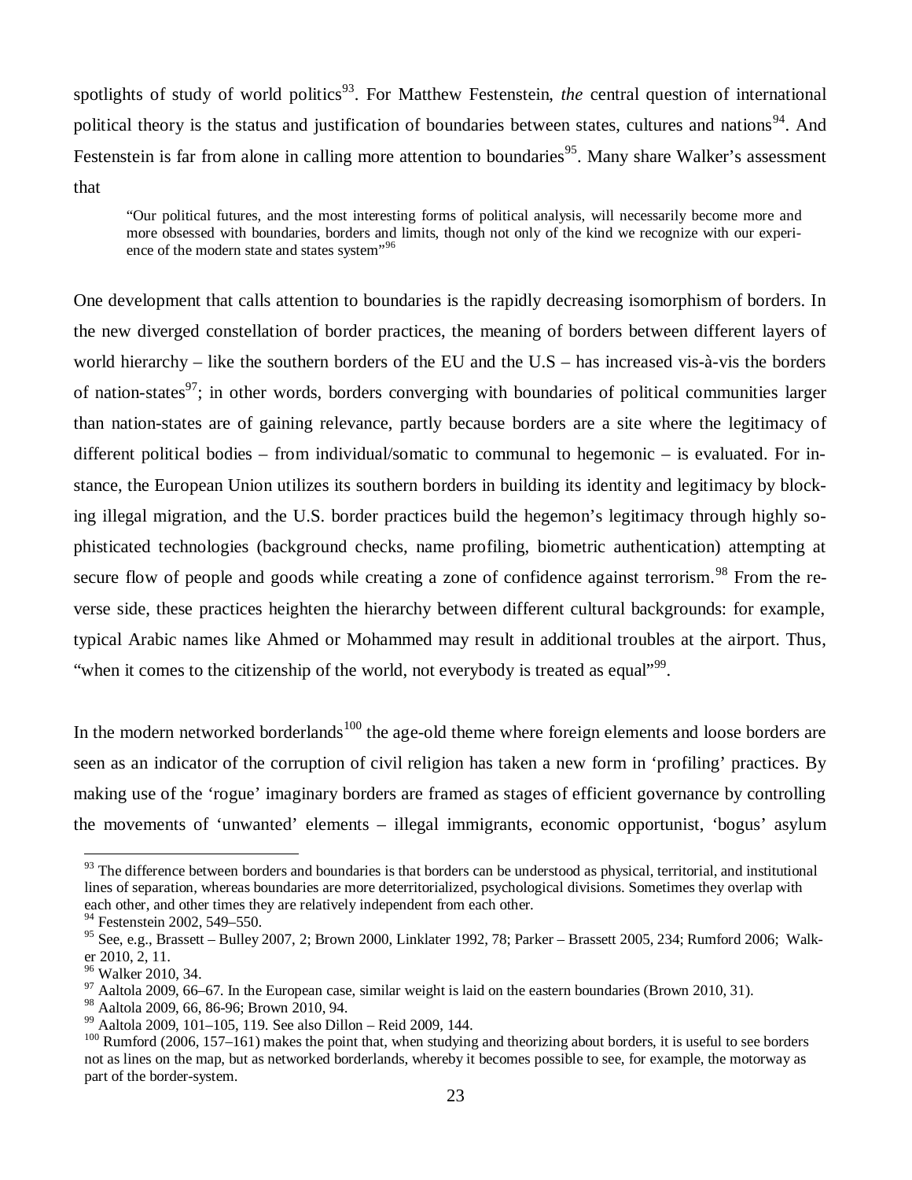spotlights of study of world politics[93]. For Matthew Festenstein, *the* central question of international political theory is the status and justification of boundaries between states, cultures and nations[94]. And Festenstein is far from alone in calling more attention to boundaries[95]. Many share Walker's assessment that

> "Our political futures, and the most interesting forms of political analysis, will necessarily become more and more obsessed with boundaries, borders and limits, though not only of the kind we recognize with our experience of the modern state and states system"[96]

One development that calls attention to boundaries is the rapidly decreasing isomorphism of borders. In the new diverged constellation of border practices, the meaning of borders between different layers of world hierarchy – like the southern borders of the EU and the U.S – has increased vis-à-vis the borders of nation-states[97]; in other words, borders converging with boundaries of political communities larger than nation-states are of gaining relevance, partly because borders are a site where the legitimacy of different political bodies – from individual/somatic to communal to hegemonic – is evaluated. For instance, the European Union utilizes its southern borders in building its identity and legitimacy by blocking illegal migration, and the U.S. border practices build the hegemon's legitimacy through highly sophisticated technologies (background checks, name profiling, biometric authentication) attempting at secure flow of people and goods while creating a zone of confidence against terrorism.[98] From the reverse side, these practices heighten the hierarchy between different cultural backgrounds: for example, typical Arabic names like Ahmed or Mohammed may result in additional troubles at the airport. Thus, "when it comes to the citizenship of the world, not everybody is treated as equal"[99].

In the modern networked borderlands[100] the age-old theme where foreign elements and loose borders are seen as an indicator of the corruption of civil religion has taken a new form in 'profiling' practices. By making use of the 'rogue' imaginary borders are framed as stages of efficient governance by controlling the movements of 'unwanted' elements – illegal immigrants, economic opportunist, 'bogus' asylum

---

[93] The difference between borders and boundaries is that borders can be understood as physical, territorial, and institutional lines of separation, whereas boundaries are more deterritorialized, psychological divisions. Sometimes they overlap with each other, and other times they are relatively independent from each other.

[94] Festenstein 2002, 549–550.

[95] See, e.g., Brassett – Bulley 2007, 2; Brown 2000, Linklater 1992, 78; Parker – Brassett 2005, 234; Rumford 2006; Walker 2010, 2, 11.

[96] Walker 2010, 34.

[97] Aaltola 2009, 66–67. In the European case, similar weight is laid on the eastern boundaries (Brown 2010, 31).

[98] Aaltola 2009, 66, 86-96; Brown 2010, 94.

[99] Aaltola 2009, 101–105, 119. See also Dillon – Reid 2009, 144.

[100] Rumford (2006, 157–161) makes the point that, when studying and theorizing about borders, it is useful to see borders not as lines on the map, but as networked borderlands, whereby it becomes possible to see, for example, the motorway as part of the border-system.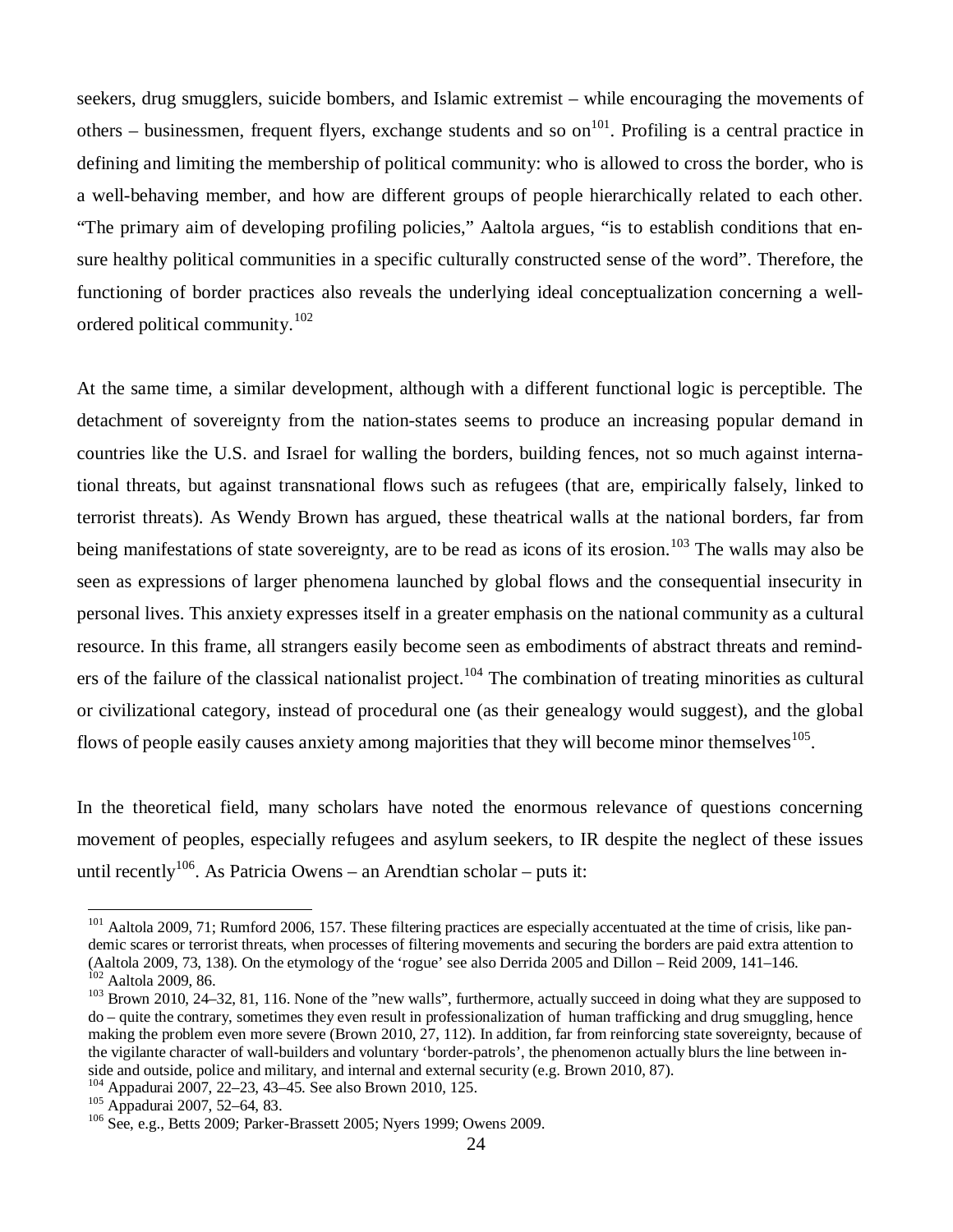seekers, drug smugglers, suicide bombers, and Islamic extremist – while encouraging the movements of others – businessmen, frequent flyers, exchange students and so on[101]. Profiling is a central practice in defining and limiting the membership of political community: who is allowed to cross the border, who is a well-behaving member, and how are different groups of people hierarchically related to each other. "The primary aim of developing profiling policies," Aaltola argues, "is to establish conditions that ensure healthy political communities in a specific culturally constructed sense of the word". Therefore, the functioning of border practices also reveals the underlying ideal conceptualization concerning a well-ordered political community.[102]

At the same time, a similar development, although with a different functional logic is perceptible. The detachment of sovereignty from the nation-states seems to produce an increasing popular demand in countries like the U.S. and Israel for walling the borders, building fences, not so much against international threats, but against transnational flows such as refugees (that are, empirically falsely, linked to terrorist threats). As Wendy Brown has argued, these theatrical walls at the national borders, far from being manifestations of state sovereignty, are to be read as icons of its erosion.[103] The walls may also be seen as expressions of larger phenomena launched by global flows and the consequential insecurity in personal lives. This anxiety expresses itself in a greater emphasis on the national community as a cultural resource. In this frame, all strangers easily become seen as embodiments of abstract threats and reminders of the failure of the classical nationalist project.[104] The combination of treating minorities as cultural or civilizational category, instead of procedural one (as their genealogy would suggest), and the global flows of people easily causes anxiety among majorities that they will become minor themselves[105].

In the theoretical field, many scholars have noted the enormous relevance of questions concerning movement of peoples, especially refugees and asylum seekers, to IR despite the neglect of these issues until recently[106]. As Patricia Owens – an Arendtian scholar – puts it:

---

[101] Aaltola 2009, 71; Rumford 2006, 157. These filtering practices are especially accentuated at the time of crisis, like pandemic scares or terrorist threats, when processes of filtering movements and securing the borders are paid extra attention to (Aaltola 2009, 73, 138). On the etymology of the 'rogue' see also Derrida 2005 and Dillon – Reid 2009, 141–146.

[102] Aaltola 2009, 86.

[103] Brown 2010, 24–32, 81, 116. None of the "new walls", furthermore, actually succeed in doing what they are supposed to do – quite the contrary, sometimes they even result in professionalization of human trafficking and drug smuggling, hence making the problem even more severe (Brown 2010, 27, 112). In addition, far from reinforcing state sovereignty, because of the vigilante character of wall-builders and voluntary 'border-patrols', the phenomenon actually blurs the line between inside and outside, police and military, and internal and external security (e.g. Brown 2010, 87).

[104] Appadurai 2007, 22–23, 43–45. See also Brown 2010, 125.

[105] Appadurai 2007, 52–64, 83.

[106] See, e.g., Betts 2009; Parker-Brassett 2005; Nyers 1999; Owens 2009.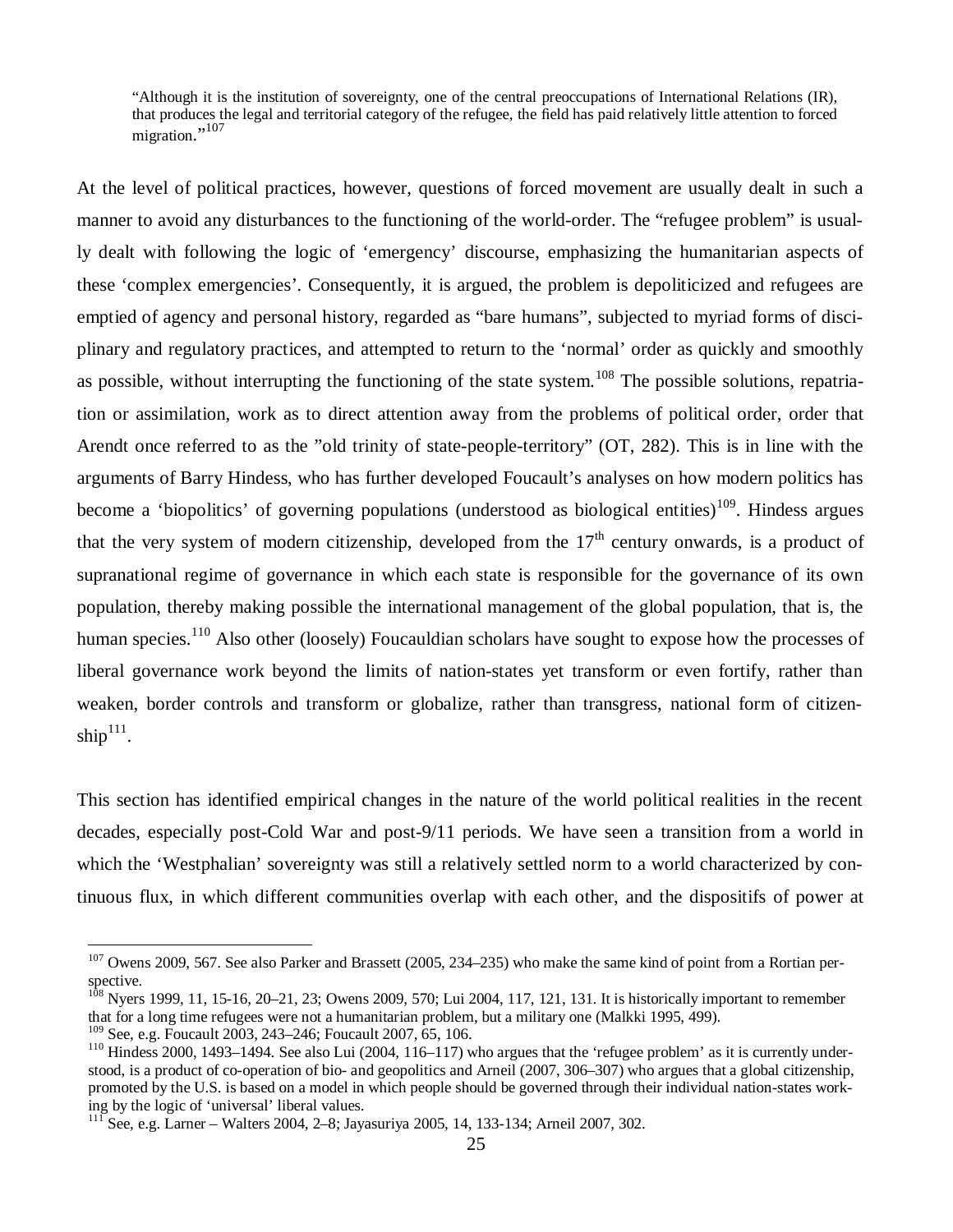> "Although it is the institution of sovereignty, one of the central preoccupations of International Relations (IR), that produces the legal and territorial category of the refugee, the field has paid relatively little attention to forced migration."[107]

At the level of political practices, however, questions of forced movement are usually dealt in such a manner to avoid any disturbances to the functioning of the world-order. The "refugee problem" is usually dealt with following the logic of 'emergency' discourse, emphasizing the humanitarian aspects of these 'complex emergencies'. Consequently, it is argued, the problem is depoliticized and refugees are emptied of agency and personal history, regarded as "bare humans", subjected to myriad forms of disciplinary and regulatory practices, and attempted to return to the 'normal' order as quickly and smoothly as possible, without interrupting the functioning of the state system.[108] The possible solutions, repatriation or assimilation, work as to direct attention away from the problems of political order, order that Arendt once referred to as the "old trinity of state-people-territory" (OT, 282). This is in line with the arguments of Barry Hindess, who has further developed Foucault's analyses on how modern politics has become a 'biopolitics' of governing populations (understood as biological entities)[109]. Hindess argues that the very system of modern citizenship, developed from the 17th century onwards, is a product of supranational regime of governance in which each state is responsible for the governance of its own population, thereby making possible the international management of the global population, that is, the human species.[110] Also other (loosely) Foucauldian scholars have sought to expose how the processes of liberal governance work beyond the limits of nation-states yet transform or even fortify, rather than weaken, border controls and transform or globalize, rather than transgress, national form of citizenship[111].

This section has identified empirical changes in the nature of the world political realities in the recent decades, especially post-Cold War and post-9/11 periods. We have seen a transition from a world in which the 'Westphalian' sovereignty was still a relatively settled norm to a world characterized by continuous flux, in which different communities overlap with each other, and the dispositifs of power at

---

[107] Owens 2009, 567. See also Parker and Brassett (2005, 234–235) who make the same kind of point from a Rortian perspective.

[108] Nyers 1999, 11, 15-16, 20–21, 23; Owens 2009, 570; Lui 2004, 117, 121, 131. It is historically important to remember that for a long time refugees were not a humanitarian problem, but a military one (Malkki 1995, 499).

[109] See, e.g. Foucault 2003, 243–246; Foucault 2007, 65, 106.

[110] Hindess 2000, 1493–1494. See also Lui (2004, 116–117) who argues that the 'refugee problem' as it is currently understood, is a product of co-operation of bio- and geopolitics and Arneil (2007, 306–307) who argues that a global citizenship, promoted by the U.S. is based on a model in which people should be governed through their individual nation-states working by the logic of 'universal' liberal values.

[111] See, e.g. Larner – Walters 2004, 2–8; Jayasuriya 2005, 14, 133-134; Arneil 2007, 302.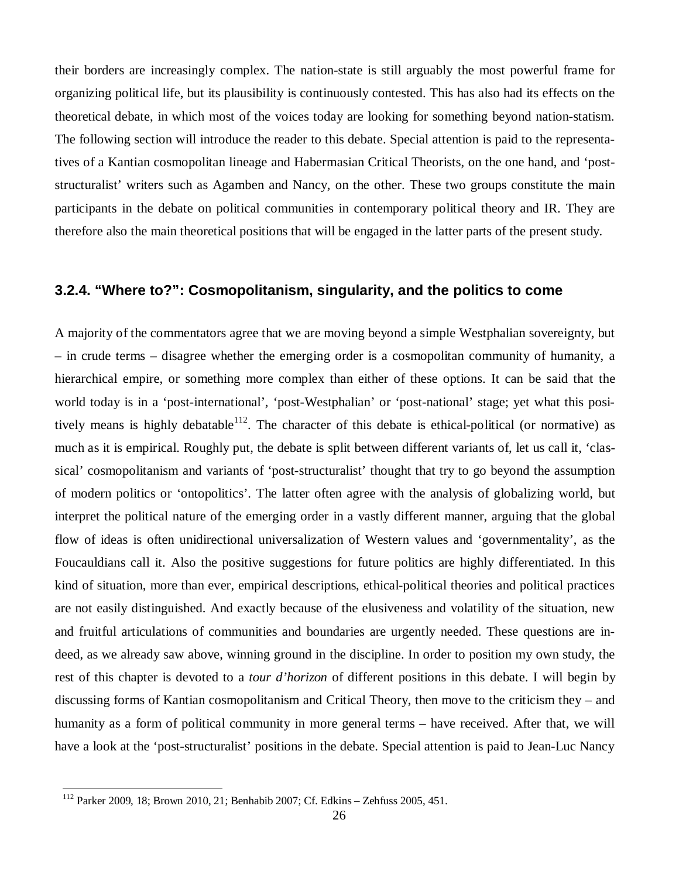their borders are increasingly complex. The nation-state is still arguably the most powerful frame for organizing political life, but its plausibility is continuously contested. This has also had its effects on the theoretical debate, in which most of the voices today are looking for something beyond nation-statism. The following section will introduce the reader to this debate. Special attention is paid to the representatives of a Kantian cosmopolitan lineage and Habermasian Critical Theorists, on the one hand, and 'post-structuralist' writers such as Agamben and Nancy, on the other. These two groups constitute the main participants in the debate on political communities in contemporary political theory and IR. They are therefore also the main theoretical positions that will be engaged in the latter parts of the present study.

### 3.2.4. "Where to?": Cosmopolitanism, singularity, and the politics to come

A majority of the commentators agree that we are moving beyond a simple Westphalian sovereignty, but – in crude terms – disagree whether the emerging order is a cosmopolitan community of humanity, a hierarchical empire, or something more complex than either of these options. It can be said that the world today is in a 'post-international', 'post-Westphalian' or 'post-national' stage; yet what this positively means is highly debatable[112]. The character of this debate is ethical-political (or normative) as much as it is empirical. Roughly put, the debate is split between different variants of, let us call it, 'classical' cosmopolitanism and variants of 'post-structuralist' thought that try to go beyond the assumption of modern politics or 'ontopolitics'. The latter often agree with the analysis of globalizing world, but interpret the political nature of the emerging order in a vastly different manner, arguing that the global flow of ideas is often unidirectional universalization of Western values and 'governmentality', as the Foucauldians call it. Also the positive suggestions for future politics are highly differentiated. In this kind of situation, more than ever, empirical descriptions, ethical-political theories and political practices are not easily distinguished. And exactly because of the elusiveness and volatility of the situation, new and fruitful articulations of communities and boundaries are urgently needed. These questions are indeed, as we already saw above, winning ground in the discipline. In order to position my own study, the rest of this chapter is devoted to a *tour d'horizon* of different positions in this debate. I will begin by discussing forms of Kantian cosmopolitanism and Critical Theory, then move to the criticism they – and humanity as a form of political community in more general terms – have received. After that, we will have a look at the 'post-structuralist' positions in the debate. Special attention is paid to Jean-Luc Nancy

[112] Parker 2009, 18; Brown 2010, 21; Benhabib 2007; Cf. Edkins – Zehfuss 2005, 451.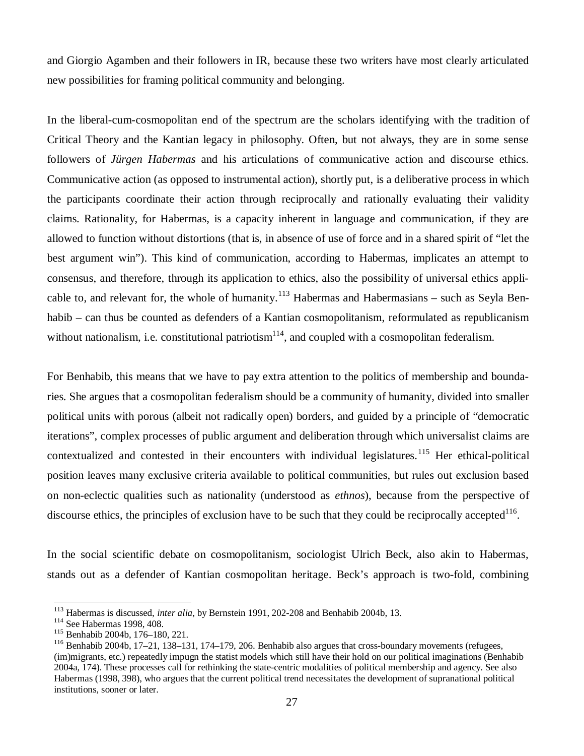and Giorgio Agamben and their followers in IR, because these two writers have most clearly articulated new possibilities for framing political community and belonging.

In the liberal-cum-cosmopolitan end of the spectrum are the scholars identifying with the tradition of Critical Theory and the Kantian legacy in philosophy. Often, but not always, they are in some sense followers of *Jürgen Habermas* and his articulations of communicative action and discourse ethics. Communicative action (as opposed to instrumental action), shortly put, is a deliberative process in which the participants coordinate their action through reciprocally and rationally evaluating their validity claims. Rationality, for Habermas, is a capacity inherent in language and communication, if they are allowed to function without distortions (that is, in absence of use of force and in a shared spirit of "let the best argument win"). This kind of communication, according to Habermas, implicates an attempt to consensus, and therefore, through its application to ethics, also the possibility of universal ethics applicable to, and relevant for, the whole of humanity.[113] Habermas and Habermasians – such as Seyla Benhabib – can thus be counted as defenders of a Kantian cosmopolitanism, reformulated as republicanism without nationalism, i.e. constitutional patriotism[114], and coupled with a cosmopolitan federalism.

For Benhabib, this means that we have to pay extra attention to the politics of membership and boundaries. She argues that a cosmopolitan federalism should be a community of humanity, divided into smaller political units with porous (albeit not radically open) borders, and guided by a principle of "democratic iterations", complex processes of public argument and deliberation through which universalist claims are contextualized and contested in their encounters with individual legislatures.[115] Her ethical-political position leaves many exclusive criteria available to political communities, but rules out exclusion based on non-eclectic qualities such as nationality (understood as *ethnos*), because from the perspective of discourse ethics, the principles of exclusion have to be such that they could be reciprocally accepted[116].

In the social scientific debate on cosmopolitanism, sociologist Ulrich Beck, also akin to Habermas, stands out as a defender of Kantian cosmopolitan heritage. Beck's approach is two-fold, combining

---

[113] Habermas is discussed, *inter alia*, by Bernstein 1991, 202-208 and Benhabib 2004b, 13.

[114] See Habermas 1998, 408.

[115] Benhabib 2004b, 176–180, 221.

[116] Benhabib 2004b, 17–21, 138–131, 174–179, 206. Benhabib also argues that cross-boundary movements (refugees, (im)migrants, etc.) repeatedly impugn the statist models which still have their hold on our political imaginations (Benhabib 2004a, 174). These processes call for rethinking the state-centric modalities of political membership and agency. See also Habermas (1998, 398), who argues that the current political trend necessitates the development of supranational political institutions, sooner or later.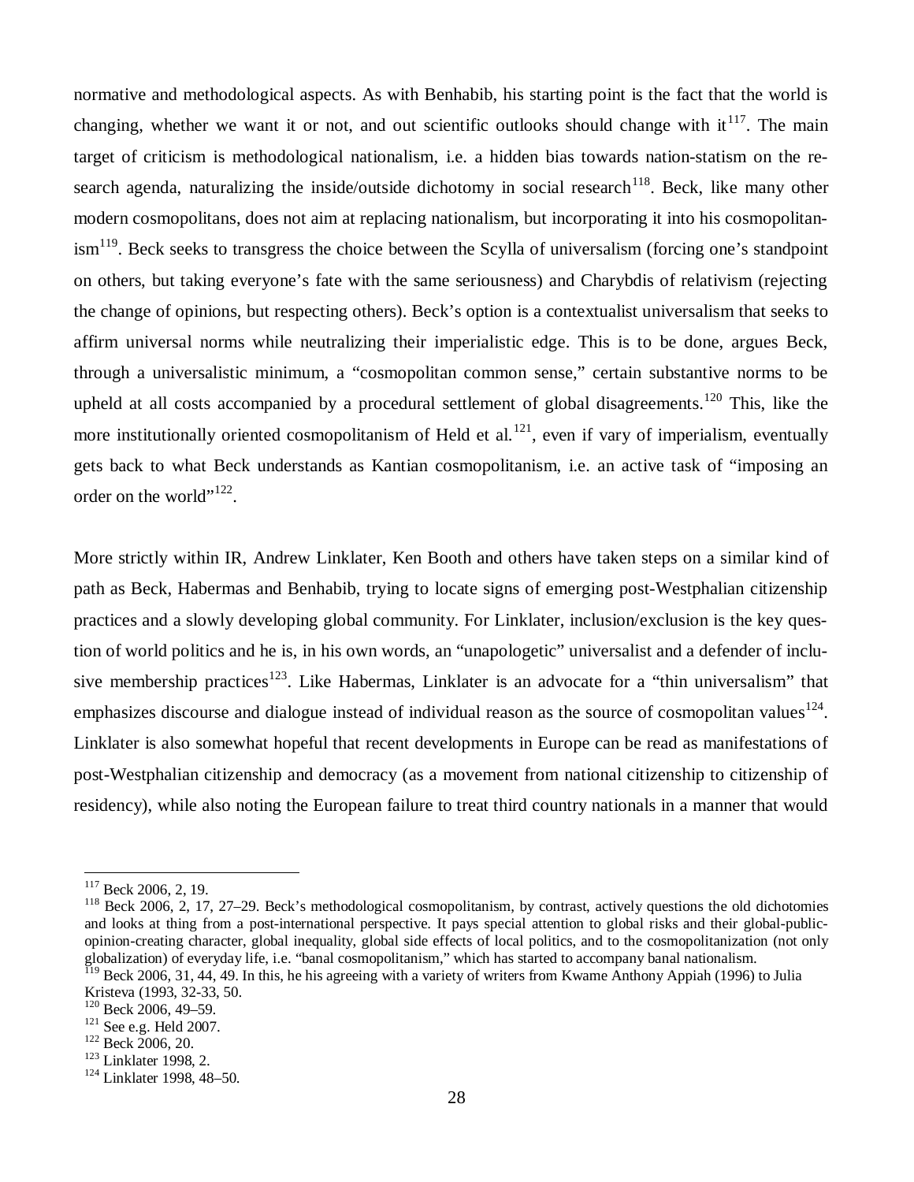normative and methodological aspects. As with Benhabib, his starting point is the fact that the world is changing, whether we want it or not, and out scientific outlooks should change with it[117]. The main target of criticism is methodological nationalism, i.e. a hidden bias towards nation-statism on the research agenda, naturalizing the inside/outside dichotomy in social research[118]. Beck, like many other modern cosmopolitans, does not aim at replacing nationalism, but incorporating it into his cosmopolitanism[119]. Beck seeks to transgress the choice between the Scylla of universalism (forcing one's standpoint on others, but taking everyone's fate with the same seriousness) and Charybdis of relativism (rejecting the change of opinions, but respecting others). Beck's option is a contextualist universalism that seeks to affirm universal norms while neutralizing their imperialistic edge. This is to be done, argues Beck, through a universalistic minimum, a "cosmopolitan common sense," certain substantive norms to be upheld at all costs accompanied by a procedural settlement of global disagreements.[120] This, like the more institutionally oriented cosmopolitanism of Held et al.[121], even if vary of imperialism, eventually gets back to what Beck understands as Kantian cosmopolitanism, i.e. an active task of "imposing an order on the world"[122].

More strictly within IR, Andrew Linklater, Ken Booth and others have taken steps on a similar kind of path as Beck, Habermas and Benhabib, trying to locate signs of emerging post-Westphalian citizenship practices and a slowly developing global community. For Linklater, inclusion/exclusion is the key question of world politics and he is, in his own words, an "unapologetic" universalist and a defender of inclusive membership practices[123]. Like Habermas, Linklater is an advocate for a "thin universalism" that emphasizes discourse and dialogue instead of individual reason as the source of cosmopolitan values[124]. Linklater is also somewhat hopeful that recent developments in Europe can be read as manifestations of post-Westphalian citizenship and democracy (as a movement from national citizenship to citizenship of residency), while also noting the European failure to treat third country nationals in a manner that would

---

[117] Beck 2006, 2, 19.

[118] Beck 2006, 2, 17, 27–29. Beck's methodological cosmopolitanism, by contrast, actively questions the old dichotomies and looks at thing from a post-international perspective. It pays special attention to global risks and their global-public-opinion-creating character, global inequality, global side effects of local politics, and to the cosmopolitanization (not only globalization) of everyday life, i.e. "banal cosmopolitanism," which has started to accompany banal nationalism.

[119] Beck 2006, 31, 44, 49. In this, he his agreeing with a variety of writers from Kwame Anthony Appiah (1996) to Julia Kristeva (1993, 32-33, 50.

[120] Beck 2006, 49–59.

[121] See e.g. Held 2007.

[122] Beck 2006, 20.

[123] Linklater 1998, 2.

[124] Linklater 1998, 48–50.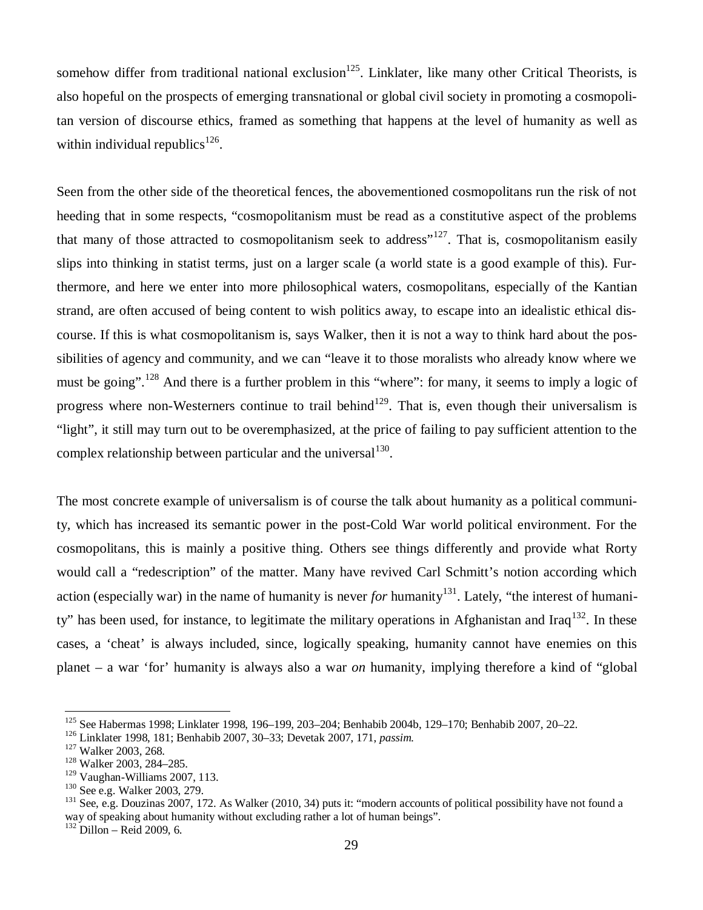somehow differ from traditional national exclusion[125]. Linklater, like many other Critical Theorists, is also hopeful on the prospects of emerging transnational or global civil society in promoting a cosmopolitan version of discourse ethics, framed as something that happens at the level of humanity as well as within individual republics[126].

Seen from the other side of the theoretical fences, the abovementioned cosmopolitans run the risk of not heeding that in some respects, "cosmopolitanism must be read as a constitutive aspect of the problems that many of those attracted to cosmopolitanism seek to address"[127]. That is, cosmopolitanism easily slips into thinking in statist terms, just on a larger scale (a world state is a good example of this). Furthermore, and here we enter into more philosophical waters, cosmopolitans, especially of the Kantian strand, are often accused of being content to wish politics away, to escape into an idealistic ethical discourse. If this is what cosmopolitanism is, says Walker, then it is not a way to think hard about the possibilities of agency and community, and we can "leave it to those moralists who already know where we must be going".[128] And there is a further problem in this "where": for many, it seems to imply a logic of progress where non-Westerners continue to trail behind[129]. That is, even though their universalism is "light", it still may turn out to be overemphasized, at the price of failing to pay sufficient attention to the complex relationship between particular and the universal[130].

The most concrete example of universalism is of course the talk about humanity as a political community, which has increased its semantic power in the post-Cold War world political environment. For the cosmopolitans, this is mainly a positive thing. Others see things differently and provide what Rorty would call a "redescription" of the matter. Many have revived Carl Schmitt's notion according which action (especially war) in the name of humanity is never *for* humanity[131]. Lately, "the interest of humanity" has been used, for instance, to legitimate the military operations in Afghanistan and Iraq[132]. In these cases, a 'cheat' is always included, since, logically speaking, humanity cannot have enemies on this planet – a war 'for' humanity is always also a war *on* humanity, implying therefore a kind of "global

---

[125] See Habermas 1998; Linklater 1998, 196–199, 203–204; Benhabib 2004b, 129–170; Benhabib 2007, 20–22.

[126] Linklater 1998, 181; Benhabib 2007, 30–33; Devetak 2007, 171, *passim*.

[127] Walker 2003, 268.

[128] Walker 2003, 284–285.

[129] Vaughan-Williams 2007, 113.

[130] See e.g. Walker 2003, 279.

[131] See, e.g. Douzinas 2007, 172. As Walker (2010, 34) puts it: "modern accounts of political possibility have not found a way of speaking about humanity without excluding rather a lot of human beings".

[132] Dillon – Reid 2009, 6.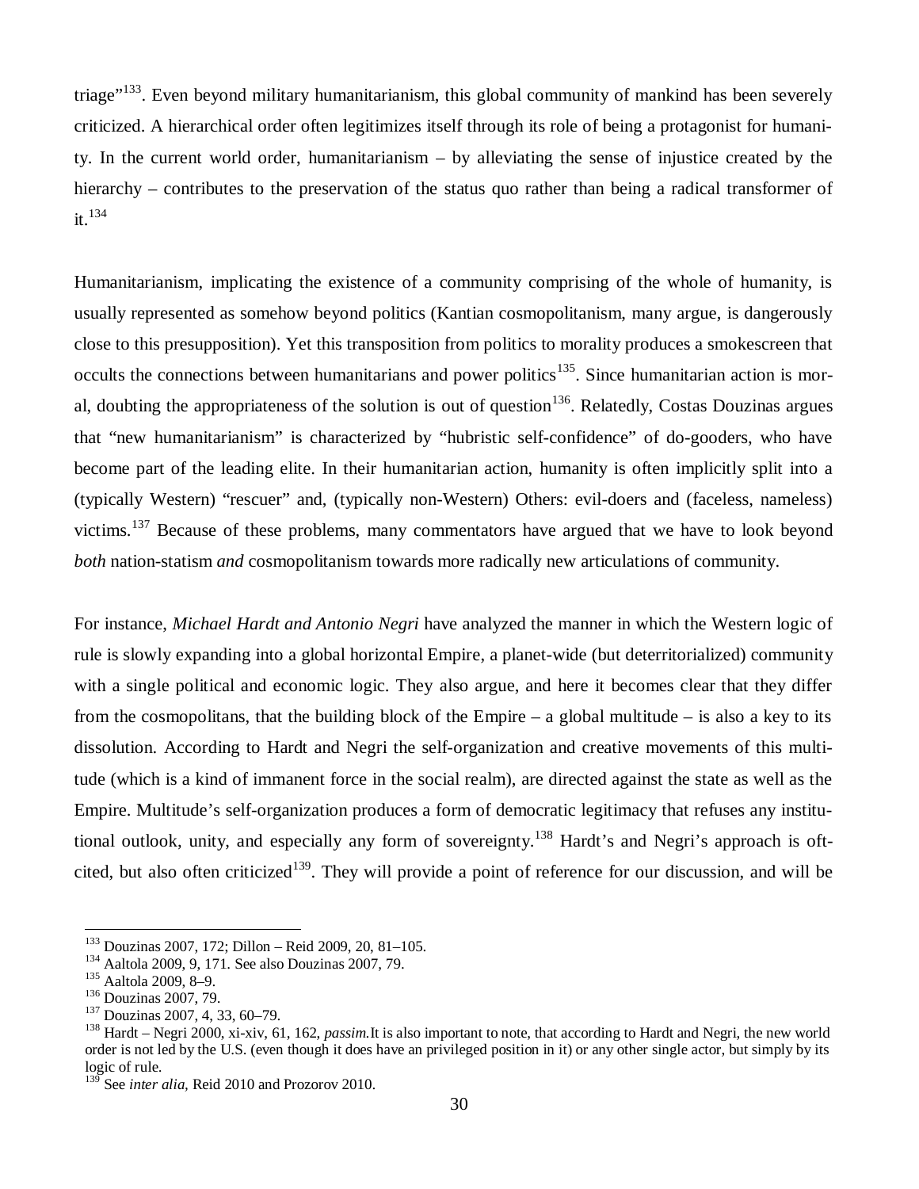triage"[133]. Even beyond military humanitarianism, this global community of mankind has been severely criticized. A hierarchical order often legitimizes itself through its role of being a protagonist for humanity. In the current world order, humanitarianism – by alleviating the sense of injustice created by the hierarchy – contributes to the preservation of the status quo rather than being a radical transformer of it.[134]

Humanitarianism, implicating the existence of a community comprising of the whole of humanity, is usually represented as somehow beyond politics (Kantian cosmopolitanism, many argue, is dangerously close to this presupposition). Yet this transposition from politics to morality produces a smokescreen that occults the connections between humanitarians and power politics[135]. Since humanitarian action is moral, doubting the appropriateness of the solution is out of question[136]. Relatedly, Costas Douzinas argues that "new humanitarianism" is characterized by "hubristic self-confidence" of do-gooders, who have become part of the leading elite. In their humanitarian action, humanity is often implicitly split into a (typically Western) "rescuer" and, (typically non-Western) Others: evil-doers and (faceless, nameless) victims.[137] Because of these problems, many commentators have argued that we have to look beyond *both* nation-statism *and* cosmopolitanism towards more radically new articulations of community.

For instance, *Michael Hardt and Antonio Negri* have analyzed the manner in which the Western logic of rule is slowly expanding into a global horizontal Empire, a planet-wide (but deterritorialized) community with a single political and economic logic. They also argue, and here it becomes clear that they differ from the cosmopolitans, that the building block of the Empire – a global multitude – is also a key to its dissolution. According to Hardt and Negri the self-organization and creative movements of this multitude (which is a kind of immanent force in the social realm), are directed against the state as well as the Empire. Multitude's self-organization produces a form of democratic legitimacy that refuses any institutional outlook, unity, and especially any form of sovereignty.[138] Hardt's and Negri's approach is oft-cited, but also often criticized[139]. They will provide a point of reference for our discussion, and will be

---

[133] Douzinas 2007, 172; Dillon – Reid 2009, 20, 81–105.

[134] Aaltola 2009, 9, 171. See also Douzinas 2007, 79.

[135] Aaltola 2009, 8–9.

[136] Douzinas 2007, 79.

[137] Douzinas 2007, 4, 33, 60–79.

[138] Hardt – Negri 2000, xi-xiv, 61, 162, *passim.*It is also important to note, that according to Hardt and Negri, the new world order is not led by the U.S. (even though it does have an privileged position in it) or any other single actor, but simply by its logic of rule.

[139] See *inter alia*, Reid 2010 and Prozorov 2010.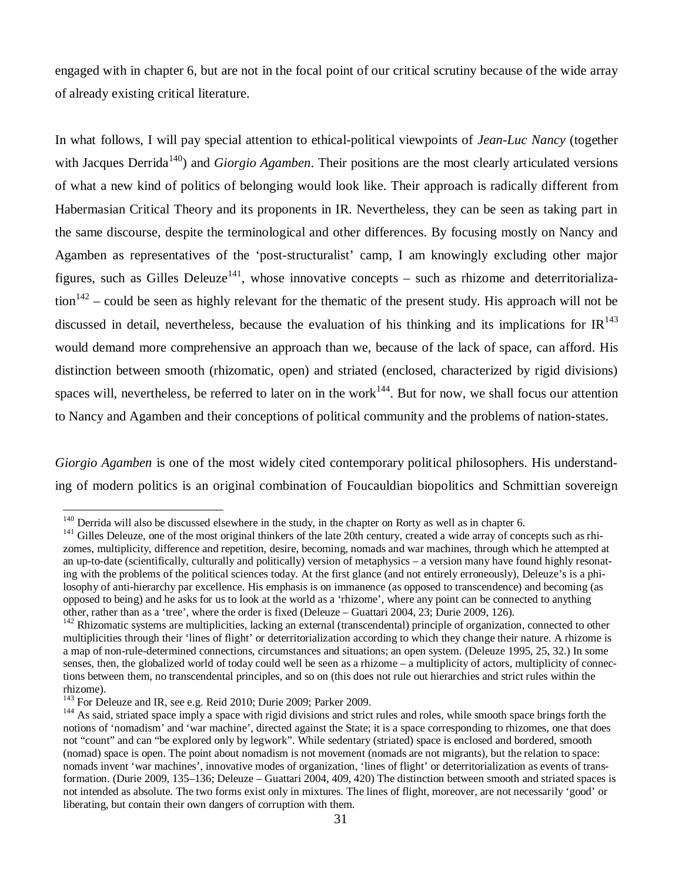engaged with in chapter 6, but are not in the focal point of our critical scrutiny because of the wide array of already existing critical literature.

In what follows, I will pay special attention to ethical-political viewpoints of *Jean-Luc Nancy* (together with Jacques Derrida[140]) and *Giorgio Agamben*. Their positions are the most clearly articulated versions of what a new kind of politics of belonging would look like. Their approach is radically different from Habermasian Critical Theory and its proponents in IR. Nevertheless, they can be seen as taking part in the same discourse, despite the terminological and other differences. By focusing mostly on Nancy and Agamben as representatives of the 'post-structuralist' camp, I am knowingly excluding other major figures, such as Gilles Deleuze[141], whose innovative concepts – such as rhizome and deterritorialization[142] – could be seen as highly relevant for the thematic of the present study. His approach will not be discussed in detail, nevertheless, because the evaluation of his thinking and its implications for IR[143] would demand more comprehensive an approach than we, because of the lack of space, can afford. His distinction between smooth (rhizomatic, open) and striated (enclosed, characterized by rigid divisions) spaces will, nevertheless, be referred to later on in the work[144]. But for now, we shall focus our attention to Nancy and Agamben and their conceptions of political community and the problems of nation-states.

*Giorgio Agamben* is one of the most widely cited contemporary political philosophers. His understanding of modern politics is an original combination of Foucauldian biopolitics and Schmittian sovereign

---

[140] Derrida will also be discussed elsewhere in the study, in the chapter on Rorty as well as in chapter 6.

[141] Gilles Deleuze, one of the most original thinkers of the late 20th century, created a wide array of concepts such as rhizomes, multiplicity, difference and repetition, desire, becoming, nomads and war machines, through which he attempted at an up-to-date (scientifically, culturally and politically) version of metaphysics – a version many have found highly resonating with the problems of the political sciences today. At the first glance (and not entirely erroneously), Deleuze's is a philosophy of anti-hierarchy par excellence. His emphasis is on immanence (as opposed to transcendence) and becoming (as opposed to being) and he asks for us to look at the world as a 'rhizome', where any point can be connected to anything other, rather than as a 'tree', where the order is fixed (Deleuze – Guattari 2004, 23; Durie 2009, 126).

[142] Rhizomatic systems are multiplicities, lacking an external (transcendental) principle of organization, connected to other multiplicities through their 'lines of flight' or deterritorialization according to which they change their nature. A rhizome is a map of non-rule-determined connections, circumstances and situations; an open system. (Deleuze 1995, 25, 32.) In some senses, then, the globalized world of today could well be seen as a rhizome – a multiplicity of actors, multiplicity of connections between them, no transcendental principles, and so on (this does not rule out hierarchies and strict rules within the rhizome).

[143] For Deleuze and IR, see e.g. Reid 2010; Durie 2009; Parker 2009.

[144] As said, striated space imply a space with rigid divisions and strict rules and roles, while smooth space brings forth the notions of 'nomadism' and 'war machine', directed against the State; it is a space corresponding to rhizomes, one that does not "count" and can "be explored only by legwork". While sedentary (striated) space is enclosed and bordered, smooth (nomad) space is open. The point about nomadism is not movement (nomads are not migrants), but the relation to space: nomads invent 'war machines', innovative modes of organization, 'lines of flight' or deterritorialization as events of transformation. (Durie 2009, 135–136; Deleuze – Guattari 2004, 409, 420) The distinction between smooth and striated spaces is not intended as absolute. The two forms exist only in mixtures. The lines of flight, moreover, are not necessarily 'good' or liberating, but contain their own dangers of corruption with them.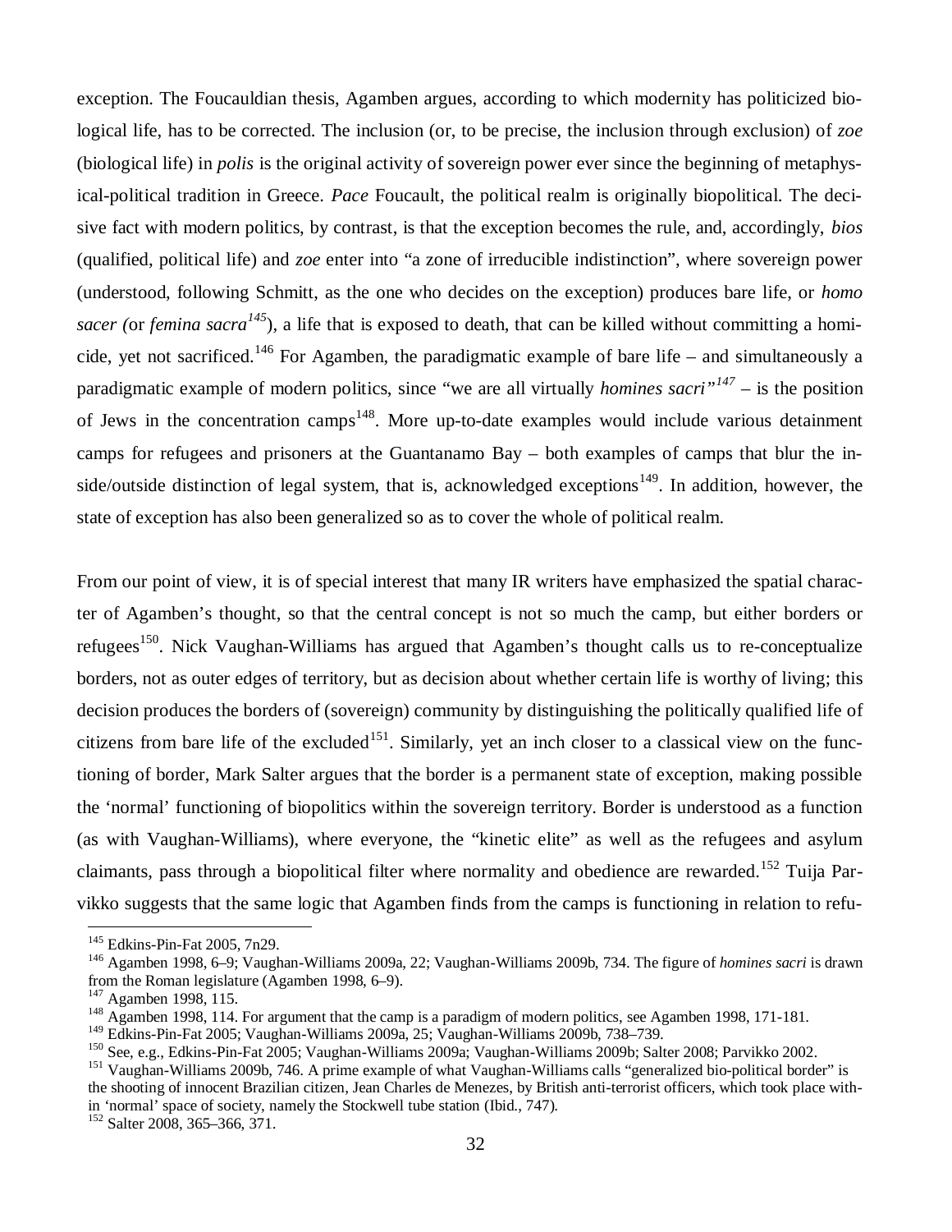exception. The Foucauldian thesis, Agamben argues, according to which modernity has politicized biological life, has to be corrected. The inclusion (or, to be precise, the inclusion through exclusion) of *zoe* (biological life) in *polis* is the original activity of sovereign power ever since the beginning of metaphysical-political tradition in Greece. *Pace* Foucault, the political realm is originally biopolitical. The decisive fact with modern politics, by contrast, is that the exception becomes the rule, and, accordingly, *bios* (qualified, political life) and *zoe* enter into "a zone of irreducible indistinction", where sovereign power (understood, following Schmitt, as the one who decides on the exception) produces bare life, or *homo sacer (*or *femina sacra*[145]), a life that is exposed to death, that can be killed without committing a homicide, yet not sacrificed.[146] For Agamben, the paradigmatic example of bare life – and simultaneously a paradigmatic example of modern politics, since "we are all virtually *homines sacri*"[147] – is the position of Jews in the concentration camps[148]. More up-to-date examples would include various detainment camps for refugees and prisoners at the Guantanamo Bay – both examples of camps that blur the inside/outside distinction of legal system, that is, acknowledged exceptions[149]. In addition, however, the state of exception has also been generalized so as to cover the whole of political realm.

From our point of view, it is of special interest that many IR writers have emphasized the spatial character of Agamben's thought, so that the central concept is not so much the camp, but either borders or refugees[150]. Nick Vaughan-Williams has argued that Agamben's thought calls us to re-conceptualize borders, not as outer edges of territory, but as decision about whether certain life is worthy of living; this decision produces the borders of (sovereign) community by distinguishing the politically qualified life of citizens from bare life of the excluded[151]. Similarly, yet an inch closer to a classical view on the functioning of border, Mark Salter argues that the border is a permanent state of exception, making possible the 'normal' functioning of biopolitics within the sovereign territory. Border is understood as a function (as with Vaughan-Williams), where everyone, the "kinetic elite" as well as the refugees and asylum claimants, pass through a biopolitical filter where normality and obedience are rewarded.[152] Tuija Parvikko suggests that the same logic that Agamben finds from the camps is functioning in relation to refu-

---

[145] Edkins-Pin-Fat 2005, 7n29.

[146] Agamben 1998, 6–9; Vaughan-Williams 2009a, 22; Vaughan-Williams 2009b, 734. The figure of *homines sacri* is drawn from the Roman legislature (Agamben 1998, 6–9).

[147] Agamben 1998, 115.

[148] Agamben 1998, 114. For argument that the camp is a paradigm of modern politics, see Agamben 1998, 171-181.

[149] Edkins-Pin-Fat 2005; Vaughan-Williams 2009a, 25; Vaughan-Williams 2009b, 738–739.

[150] See, e.g., Edkins-Pin-Fat 2005; Vaughan-Williams 2009a; Vaughan-Williams 2009b; Salter 2008; Parvikko 2002.

[151] Vaughan-Williams 2009b, 746. A prime example of what Vaughan-Williams calls "generalized bio-political border" is the shooting of innocent Brazilian citizen, Jean Charles de Menezes, by British anti-terrorist officers, which took place within 'normal' space of society, namely the Stockwell tube station (Ibid., 747).

[152] Salter 2008, 365–366, 371.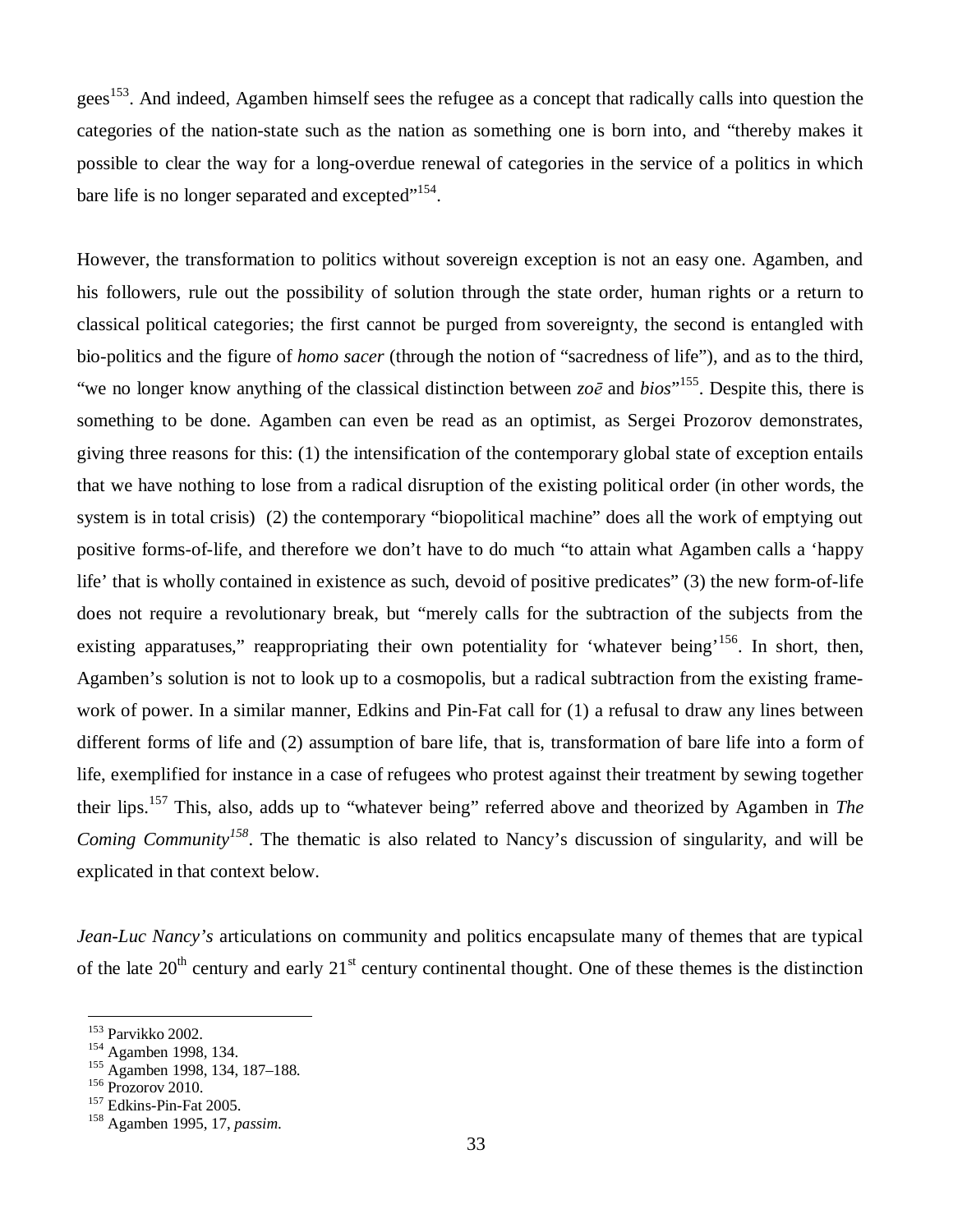gees[153]. And indeed, Agamben himself sees the refugee as a concept that radically calls into question the categories of the nation-state such as the nation as something one is born into, and "thereby makes it possible to clear the way for a long-overdue renewal of categories in the service of a politics in which bare life is no longer separated and excepted"[154].

However, the transformation to politics without sovereign exception is not an easy one. Agamben, and his followers, rule out the possibility of solution through the state order, human rights or a return to classical political categories; the first cannot be purged from sovereignty, the second is entangled with bio-politics and the figure of *homo sacer* (through the notion of "sacredness of life"), and as to the third, "we no longer know anything of the classical distinction between *zoē* and *bios*"[155]. Despite this, there is something to be done. Agamben can even be read as an optimist, as Sergei Prozorov demonstrates, giving three reasons for this: (1) the intensification of the contemporary global state of exception entails that we have nothing to lose from a radical disruption of the existing political order (in other words, the system is in total crisis) (2) the contemporary "biopolitical machine" does all the work of emptying out positive forms-of-life, and therefore we don't have to do much "to attain what Agamben calls a 'happy life' that is wholly contained in existence as such, devoid of positive predicates" (3) the new form-of-life does not require a revolutionary break, but "merely calls for the subtraction of the subjects from the existing apparatuses," reappropriating their own potentiality for 'whatever being'[156]. In short, then, Agamben's solution is not to look up to a cosmopolis, but a radical subtraction from the existing framework of power. In a similar manner, Edkins and Pin-Fat call for (1) a refusal to draw any lines between different forms of life and (2) assumption of bare life, that is, transformation of bare life into a form of life, exemplified for instance in a case of refugees who protest against their treatment by sewing together their lips.[157] This, also, adds up to "whatever being" referred above and theorized by Agamben in *The Coming Community*[158]. The thematic is also related to Nancy's discussion of singularity, and will be explicated in that context below.

*Jean-Luc Nancy's* articulations on community and politics encapsulate many of themes that are typical of the late 20th century and early 21st century continental thought. One of these themes is the distinction

---

[153] Parvikko 2002.
[154] Agamben 1998, 134.
[155] Agamben 1998, 134, 187–188.
[156] Prozorov 2010.
[157] Edkins-Pin-Fat 2005.
[158] Agamben 1995, 17, *passim*.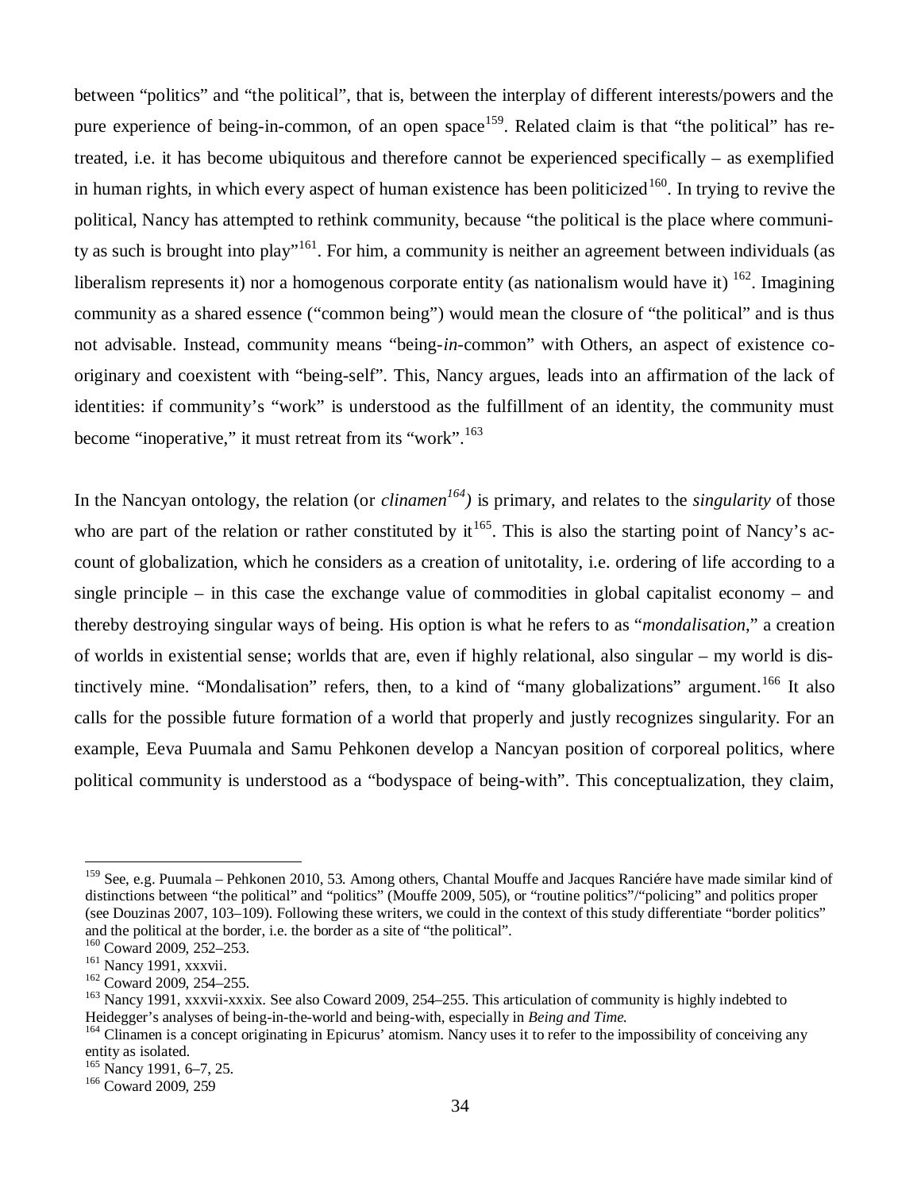between "politics" and "the political", that is, between the interplay of different interests/powers and the pure experience of being-in-common, of an open space[159]. Related claim is that "the political" has re-treated, i.e. it has become ubiquitous and therefore cannot be experienced specifically – as exemplified in human rights, in which every aspect of human existence has been politicized[160]. In trying to revive the political, Nancy has attempted to rethink community, because "the political is the place where community as such is brought into play"[161]. For him, a community is neither an agreement between individuals (as liberalism represents it) nor a homogenous corporate entity (as nationalism would have it) [162]. Imagining community as a shared essence ("common being") would mean the closure of "the political" and is thus not advisable. Instead, community means "being-*in*-common" with Others, an aspect of existence co-originary and coexistent with "being-self". This, Nancy argues, leads into an affirmation of the lack of identities: if community's "work" is understood as the fulfillment of an identity, the community must become "inoperative," it must retreat from its "work".[163]

In the Nancyan ontology, the relation (or *clinamen*[164]) is primary, and relates to the *singularity* of those who are part of the relation or rather constituted by it[165]. This is also the starting point of Nancy's account of globalization, which he considers as a creation of unitotality, i.e. ordering of life according to a single principle – in this case the exchange value of commodities in global capitalist economy – and thereby destroying singular ways of being. His option is what he refers to as "*mondalisation*," a creation of worlds in existential sense; worlds that are, even if highly relational, also singular – my world is distinctively mine. "Mondalisation" refers, then, to a kind of "many globalizations" argument.[166] It also calls for the possible future formation of a world that properly and justly recognizes singularity. For an example, Eeva Puumala and Samu Pehkonen develop a Nancyan position of corporeal politics, where political community is understood as a "bodyspace of being-with". This conceptualization, they claim,

---

[159] See, e.g. Puumala – Pehkonen 2010, 53. Among others, Chantal Mouffe and Jacques Ranciére have made similar kind of distinctions between "the political" and "politics" (Mouffe 2009, 505), or "routine politics"/"policing" and politics proper (see Douzinas 2007, 103–109). Following these writers, we could in the context of this study differentiate "border politics" and the political at the border, i.e. the border as a site of "the political".

[160] Coward 2009, 252–253.

[161] Nancy 1991, xxxvii.

[162] Coward 2009, 254–255.

[163] Nancy 1991, xxxvii-xxxix. See also Coward 2009, 254–255. This articulation of community is highly indebted to Heidegger's analyses of being-in-the-world and being-with, especially in *Being and Time*.

[164] Clinamen is a concept originating in Epicurus' atomism. Nancy uses it to refer to the impossibility of conceiving any entity as isolated.

[165] Nancy 1991, 6–7, 25.

[166] Coward 2009, 259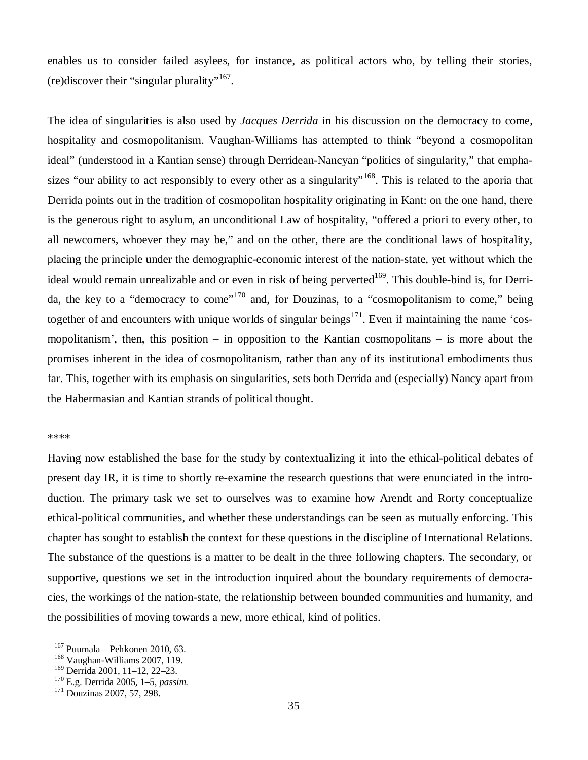enables us to consider failed asylees, for instance, as political actors who, by telling their stories, (re)discover their "singular plurality"[167].

The idea of singularities is also used by *Jacques Derrida* in his discussion on the democracy to come, hospitality and cosmopolitanism. Vaughan-Williams has attempted to think "beyond a cosmopolitan ideal" (understood in a Kantian sense) through Derridean-Nancyan "politics of singularity," that emphasizes "our ability to act responsibly to every other as a singularity"[168]. This is related to the aporia that Derrida points out in the tradition of cosmopolitan hospitality originating in Kant: on the one hand, there is the generous right to asylum, an unconditional Law of hospitality, "offered a priori to every other, to all newcomers, whoever they may be," and on the other, there are the conditional laws of hospitality, placing the principle under the demographic-economic interest of the nation-state, yet without which the ideal would remain unrealizable and or even in risk of being perverted[169]. This double-bind is, for Derrida, the key to a "democracy to come"[170] and, for Douzinas, to a "cosmopolitanism to come," being together of and encounters with unique worlds of singular beings[171]. Even if maintaining the name 'cosmopolitanism', then, this position – in opposition to the Kantian cosmopolitans – is more about the promises inherent in the idea of cosmopolitanism, rather than any of its institutional embodiments thus far. This, together with its emphasis on singularities, sets both Derrida and (especially) Nancy apart from the Habermasian and Kantian strands of political thought.

****

Having now established the base for the study by contextualizing it into the ethical-political debates of present day IR, it is time to shortly re-examine the research questions that were enunciated in the introduction. The primary task we set to ourselves was to examine how Arendt and Rorty conceptualize ethical-political communities, and whether these understandings can be seen as mutually enforcing. This chapter has sought to establish the context for these questions in the discipline of International Relations. The substance of the questions is a matter to be dealt in the three following chapters. The secondary, or supportive, questions we set in the introduction inquired about the boundary requirements of democracies, the workings of the nation-state, the relationship between bounded communities and humanity, and the possibilities of moving towards a new, more ethical, kind of politics.

[167] Puumala – Pehkonen 2010, 63.
[168] Vaughan-Williams 2007, 119.
[169] Derrida 2001, 11–12, 22–23.
[170] E.g. Derrida 2005, 1–5, *passim.*
[171] Douzinas 2007, 57, 298.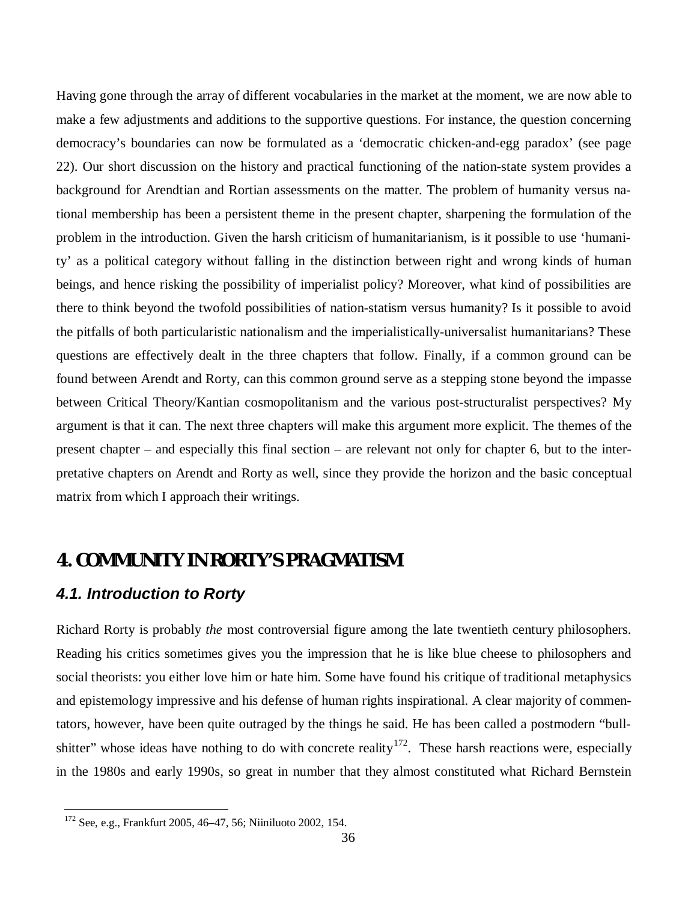Having gone through the array of different vocabularies in the market at the moment, we are now able to make a few adjustments and additions to the supportive questions. For instance, the question concerning democracy's boundaries can now be formulated as a 'democratic chicken-and-egg paradox' (see page 22). Our short discussion on the history and practical functioning of the nation-state system provides a background for Arendtian and Rortian assessments on the matter. The problem of humanity versus national membership has been a persistent theme in the present chapter, sharpening the formulation of the problem in the introduction. Given the harsh criticism of humanitarianism, is it possible to use 'humanity' as a political category without falling in the distinction between right and wrong kinds of human beings, and hence risking the possibility of imperialist policy? Moreover, what kind of possibilities are there to think beyond the twofold possibilities of nation-statism versus humanity? Is it possible to avoid the pitfalls of both particularistic nationalism and the imperialistically-universalist humanitarians? These questions are effectively dealt in the three chapters that follow. Finally, if a common ground can be found between Arendt and Rorty, can this common ground serve as a stepping stone beyond the impasse between Critical Theory/Kantian cosmopolitanism and the various post-structuralist perspectives? My argument is that it can. The next three chapters will make this argument more explicit. The themes of the present chapter – and especially this final section – are relevant not only for chapter 6, but to the interpretative chapters on Arendt and Rorty as well, since they provide the horizon and the basic conceptual matrix from which I approach their writings.

# 4. COMMUNITY IN RORTY'S PRAGMATISM

## *4.1. Introduction to Rorty*

Richard Rorty is probably *the* most controversial figure among the late twentieth century philosophers. Reading his critics sometimes gives you the impression that he is like blue cheese to philosophers and social theorists: you either love him or hate him. Some have found his critique of traditional metaphysics and epistemology impressive and his defense of human rights inspirational. A clear majority of commentators, however, have been quite outraged by the things he said. He has been called a postmodern "bullshitter" whose ideas have nothing to do with concrete reality[172]. These harsh reactions were, especially in the 1980s and early 1990s, so great in number that they almost constituted what Richard Bernstein

[172] See, e.g., Frankfurt 2005, 46–47, 56; Niiniluoto 2002, 154.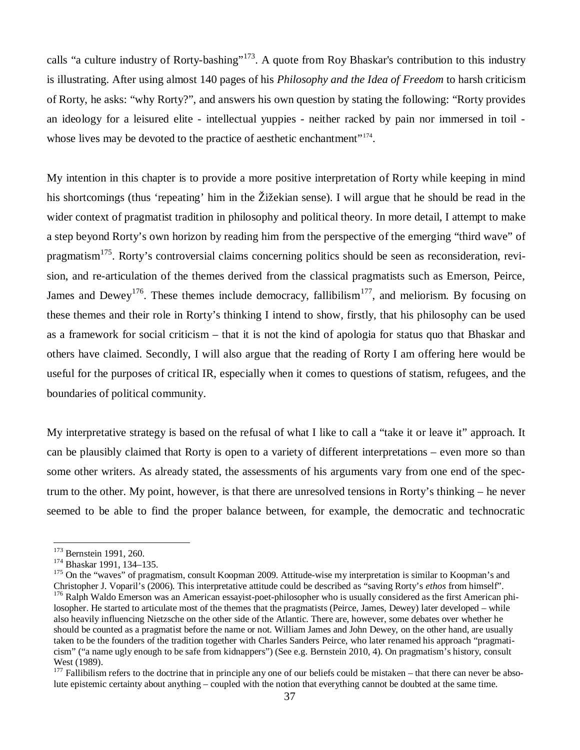calls “a culture industry of Rorty-bashing”[173]. A quote from Roy Bhaskar's contribution to this industry is illustrating. After using almost 140 pages of his *Philosophy and the Idea of Freedom* to harsh criticism of Rorty, he asks: “why Rorty?”, and answers his own question by stating the following: “Rorty provides an ideology for a leisured elite - intellectual yuppies - neither racked by pain nor immersed in toil - whose lives may be devoted to the practice of aesthetic enchantment”[174].

My intention in this chapter is to provide a more positive interpretation of Rorty while keeping in mind his shortcomings (thus ‘repeating’ him in the Žižekian sense). I will argue that he should be read in the wider context of pragmatist tradition in philosophy and political theory. In more detail, I attempt to make a step beyond Rorty’s own horizon by reading him from the perspective of the emerging “third wave” of pragmatism[175]. Rorty’s controversial claims concerning politics should be seen as reconsideration, revision, and re-articulation of the themes derived from the classical pragmatists such as Emerson, Peirce, James and Dewey[176]. These themes include democracy, fallibilism[177], and meliorism. By focusing on these themes and their role in Rorty’s thinking I intend to show, firstly, that his philosophy can be used as a framework for social criticism – that it is not the kind of apologia for status quo that Bhaskar and others have claimed. Secondly, I will also argue that the reading of Rorty I am offering here would be useful for the purposes of critical IR, especially when it comes to questions of statism, refugees, and the boundaries of political community.

My interpretative strategy is based on the refusal of what I like to call a “take it or leave it” approach. It can be plausibly claimed that Rorty is open to a variety of different interpretations – even more so than some other writers. As already stated, the assessments of his arguments vary from one end of the spectrum to the other. My point, however, is that there are unresolved tensions in Rorty’s thinking – he never seemed to be able to find the proper balance between, for example, the democratic and technocratic

---

[173] Bernstein 1991, 260.

[174] Bhaskar 1991, 134–135.

[175] On the “waves” of pragmatism, consult Koopman 2009. Attitude-wise my interpretation is similar to Koopman’s and Christopher J. Voparil’s (2006). This interpretative attitude could be described as “saving Rorty’s *ethos* from himself”.

[176] Ralph Waldo Emerson was an American essayist-poet-philosopher who is usually considered as the first American philosopher. He started to articulate most of the themes that the pragmatists (Peirce, James, Dewey) later developed – while also heavily influencing Nietzsche on the other side of the Atlantic. There are, however, some debates over whether he should be counted as a pragmatist before the name or not. William James and John Dewey, on the other hand, are usually taken to be the founders of the tradition together with Charles Sanders Peirce, who later renamed his approach “pragmaticism” (“a name ugly enough to be safe from kidnappers”) (See e.g. Bernstein 2010, 4). On pragmatism’s history, consult West (1989).

[177] Fallibilism refers to the doctrine that in principle any one of our beliefs could be mistaken – that there can never be absolute epistemic certainty about anything – coupled with the notion that everything cannot be doubted at the same time.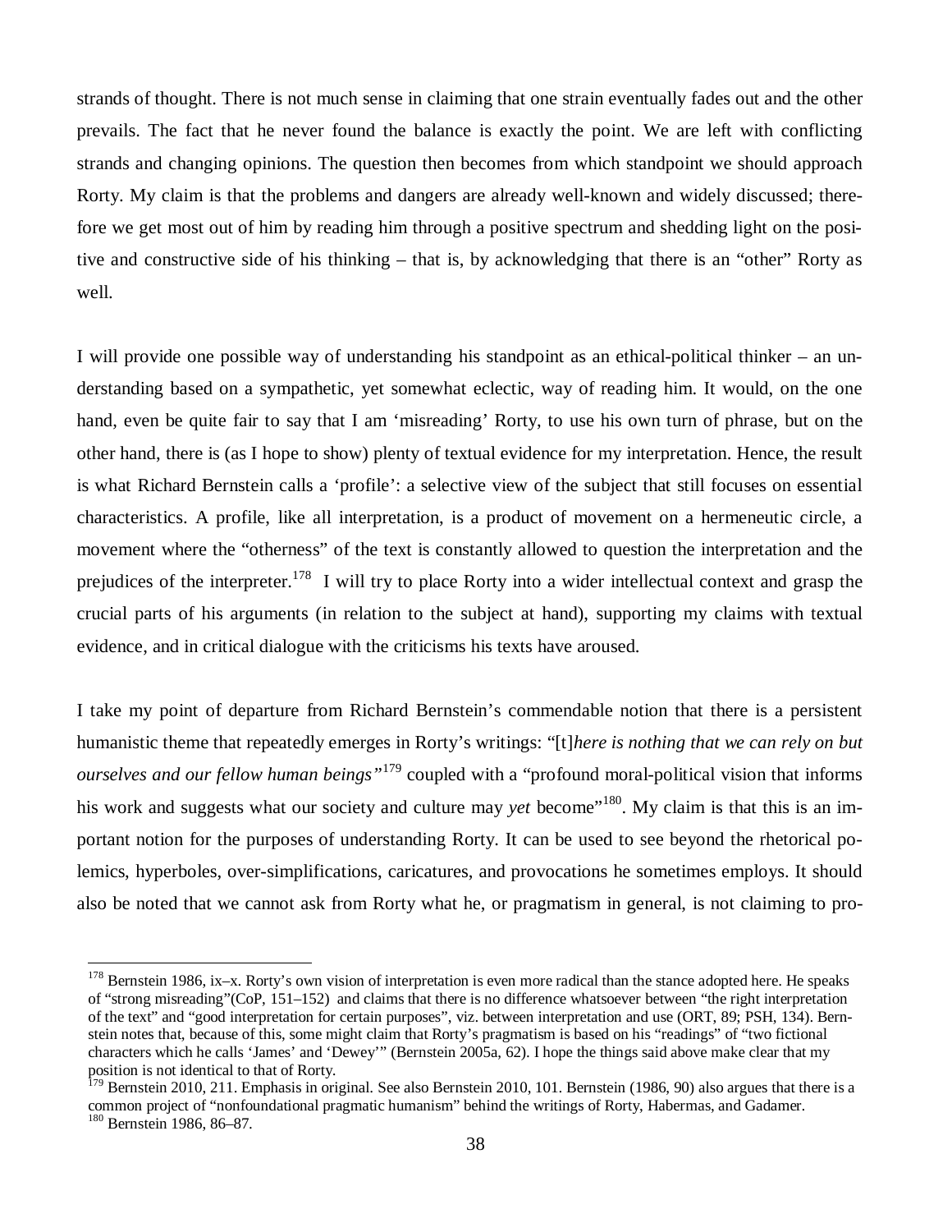strands of thought. There is not much sense in claiming that one strain eventually fades out and the other prevails. The fact that he never found the balance is exactly the point. We are left with conflicting strands and changing opinions. The question then becomes from which standpoint we should approach Rorty. My claim is that the problems and dangers are already well-known and widely discussed; therefore we get most out of him by reading him through a positive spectrum and shedding light on the positive and constructive side of his thinking – that is, by acknowledging that there is an "other" Rorty as well.

I will provide one possible way of understanding his standpoint as an ethical-political thinker – an understanding based on a sympathetic, yet somewhat eclectic, way of reading him. It would, on the one hand, even be quite fair to say that I am 'misreading' Rorty, to use his own turn of phrase, but on the other hand, there is (as I hope to show) plenty of textual evidence for my interpretation. Hence, the result is what Richard Bernstein calls a 'profile': a selective view of the subject that still focuses on essential characteristics. A profile, like all interpretation, is a product of movement on a hermeneutic circle, a movement where the "otherness" of the text is constantly allowed to question the interpretation and the prejudices of the interpreter.[178] I will try to place Rorty into a wider intellectual context and grasp the crucial parts of his arguments (in relation to the subject at hand), supporting my claims with textual evidence, and in critical dialogue with the criticisms his texts have aroused.

I take my point of departure from Richard Bernstein's commendable notion that there is a persistent humanistic theme that repeatedly emerges in Rorty's writings: "[t]*here is nothing that we can rely on but ourselves and our fellow human beings*"[179] coupled with a "profound moral-political vision that informs his work and suggests what our society and culture may *yet* become"[180]. My claim is that this is an important notion for the purposes of understanding Rorty. It can be used to see beyond the rhetorical polemics, hyperboles, over-simplifications, caricatures, and provocations he sometimes employs. It should also be noted that we cannot ask from Rorty what he, or pragmatism in general, is not claiming to pro-

---

[178] Bernstein 1986, ix–x. Rorty's own vision of interpretation is even more radical than the stance adopted here. He speaks of "strong misreading"(CoP, 151–152) and claims that there is no difference whatsoever between "the right interpretation of the text" and "good interpretation for certain purposes", viz. between interpretation and use (ORT, 89; PSH, 134). Bernstein notes that, because of this, some might claim that Rorty's pragmatism is based on his "readings" of "two fictional characters which he calls 'James' and 'Dewey'" (Bernstein 2005a, 62). I hope the things said above make clear that my position is not identical to that of Rorty.

[179] Bernstein 2010, 211. Emphasis in original. See also Bernstein 2010, 101. Bernstein (1986, 90) also argues that there is a common project of "nonfoundational pragmatic humanism" behind the writings of Rorty, Habermas, and Gadamer.

[180] Bernstein 1986, 86–87.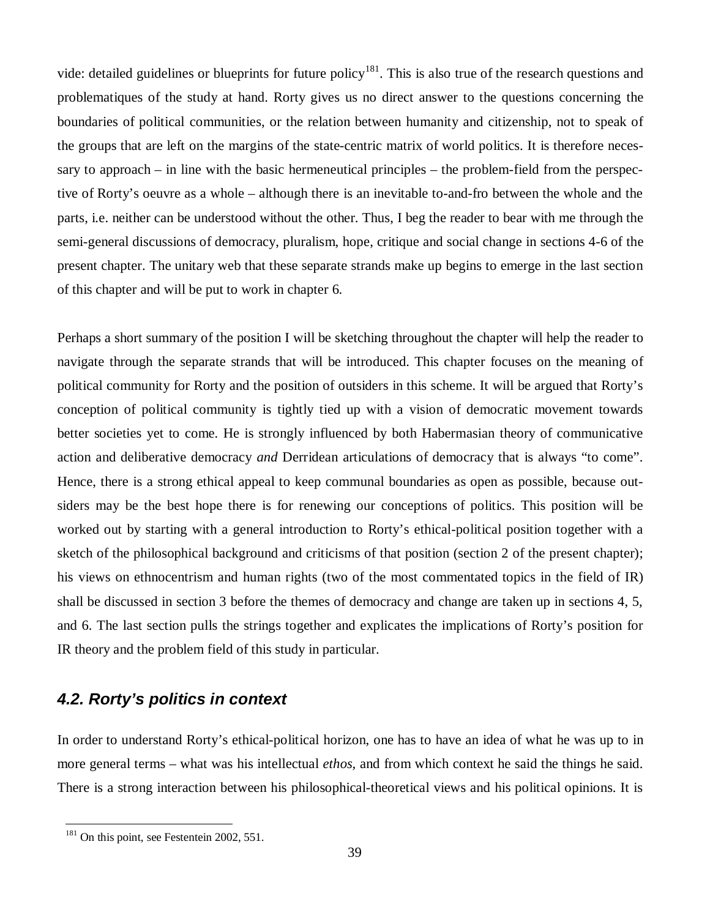vide: detailed guidelines or blueprints for future policy[181]. This is also true of the research questions and problematiques of the study at hand. Rorty gives us no direct answer to the questions concerning the boundaries of political communities, or the relation between humanity and citizenship, not to speak of the groups that are left on the margins of the state-centric matrix of world politics. It is therefore necessary to approach – in line with the basic hermeneutical principles – the problem-field from the perspective of Rorty's oeuvre as a whole – although there is an inevitable to-and-fro between the whole and the parts, i.e. neither can be understood without the other. Thus, I beg the reader to bear with me through the semi-general discussions of democracy, pluralism, hope, critique and social change in sections 4-6 of the present chapter. The unitary web that these separate strands make up begins to emerge in the last section of this chapter and will be put to work in chapter 6.

Perhaps a short summary of the position I will be sketching throughout the chapter will help the reader to navigate through the separate strands that will be introduced. This chapter focuses on the meaning of political community for Rorty and the position of outsiders in this scheme. It will be argued that Rorty's conception of political community is tightly tied up with a vision of democratic movement towards better societies yet to come. He is strongly influenced by both Habermasian theory of communicative action and deliberative democracy *and* Derridean articulations of democracy that is always "to come". Hence, there is a strong ethical appeal to keep communal boundaries as open as possible, because outsiders may be the best hope there is for renewing our conceptions of politics. This position will be worked out by starting with a general introduction to Rorty's ethical-political position together with a sketch of the philosophical background and criticisms of that position (section 2 of the present chapter); his views on ethnocentrism and human rights (two of the most commentated topics in the field of IR) shall be discussed in section 3 before the themes of democracy and change are taken up in sections 4, 5, and 6. The last section pulls the strings together and explicates the implications of Rorty's position for IR theory and the problem field of this study in particular.

## 4.2. Rorty's politics in context

In order to understand Rorty's ethical-political horizon, one has to have an idea of what he was up to in more general terms – what was his intellectual *ethos*, and from which context he said the things he said. There is a strong interaction between his philosophical-theoretical views and his political opinions. It is

---

[181] On this point, see Festenstein 2002, 551.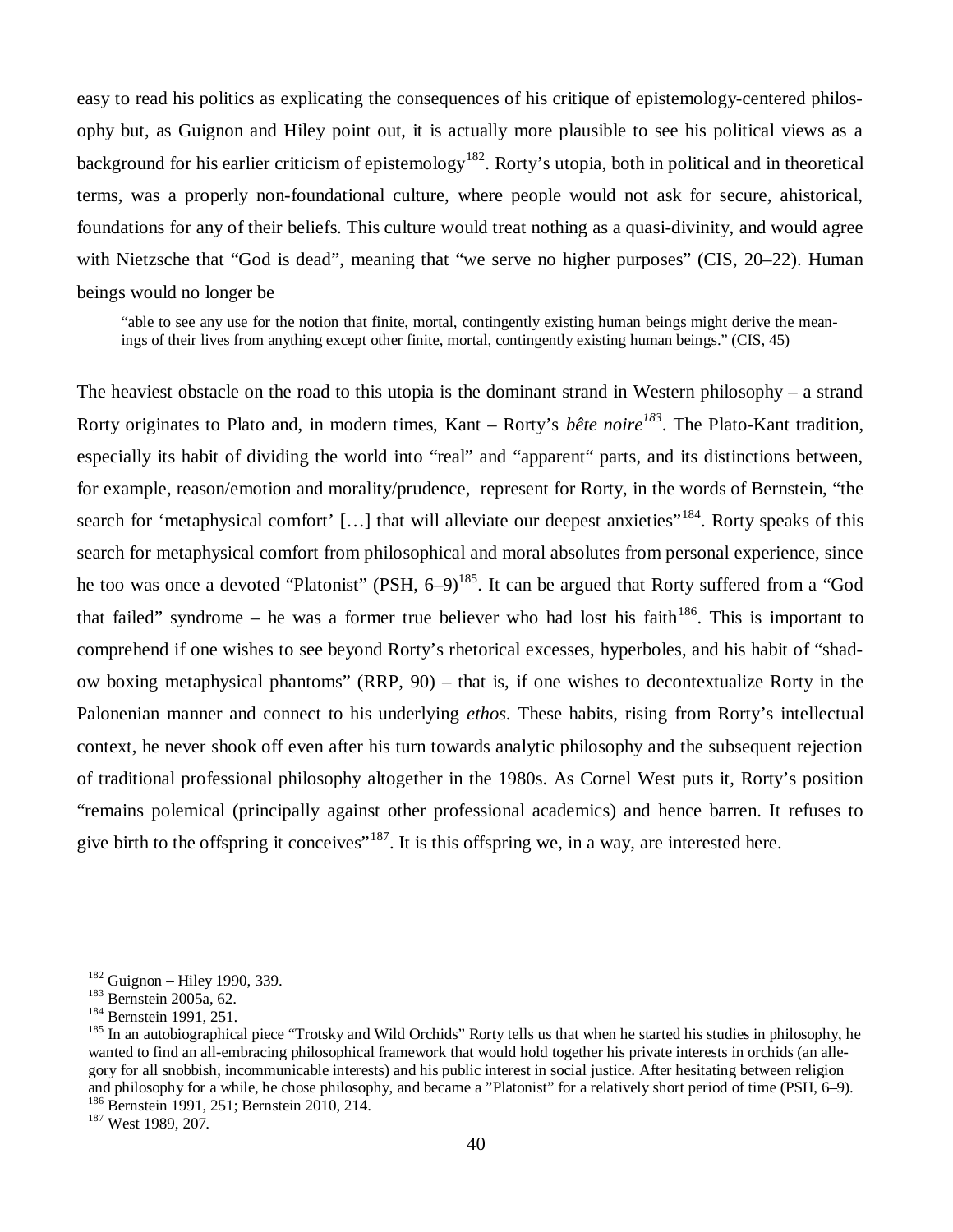easy to read his politics as explicating the consequences of his critique of epistemology-centered philosophy but, as Guignon and Hiley point out, it is actually more plausible to see his political views as a background for his earlier criticism of epistemology[182]. Rorty's utopia, both in political and in theoretical terms, was a properly non-foundational culture, where people would not ask for secure, ahistorical, foundations for any of their beliefs. This culture would treat nothing as a quasi-divinity, and would agree with Nietzsche that "God is dead", meaning that "we serve no higher purposes" (CIS, 20–22). Human beings would no longer be

> "able to see any use for the notion that finite, mortal, contingently existing human beings might derive the meanings of their lives from anything except other finite, mortal, contingently existing human beings." (CIS, 45)

The heaviest obstacle on the road to this utopia is the dominant strand in Western philosophy – a strand Rorty originates to Plato and, in modern times, Kant – Rorty's *bête noire*[183]. The Plato-Kant tradition, especially its habit of dividing the world into "real" and "apparent" parts, and its distinctions between, for example, reason/emotion and morality/prudence, represent for Rorty, in the words of Bernstein, "the search for 'metaphysical comfort' […] that will alleviate our deepest anxieties"[184]. Rorty speaks of this search for metaphysical comfort from philosophical and moral absolutes from personal experience, since he too was once a devoted "Platonist" (PSH, 6–9)[185]. It can be argued that Rorty suffered from a "God that failed" syndrome – he was a former true believer who had lost his faith[186]. This is important to comprehend if one wishes to see beyond Rorty's rhetorical excesses, hyperboles, and his habit of "shadow boxing metaphysical phantoms" (RRP, 90) – that is, if one wishes to decontextualize Rorty in the Palonenian manner and connect to his underlying *ethos*. These habits, rising from Rorty's intellectual context, he never shook off even after his turn towards analytic philosophy and the subsequent rejection of traditional professional philosophy altogether in the 1980s. As Cornel West puts it, Rorty's position "remains polemical (principally against other professional academics) and hence barren. It refuses to give birth to the offspring it conceives"[187]. It is this offspring we, in a way, are interested here.

---

[182] Guignon – Hiley 1990, 339.
[183] Bernstein 2005a, 62.
[184] Bernstein 1991, 251.
[185] In an autobiographical piece "Trotsky and Wild Orchids" Rorty tells us that when he started his studies in philosophy, he wanted to find an all-embracing philosophical framework that would hold together his private interests in orchids (an allegory for all snobbish, incommunicable interests) and his public interest in social justice. After hesitating between religion and philosophy for a while, he chose philosophy, and became a "Platonist" for a relatively short period of time (PSH, 6–9).
[186] Bernstein 1991, 251; Bernstein 2010, 214.
[187] West 1989, 207.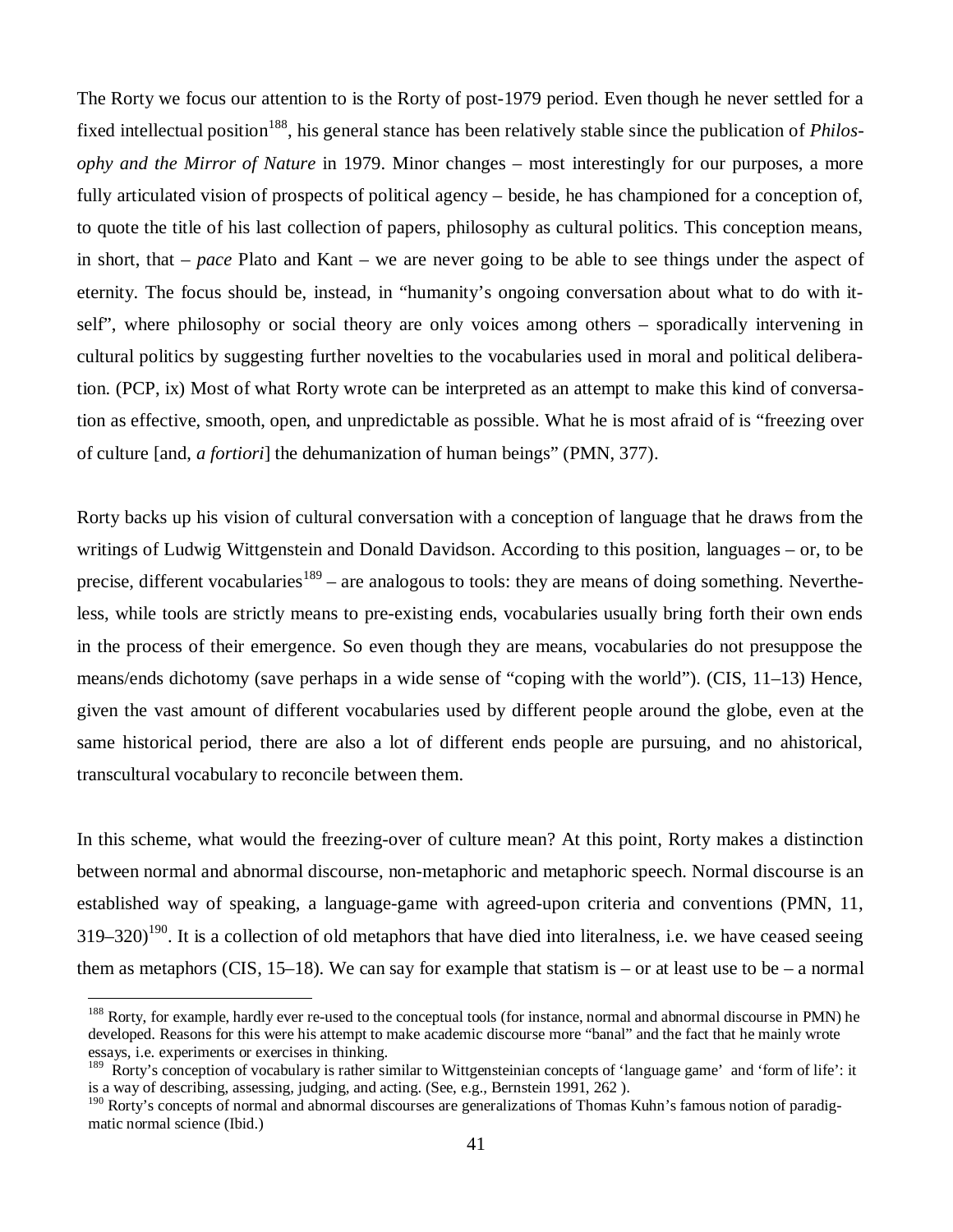The Rorty we focus our attention to is the Rorty of post-1979 period. Even though he never settled for a fixed intellectual position[188], his general stance has been relatively stable since the publication of *Philosophy and the Mirror of Nature* in 1979. Minor changes – most interestingly for our purposes, a more fully articulated vision of prospects of political agency – beside, he has championed for a conception of, to quote the title of his last collection of papers, philosophy as cultural politics. This conception means, in short, that – *pace* Plato and Kant – we are never going to be able to see things under the aspect of eternity. The focus should be, instead, in "humanity's ongoing conversation about what to do with itself", where philosophy or social theory are only voices among others – sporadically intervening in cultural politics by suggesting further novelties to the vocabularies used in moral and political deliberation. (PCP, ix) Most of what Rorty wrote can be interpreted as an attempt to make this kind of conversation as effective, smooth, open, and unpredictable as possible. What he is most afraid of is "freezing over of culture [and, *a fortiori*] the dehumanization of human beings" (PMN, 377).

Rorty backs up his vision of cultural conversation with a conception of language that he draws from the writings of Ludwig Wittgenstein and Donald Davidson. According to this position, languages – or, to be precise, different vocabularies[189] – are analogous to tools: they are means of doing something. Nevertheless, while tools are strictly means to pre-existing ends, vocabularies usually bring forth their own ends in the process of their emergence. So even though they are means, vocabularies do not presuppose the means/ends dichotomy (save perhaps in a wide sense of "coping with the world"). (CIS, 11–13) Hence, given the vast amount of different vocabularies used by different people around the globe, even at the same historical period, there are also a lot of different ends people are pursuing, and no ahistorical, transcultural vocabulary to reconcile between them.

In this scheme, what would the freezing-over of culture mean? At this point, Rorty makes a distinction between normal and abnormal discourse, non-metaphoric and metaphoric speech. Normal discourse is an established way of speaking, a language-game with agreed-upon criteria and conventions (PMN, 11, 319–320)[190]. It is a collection of old metaphors that have died into literalness, i.e. we have ceased seeing them as metaphors (CIS, 15–18). We can say for example that statism is – or at least use to be – a normal

---

[188] Rorty, for example, hardly ever re-used to the conceptual tools (for instance, normal and abnormal discourse in PMN) he developed. Reasons for this were his attempt to make academic discourse more "banal" and the fact that he mainly wrote essays, i.e. experiments or exercises in thinking.

[189] Rorty's conception of vocabulary is rather similar to Wittgensteinian concepts of 'language game' and 'form of life': it is a way of describing, assessing, judging, and acting. (See, e.g., Bernstein 1991, 262 ).

[190] Rorty's concepts of normal and abnormal discourses are generalizations of Thomas Kuhn's famous notion of paradigmatic normal science (Ibid.)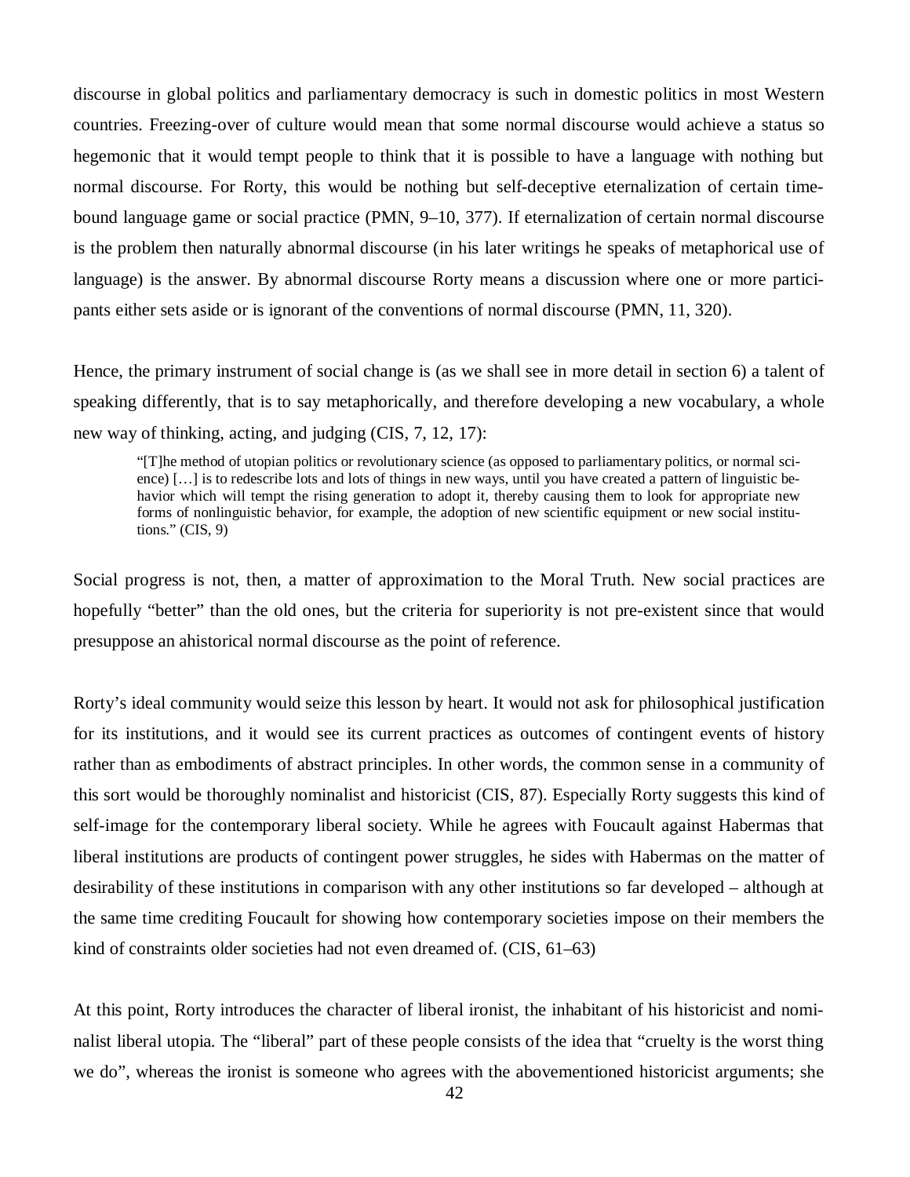discourse in global politics and parliamentary democracy is such in domestic politics in most Western countries. Freezing-over of culture would mean that some normal discourse would achieve a status so hegemonic that it would tempt people to think that it is possible to have a language with nothing but normal discourse. For Rorty, this would be nothing but self-deceptive eternalization of certain time-bound language game or social practice (PMN, 9–10, 377). If eternalization of certain normal discourse is the problem then naturally abnormal discourse (in his later writings he speaks of metaphorical use of language) is the answer. By abnormal discourse Rorty means a discussion where one or more participants either sets aside or is ignorant of the conventions of normal discourse (PMN, 11, 320).

Hence, the primary instrument of social change is (as we shall see in more detail in section 6) a talent of speaking differently, that is to say metaphorically, and therefore developing a new vocabulary, a whole new way of thinking, acting, and judging (CIS, 7, 12, 17):

> "[T]he method of utopian politics or revolutionary science (as opposed to parliamentary politics, or normal science) […] is to redescribe lots and lots of things in new ways, until you have created a pattern of linguistic behavior which will tempt the rising generation to adopt it, thereby causing them to look for appropriate new forms of nonlinguistic behavior, for example, the adoption of new scientific equipment or new social institutions." (CIS, 9)

Social progress is not, then, a matter of approximation to the Moral Truth. New social practices are hopefully "better" than the old ones, but the criteria for superiority is not pre-existent since that would presuppose an ahistorical normal discourse as the point of reference.

Rorty's ideal community would seize this lesson by heart. It would not ask for philosophical justification for its institutions, and it would see its current practices as outcomes of contingent events of history rather than as embodiments of abstract principles. In other words, the common sense in a community of this sort would be thoroughly nominalist and historicist (CIS, 87). Especially Rorty suggests this kind of self-image for the contemporary liberal society. While he agrees with Foucault against Habermas that liberal institutions are products of contingent power struggles, he sides with Habermas on the matter of desirability of these institutions in comparison with any other institutions so far developed – although at the same time crediting Foucault for showing how contemporary societies impose on their members the kind of constraints older societies had not even dreamed of. (CIS, 61–63)

At this point, Rorty introduces the character of liberal ironist, the inhabitant of his historicist and nominalist liberal utopia. The "liberal" part of these people consists of the idea that "cruelty is the worst thing we do", whereas the ironist is someone who agrees with the abovementioned historicist arguments; she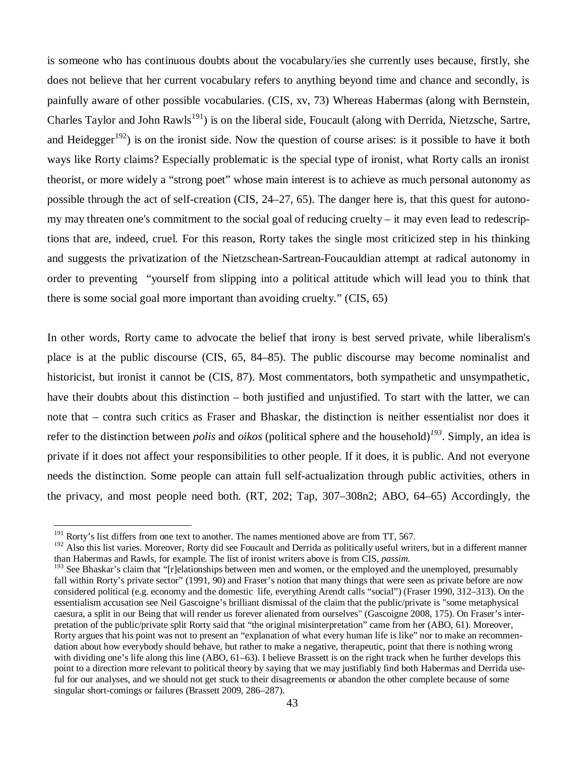is someone who has continuous doubts about the vocabulary/ies she currently uses because, firstly, she does not believe that her current vocabulary refers to anything beyond time and chance and secondly, is painfully aware of other possible vocabularies. (CIS, xv, 73) Whereas Habermas (along with Bernstein, Charles Taylor and John Rawls[191]) is on the liberal side, Foucault (along with Derrida, Nietzsche, Sartre, and Heidegger[192]) is on the ironist side. Now the question of course arises: is it possible to have it both ways like Rorty claims? Especially problematic is the special type of ironist, what Rorty calls an ironist theorist, or more widely a "strong poet" whose main interest is to achieve as much personal autonomy as possible through the act of self-creation (CIS, 24–27, 65). The danger here is, that this quest for autonomy may threaten one's commitment to the social goal of reducing cruelty – it may even lead to redescriptions that are, indeed, cruel. For this reason, Rorty takes the single most criticized step in his thinking and suggests the privatization of the Nietzschean-Sartrean-Foucauldian attempt at radical autonomy in order to preventing "yourself from slipping into a political attitude which will lead you to think that there is some social goal more important than avoiding cruelty." (CIS, 65)

In other words, Rorty came to advocate the belief that irony is best served private, while liberalism's place is at the public discourse (CIS, 65, 84–85). The public discourse may become nominalist and historicist, but ironist it cannot be (CIS, 87). Most commentators, both sympathetic and unsympathetic, have their doubts about this distinction – both justified and unjustified. To start with the latter, we can note that – contra such critics as Fraser and Bhaskar, the distinction is neither essentialist nor does it refer to the distinction between *polis* and *oikos* (political sphere and the household)[193]. Simply, an idea is private if it does not affect your responsibilities to other people. If it does, it is public. And not everyone needs the distinction. Some people can attain full self-actualization through public activities, others in the privacy, and most people need both. (RT, 202; Tap, 307–308n2; ABO, 64–65) Accordingly, the

---

[191] Rorty's list differs from one text to another. The names mentioned above are from TT, 567.

[192] Also this list varies. Moreover, Rorty did see Foucault and Derrida as politically useful writers, but in a different manner than Habermas and Rawls, for example. The list of ironist writers above is from CIS, *passim*.

[193] See Bhaskar's claim that "[r]elationships between men and women, or the employed and the unemployed, presumably fall within Rorty's private sector" (1991, 90) and Fraser's notion that many things that were seen as private before are now considered political (e.g. economy and the domestic life, everything Arendt calls "social") (Fraser 1990, 312–313). On the essentialism accusation see Neil Gascoigne's brilliant dismissal of the claim that the public/private is "some metaphysical caesura, a split in our Being that will render us forever alienated from ourselves" (Gascoigne 2008, 175). On Fraser's interpretation of the public/private split Rorty said that "the original misinterpretation" came from her (ABO, 61). Moreover, Rorty argues that his point was not to present an "explanation of what every human life is like" nor to make an recommendation about how everybody should behave, but rather to make a negative, therapeutic, point that there is nothing wrong with dividing one's life along this line (ABO, 61–63). I believe Brassett is on the right track when he further develops this point to a direction more relevant to political theory by saying that we may justifiably find both Habermas and Derrida useful for our analyses, and we should not get stuck to their disagreements or abandon the other complete because of some singular short-comings or failures (Brassett 2009, 286–287).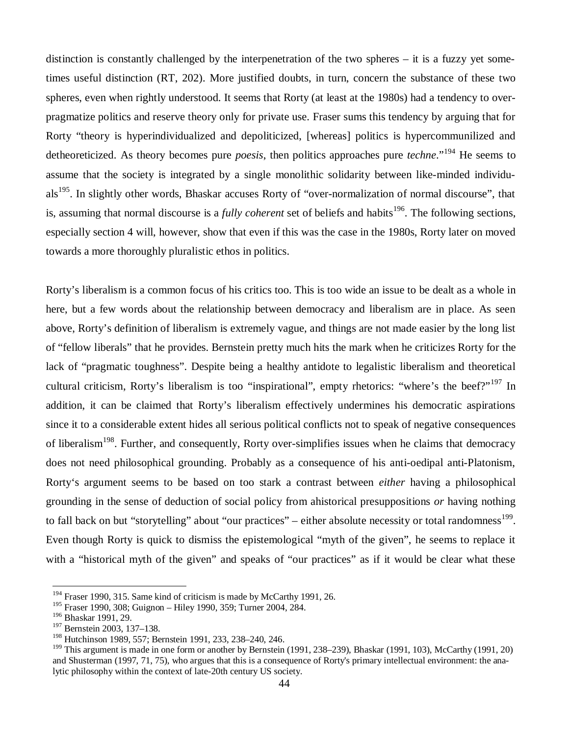distinction is constantly challenged by the interpenetration of the two spheres – it is a fuzzy yet sometimes useful distinction (RT, 202). More justified doubts, in turn, concern the substance of these two spheres, even when rightly understood. It seems that Rorty (at least at the 1980s) had a tendency to over-pragmatize politics and reserve theory only for private use. Fraser sums this tendency by arguing that for Rorty "theory is hyperindividualized and depoliticized, [whereas] politics is hypercommunilized and detheoreticized. As theory becomes pure *poesis*, then politics approaches pure *techne*."[194] He seems to assume that the society is integrated by a single monolithic solidarity between like-minded individuals[195]. In slightly other words, Bhaskar accuses Rorty of "over-normalization of normal discourse", that is, assuming that normal discourse is a *fully coherent* set of beliefs and habits[196]. The following sections, especially section 4 will, however, show that even if this was the case in the 1980s, Rorty later on moved towards a more thoroughly pluralistic ethos in politics.

Rorty's liberalism is a common focus of his critics too. This is too wide an issue to be dealt as a whole in here, but a few words about the relationship between democracy and liberalism are in place. As seen above, Rorty's definition of liberalism is extremely vague, and things are not made easier by the long list of "fellow liberals" that he provides. Bernstein pretty much hits the mark when he criticizes Rorty for the lack of "pragmatic toughness". Despite being a healthy antidote to legalistic liberalism and theoretical cultural criticism, Rorty's liberalism is too "inspirational", empty rhetorics: "where's the beef?"[197] In addition, it can be claimed that Rorty's liberalism effectively undermines his democratic aspirations since it to a considerable extent hides all serious political conflicts not to speak of negative consequences of liberalism[198]. Further, and consequently, Rorty over-simplifies issues when he claims that democracy does not need philosophical grounding. Probably as a consequence of his anti-oedipal anti-Platonism, Rorty's argument seems to be based on too stark a contrast between *either* having a philosophical grounding in the sense of deduction of social policy from ahistorical presuppositions *or* having nothing to fall back on but "storytelling" about "our practices" – either absolute necessity or total randomness[199]. Even though Rorty is quick to dismiss the epistemological "myth of the given", he seems to replace it with a "historical myth of the given" and speaks of "our practices" as if it would be clear what these

---

[194] Fraser 1990, 315. Same kind of criticism is made by McCarthy 1991, 26.

[195] Fraser 1990, 308; Guignon – Hiley 1990, 359; Turner 2004, 284.

[196] Bhaskar 1991, 29.

[197] Bernstein 2003, 137–138.

[198] Hutchinson 1989, 557; Bernstein 1991, 233, 238–240, 246.

[199] This argument is made in one form or another by Bernstein (1991, 238–239), Bhaskar (1991, 103), McCarthy (1991, 20) and Shusterman (1997, 71, 75), who argues that this is a consequence of Rorty's primary intellectual environment: the analytic philosophy within the context of late-20th century US society.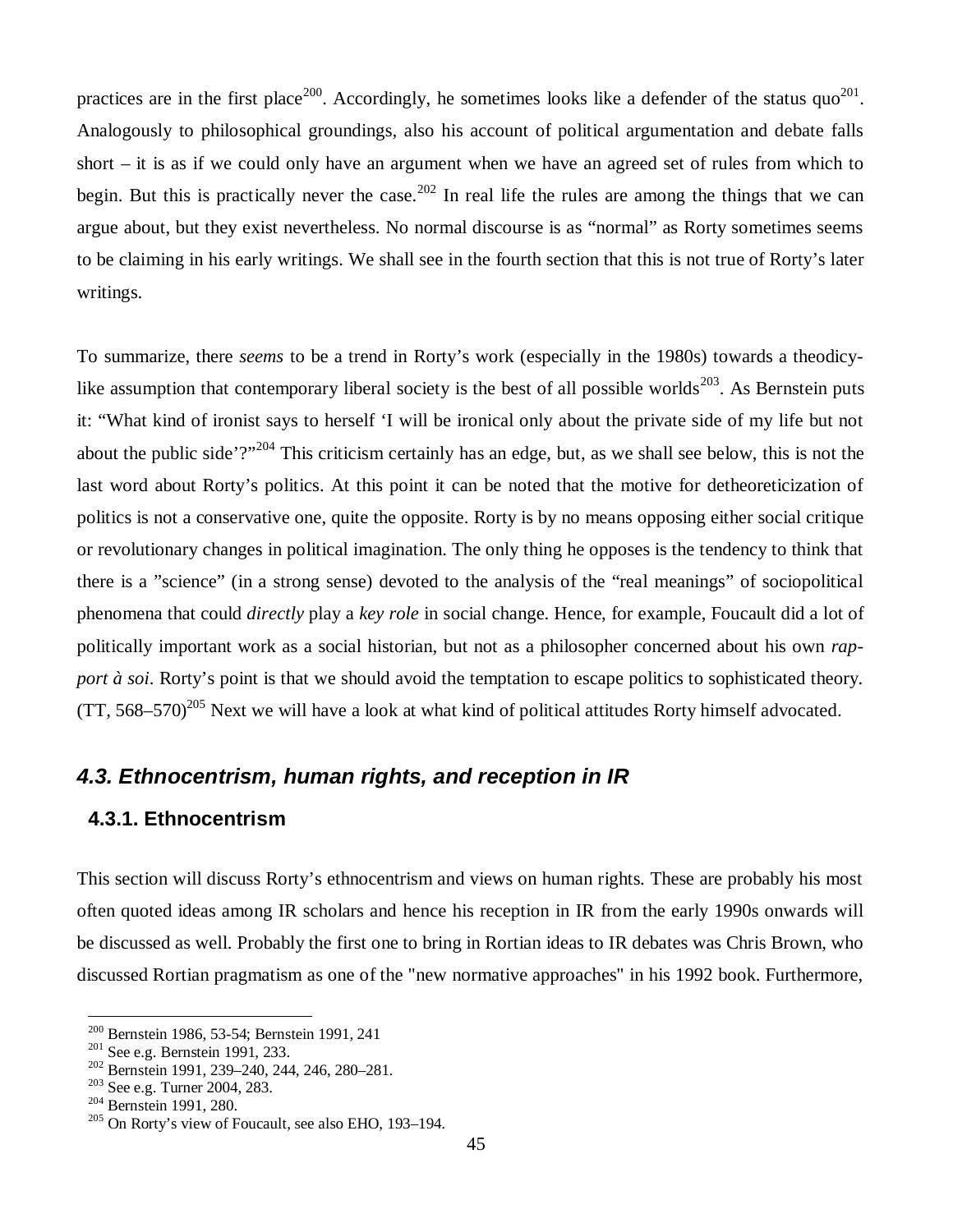practices are in the first place[200]. Accordingly, he sometimes looks like a defender of the status quo[201]. Analogously to philosophical groundings, also his account of political argumentation and debate falls short – it is as if we could only have an argument when we have an agreed set of rules from which to begin. But this is practically never the case.[202] In real life the rules are among the things that we can argue about, but they exist nevertheless. No normal discourse is as "normal" as Rorty sometimes seems to be claiming in his early writings. We shall see in the fourth section that this is not true of Rorty's later writings.

To summarize, there *seems* to be a trend in Rorty's work (especially in the 1980s) towards a theodicy-like assumption that contemporary liberal society is the best of all possible worlds[203]. As Bernstein puts it: "What kind of ironist says to herself 'I will be ironical only about the private side of my life but not about the public side'?"[204] This criticism certainly has an edge, but, as we shall see below, this is not the last word about Rorty's politics. At this point it can be noted that the motive for detheoreticization of politics is not a conservative one, quite the opposite. Rorty is by no means opposing either social critique or revolutionary changes in political imagination. The only thing he opposes is the tendency to think that there is a "science" (in a strong sense) devoted to the analysis of the "real meanings" of sociopolitical phenomena that could *directly* play a *key role* in social change. Hence, for example, Foucault did a lot of politically important work as a social historian, but not as a philosopher concerned about his own *rapport à soi*. Rorty's point is that we should avoid the temptation to escape politics to sophisticated theory. (TT, 568–570)[205] Next we will have a look at what kind of political attitudes Rorty himself advocated.

## *4.3. Ethnocentrism, human rights, and reception in IR*

### 4.3.1. Ethnocentrism

This section will discuss Rorty's ethnocentrism and views on human rights. These are probably his most often quoted ideas among IR scholars and hence his reception in IR from the early 1990s onwards will be discussed as well. Probably the first one to bring in Rortian ideas to IR debates was Chris Brown, who discussed Rortian pragmatism as one of the "new normative approaches" in his 1992 book. Furthermore,

---

[200] Bernstein 1986, 53-54; Bernstein 1991, 241
[201] See e.g. Bernstein 1991, 233.
[202] Bernstein 1991, 239–240, 244, 246, 280–281.
[203] See e.g. Turner 2004, 283.
[204] Bernstein 1991, 280.
[205] On Rorty's view of Foucault, see also EHO, 193–194.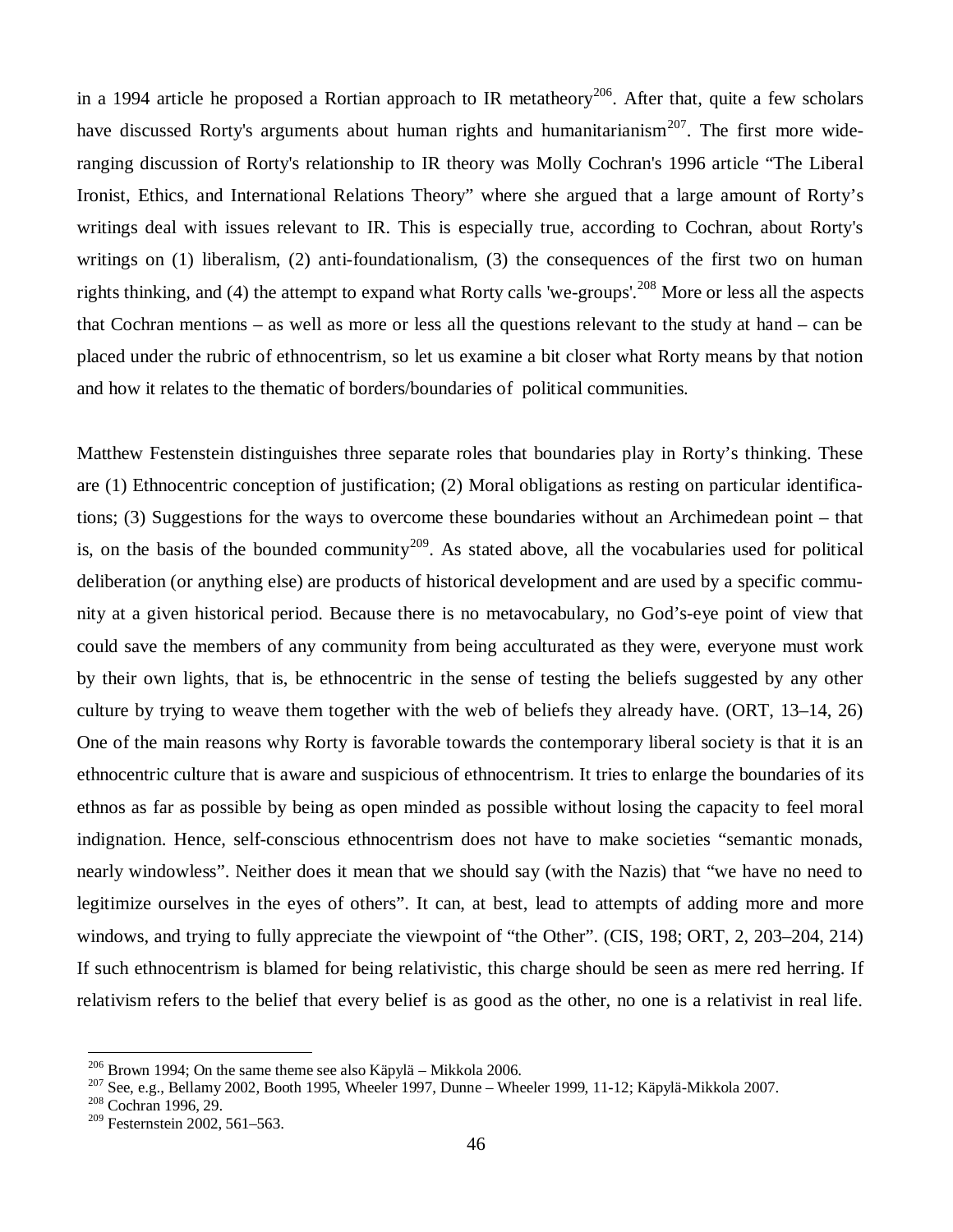in a 1994 article he proposed a Rortian approach to IR metatheory[206]. After that, quite a few scholars have discussed Rorty's arguments about human rights and humanitarianism[207]. The first more wide-ranging discussion of Rorty's relationship to IR theory was Molly Cochran's 1996 article "The Liberal Ironist, Ethics, and International Relations Theory" where she argued that a large amount of Rorty's writings deal with issues relevant to IR. This is especially true, according to Cochran, about Rorty's writings on (1) liberalism, (2) anti-foundationalism, (3) the consequences of the first two on human rights thinking, and (4) the attempt to expand what Rorty calls 'we-groups'.[208] More or less all the aspects that Cochran mentions – as well as more or less all the questions relevant to the study at hand – can be placed under the rubric of ethnocentrism, so let us examine a bit closer what Rorty means by that notion and how it relates to the thematic of borders/boundaries of political communities.

Matthew Festenstein distinguishes three separate roles that boundaries play in Rorty's thinking. These are (1) Ethnocentric conception of justification; (2) Moral obligations as resting on particular identifications; (3) Suggestions for the ways to overcome these boundaries without an Archimedean point – that is, on the basis of the bounded community[209]. As stated above, all the vocabularies used for political deliberation (or anything else) are products of historical development and are used by a specific community at a given historical period. Because there is no metavocabulary, no God's-eye point of view that could save the members of any community from being acculturated as they were, everyone must work by their own lights, that is, be ethnocentric in the sense of testing the beliefs suggested by any other culture by trying to weave them together with the web of beliefs they already have. (ORT, 13–14, 26) One of the main reasons why Rorty is favorable towards the contemporary liberal society is that it is an ethnocentric culture that is aware and suspicious of ethnocentrism. It tries to enlarge the boundaries of its ethnos as far as possible by being as open minded as possible without losing the capacity to feel moral indignation. Hence, self-conscious ethnocentrism does not have to make societies "semantic monads, nearly windowless". Neither does it mean that we should say (with the Nazis) that "we have no need to legitimize ourselves in the eyes of others". It can, at best, lead to attempts of adding more and more windows, and trying to fully appreciate the viewpoint of "the Other". (CIS, 198; ORT, 2, 203–204, 214) If such ethnocentrism is blamed for being relativistic, this charge should be seen as mere red herring. If relativism refers to the belief that every belief is as good as the other, no one is a relativist in real life.

---

[206] Brown 1994; On the same theme see also Käpylä – Mikkola 2006.

[207] See, e.g., Bellamy 2002, Booth 1995, Wheeler 1997, Dunne – Wheeler 1999, 11-12; Käpylä-Mikkola 2007.

[208] Cochran 1996, 29.

[209] Festernstein 2002, 561–563.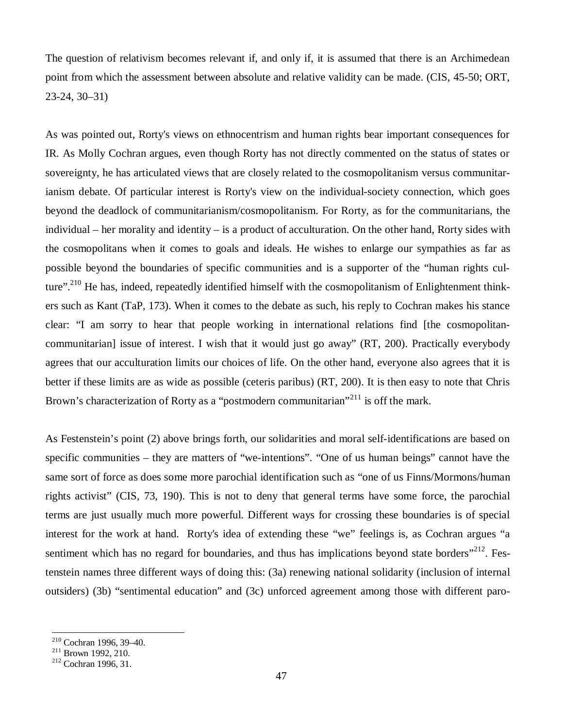The question of relativism becomes relevant if, and only if, it is assumed that there is an Archimedean point from which the assessment between absolute and relative validity can be made. (CIS, 45-50; ORT, 23-24, 30–31)

As was pointed out, Rorty's views on ethnocentrism and human rights bear important consequences for IR. As Molly Cochran argues, even though Rorty has not directly commented on the status of states or sovereignty, he has articulated views that are closely related to the cosmopolitanism versus communitarianism debate. Of particular interest is Rorty's view on the individual-society connection, which goes beyond the deadlock of communitarianism/cosmopolitanism. For Rorty, as for the communitarians, the individual – her morality and identity – is a product of acculturation. On the other hand, Rorty sides with the cosmopolitans when it comes to goals and ideals. He wishes to enlarge our sympathies as far as possible beyond the boundaries of specific communities and is a supporter of the "human rights culture".[210] He has, indeed, repeatedly identified himself with the cosmopolitanism of Enlightenment thinkers such as Kant (TaP, 173). When it comes to the debate as such, his reply to Cochran makes his stance clear: "I am sorry to hear that people working in international relations find [the cosmopolitan-communitarian] issue of interest. I wish that it would just go away" (RT, 200). Practically everybody agrees that our acculturation limits our choices of life. On the other hand, everyone also agrees that it is better if these limits are as wide as possible (ceteris paribus) (RT, 200). It is then easy to note that Chris Brown's characterization of Rorty as a "postmodern communitarian"[211] is off the mark.

As Festenstein's point (2) above brings forth, our solidarities and moral self-identifications are based on specific communities – they are matters of "we-intentions". "One of us human beings" cannot have the same sort of force as does some more parochial identification such as "one of us Finns/Mormons/human rights activist" (CIS, 73, 190). This is not to deny that general terms have some force, the parochial terms are just usually much more powerful. Different ways for crossing these boundaries is of special interest for the work at hand. Rorty's idea of extending these "we" feelings is, as Cochran argues "a sentiment which has no regard for boundaries, and thus has implications beyond state borders"[212]. Festenstein names three different ways of doing this: (3a) renewing national solidarity (inclusion of internal outsiders) (3b) "sentimental education" and (3c) unforced agreement among those with different paro-

[210] Cochran 1996, 39–40.
[211] Brown 1992, 210.
[212] Cochran 1996, 31.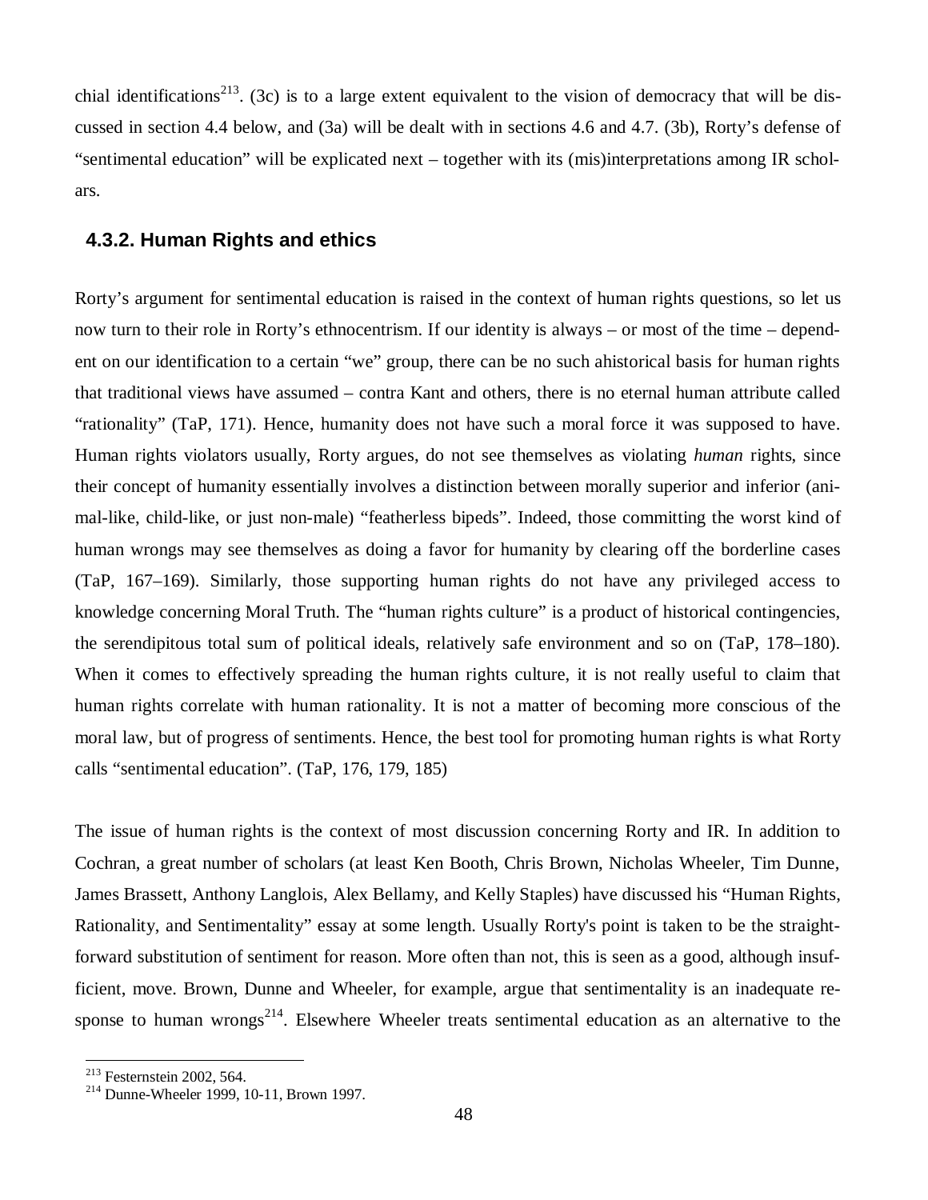chial identifications[213]. (3c) is to a large extent equivalent to the vision of democracy that will be discussed in section 4.4 below, and (3a) will be dealt with in sections 4.6 and 4.7. (3b), Rorty's defense of "sentimental education" will be explicated next – together with its (mis)interpretations among IR scholars.

### 4.3.2. Human Rights and ethics

Rorty's argument for sentimental education is raised in the context of human rights questions, so let us now turn to their role in Rorty's ethnocentrism. If our identity is always – or most of the time – dependent on our identification to a certain "we" group, there can be no such ahistorical basis for human rights that traditional views have assumed – contra Kant and others, there is no eternal human attribute called "rationality" (TaP, 171). Hence, humanity does not have such a moral force it was supposed to have. Human rights violators usually, Rorty argues, do not see themselves as violating *human* rights, since their concept of humanity essentially involves a distinction between morally superior and inferior (animal-like, child-like, or just non-male) "featherless bipeds". Indeed, those committing the worst kind of human wrongs may see themselves as doing a favor for humanity by clearing off the borderline cases (TaP, 167–169). Similarly, those supporting human rights do not have any privileged access to knowledge concerning Moral Truth. The "human rights culture" is a product of historical contingencies, the serendipitous total sum of political ideals, relatively safe environment and so on (TaP, 178–180). When it comes to effectively spreading the human rights culture, it is not really useful to claim that human rights correlate with human rationality. It is not a matter of becoming more conscious of the moral law, but of progress of sentiments. Hence, the best tool for promoting human rights is what Rorty calls "sentimental education". (TaP, 176, 179, 185)

The issue of human rights is the context of most discussion concerning Rorty and IR. In addition to Cochran, a great number of scholars (at least Ken Booth, Chris Brown, Nicholas Wheeler, Tim Dunne, James Brassett, Anthony Langlois, Alex Bellamy, and Kelly Staples) have discussed his "Human Rights, Rationality, and Sentimentality" essay at some length. Usually Rorty's point is taken to be the straightforward substitution of sentiment for reason. More often than not, this is seen as a good, although insufficient, move. Brown, Dunne and Wheeler, for example, argue that sentimentality is an inadequate response to human wrongs[214]. Elsewhere Wheeler treats sentimental education as an alternative to the

[213] Festernstein 2002, 564.
[214] Dunne-Wheeler 1999, 10-11, Brown 1997.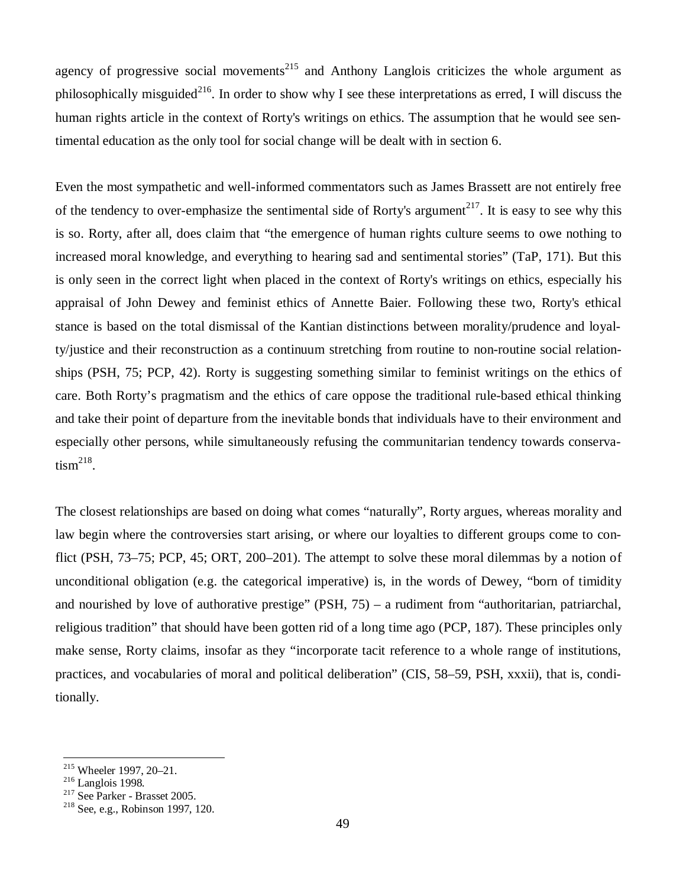agency of progressive social movements[215] and Anthony Langlois criticizes the whole argument as philosophically misguided[216]. In order to show why I see these interpretations as erred, I will discuss the human rights article in the context of Rorty's writings on ethics. The assumption that he would see sentimental education as the only tool for social change will be dealt with in section 6.

Even the most sympathetic and well-informed commentators such as James Brassett are not entirely free of the tendency to over-emphasize the sentimental side of Rorty's argument[217]. It is easy to see why this is so. Rorty, after all, does claim that "the emergence of human rights culture seems to owe nothing to increased moral knowledge, and everything to hearing sad and sentimental stories" (TaP, 171). But this is only seen in the correct light when placed in the context of Rorty's writings on ethics, especially his appraisal of John Dewey and feminist ethics of Annette Baier. Following these two, Rorty's ethical stance is based on the total dismissal of the Kantian distinctions between morality/prudence and loyalty/justice and their reconstruction as a continuum stretching from routine to non-routine social relationships (PSH, 75; PCP, 42). Rorty is suggesting something similar to feminist writings on the ethics of care. Both Rorty's pragmatism and the ethics of care oppose the traditional rule-based ethical thinking and take their point of departure from the inevitable bonds that individuals have to their environment and especially other persons, while simultaneously refusing the communitarian tendency towards conservatism[218].

The closest relationships are based on doing what comes "naturally", Rorty argues, whereas morality and law begin where the controversies start arising, or where our loyalties to different groups come to conflict (PSH, 73–75; PCP, 45; ORT, 200–201). The attempt to solve these moral dilemmas by a notion of unconditional obligation (e.g. the categorical imperative) is, in the words of Dewey, "born of timidity and nourished by love of authorative prestige" (PSH, 75) – a rudiment from "authoritarian, patriarchal, religious tradition" that should have been gotten rid of a long time ago (PCP, 187). These principles only make sense, Rorty claims, insofar as they "incorporate tacit reference to a whole range of institutions, practices, and vocabularies of moral and political deliberation" (CIS, 58–59, PSH, xxxii), that is, conditionally.

---

[215] Wheeler 1997, 20–21.

[216] Langlois 1998.

[217] See Parker - Brasset 2005.

[218] See, e.g., Robinson 1997, 120.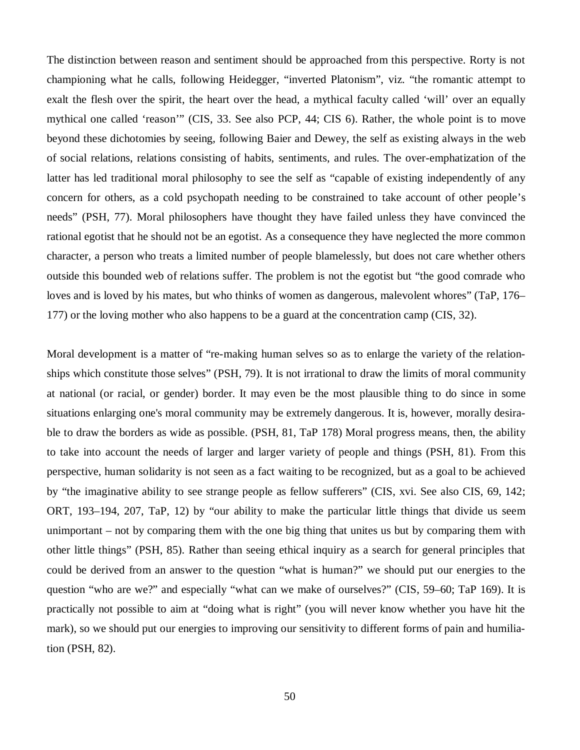The distinction between reason and sentiment should be approached from this perspective. Rorty is not championing what he calls, following Heidegger, “inverted Platonism”, viz. “the romantic attempt to exalt the flesh over the spirit, the heart over the head, a mythical faculty called ‘will’ over an equally mythical one called ‘reason’” (CIS, 33. See also PCP, 44; CIS 6). Rather, the whole point is to move beyond these dichotomies by seeing, following Baier and Dewey, the self as existing always in the web of social relations, relations consisting of habits, sentiments, and rules. The over-emphatization of the latter has led traditional moral philosophy to see the self as “capable of existing independently of any concern for others, as a cold psychopath needing to be constrained to take account of other people’s needs” (PSH, 77). Moral philosophers have thought they have failed unless they have convinced the rational egotist that he should not be an egotist. As a consequence they have neglected the more common character, a person who treats a limited number of people blamelessly, but does not care whether others outside this bounded web of relations suffer. The problem is not the egotist but “the good comrade who loves and is loved by his mates, but who thinks of women as dangerous, malevolent whores” (TaP, 176–177) or the loving mother who also happens to be a guard at the concentration camp (CIS, 32).

Moral development is a matter of “re-making human selves so as to enlarge the variety of the relationships which constitute those selves” (PSH, 79). It is not irrational to draw the limits of moral community at national (or racial, or gender) border. It may even be the most plausible thing to do since in some situations enlarging one's moral community may be extremely dangerous. It is, however, morally desirable to draw the borders as wide as possible. (PSH, 81, TaP 178) Moral progress means, then, the ability to take into account the needs of larger and larger variety of people and things (PSH, 81). From this perspective, human solidarity is not seen as a fact waiting to be recognized, but as a goal to be achieved by “the imaginative ability to see strange people as fellow sufferers” (CIS, xvi. See also CIS, 69, 142; ORT, 193–194, 207, TaP, 12) by “our ability to make the particular little things that divide us seem unimportant – not by comparing them with the one big thing that unites us but by comparing them with other little things” (PSH, 85). Rather than seeing ethical inquiry as a search for general principles that could be derived from an answer to the question “what is human?” we should put our energies to the question “who are we?” and especially “what can we make of ourselves?” (CIS, 59–60; TaP 169). It is practically not possible to aim at “doing what is right” (you will never know whether you have hit the mark), so we should put our energies to improving our sensitivity to different forms of pain and humiliation (PSH, 82).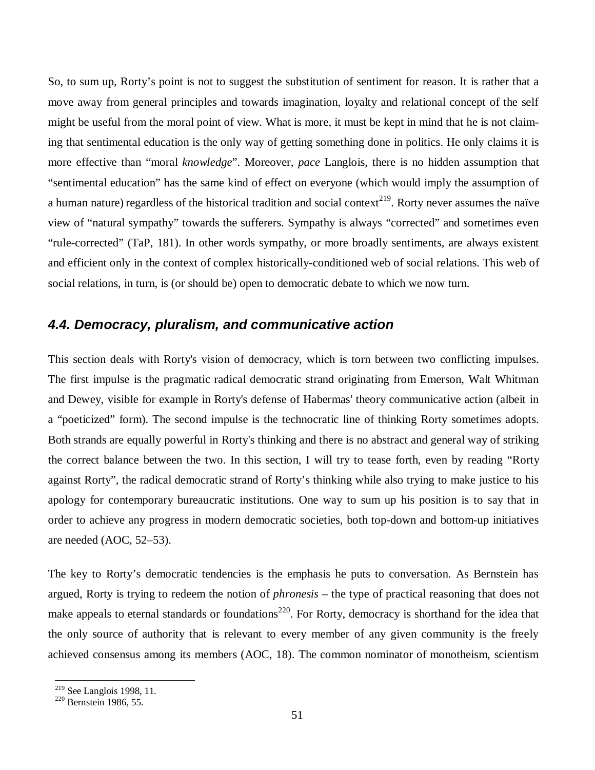So, to sum up, Rorty's point is not to suggest the substitution of sentiment for reason. It is rather that a move away from general principles and towards imagination, loyalty and relational concept of the self might be useful from the moral point of view. What is more, it must be kept in mind that he is not claiming that sentimental education is the only way of getting something done in politics. He only claims it is more effective than "moral *knowledge*". Moreover, *pace* Langlois, there is no hidden assumption that "sentimental education" has the same kind of effect on everyone (which would imply the assumption of a human nature) regardless of the historical tradition and social context[219]. Rorty never assumes the naïve view of "natural sympathy" towards the sufferers. Sympathy is always "corrected" and sometimes even "rule-corrected" (TaP, 181). In other words sympathy, or more broadly sentiments, are always existent and efficient only in the context of complex historically-conditioned web of social relations. This web of social relations, in turn, is (or should be) open to democratic debate to which we now turn.

## *4.4. Democracy, pluralism, and communicative action*

This section deals with Rorty's vision of democracy, which is torn between two conflicting impulses. The first impulse is the pragmatic radical democratic strand originating from Emerson, Walt Whitman and Dewey, visible for example in Rorty's defense of Habermas' theory communicative action (albeit in a "poeticized" form). The second impulse is the technocratic line of thinking Rorty sometimes adopts. Both strands are equally powerful in Rorty's thinking and there is no abstract and general way of striking the correct balance between the two. In this section, I will try to tease forth, even by reading "Rorty against Rorty", the radical democratic strand of Rorty's thinking while also trying to make justice to his apology for contemporary bureaucratic institutions. One way to sum up his position is to say that in order to achieve any progress in modern democratic societies, both top-down and bottom-up initiatives are needed (AOC, 52–53).

The key to Rorty's democratic tendencies is the emphasis he puts to conversation. As Bernstein has argued, Rorty is trying to redeem the notion of *phronesis* – the type of practical reasoning that does not make appeals to eternal standards or foundations[220]. For Rorty, democracy is shorthand for the idea that the only source of authority that is relevant to every member of any given community is the freely achieved consensus among its members (AOC, 18). The common nominator of monotheism, scientism

[219] See Langlois 1998, 11.

[220] Bernstein 1986, 55.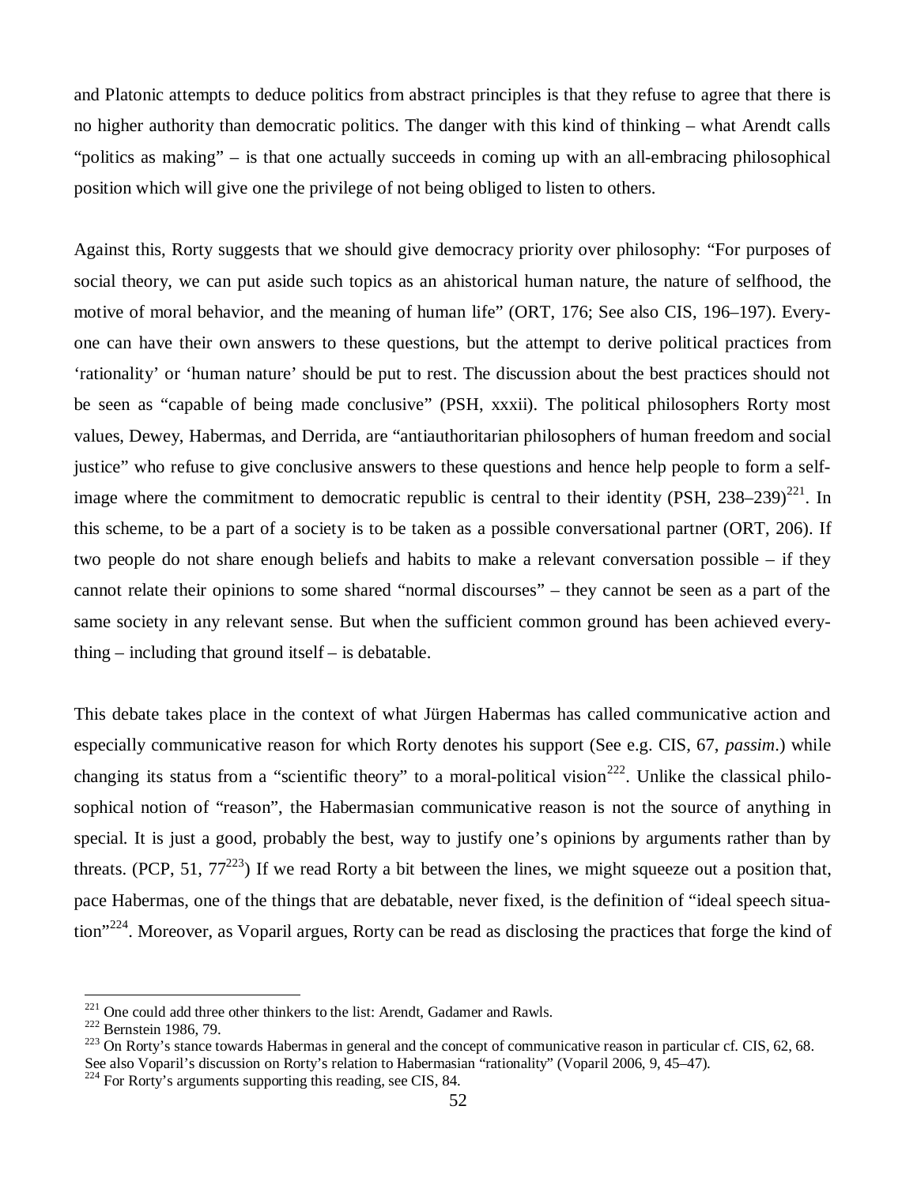and Platonic attempts to deduce politics from abstract principles is that they refuse to agree that there is no higher authority than democratic politics. The danger with this kind of thinking – what Arendt calls "politics as making" – is that one actually succeeds in coming up with an all-embracing philosophical position which will give one the privilege of not being obliged to listen to others.

Against this, Rorty suggests that we should give democracy priority over philosophy: "For purposes of social theory, we can put aside such topics as an ahistorical human nature, the nature of selfhood, the motive of moral behavior, and the meaning of human life" (ORT, 176; See also CIS, 196–197). Everyone can have their own answers to these questions, but the attempt to derive political practices from 'rationality' or 'human nature' should be put to rest. The discussion about the best practices should not be seen as "capable of being made conclusive" (PSH, xxxii). The political philosophers Rorty most values, Dewey, Habermas, and Derrida, are "antiauthoritarian philosophers of human freedom and social justice" who refuse to give conclusive answers to these questions and hence help people to form a self-image where the commitment to democratic republic is central to their identity (PSH, 238–239)[221]. In this scheme, to be a part of a society is to be taken as a possible conversational partner (ORT, 206). If two people do not share enough beliefs and habits to make a relevant conversation possible – if they cannot relate their opinions to some shared "normal discourses" – they cannot be seen as a part of the same society in any relevant sense. But when the sufficient common ground has been achieved everything – including that ground itself – is debatable.

This debate takes place in the context of what Jürgen Habermas has called communicative action and especially communicative reason for which Rorty denotes his support (See e.g. CIS, 67, *passim*.) while changing its status from a "scientific theory" to a moral-political vision[222]. Unlike the classical philosophical notion of "reason", the Habermasian communicative reason is not the source of anything in special. It is just a good, probably the best, way to justify one's opinions by arguments rather than by threats. (PCP, 51, 77[223]) If we read Rorty a bit between the lines, we might squeeze out a position that, pace Habermas, one of the things that are debatable, never fixed, is the definition of "ideal speech situation"[224]. Moreover, as Voparil argues, Rorty can be read as disclosing the practices that forge the kind of

---

[221] One could add three other thinkers to the list: Arendt, Gadamer and Rawls.

[222] Bernstein 1986, 79.

[223] On Rorty's stance towards Habermas in general and the concept of communicative reason in particular cf. CIS, 62, 68. See also Voparil's discussion on Rorty's relation to Habermasian "rationality" (Voparil 2006, 9, 45–47).

[224] For Rorty's arguments supporting this reading, see CIS, 84.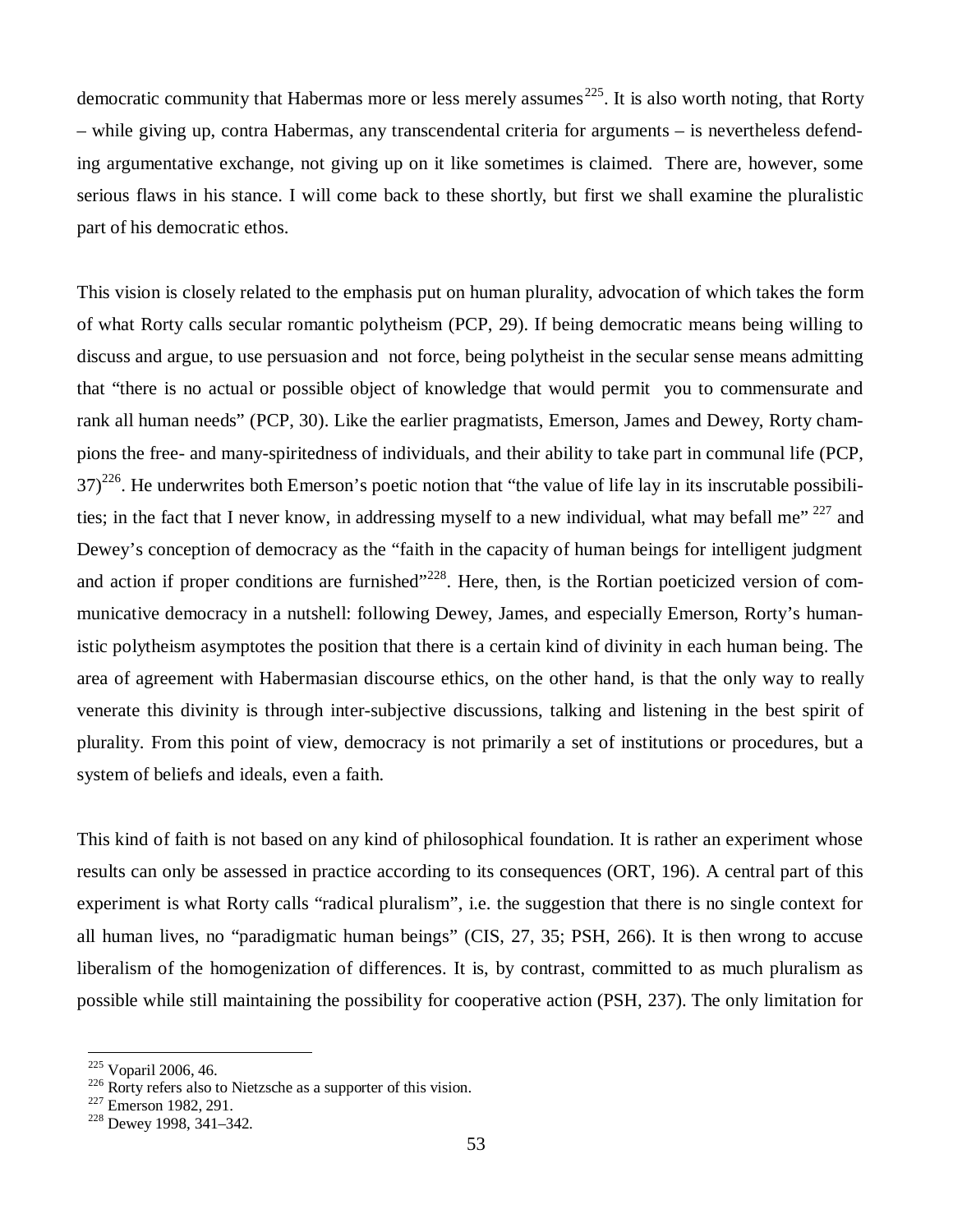democratic community that Habermas more or less merely assumes[225]. It is also worth noting, that Rorty – while giving up, contra Habermas, any transcendental criteria for arguments – is nevertheless defending argumentative exchange, not giving up on it like sometimes is claimed. There are, however, some serious flaws in his stance. I will come back to these shortly, but first we shall examine the pluralistic part of his democratic ethos.

This vision is closely related to the emphasis put on human plurality, advocation of which takes the form of what Rorty calls secular romantic polytheism (PCP, 29). If being democratic means being willing to discuss and argue, to use persuasion and not force, being polytheist in the secular sense means admitting that "there is no actual or possible object of knowledge that would permit you to commensurate and rank all human needs" (PCP, 30). Like the earlier pragmatists, Emerson, James and Dewey, Rorty champions the free- and many-spiritedness of individuals, and their ability to take part in communal life (PCP, 37)[226]. He underwrites both Emerson's poetic notion that "the value of life lay in its inscrutable possibilities; in the fact that I never know, in addressing myself to a new individual, what may befall me" [227] and Dewey's conception of democracy as the "faith in the capacity of human beings for intelligent judgment and action if proper conditions are furnished"[228]. Here, then, is the Rortian poeticized version of communicative democracy in a nutshell: following Dewey, James, and especially Emerson, Rorty's humanistic polytheism asymptotes the position that there is a certain kind of divinity in each human being. The area of agreement with Habermasian discourse ethics, on the other hand, is that the only way to really venerate this divinity is through inter-subjective discussions, talking and listening in the best spirit of plurality. From this point of view, democracy is not primarily a set of institutions or procedures, but a system of beliefs and ideals, even a faith.

This kind of faith is not based on any kind of philosophical foundation. It is rather an experiment whose results can only be assessed in practice according to its consequences (ORT, 196). A central part of this experiment is what Rorty calls "radical pluralism", i.e. the suggestion that there is no single context for all human lives, no "paradigmatic human beings" (CIS, 27, 35; PSH, 266). It is then wrong to accuse liberalism of the homogenization of differences. It is, by contrast, committed to as much pluralism as possible while still maintaining the possibility for cooperative action (PSH, 237). The only limitation for

[225] Voparil 2006, 46.
[226] Rorty refers also to Nietzsche as a supporter of this vision.
[227] Emerson 1982, 291.
[228] Dewey 1998, 341–342.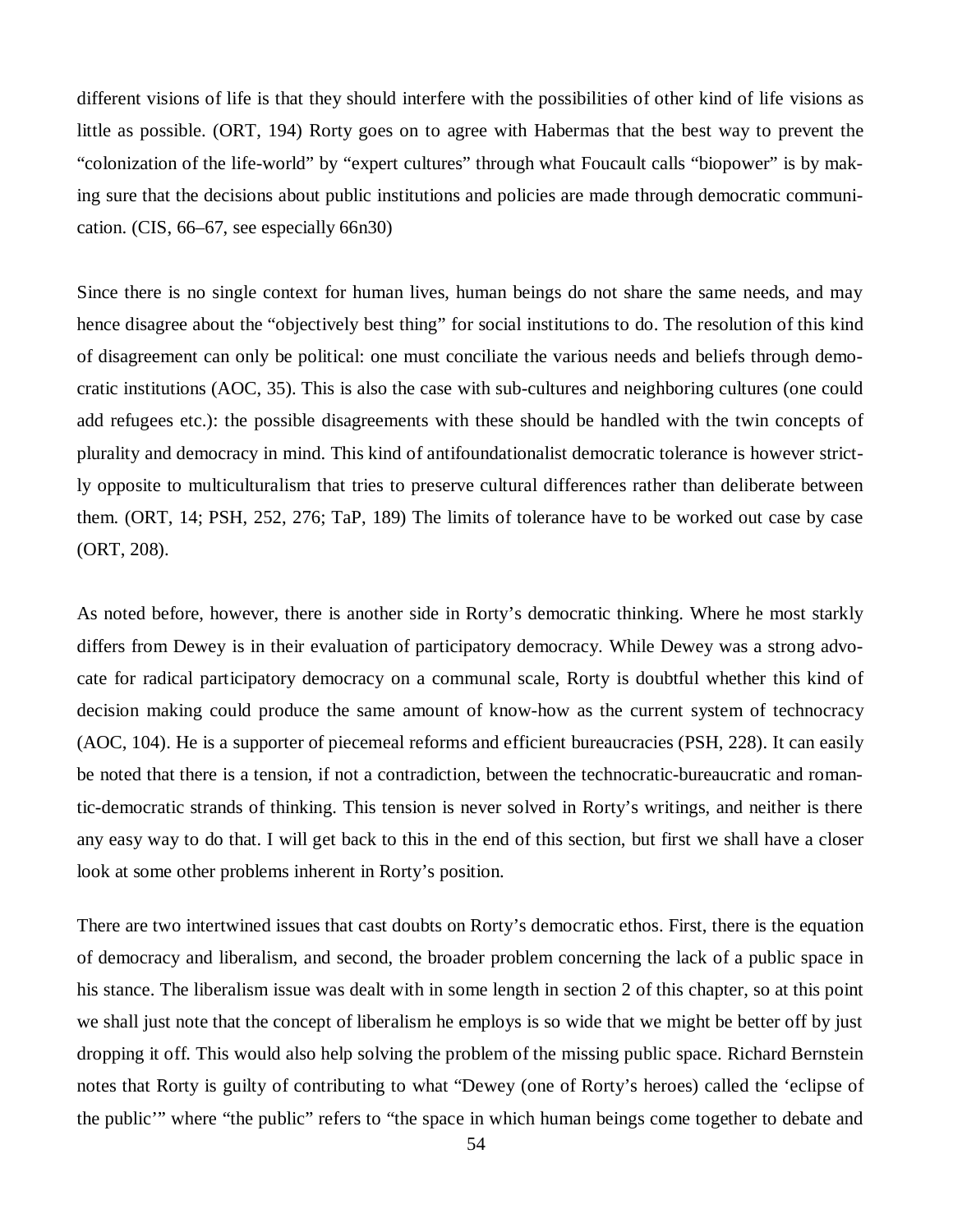different visions of life is that they should interfere with the possibilities of other kind of life visions as little as possible. (ORT, 194) Rorty goes on to agree with Habermas that the best way to prevent the "colonization of the life-world" by "expert cultures" through what Foucault calls "biopower" is by making sure that the decisions about public institutions and policies are made through democratic communication. (CIS, 66–67, see especially 66n30)

Since there is no single context for human lives, human beings do not share the same needs, and may hence disagree about the "objectively best thing" for social institutions to do. The resolution of this kind of disagreement can only be political: one must conciliate the various needs and beliefs through democratic institutions (AOC, 35). This is also the case with sub-cultures and neighboring cultures (one could add refugees etc.): the possible disagreements with these should be handled with the twin concepts of plurality and democracy in mind. This kind of antifoundationalist democratic tolerance is however strictly opposite to multiculturalism that tries to preserve cultural differences rather than deliberate between them. (ORT, 14; PSH, 252, 276; TaP, 189) The limits of tolerance have to be worked out case by case (ORT, 208).

As noted before, however, there is another side in Rorty's democratic thinking. Where he most starkly differs from Dewey is in their evaluation of participatory democracy. While Dewey was a strong advocate for radical participatory democracy on a communal scale, Rorty is doubtful whether this kind of decision making could produce the same amount of know-how as the current system of technocracy (AOC, 104). He is a supporter of piecemeal reforms and efficient bureaucracies (PSH, 228). It can easily be noted that there is a tension, if not a contradiction, between the technocratic-bureaucratic and romantic-democratic strands of thinking. This tension is never solved in Rorty's writings, and neither is there any easy way to do that. I will get back to this in the end of this section, but first we shall have a closer look at some other problems inherent in Rorty's position.

There are two intertwined issues that cast doubts on Rorty's democratic ethos. First, there is the equation of democracy and liberalism, and second, the broader problem concerning the lack of a public space in his stance. The liberalism issue was dealt with in some length in section 2 of this chapter, so at this point we shall just note that the concept of liberalism he employs is so wide that we might be better off by just dropping it off. This would also help solving the problem of the missing public space. Richard Bernstein notes that Rorty is guilty of contributing to what "Dewey (one of Rorty's heroes) called the 'eclipse of the public'" where "the public" refers to "the space in which human beings come together to debate and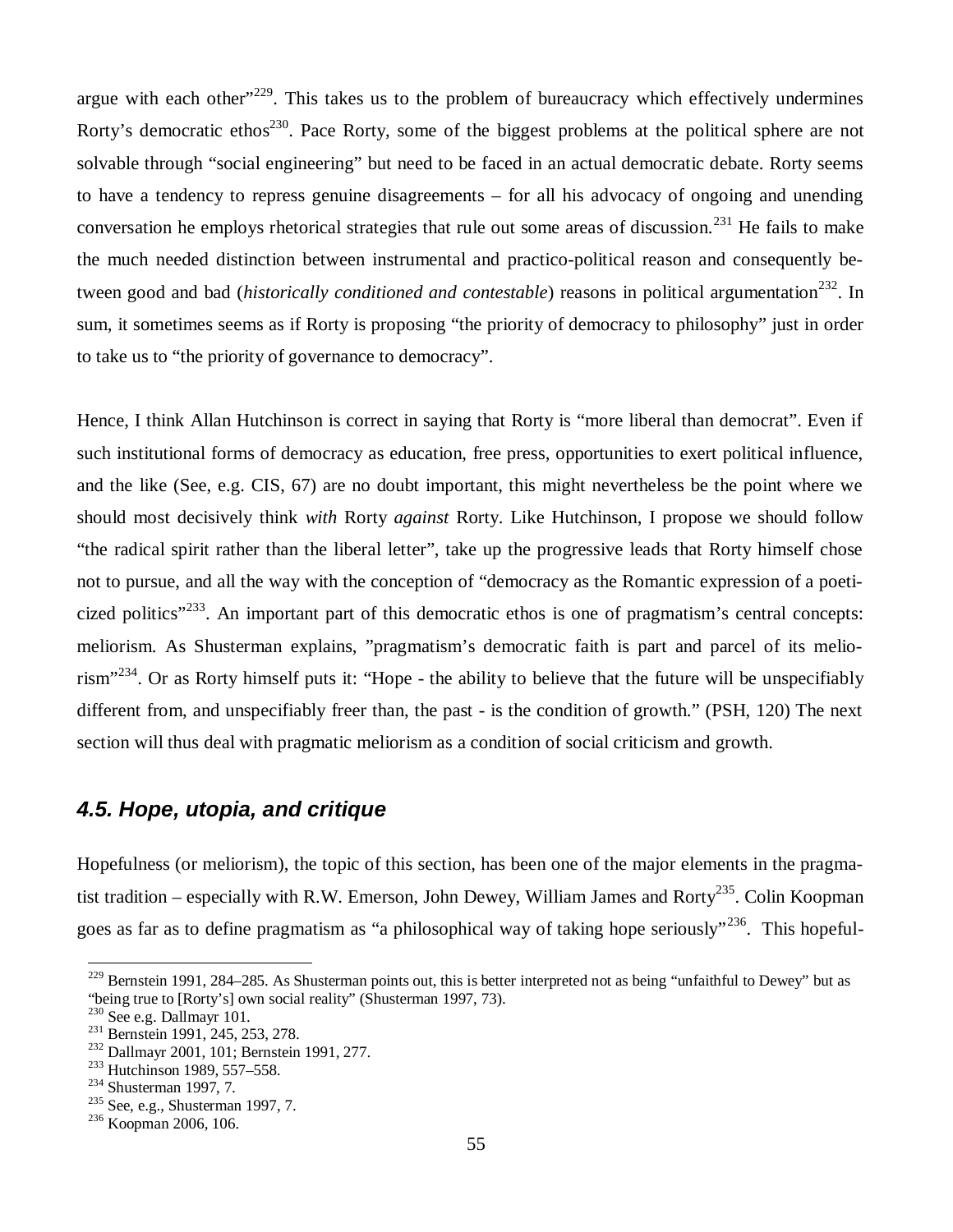argue with each other"[229]. This takes us to the problem of bureaucracy which effectively undermines Rorty's democratic ethos[230]. Pace Rorty, some of the biggest problems at the political sphere are not solvable through "social engineering" but need to be faced in an actual democratic debate. Rorty seems to have a tendency to repress genuine disagreements – for all his advocacy of ongoing and unending conversation he employs rhetorical strategies that rule out some areas of discussion.[231] He fails to make the much needed distinction between instrumental and practico-political reason and consequently between good and bad (*historically conditioned and contestable*) reasons in political argumentation[232]. In sum, it sometimes seems as if Rorty is proposing "the priority of democracy to philosophy" just in order to take us to "the priority of governance to democracy".

Hence, I think Allan Hutchinson is correct in saying that Rorty is "more liberal than democrat". Even if such institutional forms of democracy as education, free press, opportunities to exert political influence, and the like (See, e.g. CIS, 67) are no doubt important, this might nevertheless be the point where we should most decisively think *with* Rorty *against* Rorty. Like Hutchinson, I propose we should follow "the radical spirit rather than the liberal letter", take up the progressive leads that Rorty himself chose not to pursue, and all the way with the conception of "democracy as the Romantic expression of a poeticized politics"[233]. An important part of this democratic ethos is one of pragmatism's central concepts: meliorism. As Shusterman explains, "pragmatism's democratic faith is part and parcel of its meliorism"[234]. Or as Rorty himself puts it: "Hope - the ability to believe that the future will be unspecifiably different from, and unspecifiably freer than, the past - is the condition of growth." (PSH, 120) The next section will thus deal with pragmatic meliorism as a condition of social criticism and growth.

### *4.5. Hope, utopia, and critique*

Hopefulness (or meliorism), the topic of this section, has been one of the major elements in the pragmatist tradition – especially with R.W. Emerson, John Dewey, William James and Rorty[235]. Colin Koopman goes as far as to define pragmatism as "a philosophical way of taking hope seriously"[236]. This hopeful-

---

[229] Bernstein 1991, 284–285. As Shusterman points out, this is better interpreted not as being "unfaithful to Dewey" but as "being true to [Rorty's] own social reality" (Shusterman 1997, 73).

[230] See e.g. Dallmayr 101.

[231] Bernstein 1991, 245, 253, 278.

[232] Dallmayr 2001, 101; Bernstein 1991, 277.

[233] Hutchinson 1989, 557–558.

[234] Shusterman 1997, 7.

[235] See, e.g., Shusterman 1997, 7.

[236] Koopman 2006, 106.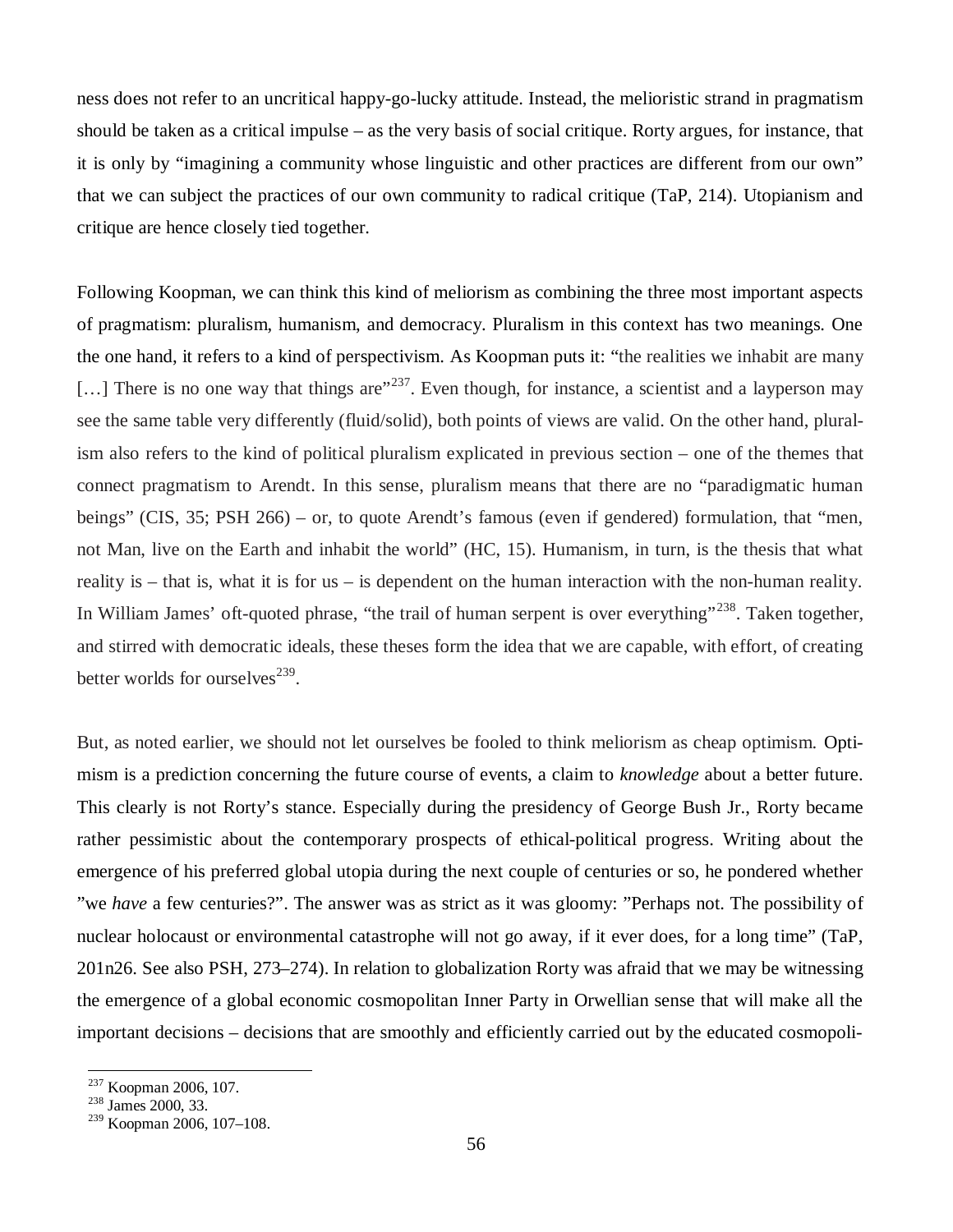ness does not refer to an uncritical happy-go-lucky attitude. Instead, the melioristic strand in pragmatism should be taken as a critical impulse – as the very basis of social critique. Rorty argues, for instance, that it is only by "imagining a community whose linguistic and other practices are different from our own" that we can subject the practices of our own community to radical critique (TaP, 214). Utopianism and critique are hence closely tied together.

Following Koopman, we can think this kind of meliorism as combining the three most important aspects of pragmatism: pluralism, humanism, and democracy. Pluralism in this context has two meanings. One the one hand, it refers to a kind of perspectivism. As Koopman puts it: "the realities we inhabit are many […] There is no one way that things are"[237]. Even though, for instance, a scientist and a layperson may see the same table very differently (fluid/solid), both points of views are valid. On the other hand, pluralism also refers to the kind of political pluralism explicated in previous section – one of the themes that connect pragmatism to Arendt. In this sense, pluralism means that there are no "paradigmatic human beings" (CIS, 35; PSH 266) – or, to quote Arendt's famous (even if gendered) formulation, that "men, not Man, live on the Earth and inhabit the world" (HC, 15). Humanism, in turn, is the thesis that what reality is – that is, what it is for us – is dependent on the human interaction with the non-human reality. In William James' oft-quoted phrase, "the trail of human serpent is over everything"[238]. Taken together, and stirred with democratic ideals, these theses form the idea that we are capable, with effort, of creating better worlds for ourselves[239].

But, as noted earlier, we should not let ourselves be fooled to think meliorism as cheap optimism. Optimism is a prediction concerning the future course of events, a claim to *knowledge* about a better future. This clearly is not Rorty's stance. Especially during the presidency of George Bush Jr., Rorty became rather pessimistic about the contemporary prospects of ethical-political progress. Writing about the emergence of his preferred global utopia during the next couple of centuries or so, he pondered whether "we *have* a few centuries?". The answer was as strict as it was gloomy: "Perhaps not. The possibility of nuclear holocaust or environmental catastrophe will not go away, if it ever does, for a long time" (TaP, 201n26. See also PSH, 273–274). In relation to globalization Rorty was afraid that we may be witnessing the emergence of a global economic cosmopolitan Inner Party in Orwellian sense that will make all the important decisions – decisions that are smoothly and efficiently carried out by the educated cosmopoli-

---

[237] Koopman 2006, 107.
[238] James 2000, 33.
[239] Koopman 2006, 107–108.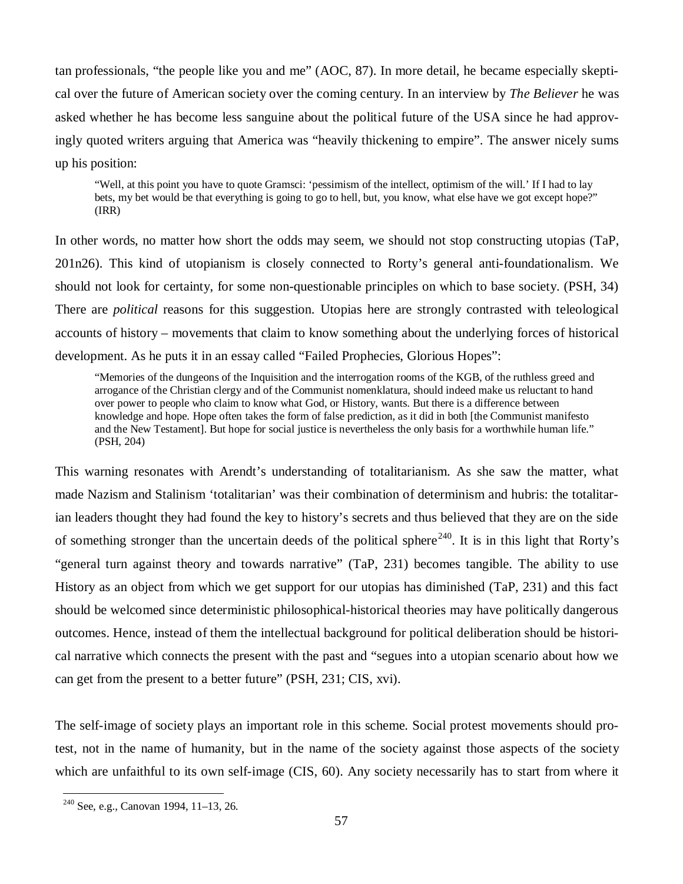tan professionals, "the people like you and me" (AOC, 87). In more detail, he became especially skeptical over the future of American society over the coming century. In an interview by *The Believer* he was asked whether he has become less sanguine about the political future of the USA since he had approvingly quoted writers arguing that America was "heavily thickening to empire". The answer nicely sums up his position:

> "Well, at this point you have to quote Gramsci: 'pessimism of the intellect, optimism of the will.' If I had to lay bets, my bet would be that everything is going to go to hell, but, you know, what else have we got except hope?" (IRR)

In other words, no matter how short the odds may seem, we should not stop constructing utopias (TaP, 201n26). This kind of utopianism is closely connected to Rorty's general anti-foundationalism. We should not look for certainty, for some non-questionable principles on which to base society. (PSH, 34) There are *political* reasons for this suggestion. Utopias here are strongly contrasted with teleological accounts of history – movements that claim to know something about the underlying forces of historical development. As he puts it in an essay called "Failed Prophecies, Glorious Hopes":

> "Memories of the dungeons of the Inquisition and the interrogation rooms of the KGB, of the ruthless greed and arrogance of the Christian clergy and of the Communist nomenklatura, should indeed make us reluctant to hand over power to people who claim to know what God, or History, wants. But there is a difference between knowledge and hope. Hope often takes the form of false prediction, as it did in both [the Communist manifesto and the New Testament]. But hope for social justice is nevertheless the only basis for a worthwhile human life." (PSH, 204)

This warning resonates with Arendt's understanding of totalitarianism. As she saw the matter, what made Nazism and Stalinism 'totalitarian' was their combination of determinism and hubris: the totalitarian leaders thought they had found the key to history's secrets and thus believed that they are on the side of something stronger than the uncertain deeds of the political sphere[240]. It is in this light that Rorty's "general turn against theory and towards narrative" (TaP, 231) becomes tangible. The ability to use History as an object from which we get support for our utopias has diminished (TaP, 231) and this fact should be welcomed since deterministic philosophical-historical theories may have politically dangerous outcomes. Hence, instead of them the intellectual background for political deliberation should be historical narrative which connects the present with the past and "segues into a utopian scenario about how we can get from the present to a better future" (PSH, 231; CIS, xvi).

The self-image of society plays an important role in this scheme. Social protest movements should protest, not in the name of humanity, but in the name of the society against those aspects of the society which are unfaithful to its own self-image (CIS, 60). Any society necessarily has to start from where it

[240] See, e.g., Canovan 1994, 11–13, 26.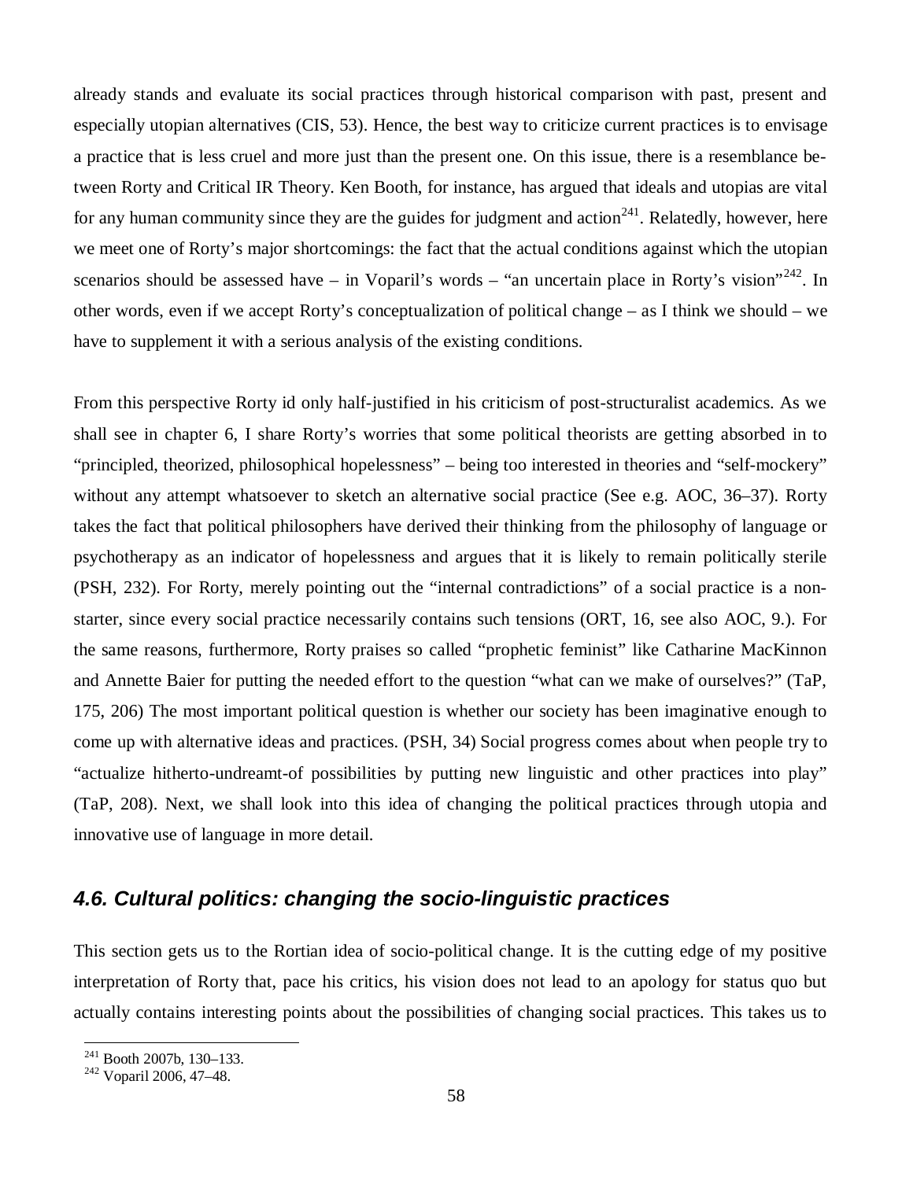already stands and evaluate its social practices through historical comparison with past, present and especially utopian alternatives (CIS, 53). Hence, the best way to criticize current practices is to envisage a practice that is less cruel and more just than the present one. On this issue, there is a resemblance between Rorty and Critical IR Theory. Ken Booth, for instance, has argued that ideals and utopias are vital for any human community since they are the guides for judgment and action[241]. Relatedly, however, here we meet one of Rorty's major shortcomings: the fact that the actual conditions against which the utopian scenarios should be assessed have – in Voparil's words – "an uncertain place in Rorty's vision"[242]. In other words, even if we accept Rorty's conceptualization of political change – as I think we should – we have to supplement it with a serious analysis of the existing conditions.

From this perspective Rorty id only half-justified in his criticism of post-structuralist academics. As we shall see in chapter 6, I share Rorty's worries that some political theorists are getting absorbed in to "principled, theorized, philosophical hopelessness" – being too interested in theories and "self-mockery" without any attempt whatsoever to sketch an alternative social practice (See e.g. AOC, 36–37). Rorty takes the fact that political philosophers have derived their thinking from the philosophy of language or psychotherapy as an indicator of hopelessness and argues that it is likely to remain politically sterile (PSH, 232). For Rorty, merely pointing out the "internal contradictions" of a social practice is a non-starter, since every social practice necessarily contains such tensions (ORT, 16, see also AOC, 9.). For the same reasons, furthermore, Rorty praises so called "prophetic feminist" like Catharine MacKinnon and Annette Baier for putting the needed effort to the question "what can we make of ourselves?" (TaP, 175, 206) The most important political question is whether our society has been imaginative enough to come up with alternative ideas and practices. (PSH, 34) Social progress comes about when people try to "actualize hitherto-undreamt-of possibilities by putting new linguistic and other practices into play" (TaP, 208). Next, we shall look into this idea of changing the political practices through utopia and innovative use of language in more detail.

## *4.6. Cultural politics: changing the socio-linguistic practices*

This section gets us to the Rortian idea of socio-political change. It is the cutting edge of my positive interpretation of Rorty that, pace his critics, his vision does not lead to an apology for status quo but actually contains interesting points about the possibilities of changing social practices. This takes us to

---

[241] Booth 2007b, 130–133.

[242] Voparil 2006, 47–48.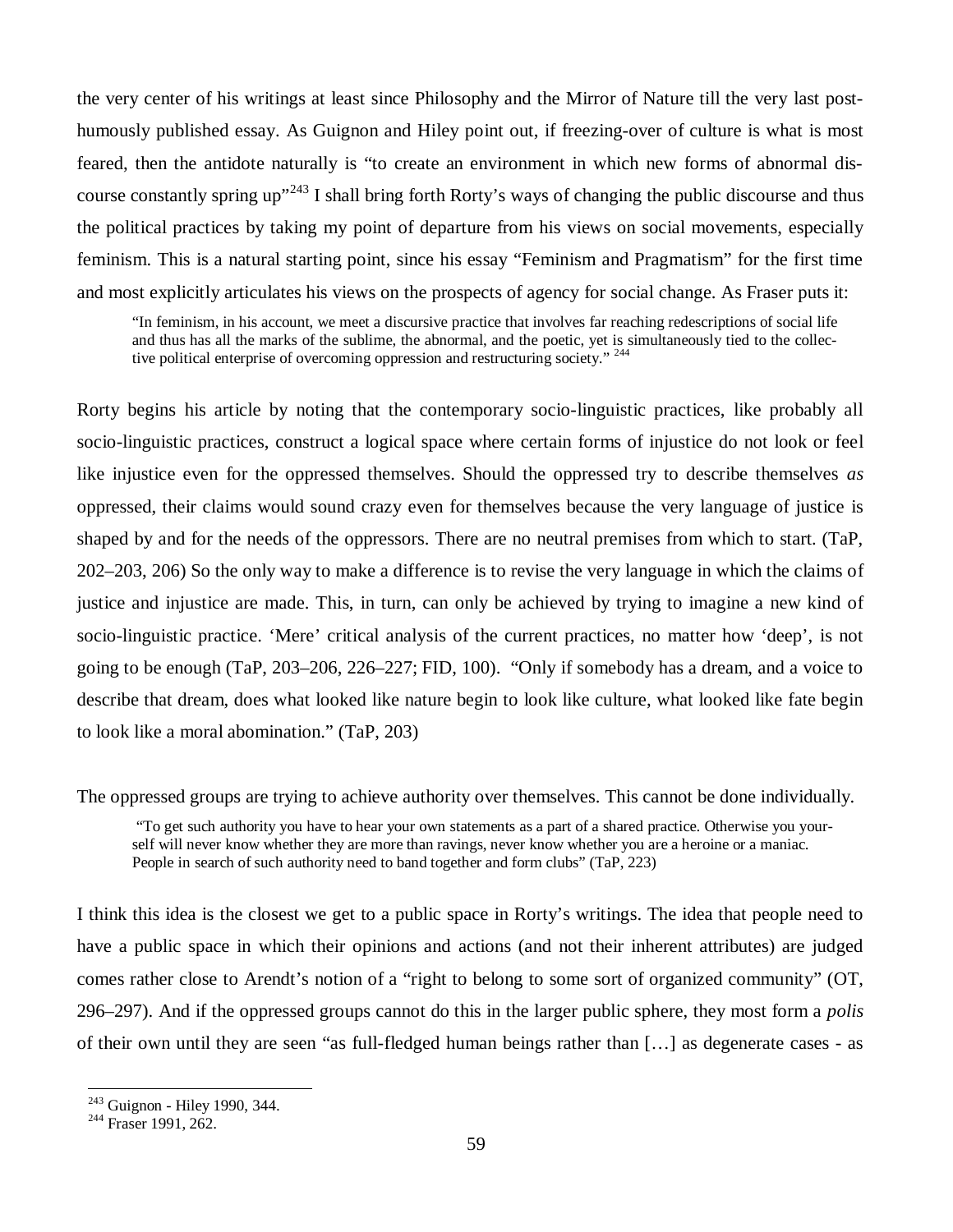the very center of his writings at least since Philosophy and the Mirror of Nature till the very last post-humously published essay. As Guignon and Hiley point out, if freezing-over of culture is what is most feared, then the antidote naturally is "to create an environment in which new forms of abnormal discourse constantly spring up"[243] I shall bring forth Rorty's ways of changing the public discourse and thus the political practices by taking my point of departure from his views on social movements, especially feminism. This is a natural starting point, since his essay "Feminism and Pragmatism" for the first time and most explicitly articulates his views on the prospects of agency for social change. As Fraser puts it:

> "In feminism, in his account, we meet a discursive practice that involves far reaching redescriptions of social life and thus has all the marks of the sublime, the abnormal, and the poetic, yet is simultaneously tied to the collective political enterprise of overcoming oppression and restructuring society." [244]

Rorty begins his article by noting that the contemporary socio-linguistic practices, like probably all socio-linguistic practices, construct a logical space where certain forms of injustice do not look or feel like injustice even for the oppressed themselves. Should the oppressed try to describe themselves *as* oppressed, their claims would sound crazy even for themselves because the very language of justice is shaped by and for the needs of the oppressors. There are no neutral premises from which to start. (TaP, 202–203, 206) So the only way to make a difference is to revise the very language in which the claims of justice and injustice are made. This, in turn, can only be achieved by trying to imagine a new kind of socio-linguistic practice. 'Mere' critical analysis of the current practices, no matter how 'deep', is not going to be enough (TaP, 203–206, 226–227; FID, 100). "Only if somebody has a dream, and a voice to describe that dream, does what looked like nature begin to look like culture, what looked like fate begin to look like a moral abomination." (TaP, 203)

The oppressed groups are trying to achieve authority over themselves. This cannot be done individually.

> "To get such authority you have to hear your own statements as a part of a shared practice. Otherwise you yourself will never know whether they are more than ravings, never know whether you are a heroine or a maniac. People in search of such authority need to band together and form clubs" (TaP, 223)

I think this idea is the closest we get to a public space in Rorty's writings. The idea that people need to have a public space in which their opinions and actions (and not their inherent attributes) are judged comes rather close to Arendt's notion of a "right to belong to some sort of organized community" (OT, 296–297). And if the oppressed groups cannot do this in the larger public sphere, they most form a *polis* of their own until they are seen "as full-fledged human beings rather than […] as degenerate cases - as

---

[243] Guignon - Hiley 1990, 344.

[244] Fraser 1991, 262.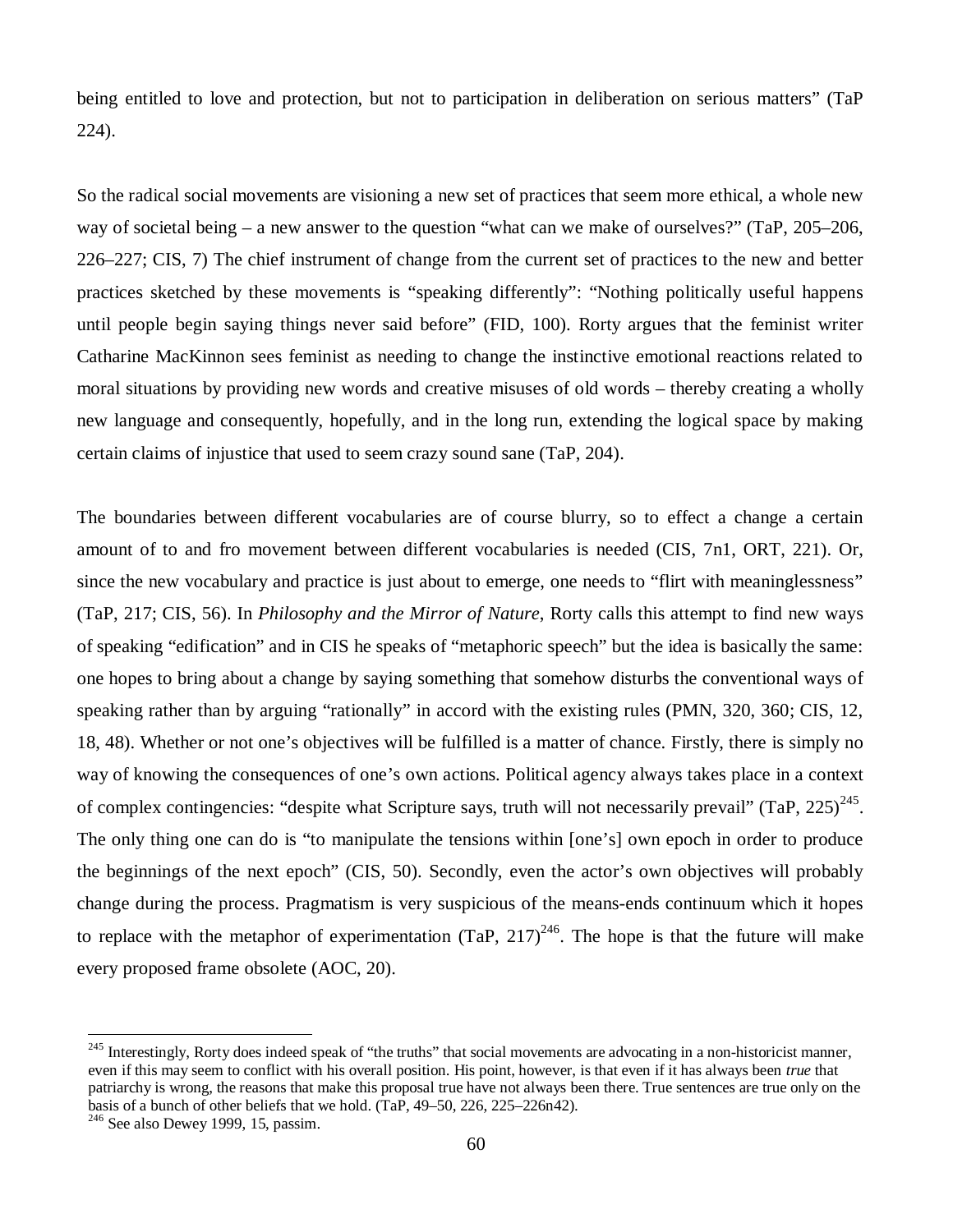being entitled to love and protection, but not to participation in deliberation on serious matters" (TaP 224).

So the radical social movements are visioning a new set of practices that seem more ethical, a whole new way of societal being – a new answer to the question "what can we make of ourselves?" (TaP, 205–206, 226–227; CIS, 7) The chief instrument of change from the current set of practices to the new and better practices sketched by these movements is "speaking differently": "Nothing politically useful happens until people begin saying things never said before" (FID, 100). Rorty argues that the feminist writer Catharine MacKinnon sees feminist as needing to change the instinctive emotional reactions related to moral situations by providing new words and creative misuses of old words – thereby creating a wholly new language and consequently, hopefully, and in the long run, extending the logical space by making certain claims of injustice that used to seem crazy sound sane (TaP, 204).

The boundaries between different vocabularies are of course blurry, so to effect a change a certain amount of to and fro movement between different vocabularies is needed (CIS, 7n1, ORT, 221). Or, since the new vocabulary and practice is just about to emerge, one needs to "flirt with meaninglessness" (TaP, 217; CIS, 56). In *Philosophy and the Mirror of Nature*, Rorty calls this attempt to find new ways of speaking "edification" and in CIS he speaks of "metaphoric speech" but the idea is basically the same: one hopes to bring about a change by saying something that somehow disturbs the conventional ways of speaking rather than by arguing "rationally" in accord with the existing rules (PMN, 320, 360; CIS, 12, 18, 48). Whether or not one's objectives will be fulfilled is a matter of chance. Firstly, there is simply no way of knowing the consequences of one's own actions. Political agency always takes place in a context of complex contingencies: "despite what Scripture says, truth will not necessarily prevail" (TaP, 225)[245]. The only thing one can do is "to manipulate the tensions within [one's] own epoch in order to produce the beginnings of the next epoch" (CIS, 50). Secondly, even the actor's own objectives will probably change during the process. Pragmatism is very suspicious of the means-ends continuum which it hopes to replace with the metaphor of experimentation (TaP, 217)[246]. The hope is that the future will make every proposed frame obsolete (AOC, 20).

---

[245] Interestingly, Rorty does indeed speak of "the truths" that social movements are advocating in a non-historicist manner, even if this may seem to conflict with his overall position. His point, however, is that even if it has always been *true* that patriarchy is wrong, the reasons that make this proposal true have not always been there. True sentences are true only on the basis of a bunch of other beliefs that we hold. (TaP, 49–50, 226, 225–226n42).

[246] See also Dewey 1999, 15, passim.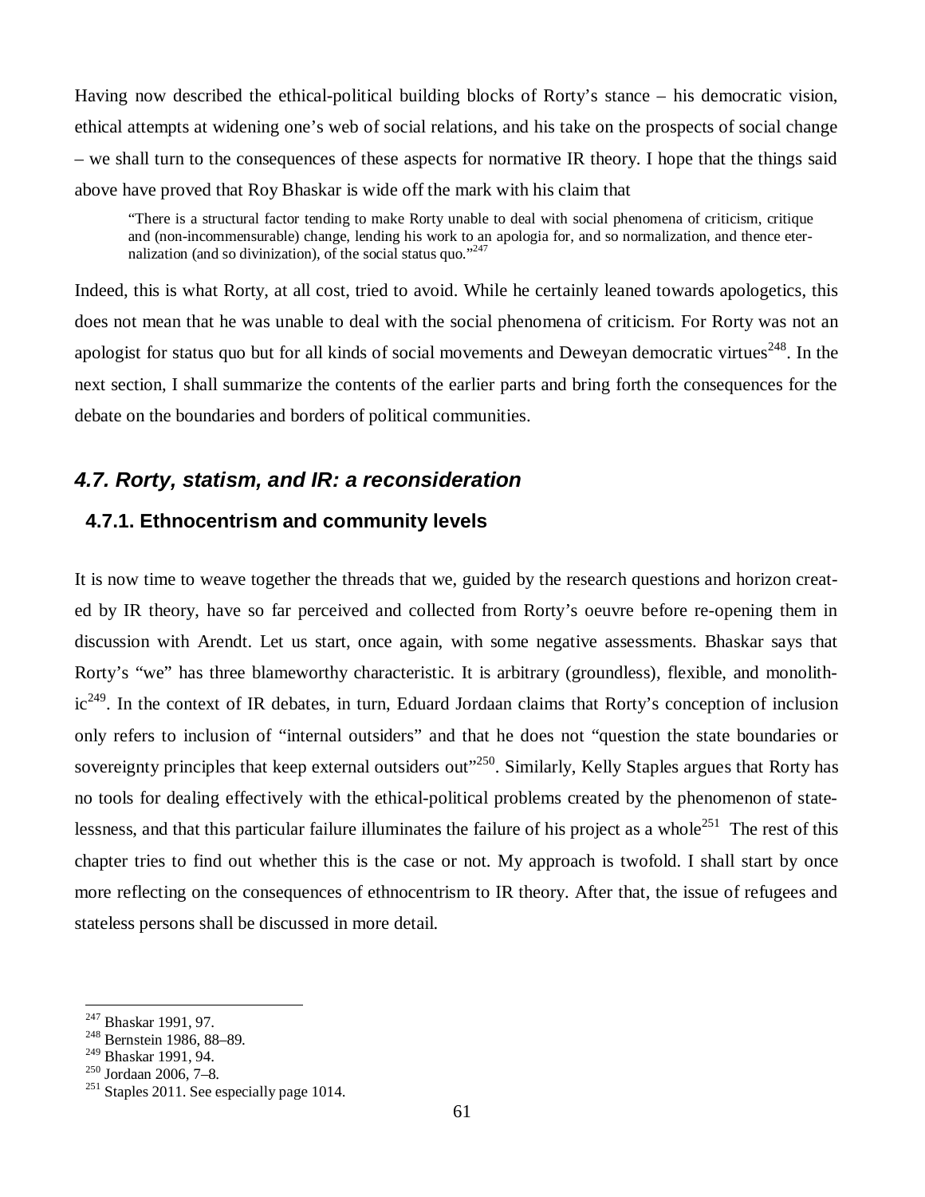Having now described the ethical-political building blocks of Rorty's stance – his democratic vision, ethical attempts at widening one's web of social relations, and his take on the prospects of social change – we shall turn to the consequences of these aspects for normative IR theory. I hope that the things said above have proved that Roy Bhaskar is wide off the mark with his claim that

> "There is a structural factor tending to make Rorty unable to deal with social phenomena of criticism, critique and (non-incommensurable) change, lending his work to an apologia for, and so normalization, and thence eternalization (and so divinization), of the social status quo."[247]

Indeed, this is what Rorty, at all cost, tried to avoid. While he certainly leaned towards apologetics, this does not mean that he was unable to deal with the social phenomena of criticism. For Rorty was not an apologist for status quo but for all kinds of social movements and Deweyan democratic virtues[248]. In the next section, I shall summarize the contents of the earlier parts and bring forth the consequences for the debate on the boundaries and borders of political communities.

## *4.7. Rorty, statism, and IR: a reconsideration*

### 4.7.1. Ethnocentrism and community levels

It is now time to weave together the threads that we, guided by the research questions and horizon created by IR theory, have so far perceived and collected from Rorty's oeuvre before re-opening them in discussion with Arendt. Let us start, once again, with some negative assessments. Bhaskar says that Rorty's "we" has three blameworthy characteristic. It is arbitrary (groundless), flexible, and monolithic[249]. In the context of IR debates, in turn, Eduard Jordaan claims that Rorty's conception of inclusion only refers to inclusion of "internal outsiders" and that he does not "question the state boundaries or sovereignty principles that keep external outsiders out"[250]. Similarly, Kelly Staples argues that Rorty has no tools for dealing effectively with the ethical-political problems created by the phenomenon of statelessness, and that this particular failure illuminates the failure of his project as a whole[251] The rest of this chapter tries to find out whether this is the case or not. My approach is twofold. I shall start by once more reflecting on the consequences of ethnocentrism to IR theory. After that, the issue of refugees and stateless persons shall be discussed in more detail.

---

[247] Bhaskar 1991, 97.
[248] Bernstein 1986, 88–89.
[249] Bhaskar 1991, 94.
[250] Jordaan 2006, 7–8.
[251] Staples 2011. See especially page 1014.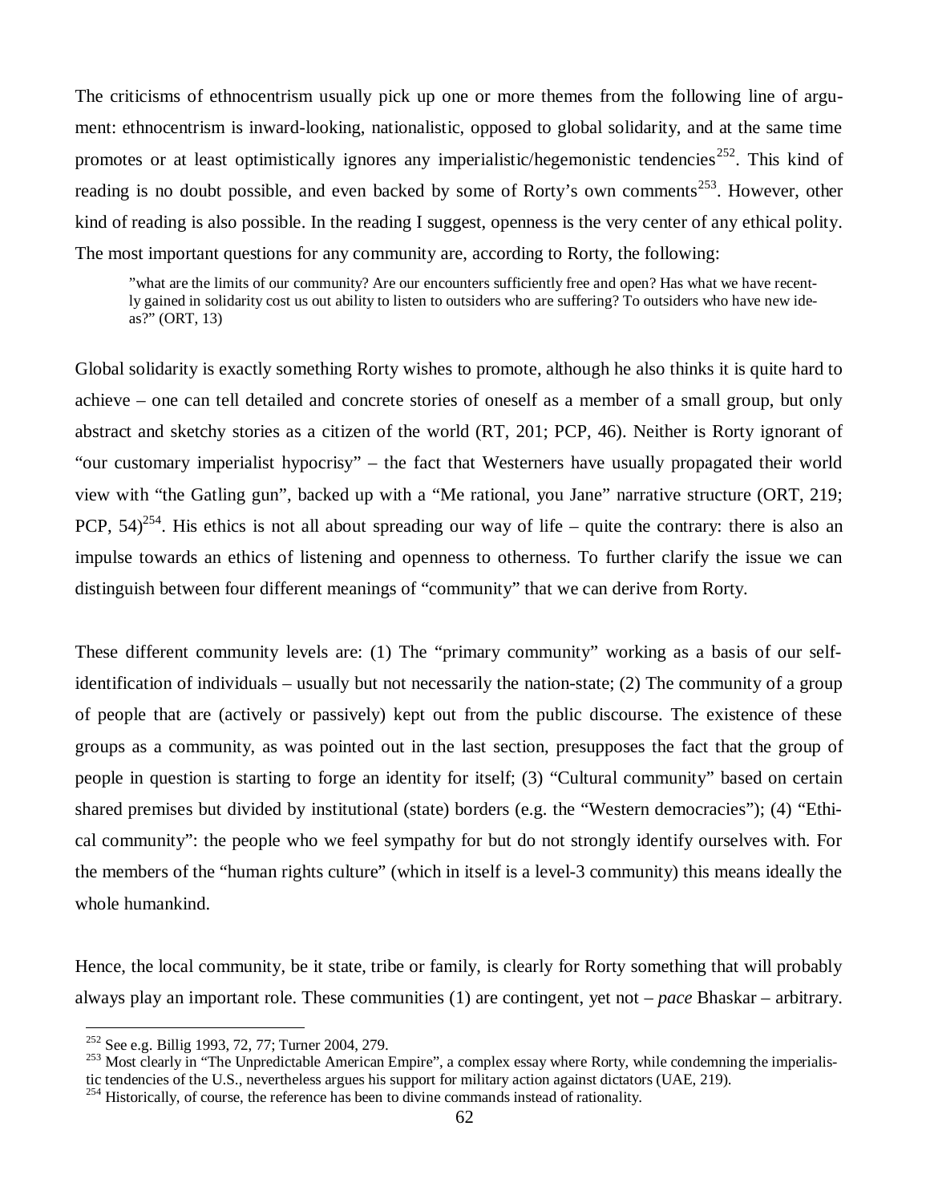The criticisms of ethnocentrism usually pick up one or more themes from the following line of argument: ethnocentrism is inward-looking, nationalistic, opposed to global solidarity, and at the same time promotes or at least optimistically ignores any imperialistic/hegemonistic tendencies[252]. This kind of reading is no doubt possible, and even backed by some of Rorty's own comments[253]. However, other kind of reading is also possible. In the reading I suggest, openness is the very center of any ethical polity. The most important questions for any community are, according to Rorty, the following:

> "what are the limits of our community? Are our encounters sufficiently free and open? Has what we have recently gained in solidarity cost us out ability to listen to outsiders who are suffering? To outsiders who have new ideas?" (ORT, 13)

Global solidarity is exactly something Rorty wishes to promote, although he also thinks it is quite hard to achieve – one can tell detailed and concrete stories of oneself as a member of a small group, but only abstract and sketchy stories as a citizen of the world (RT, 201; PCP, 46). Neither is Rorty ignorant of "our customary imperialist hypocrisy" – the fact that Westerners have usually propagated their world view with "the Gatling gun", backed up with a "Me rational, you Jane" narrative structure (ORT, 219; PCP, 54)[254]. His ethics is not all about spreading our way of life – quite the contrary: there is also an impulse towards an ethics of listening and openness to otherness. To further clarify the issue we can distinguish between four different meanings of "community" that we can derive from Rorty.

These different community levels are: (1) The "primary community" working as a basis of our self-identification of individuals – usually but not necessarily the nation-state; (2) The community of a group of people that are (actively or passively) kept out from the public discourse. The existence of these groups as a community, as was pointed out in the last section, presupposes the fact that the group of people in question is starting to forge an identity for itself; (3) "Cultural community" based on certain shared premises but divided by institutional (state) borders (e.g. the "Western democracies"); (4) "Ethical community": the people who we feel sympathy for but do not strongly identify ourselves with. For the members of the "human rights culture" (which in itself is a level-3 community) this means ideally the whole humankind.

Hence, the local community, be it state, tribe or family, is clearly for Rorty something that will probably always play an important role. These communities (1) are contingent, yet not – *pace* Bhaskar – arbitrary.

[252] See e.g. Billig 1993, 72, 77; Turner 2004, 279.

[253] Most clearly in "The Unpredictable American Empire", a complex essay where Rorty, while condemning the imperialistic tendencies of the U.S., nevertheless argues his support for military action against dictators (UAE, 219).

[254] Historically, of course, the reference has been to divine commands instead of rationality.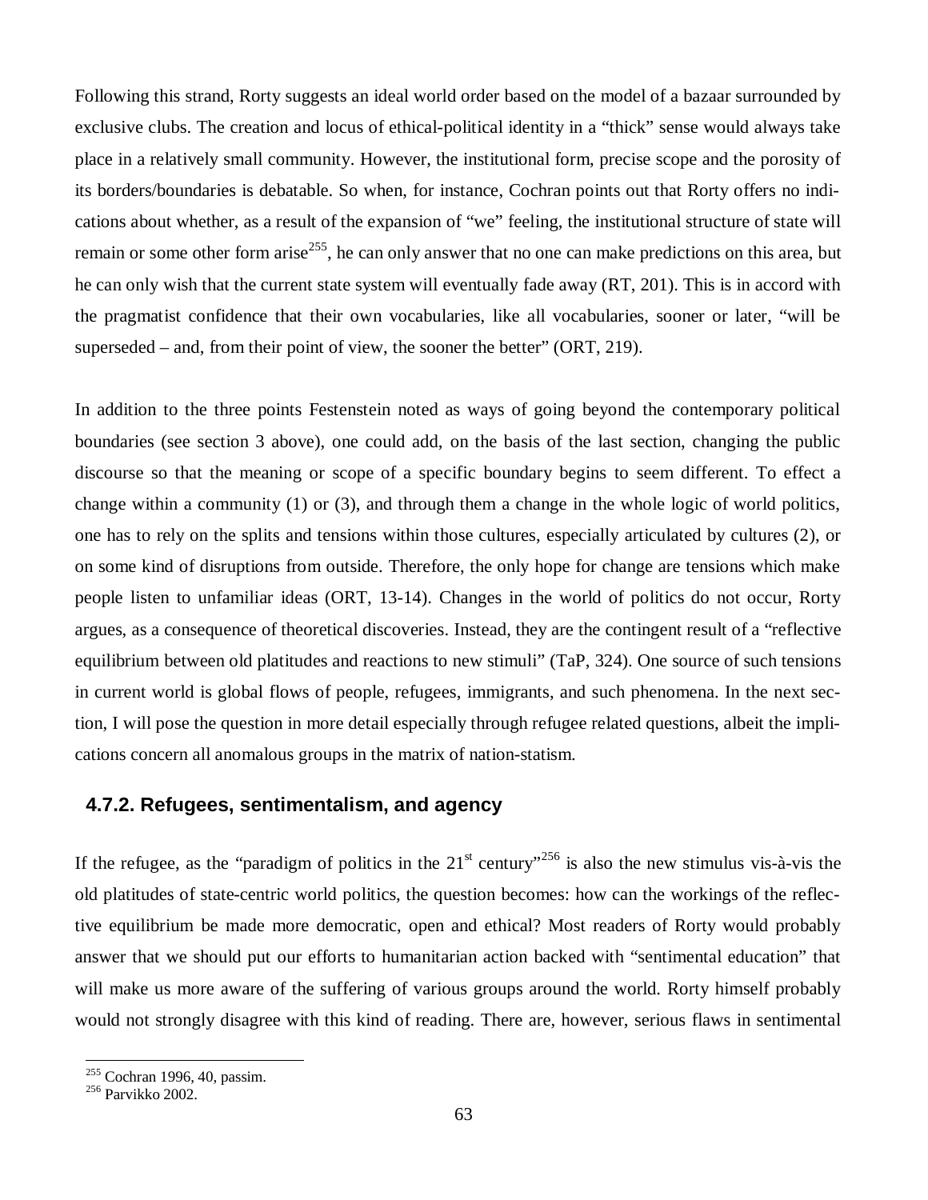Following this strand, Rorty suggests an ideal world order based on the model of a bazaar surrounded by exclusive clubs. The creation and locus of ethical-political identity in a "thick" sense would always take place in a relatively small community. However, the institutional form, precise scope and the porosity of its borders/boundaries is debatable. So when, for instance, Cochran points out that Rorty offers no indications about whether, as a result of the expansion of "we" feeling, the institutional structure of state will remain or some other form arise[255], he can only answer that no one can make predictions on this area, but he can only wish that the current state system will eventually fade away (RT, 201). This is in accord with the pragmatist confidence that their own vocabularies, like all vocabularies, sooner or later, "will be superseded – and, from their point of view, the sooner the better" (ORT, 219).

In addition to the three points Festenstein noted as ways of going beyond the contemporary political boundaries (see section 3 above), one could add, on the basis of the last section, changing the public discourse so that the meaning or scope of a specific boundary begins to seem different. To effect a change within a community (1) or (3), and through them a change in the whole logic of world politics, one has to rely on the splits and tensions within those cultures, especially articulated by cultures (2), or on some kind of disruptions from outside. Therefore, the only hope for change are tensions which make people listen to unfamiliar ideas (ORT, 13-14). Changes in the world of politics do not occur, Rorty argues, as a consequence of theoretical discoveries. Instead, they are the contingent result of a "reflective equilibrium between old platitudes and reactions to new stimuli" (TaP, 324). One source of such tensions in current world is global flows of people, refugees, immigrants, and such phenomena. In the next section, I will pose the question in more detail especially through refugee related questions, albeit the implications concern all anomalous groups in the matrix of nation-statism.

### 4.7.2. Refugees, sentimentalism, and agency

If the refugee, as the "paradigm of politics in the 21st century"[256] is also the new stimulus vis-à-vis the old platitudes of state-centric world politics, the question becomes: how can the workings of the reflective equilibrium be made more democratic, open and ethical? Most readers of Rorty would probably answer that we should put our efforts to humanitarian action backed with "sentimental education" that will make us more aware of the suffering of various groups around the world. Rorty himself probably would not strongly disagree with this kind of reading. There are, however, serious flaws in sentimental

---

[255] Cochran 1996, 40, passim.

[256] Parvikko 2002.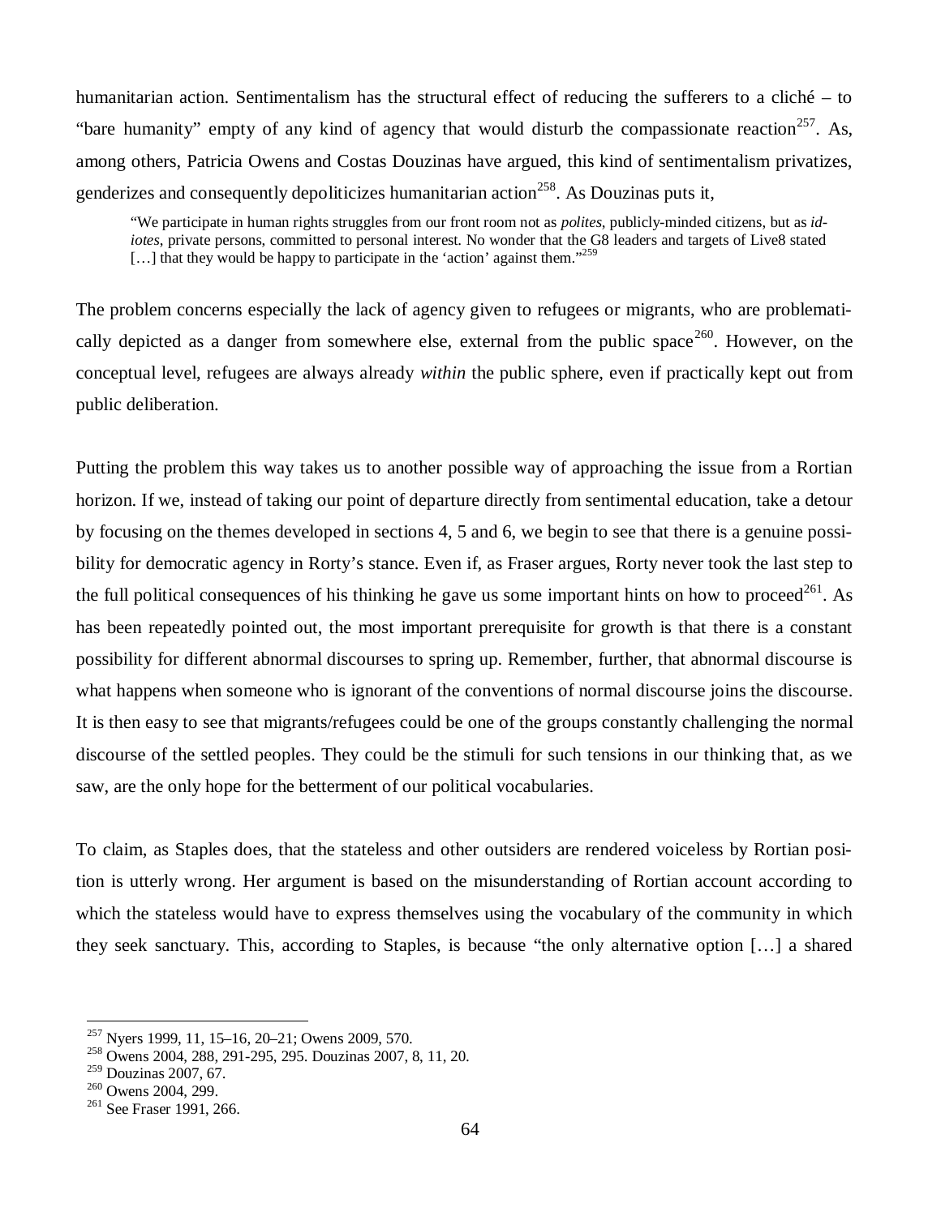humanitarian action. Sentimentalism has the structural effect of reducing the sufferers to a cliché – to "bare humanity" empty of any kind of agency that would disturb the compassionate reaction[257]. As, among others, Patricia Owens and Costas Douzinas have argued, this kind of sentimentalism privatizes, genderizes and consequently depoliticizes humanitarian action[258]. As Douzinas puts it,

> "We participate in human rights struggles from our front room not as *polites*, publicly-minded citizens, but as *idiotes*, private persons, committed to personal interest. No wonder that the G8 leaders and targets of Live8 stated […] that they would be happy to participate in the 'action' against them."[259]

The problem concerns especially the lack of agency given to refugees or migrants, who are problematically depicted as a danger from somewhere else, external from the public space[260]. However, on the conceptual level, refugees are always already *within* the public sphere, even if practically kept out from public deliberation.

Putting the problem this way takes us to another possible way of approaching the issue from a Rortian horizon. If we, instead of taking our point of departure directly from sentimental education, take a detour by focusing on the themes developed in sections 4, 5 and 6, we begin to see that there is a genuine possibility for democratic agency in Rorty's stance. Even if, as Fraser argues, Rorty never took the last step to the full political consequences of his thinking he gave us some important hints on how to proceed[261]. As has been repeatedly pointed out, the most important prerequisite for growth is that there is a constant possibility for different abnormal discourses to spring up. Remember, further, that abnormal discourse is what happens when someone who is ignorant of the conventions of normal discourse joins the discourse. It is then easy to see that migrants/refugees could be one of the groups constantly challenging the normal discourse of the settled peoples. They could be the stimuli for such tensions in our thinking that, as we saw, are the only hope for the betterment of our political vocabularies.

To claim, as Staples does, that the stateless and other outsiders are rendered voiceless by Rortian position is utterly wrong. Her argument is based on the misunderstanding of Rortian account according to which the stateless would have to express themselves using the vocabulary of the community in which they seek sanctuary. This, according to Staples, is because "the only alternative option […] a shared

---

[257] Nyers 1999, 11, 15–16, 20–21; Owens 2009, 570.

[258] Owens 2004, 288, 291-295, 295. Douzinas 2007, 8, 11, 20.

[259] Douzinas 2007, 67.

[260] Owens 2004, 299.

[261] See Fraser 1991, 266.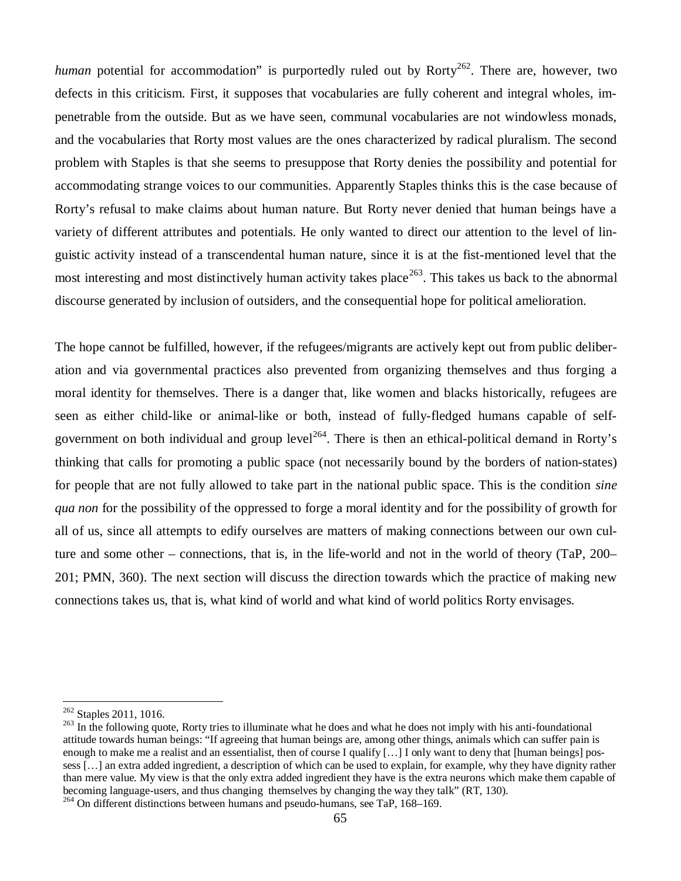*human* potential for accommodation" is purportedly ruled out by Rorty[262]. There are, however, two defects in this criticism. First, it supposes that vocabularies are fully coherent and integral wholes, impenetrable from the outside. But as we have seen, communal vocabularies are not windowless monads, and the vocabularies that Rorty most values are the ones characterized by radical pluralism. The second problem with Staples is that she seems to presuppose that Rorty denies the possibility and potential for accommodating strange voices to our communities. Apparently Staples thinks this is the case because of Rorty's refusal to make claims about human nature. But Rorty never denied that human beings have a variety of different attributes and potentials. He only wanted to direct our attention to the level of linguistic activity instead of a transcendental human nature, since it is at the fist-mentioned level that the most interesting and most distinctively human activity takes place[263]. This takes us back to the abnormal discourse generated by inclusion of outsiders, and the consequential hope for political amelioration.

The hope cannot be fulfilled, however, if the refugees/migrants are actively kept out from public deliberation and via governmental practices also prevented from organizing themselves and thus forging a moral identity for themselves. There is a danger that, like women and blacks historically, refugees are seen as either child-like or animal-like or both, instead of fully-fledged humans capable of self-government on both individual and group level[264]. There is then an ethical-political demand in Rorty's thinking that calls for promoting a public space (not necessarily bound by the borders of nation-states) for people that are not fully allowed to take part in the national public space. This is the condition *sine qua non* for the possibility of the oppressed to forge a moral identity and for the possibility of growth for all of us, since all attempts to edify ourselves are matters of making connections between our own culture and some other – connections, that is, in the life-world and not in the world of theory (TaP, 200–201; PMN, 360). The next section will discuss the direction towards which the practice of making new connections takes us, that is, what kind of world and what kind of world politics Rorty envisages.

---

[262] Staples 2011, 1016.

[263] In the following quote, Rorty tries to illuminate what he does and what he does not imply with his anti-foundational attitude towards human beings: "If agreeing that human beings are, among other things, animals which can suffer pain is enough to make me a realist and an essentialist, then of course I qualify […] I only want to deny that [human beings] possess […] an extra added ingredient, a description of which can be used to explain, for example, why they have dignity rather than mere value. My view is that the only extra added ingredient they have is the extra neurons which make them capable of becoming language-users, and thus changing themselves by changing the way they talk" (RT, 130).

[264] On different distinctions between humans and pseudo-humans, see TaP, 168–169.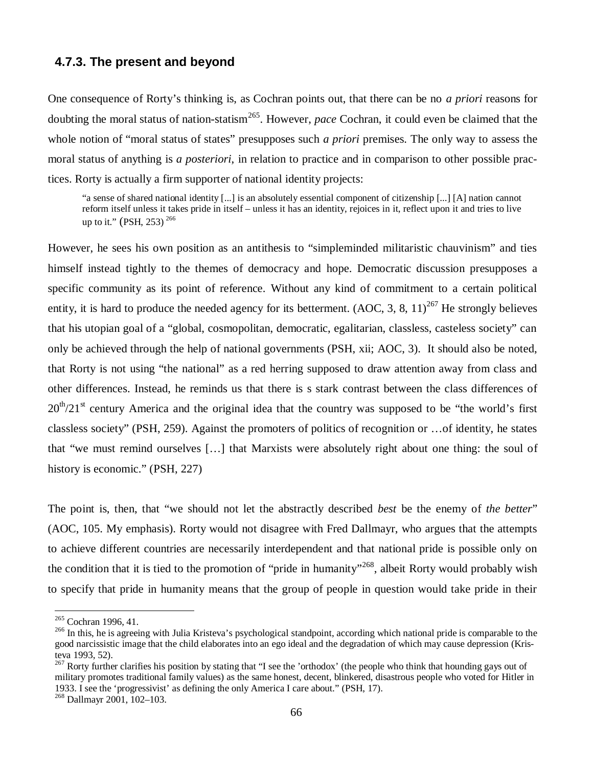### 4.7.3. The present and beyond

One consequence of Rorty's thinking is, as Cochran points out, that there can be no *a priori* reasons for doubting the moral status of nation-statism[265]. However, *pace* Cochran, it could even be claimed that the whole notion of "moral status of states" presupposes such *a priori* premises. The only way to assess the moral status of anything is *a posteriori*, in relation to practice and in comparison to other possible practices. Rorty is actually a firm supporter of national identity projects:

> "a sense of shared national identity [...] is an absolutely essential component of citizenship [...] [A] nation cannot reform itself unless it takes pride in itself – unless it has an identity, rejoices in it, reflect upon it and tries to live up to it." (PSH, 253) [266]

However, he sees his own position as an antithesis to "simpleminded militaristic chauvinism" and ties himself instead tightly to the themes of democracy and hope. Democratic discussion presupposes a specific community as its point of reference. Without any kind of commitment to a certain political entity, it is hard to produce the needed agency for its betterment. (AOC, 3, 8, 11)[267] He strongly believes that his utopian goal of a "global, cosmopolitan, democratic, egalitarian, classless, casteless society" can only be achieved through the help of national governments (PSH, xii; AOC, 3). It should also be noted, that Rorty is not using "the national" as a red herring supposed to draw attention away from class and other differences. Instead, he reminds us that there is s stark contrast between the class differences of 20th/21st century America and the original idea that the country was supposed to be "the world's first classless society" (PSH, 259). Against the promoters of politics of recognition or …of identity, he states that "we must remind ourselves […] that Marxists were absolutely right about one thing: the soul of history is economic." (PSH, 227)

The point is, then, that "we should not let the abstractly described *best* be the enemy of *the better*" (AOC, 105. My emphasis). Rorty would not disagree with Fred Dallmayr, who argues that the attempts to achieve different countries are necessarily interdependent and that national pride is possible only on the condition that it is tied to the promotion of "pride in humanity"[268], albeit Rorty would probably wish to specify that pride in humanity means that the group of people in question would take pride in their

---

[265] Cochran 1996, 41.

[266] In this, he is agreeing with Julia Kristeva's psychological standpoint, according which national pride is comparable to the good narcissistic image that the child elaborates into an ego ideal and the degradation of which may cause depression (Kristeva 1993, 52).

[267] Rorty further clarifies his position by stating that "I see the 'orthodox' (the people who think that hounding gays out of military promotes traditional family values) as the same honest, decent, blinkered, disastrous people who voted for Hitler in 1933. I see the 'progressivist' as defining the only America I care about." (PSH, 17).

[268] Dallmayr 2001, 102–103.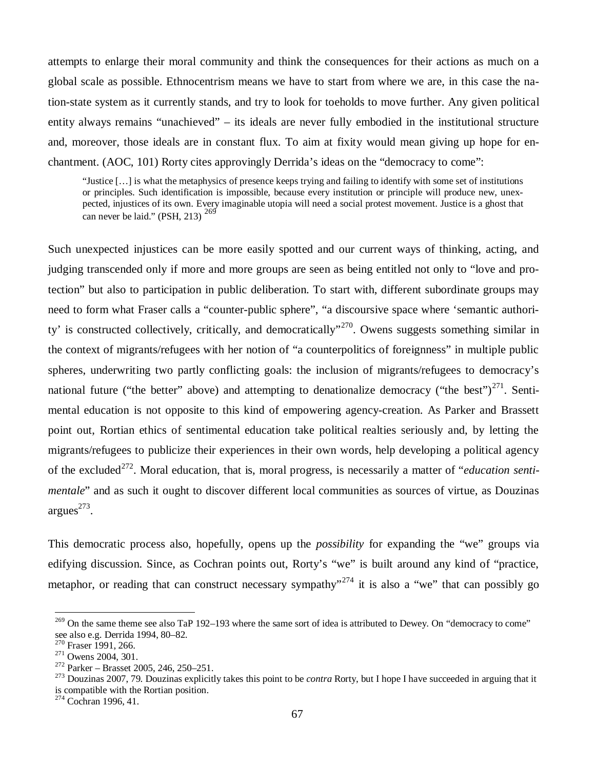attempts to enlarge their moral community and think the consequences for their actions as much on a global scale as possible. Ethnocentrism means we have to start from where we are, in this case the nation-state system as it currently stands, and try to look for toeholds to move further. Any given political entity always remains "unachieved" – its ideals are never fully embodied in the institutional structure and, moreover, those ideals are in constant flux. To aim at fixity would mean giving up hope for enchantment. (AOC, 101) Rorty cites approvingly Derrida's ideas on the "democracy to come":

> "Justice […] is what the metaphysics of presence keeps trying and failing to identify with some set of institutions or principles. Such identification is impossible, because every institution or principle will produce new, unexpected, injustices of its own. Every imaginable utopia will need a social protest movement. Justice is a ghost that can never be laid." (PSH, 213) [269]

Such unexpected injustices can be more easily spotted and our current ways of thinking, acting, and judging transcended only if more and more groups are seen as being entitled not only to "love and protection" but also to participation in public deliberation. To start with, different subordinate groups may need to form what Fraser calls a "counter-public sphere", "a discoursive space where 'semantic authority' is constructed collectively, critically, and democratically"[270]. Owens suggests something similar in the context of migrants/refugees with her notion of "a counterpolitics of foreignness" in multiple public spheres, underwriting two partly conflicting goals: the inclusion of migrants/refugees to democracy's national future ("the better" above) and attempting to denationalize democracy ("the best")[271]. Sentimental education is not opposite to this kind of empowering agency-creation. As Parker and Brassett point out, Rortian ethics of sentimental education take political realties seriously and, by letting the migrants/refugees to publicize their experiences in their own words, help developing a political agency of the excluded[272]. Moral education, that is, moral progress, is necessarily a matter of "*education sentimentale*" and as such it ought to discover different local communities as sources of virtue, as Douzinas argues[273].

This democratic process also, hopefully, opens up the *possibility* for expanding the "we" groups via edifying discussion. Since, as Cochran points out, Rorty's "we" is built around any kind of "practice, metaphor, or reading that can construct necessary sympathy"[274] it is also a "we" that can possibly go

---

[269] On the same theme see also TaP 192–193 where the same sort of idea is attributed to Dewey. On "democracy to come" see also e.g. Derrida 1994, 80–82.

[270] Fraser 1991, 266.

[271] Owens 2004, 301.

[272] Parker – Brasset 2005, 246, 250–251.

[273] Douzinas 2007, 79. Douzinas explicitly takes this point to be *contra* Rorty, but I hope I have succeeded in arguing that it is compatible with the Rortian position.

[274] Cochran 1996, 41.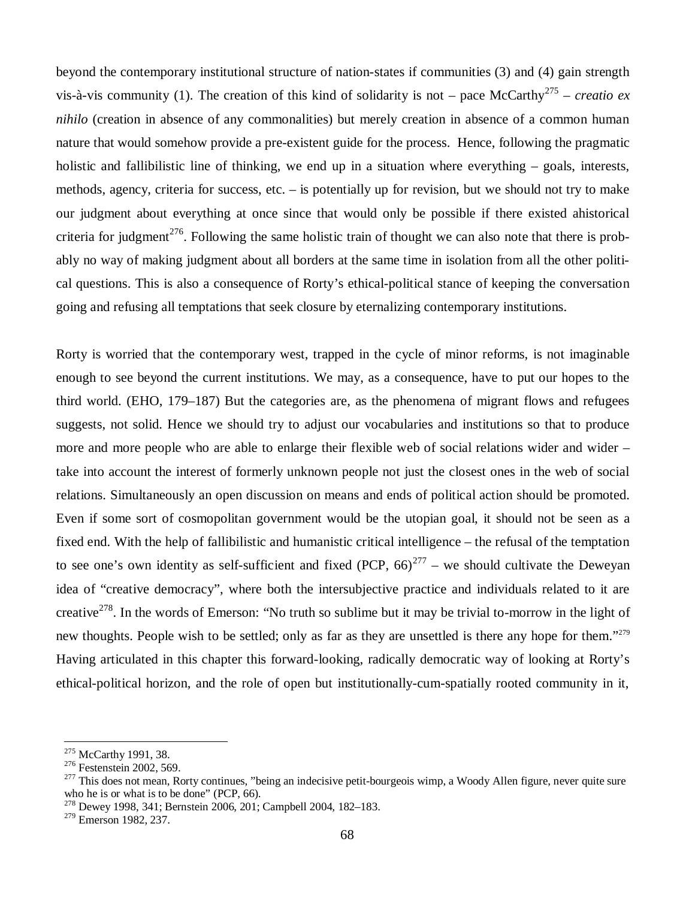beyond the contemporary institutional structure of nation-states if communities (3) and (4) gain strength vis-à-vis community (1). The creation of this kind of solidarity is not – pace McCarthy[275] – *creatio ex nihilo* (creation in absence of any commonalities) but merely creation in absence of a common human nature that would somehow provide a pre-existent guide for the process. Hence, following the pragmatic holistic and fallibilistic line of thinking, we end up in a situation where everything – goals, interests, methods, agency, criteria for success, etc. – is potentially up for revision, but we should not try to make our judgment about everything at once since that would only be possible if there existed ahistorical criteria for judgment[276]. Following the same holistic train of thought we can also note that there is probably no way of making judgment about all borders at the same time in isolation from all the other political questions. This is also a consequence of Rorty's ethical-political stance of keeping the conversation going and refusing all temptations that seek closure by eternalizing contemporary institutions.

Rorty is worried that the contemporary west, trapped in the cycle of minor reforms, is not imaginable enough to see beyond the current institutions. We may, as a consequence, have to put our hopes to the third world. (EHO, 179–187) But the categories are, as the phenomena of migrant flows and refugees suggests, not solid. Hence we should try to adjust our vocabularies and institutions so that to produce more and more people who are able to enlarge their flexible web of social relations wider and wider – take into account the interest of formerly unknown people not just the closest ones in the web of social relations. Simultaneously an open discussion on means and ends of political action should be promoted. Even if some sort of cosmopolitan government would be the utopian goal, it should not be seen as a fixed end. With the help of fallibilistic and humanistic critical intelligence – the refusal of the temptation to see one's own identity as self-sufficient and fixed (PCP, 66)[277] – we should cultivate the Deweyan idea of "creative democracy", where both the intersubjective practice and individuals related to it are creative[278]. In the words of Emerson: "No truth so sublime but it may be trivial to-morrow in the light of new thoughts. People wish to be settled; only as far as they are unsettled is there any hope for them."[279] Having articulated in this chapter this forward-looking, radically democratic way of looking at Rorty's ethical-political horizon, and the role of open but institutionally-cum-spatially rooted community in it,

---

[275] McCarthy 1991, 38.

[276] Festenstein 2002, 569.

[277] This does not mean, Rorty continues, "being an indecisive petit-bourgeois wimp, a Woody Allen figure, never quite sure who he is or what is to be done" (PCP, 66).

[278] Dewey 1998, 341; Bernstein 2006, 201; Campbell 2004, 182–183.

[279] Emerson 1982, 237.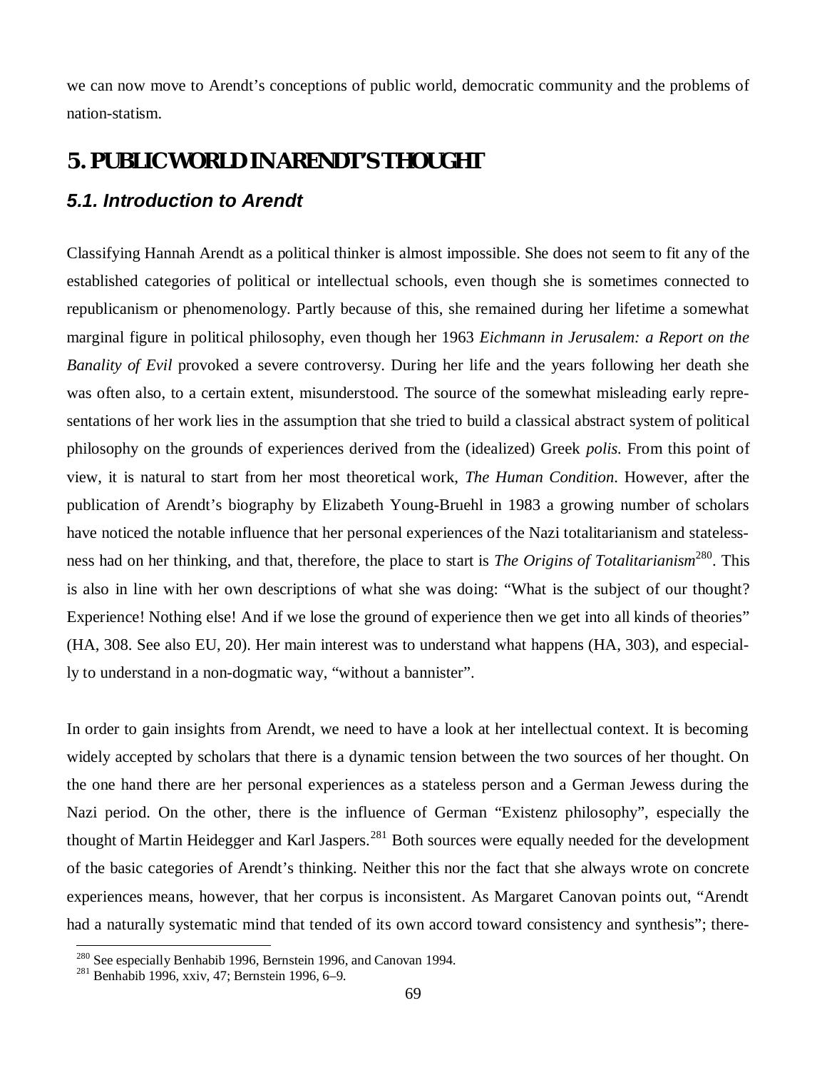we can now move to Arendt's conceptions of public world, democratic community and the problems of nation-statism.

# 5. PUBLIC WORLD IN ARENDT'S THOUGHT

## *5.1. Introduction to Arendt*

Classifying Hannah Arendt as a political thinker is almost impossible. She does not seem to fit any of the established categories of political or intellectual schools, even though she is sometimes connected to republicanism or phenomenology. Partly because of this, she remained during her lifetime a somewhat marginal figure in political philosophy, even though her 1963 *Eichmann in Jerusalem: a Report on the Banality of Evil* provoked a severe controversy. During her life and the years following her death she was often also, to a certain extent, misunderstood. The source of the somewhat misleading early representations of her work lies in the assumption that she tried to build a classical abstract system of political philosophy on the grounds of experiences derived from the (idealized) Greek *polis*. From this point of view, it is natural to start from her most theoretical work, *The Human Condition*. However, after the publication of Arendt's biography by Elizabeth Young-Bruehl in 1983 a growing number of scholars have noticed the notable influence that her personal experiences of the Nazi totalitarianism and statelessness had on her thinking, and that, therefore, the place to start is *The Origins of Totalitarianism*[280]. This is also in line with her own descriptions of what she was doing: "What is the subject of our thought? Experience! Nothing else! And if we lose the ground of experience then we get into all kinds of theories" (HA, 308. See also EU, 20). Her main interest was to understand what happens (HA, 303), and especially to understand in a non-dogmatic way, "without a bannister".

In order to gain insights from Arendt, we need to have a look at her intellectual context. It is becoming widely accepted by scholars that there is a dynamic tension between the two sources of her thought. On the one hand there are her personal experiences as a stateless person and a German Jewess during the Nazi period. On the other, there is the influence of German "Existenz philosophy", especially the thought of Martin Heidegger and Karl Jaspers.[281] Both sources were equally needed for the development of the basic categories of Arendt's thinking. Neither this nor the fact that she always wrote on concrete experiences means, however, that her corpus is inconsistent. As Margaret Canovan points out, "Arendt had a naturally systematic mind that tended of its own accord toward consistency and synthesis"; there-

[280] See especially Benhabib 1996, Bernstein 1996, and Canovan 1994.

[281] Benhabib 1996, xxiv, 47; Bernstein 1996, 6–9.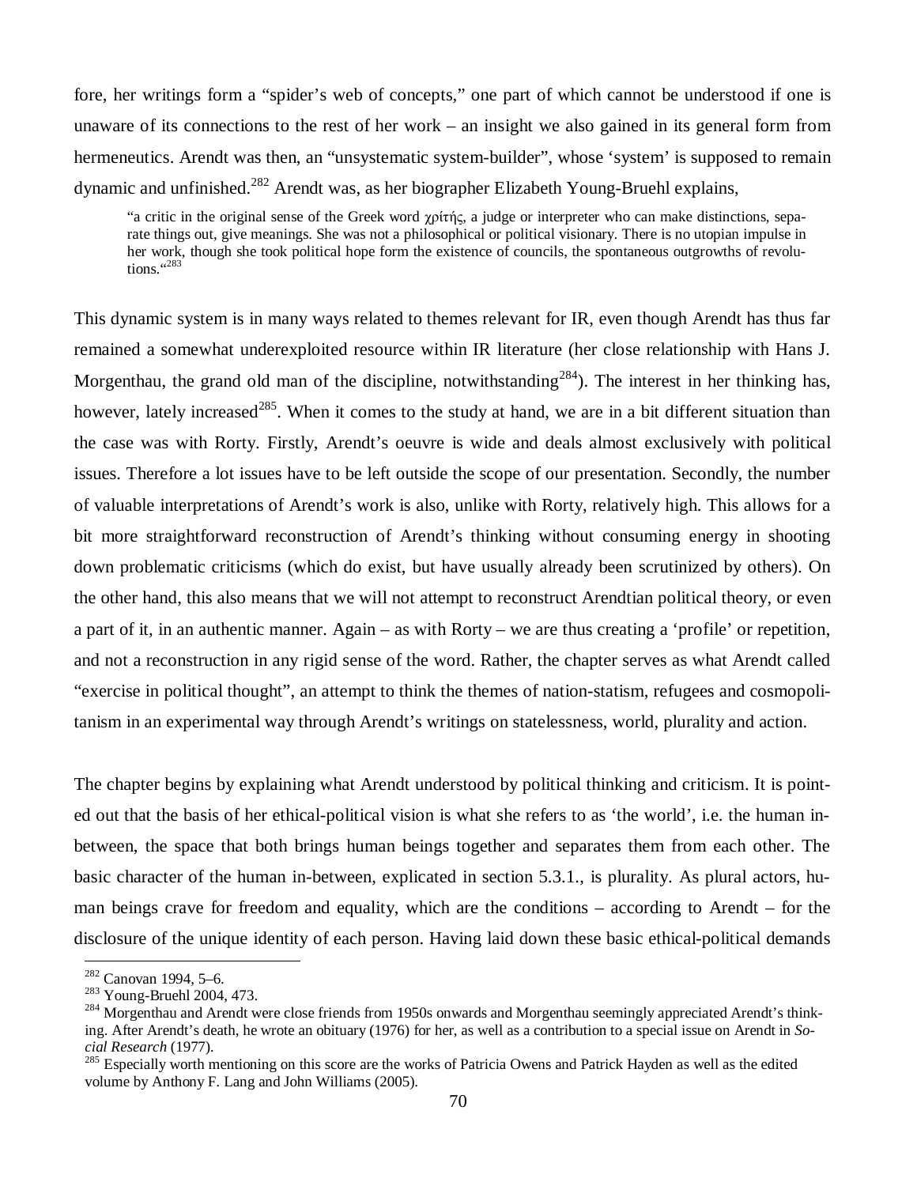fore, her writings form a "spider's web of concepts," one part of which cannot be understood if one is unaware of its connections to the rest of her work – an insight we also gained in its general form from hermeneutics. Arendt was then, an "unsystematic system-builder", whose 'system' is supposed to remain dynamic and unfinished.[282] Arendt was, as her biographer Elizabeth Young-Bruehl explains,

> "a critic in the original sense of the Greek word χρίτής, a judge or interpreter who can make distinctions, separate things out, give meanings. She was not a philosophical or political visionary. There is no utopian impulse in her work, though she took political hope form the existence of councils, the spontaneous outgrowths of revolutions."[283]

This dynamic system is in many ways related to themes relevant for IR, even though Arendt has thus far remained a somewhat underexploited resource within IR literature (her close relationship with Hans J. Morgenthau, the grand old man of the discipline, notwithstanding[284]). The interest in her thinking has, however, lately increased[285]. When it comes to the study at hand, we are in a bit different situation than the case was with Rorty. Firstly, Arendt's oeuvre is wide and deals almost exclusively with political issues. Therefore a lot issues have to be left outside the scope of our presentation. Secondly, the number of valuable interpretations of Arendt's work is also, unlike with Rorty, relatively high. This allows for a bit more straightforward reconstruction of Arendt's thinking without consuming energy in shooting down problematic criticisms (which do exist, but have usually already been scrutinized by others). On the other hand, this also means that we will not attempt to reconstruct Arendtian political theory, or even a part of it, in an authentic manner. Again – as with Rorty – we are thus creating a 'profile' or repetition, and not a reconstruction in any rigid sense of the word. Rather, the chapter serves as what Arendt called "exercise in political thought", an attempt to think the themes of nation-statism, refugees and cosmopolitanism in an experimental way through Arendt's writings on statelessness, world, plurality and action.

The chapter begins by explaining what Arendt understood by political thinking and criticism. It is pointed out that the basis of her ethical-political vision is what she refers to as 'the world', i.e. the human in-between, the space that both brings human beings together and separates them from each other. The basic character of the human in-between, explicated in section 5.3.1., is plurality. As plural actors, human beings crave for freedom and equality, which are the conditions – according to Arendt – for the disclosure of the unique identity of each person. Having laid down these basic ethical-political demands

---

[282] Canovan 1994, 5–6.

[283] Young-Bruehl 2004, 473.

[284] Morgenthau and Arendt were close friends from 1950s onwards and Morgenthau seemingly appreciated Arendt's thinking. After Arendt's death, he wrote an obituary (1976) for her, as well as a contribution to a special issue on Arendt in *Social Research* (1977).

[285] Especially worth mentioning on this score are the works of Patricia Owens and Patrick Hayden as well as the edited volume by Anthony F. Lang and John Williams (2005).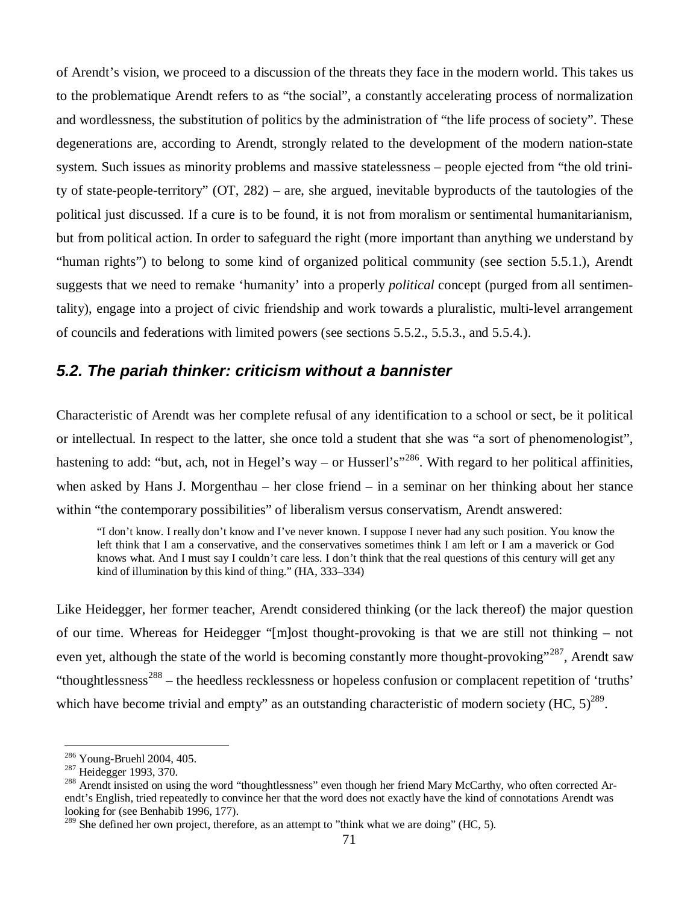of Arendt's vision, we proceed to a discussion of the threats they face in the modern world. This takes us to the problematique Arendt refers to as "the social", a constantly accelerating process of normalization and wordlessness, the substitution of politics by the administration of "the life process of society". These degenerations are, according to Arendt, strongly related to the development of the modern nation-state system. Such issues as minority problems and massive statelessness – people ejected from "the old trinity of state-people-territory" (OT, 282) – are, she argued, inevitable byproducts of the tautologies of the political just discussed. If a cure is to be found, it is not from moralism or sentimental humanitarianism, but from political action. In order to safeguard the right (more important than anything we understand by "human rights") to belong to some kind of organized political community (see section 5.5.1.), Arendt suggests that we need to remake 'humanity' into a properly *political* concept (purged from all sentimentality), engage into a project of civic friendship and work towards a pluralistic, multi-level arrangement of councils and federations with limited powers (see sections 5.5.2., 5.5.3., and 5.5.4.).

## *5.2. The pariah thinker: criticism without a bannister*

Characteristic of Arendt was her complete refusal of any identification to a school or sect, be it political or intellectual. In respect to the latter, she once told a student that she was "a sort of phenomenologist", hastening to add: "but, ach, not in Hegel's way – or Husserl's"[286]. With regard to her political affinities, when asked by Hans J. Morgenthau – her close friend – in a seminar on her thinking about her stance within "the contemporary possibilities" of liberalism versus conservatism, Arendt answered:

> "I don't know. I really don't know and I've never known. I suppose I never had any such position. You know the left think that I am a conservative, and the conservatives sometimes think I am left or I am a maverick or God knows what. And I must say I couldn't care less. I don't think that the real questions of this century will get any kind of illumination by this kind of thing." (HA, 333–334)

Like Heidegger, her former teacher, Arendt considered thinking (or the lack thereof) the major question of our time. Whereas for Heidegger "[m]ost thought-provoking is that we are still not thinking – not even yet, although the state of the world is becoming constantly more thought-provoking"[287], Arendt saw "thoughtlessness[288] – the heedless recklessness or hopeless confusion or complacent repetition of 'truths' which have become trivial and empty" as an outstanding characteristic of modern society (HC, 5)[289].

---

[286] Young-Bruehl 2004, 405.

[287] Heidegger 1993, 370.

[288] Arendt insisted on using the word "thoughtlessness" even though her friend Mary McCarthy, who often corrected Arendt's English, tried repeatedly to convince her that the word does not exactly have the kind of connotations Arendt was looking for (see Benhabib 1996, 177).

[289] She defined her own project, therefore, as an attempt to "think what we are doing" (HC, 5).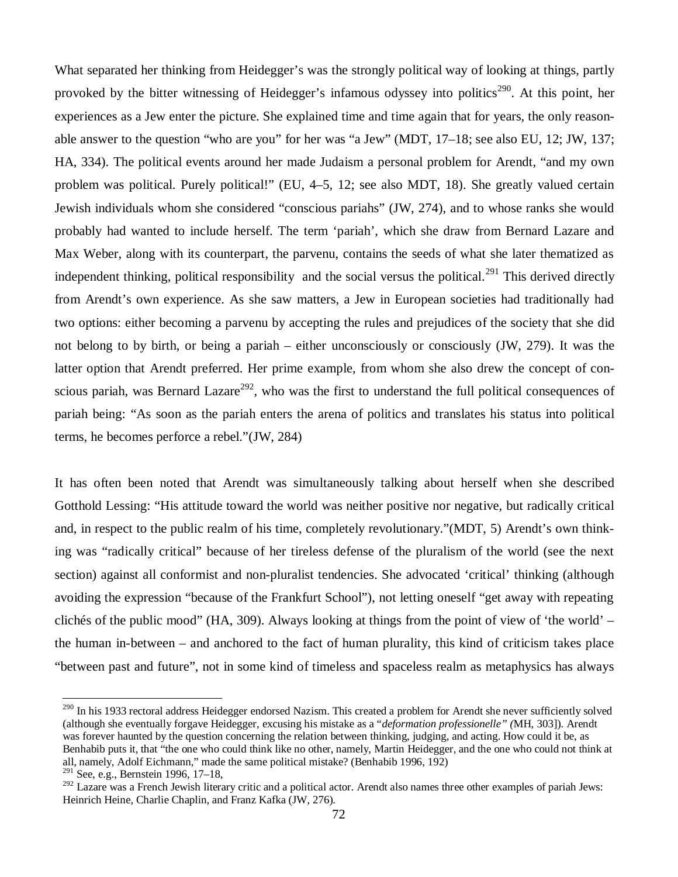What separated her thinking from Heidegger's was the strongly political way of looking at things, partly provoked by the bitter witnessing of Heidegger's infamous odyssey into politics[290]. At this point, her experiences as a Jew enter the picture. She explained time and time again that for years, the only reasonable answer to the question "who are you" for her was "a Jew" (MDT, 17–18; see also EU, 12; JW, 137; HA, 334). The political events around her made Judaism a personal problem for Arendt, "and my own problem was political. Purely political!" (EU, 4–5, 12; see also MDT, 18). She greatly valued certain Jewish individuals whom she considered "conscious pariahs" (JW, 274), and to whose ranks she would probably had wanted to include herself. The term 'pariah', which she draw from Bernard Lazare and Max Weber, along with its counterpart, the parvenu, contains the seeds of what she later thematized as independent thinking, political responsibility and the social versus the political.[291] This derived directly from Arendt's own experience. As she saw matters, a Jew in European societies had traditionally had two options: either becoming a parvenu by accepting the rules and prejudices of the society that she did not belong to by birth, or being a pariah – either unconsciously or consciously (JW, 279). It was the latter option that Arendt preferred. Her prime example, from whom she also drew the concept of conscious pariah, was Bernard Lazare[292], who was the first to understand the full political consequences of pariah being: "As soon as the pariah enters the arena of politics and translates his status into political terms, he becomes perforce a rebel."(JW, 284)

It has often been noted that Arendt was simultaneously talking about herself when she described Gotthold Lessing: "His attitude toward the world was neither positive nor negative, but radically critical and, in respect to the public realm of his time, completely revolutionary."(MDT, 5) Arendt's own thinking was "radically critical" because of her tireless defense of the pluralism of the world (see the next section) against all conformist and non-pluralist tendencies. She advocated 'critical' thinking (although avoiding the expression "because of the Frankfurt School"), not letting oneself "get away with repeating clichés of the public mood" (HA, 309). Always looking at things from the point of view of 'the world' – the human in-between – and anchored to the fact of human plurality, this kind of criticism takes place "between past and future", not in some kind of timeless and spaceless realm as metaphysics has always

---

[290] In his 1933 rectoral address Heidegger endorsed Nazism. This created a problem for Arendt she never sufficiently solved (although she eventually forgave Heidegger, excusing his mistake as a "*deformation professionelle" (*MH, 303]). Arendt was forever haunted by the question concerning the relation between thinking, judging, and acting. How could it be, as Benhabib puts it, that "the one who could think like no other, namely, Martin Heidegger, and the one who could not think at all, namely, Adolf Eichmann," made the same political mistake? (Benhabib 1996, 192)

[291] See, e.g., Bernstein 1996, 17–18,

[292] Lazare was a French Jewish literary critic and a political actor. Arendt also names three other examples of pariah Jews: Heinrich Heine, Charlie Chaplin, and Franz Kafka (JW, 276).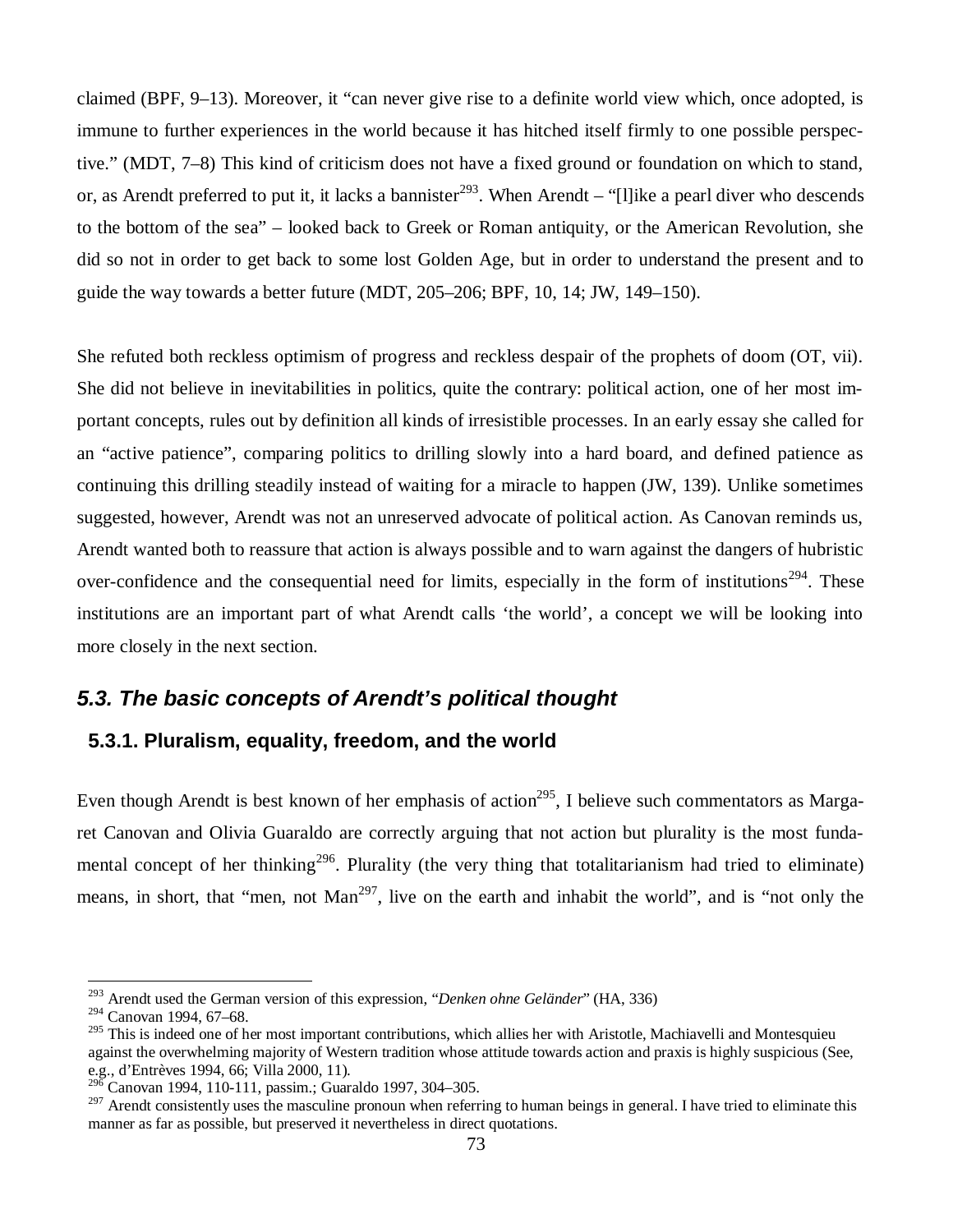claimed (BPF, 9–13). Moreover, it "can never give rise to a definite world view which, once adopted, is immune to further experiences in the world because it has hitched itself firmly to one possible perspective." (MDT, 7–8) This kind of criticism does not have a fixed ground or foundation on which to stand, or, as Arendt preferred to put it, it lacks a bannister[293]. When Arendt – "[l]ike a pearl diver who descends to the bottom of the sea" – looked back to Greek or Roman antiquity, or the American Revolution, she did so not in order to get back to some lost Golden Age, but in order to understand the present and to guide the way towards a better future (MDT, 205–206; BPF, 10, 14; JW, 149–150).

She refuted both reckless optimism of progress and reckless despair of the prophets of doom (OT, vii). She did not believe in inevitabilities in politics, quite the contrary: political action, one of her most important concepts, rules out by definition all kinds of irresistible processes. In an early essay she called for an "active patience", comparing politics to drilling slowly into a hard board, and defined patience as continuing this drilling steadily instead of waiting for a miracle to happen (JW, 139). Unlike sometimes suggested, however, Arendt was not an unreserved advocate of political action. As Canovan reminds us, Arendt wanted both to reassure that action is always possible and to warn against the dangers of hubristic over-confidence and the consequential need for limits, especially in the form of institutions[294]. These institutions are an important part of what Arendt calls 'the world', a concept we will be looking into more closely in the next section.

## *5.3. The basic concepts of Arendt's political thought*

### 5.3.1. Pluralism, equality, freedom, and the world

Even though Arendt is best known of her emphasis of action[295], I believe such commentators as Margaret Canovan and Olivia Guaraldo are correctly arguing that not action but plurality is the most fundamental concept of her thinking[296]. Plurality (the very thing that totalitarianism had tried to eliminate) means, in short, that "men, not Man[297], live on the earth and inhabit the world", and is "not only the

---

[293] Arendt used the German version of this expression, "*Denken ohne Geländer*" (HA, 336)

[294] Canovan 1994, 67–68.

[295] This is indeed one of her most important contributions, which allies her with Aristotle, Machiavelli and Montesquieu against the overwhelming majority of Western tradition whose attitude towards action and praxis is highly suspicious (See, e.g., d'Entrèves 1994, 66; Villa 2000, 11).

[296] Canovan 1994, 110-111, passim.; Guaraldo 1997, 304–305.

[297] Arendt consistently uses the masculine pronoun when referring to human beings in general. I have tried to eliminate this manner as far as possible, but preserved it nevertheless in direct quotations.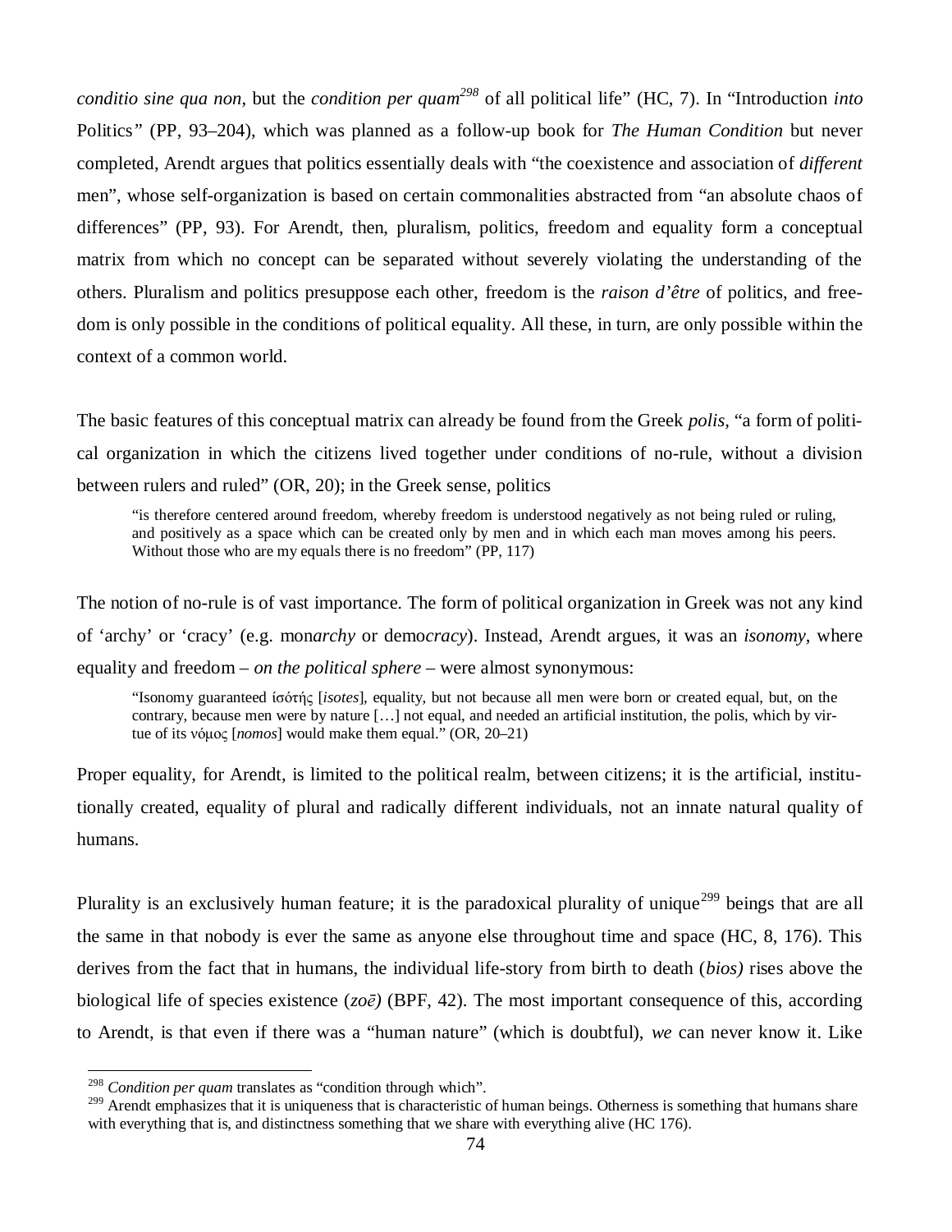*conditio sine qua non*, but the *condition per quam*[298] of all political life" (HC, 7). In "Introduction *into* Politics" (PP, 93–204), which was planned as a follow-up book for *The Human Condition* but never completed, Arendt argues that politics essentially deals with "the coexistence and association of *different* men", whose self-organization is based on certain commonalities abstracted from "an absolute chaos of differences" (PP, 93). For Arendt, then, pluralism, politics, freedom and equality form a conceptual matrix from which no concept can be separated without severely violating the understanding of the others. Pluralism and politics presuppose each other, freedom is the *raison d'être* of politics, and freedom is only possible in the conditions of political equality. All these, in turn, are only possible within the context of a common world.

The basic features of this conceptual matrix can already be found from the Greek *polis*, "a form of political organization in which the citizens lived together under conditions of no-rule, without a division between rulers and ruled" (OR, 20); in the Greek sense, politics

> "is therefore centered around freedom, whereby freedom is understood negatively as not being ruled or ruling, and positively as a space which can be created only by men and in which each man moves among his peers. Without those who are my equals there is no freedom" (PP, 117)

The notion of no-rule is of vast importance. The form of political organization in Greek was not any kind of 'archy' or 'cracy' (e.g. mon*archy* or demo*cracy*). Instead, Arendt argues, it was an *isonomy*, where equality and freedom – *on the political sphere* – were almost synonymous:

> "Isonomy guaranteed ἰσότής [*isotes*], equality, but not because all men were born or created equal, but, on the contrary, because men were by nature […] not equal, and needed an artificial institution, the polis, which by virtue of its νόμος [*nomos*] would make them equal." (OR, 20–21)

Proper equality, for Arendt, is limited to the political realm, between citizens; it is the artificial, institutionally created, equality of plural and radically different individuals, not an innate natural quality of humans.

Plurality is an exclusively human feature; it is the paradoxical plurality of unique[299] beings that are all the same in that nobody is ever the same as anyone else throughout time and space (HC, 8, 176). This derives from the fact that in humans, the individual life-story from birth to death (*bios)* rises above the biological life of species existence (*zoē)* (BPF, 42). The most important consequence of this, according to Arendt, is that even if there was a "human nature" (which is doubtful), *we* can never know it. Like

---

[298] *Condition per quam* translates as "condition through which".

[299] Arendt emphasizes that it is uniqueness that is characteristic of human beings. Otherness is something that humans share with everything that is, and distinctness something that we share with everything alive (HC 176).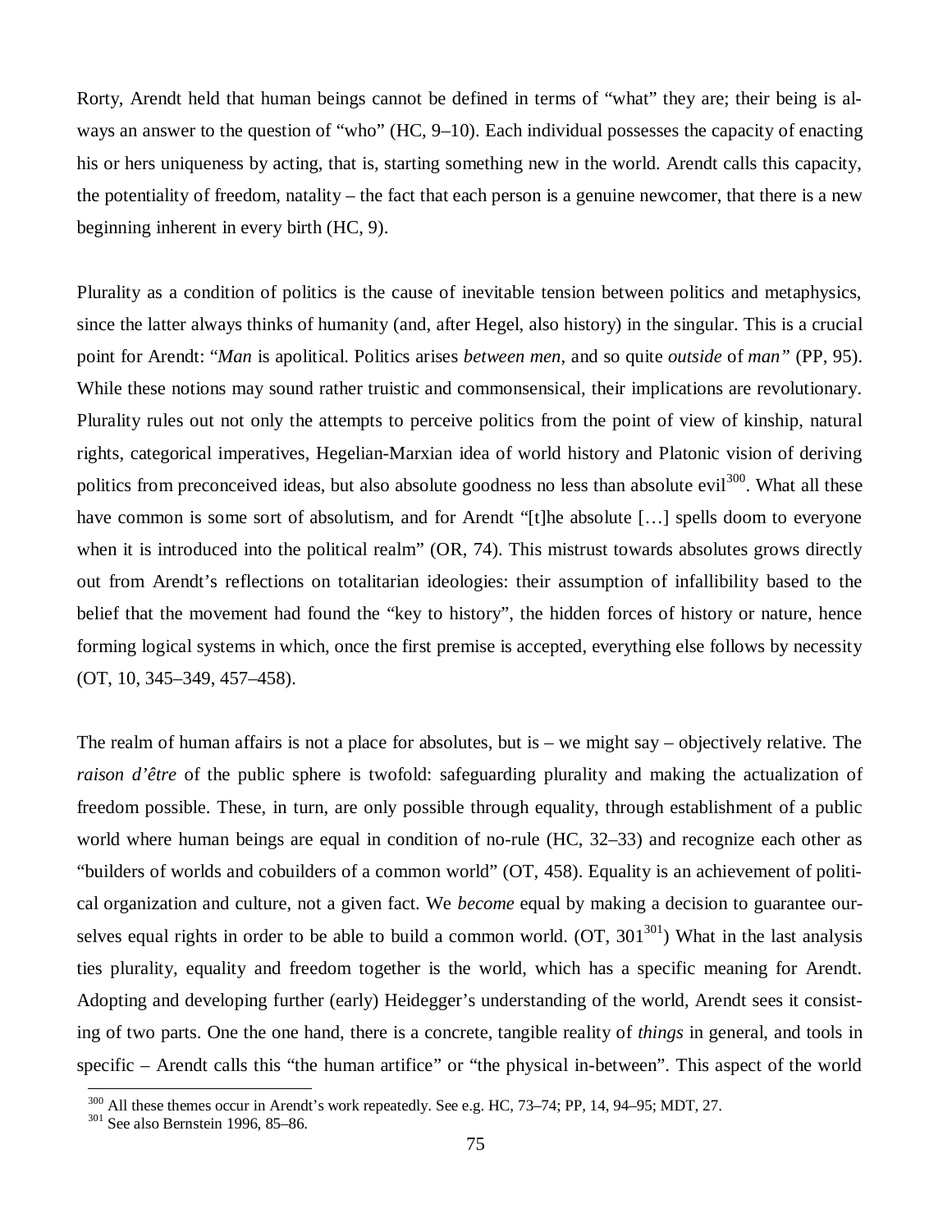Rorty, Arendt held that human beings cannot be defined in terms of "what" they are; their being is always an answer to the question of "who" (HC, 9–10). Each individual possesses the capacity of enacting his or hers uniqueness by acting, that is, starting something new in the world. Arendt calls this capacity, the potentiality of freedom, natality – the fact that each person is a genuine newcomer, that there is a new beginning inherent in every birth (HC, 9).

Plurality as a condition of politics is the cause of inevitable tension between politics and metaphysics, since the latter always thinks of humanity (and, after Hegel, also history) in the singular. This is a crucial point for Arendt: "*Man* is apolitical. Politics arises *between men*, and so quite *outside* of *man"* (PP, 95). While these notions may sound rather truistic and commonsensical, their implications are revolutionary. Plurality rules out not only the attempts to perceive politics from the point of view of kinship, natural rights, categorical imperatives, Hegelian-Marxian idea of world history and Platonic vision of deriving politics from preconceived ideas, but also absolute goodness no less than absolute evil[300]. What all these have common is some sort of absolutism, and for Arendt "[t]he absolute […] spells doom to everyone when it is introduced into the political realm" (OR, 74). This mistrust towards absolutes grows directly out from Arendt's reflections on totalitarian ideologies: their assumption of infallibility based to the belief that the movement had found the "key to history", the hidden forces of history or nature, hence forming logical systems in which, once the first premise is accepted, everything else follows by necessity (OT, 10, 345–349, 457–458).

The realm of human affairs is not a place for absolutes, but is – we might say – objectively relative. The *raison d'être* of the public sphere is twofold: safeguarding plurality and making the actualization of freedom possible. These, in turn, are only possible through equality, through establishment of a public world where human beings are equal in condition of no-rule (HC, 32–33) and recognize each other as "builders of worlds and cobuilders of a common world" (OT, 458). Equality is an achievement of political organization and culture, not a given fact. We *become* equal by making a decision to guarantee ourselves equal rights in order to be able to build a common world. (OT, 301[301]) What in the last analysis ties plurality, equality and freedom together is the world, which has a specific meaning for Arendt. Adopting and developing further (early) Heidegger's understanding of the world, Arendt sees it consisting of two parts. One the one hand, there is a concrete, tangible reality of *things* in general, and tools in specific – Arendt calls this "the human artifice" or "the physical in-between". This aspect of the world

---

[300] All these themes occur in Arendt's work repeatedly. See e.g. HC, 73–74; PP, 14, 94–95; MDT, 27.

[301] See also Bernstein 1996, 85–86.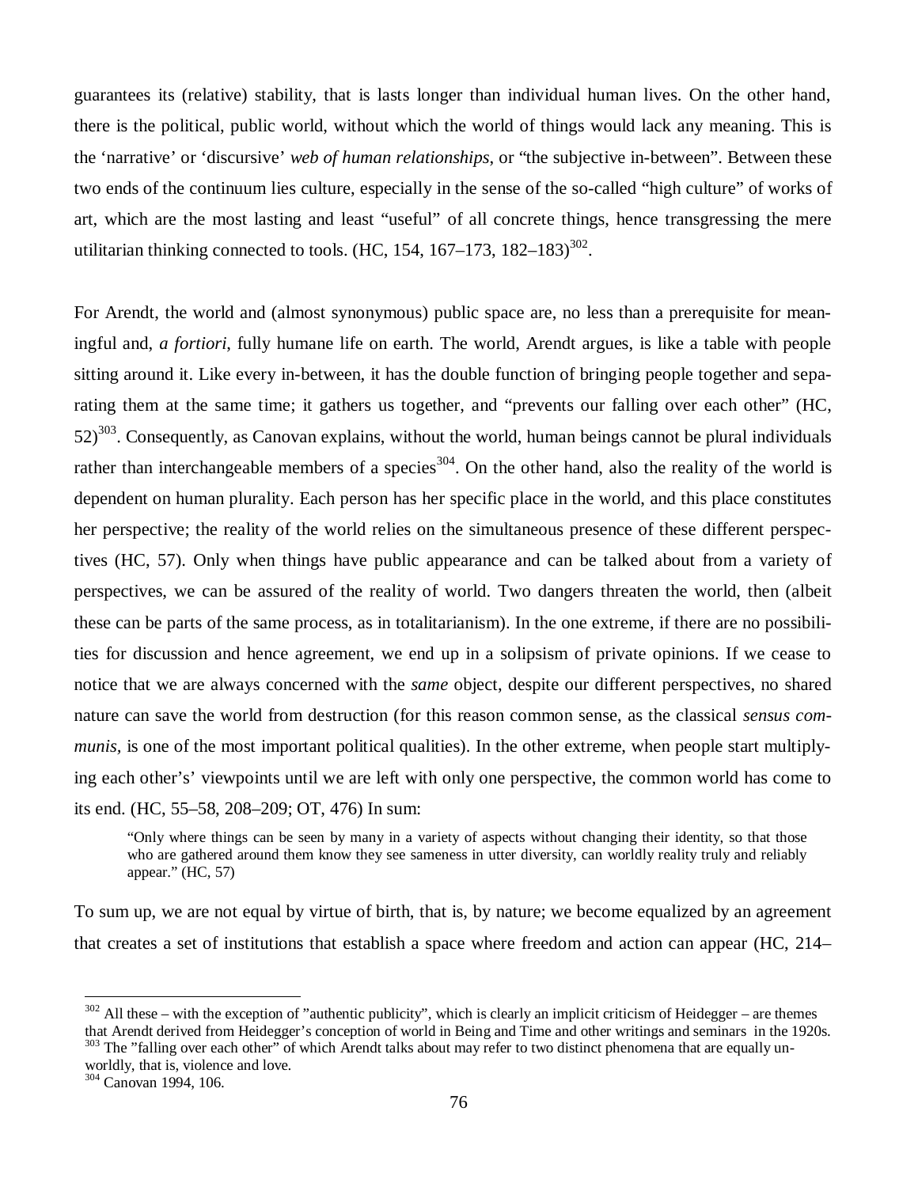guarantees its (relative) stability, that is lasts longer than individual human lives. On the other hand, there is the political, public world, without which the world of things would lack any meaning. This is the 'narrative' or 'discursive' *web of human relationships*, or "the subjective in-between". Between these two ends of the continuum lies culture, especially in the sense of the so-called "high culture" of works of art, which are the most lasting and least "useful" of all concrete things, hence transgressing the mere utilitarian thinking connected to tools. (HC, 154, 167–173, 182–183)[302].

For Arendt, the world and (almost synonymous) public space are, no less than a prerequisite for meaningful and, *a fortiori*, fully humane life on earth. The world, Arendt argues, is like a table with people sitting around it. Like every in-between, it has the double function of bringing people together and separating them at the same time; it gathers us together, and "prevents our falling over each other" (HC, 52)[303]. Consequently, as Canovan explains, without the world, human beings cannot be plural individuals rather than interchangeable members of a species[304]. On the other hand, also the reality of the world is dependent on human plurality. Each person has her specific place in the world, and this place constitutes her perspective; the reality of the world relies on the simultaneous presence of these different perspectives (HC, 57). Only when things have public appearance and can be talked about from a variety of perspectives, we can be assured of the reality of world. Two dangers threaten the world, then (albeit these can be parts of the same process, as in totalitarianism). In the one extreme, if there are no possibilities for discussion and hence agreement, we end up in a solipsism of private opinions. If we cease to notice that we are always concerned with the *same* object, despite our different perspectives, no shared nature can save the world from destruction (for this reason common sense, as the classical *sensus communis,* is one of the most important political qualities). In the other extreme, when people start multiplying each other's' viewpoints until we are left with only one perspective, the common world has come to its end. (HC, 55–58, 208–209; OT, 476) In sum:

> "Only where things can be seen by many in a variety of aspects without changing their identity, so that those who are gathered around them know they see sameness in utter diversity, can worldly reality truly and reliably appear." (HC, 57)

To sum up, we are not equal by virtue of birth, that is, by nature; we become equalized by an agreement that creates a set of institutions that establish a space where freedom and action can appear (HC, 214–

---

[302] All these – with the exception of "authentic publicity", which is clearly an implicit criticism of Heidegger – are themes that Arendt derived from Heidegger's conception of world in Being and Time and other writings and seminars in the 1920s.

[303] The "falling over each other" of which Arendt talks about may refer to two distinct phenomena that are equally unworldly, that is, violence and love.

[304] Canovan 1994, 106.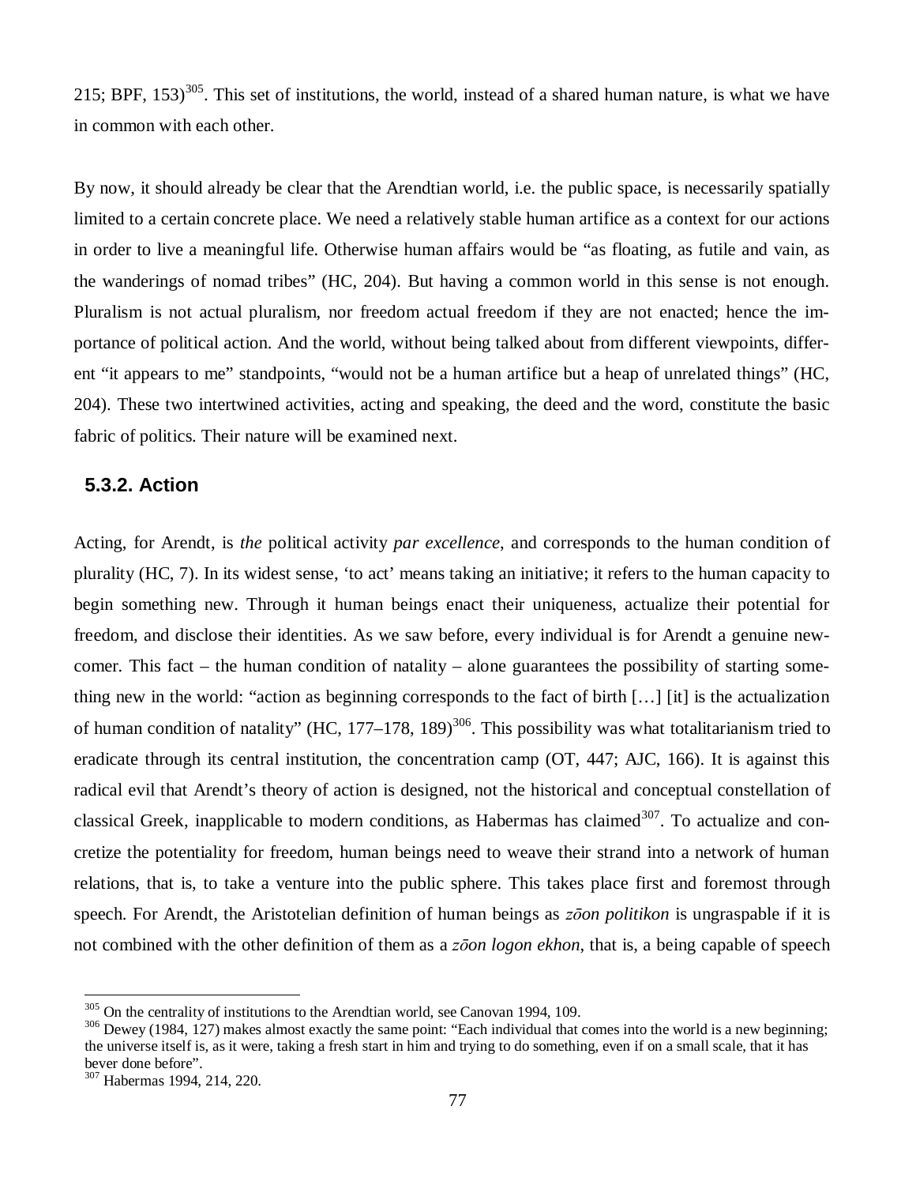215; BPF, 153)[305]. This set of institutions, the world, instead of a shared human nature, is what we have in common with each other.

By now, it should already be clear that the Arendtian world, i.e. the public space, is necessarily spatially limited to a certain concrete place. We need a relatively stable human artifice as a context for our actions in order to live a meaningful life. Otherwise human affairs would be "as floating, as futile and vain, as the wanderings of nomad tribes" (HC, 204). But having a common world in this sense is not enough. Pluralism is not actual pluralism, nor freedom actual freedom if they are not enacted; hence the importance of political action. And the world, without being talked about from different viewpoints, different "it appears to me" standpoints, "would not be a human artifice but a heap of unrelated things" (HC, 204). These two intertwined activities, acting and speaking, the deed and the word, constitute the basic fabric of politics. Their nature will be examined next.

### 5.3.2. Action

Acting, for Arendt, is *the* political activity *par excellence*, and corresponds to the human condition of plurality (HC, 7). In its widest sense, 'to act' means taking an initiative; it refers to the human capacity to begin something new. Through it human beings enact their uniqueness, actualize their potential for freedom, and disclose their identities. As we saw before, every individual is for Arendt a genuine newcomer. This fact – the human condition of natality – alone guarantees the possibility of starting something new in the world: "action as beginning corresponds to the fact of birth […] [it] is the actualization of human condition of natality" (HC, 177–178, 189)[306]. This possibility was what totalitarianism tried to eradicate through its central institution, the concentration camp (OT, 447; AJC, 166). It is against this radical evil that Arendt's theory of action is designed, not the historical and conceptual constellation of classical Greek, inapplicable to modern conditions, as Habermas has claimed[307]. To actualize and concretize the potentiality for freedom, human beings need to weave their strand into a network of human relations, that is, to take a venture into the public sphere. This takes place first and foremost through speech. For Arendt, the Aristotelian definition of human beings as *zōon politikon* is ungraspable if it is not combined with the other definition of them as a *zōon logon ekhon*, that is, a being capable of speech

---

[305] On the centrality of institutions to the Arendtian world, see Canovan 1994, 109.

[306] Dewey (1984, 127) makes almost exactly the same point: "Each individual that comes into the world is a new beginning; the universe itself is, as it were, taking a fresh start in him and trying to do something, even if on a small scale, that it has bever done before".

[307] Habermas 1994, 214, 220.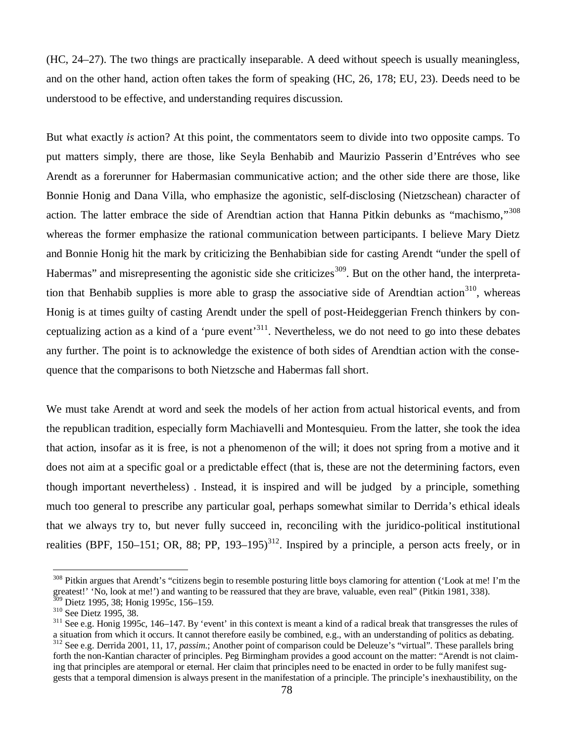(HC, 24–27). The two things are practically inseparable. A deed without speech is usually meaningless, and on the other hand, action often takes the form of speaking (HC, 26, 178; EU, 23). Deeds need to be understood to be effective, and understanding requires discussion.

But what exactly *is* action? At this point, the commentators seem to divide into two opposite camps. To put matters simply, there are those, like Seyla Benhabib and Maurizio Passerin d'Entréves who see Arendt as a forerunner for Habermasian communicative action; and the other side there are those, like Bonnie Honig and Dana Villa, who emphasize the agonistic, self-disclosing (Nietzschean) character of action. The latter embrace the side of Arendtian action that Hanna Pitkin debunks as "machismo,"[308] whereas the former emphasize the rational communication between participants. I believe Mary Dietz and Bonnie Honig hit the mark by criticizing the Benhabibian side for casting Arendt "under the spell of Habermas" and misrepresenting the agonistic side she criticizes[309]. But on the other hand, the interpretation that Benhabib supplies is more able to grasp the associative side of Arendtian action[310], whereas Honig is at times guilty of casting Arendt under the spell of post-Heideggerian French thinkers by conceptualizing action as a kind of a 'pure event'[311]. Nevertheless, we do not need to go into these debates any further. The point is to acknowledge the existence of both sides of Arendtian action with the consequence that the comparisons to both Nietzsche and Habermas fall short.

We must take Arendt at word and seek the models of her action from actual historical events, and from the republican tradition, especially form Machiavelli and Montesquieu. From the latter, she took the idea that action, insofar as it is free, is not a phenomenon of the will; it does not spring from a motive and it does not aim at a specific goal or a predictable effect (that is, these are not the determining factors, even though important nevertheless) . Instead, it is inspired and will be judged by a principle, something much too general to prescribe any particular goal, perhaps somewhat similar to Derrida's ethical ideals that we always try to, but never fully succeed in, reconciling with the juridico-political institutional realities (BPF, 150–151; OR, 88; PP, 193–195)[312]. Inspired by a principle, a person acts freely, or in

---

[308] Pitkin argues that Arendt's "citizens begin to resemble posturing little boys clamoring for attention ('Look at me! I'm the greatest!' 'No, look at me!') and wanting to be reassured that they are brave, valuable, even real" (Pitkin 1981, 338).

[309] Dietz 1995, 38; Honig 1995c, 156–159.

[310] See Dietz 1995, 38.

[311] See e.g. Honig 1995c, 146–147. By 'event' in this context is meant a kind of a radical break that transgresses the rules of a situation from which it occurs. It cannot therefore easily be combined, e.g., with an understanding of politics as debating.

[312] See e.g. Derrida 2001, 11, 17, *passim*.; Another point of comparison could be Deleuze's "virtual". These parallels bring forth the non-Kantian character of principles. Peg Birmingham provides a good account on the matter: "Arendt is not claiming that principles are atemporal or eternal. Her claim that principles need to be enacted in order to be fully manifest suggests that a temporal dimension is always present in the manifestation of a principle. The principle's inexhaustibility, on the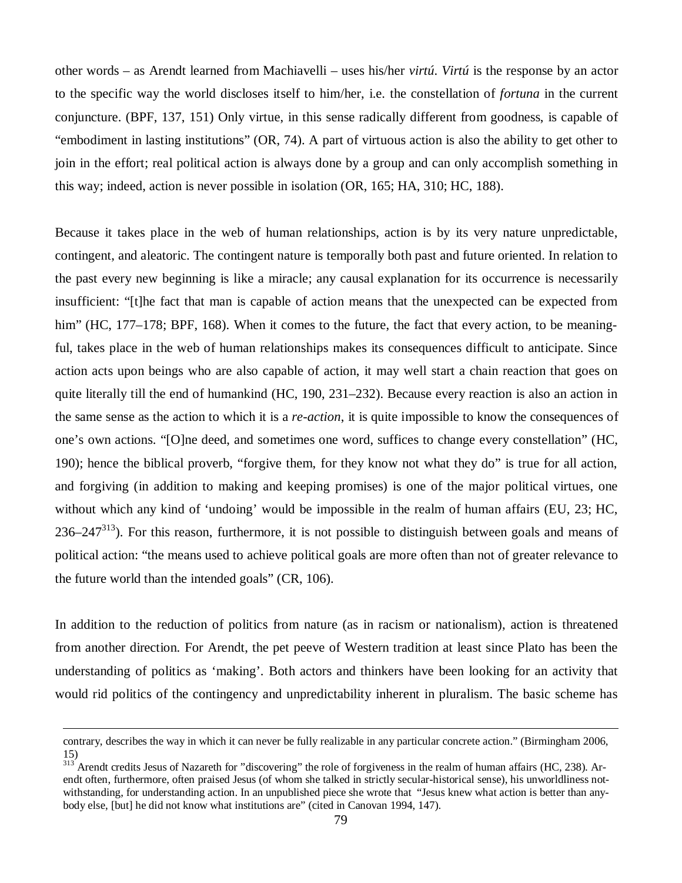other words – as Arendt learned from Machiavelli – uses his/her *virtú*. *Virtú* is the response by an actor to the specific way the world discloses itself to him/her, i.e. the constellation of *fortuna* in the current conjuncture. (BPF, 137, 151) Only virtue, in this sense radically different from goodness, is capable of "embodiment in lasting institutions" (OR, 74). A part of virtuous action is also the ability to get other to join in the effort; real political action is always done by a group and can only accomplish something in this way; indeed, action is never possible in isolation (OR, 165; HA, 310; HC, 188).

Because it takes place in the web of human relationships, action is by its very nature unpredictable, contingent, and aleatoric. The contingent nature is temporally both past and future oriented. In relation to the past every new beginning is like a miracle; any causal explanation for its occurrence is necessarily insufficient: "[t]he fact that man is capable of action means that the unexpected can be expected from him" (HC, 177–178; BPF, 168). When it comes to the future, the fact that every action, to be meaningful, takes place in the web of human relationships makes its consequences difficult to anticipate. Since action acts upon beings who are also capable of action, it may well start a chain reaction that goes on quite literally till the end of humankind (HC, 190, 231–232). Because every reaction is also an action in the same sense as the action to which it is a *re-action*, it is quite impossible to know the consequences of one's own actions. "[O]ne deed, and sometimes one word, suffices to change every constellation" (HC, 190); hence the biblical proverb, "forgive them, for they know not what they do" is true for all action, and forgiving (in addition to making and keeping promises) is one of the major political virtues, one without which any kind of 'undoing' would be impossible in the realm of human affairs (EU, 23; HC, 236–247[313]). For this reason, furthermore, it is not possible to distinguish between goals and means of political action: "the means used to achieve political goals are more often than not of greater relevance to the future world than the intended goals" (CR, 106).

In addition to the reduction of politics from nature (as in racism or nationalism), action is threatened from another direction. For Arendt, the pet peeve of Western tradition at least since Plato has been the understanding of politics as 'making'. Both actors and thinkers have been looking for an activity that would rid politics of the contingency and unpredictability inherent in pluralism. The basic scheme has

---

contrary, describes the way in which it can never be fully realizable in any particular concrete action." (Birmingham 2006, 15)

[313] Arendt credits Jesus of Nazareth for "discovering" the role of forgiveness in the realm of human affairs (HC, 238). Arendt often, furthermore, often praised Jesus (of whom she talked in strictly secular-historical sense), his unworldliness notwithstanding, for understanding action. In an unpublished piece she wrote that "Jesus knew what action is better than anybody else, [but] he did not know what institutions are" (cited in Canovan 1994, 147).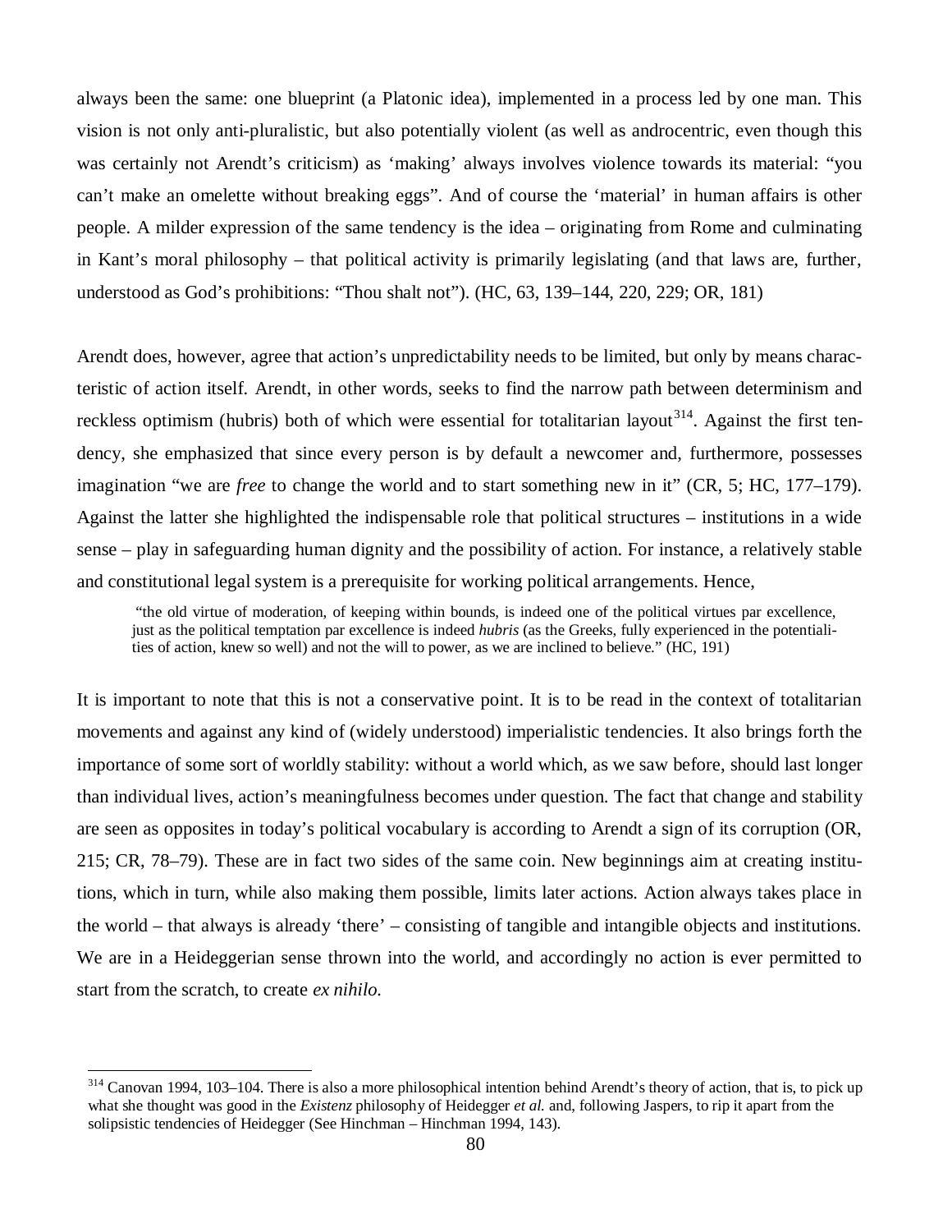always been the same: one blueprint (a Platonic idea), implemented in a process led by one man. This vision is not only anti-pluralistic, but also potentially violent (as well as androcentric, even though this was certainly not Arendt's criticism) as 'making' always involves violence towards its material: "you can't make an omelette without breaking eggs". And of course the 'material' in human affairs is other people. A milder expression of the same tendency is the idea – originating from Rome and culminating in Kant's moral philosophy – that political activity is primarily legislating (and that laws are, further, understood as God's prohibitions: "Thou shalt not"). (HC, 63, 139–144, 220, 229; OR, 181)

Arendt does, however, agree that action's unpredictability needs to be limited, but only by means characteristic of action itself. Arendt, in other words, seeks to find the narrow path between determinism and reckless optimism (hubris) both of which were essential for totalitarian layout[314]. Against the first tendency, she emphasized that since every person is by default a newcomer and, furthermore, possesses imagination "we are *free* to change the world and to start something new in it" (CR, 5; HC, 177–179). Against the latter she highlighted the indispensable role that political structures – institutions in a wide sense – play in safeguarding human dignity and the possibility of action. For instance, a relatively stable and constitutional legal system is a prerequisite for working political arrangements. Hence,

> "the old virtue of moderation, of keeping within bounds, is indeed one of the political virtues par excellence, just as the political temptation par excellence is indeed *hubris* (as the Greeks, fully experienced in the potentialities of action, knew so well) and not the will to power, as we are inclined to believe." (HC, 191)

It is important to note that this is not a conservative point. It is to be read in the context of totalitarian movements and against any kind of (widely understood) imperialistic tendencies. It also brings forth the importance of some sort of worldly stability: without a world which, as we saw before, should last longer than individual lives, action's meaningfulness becomes under question. The fact that change and stability are seen as opposites in today's political vocabulary is according to Arendt a sign of its corruption (OR, 215; CR, 78–79). These are in fact two sides of the same coin. New beginnings aim at creating institutions, which in turn, while also making them possible, limits later actions. Action always takes place in the world – that always is already 'there' – consisting of tangible and intangible objects and institutions. We are in a Heideggerian sense thrown into the world, and accordingly no action is ever permitted to start from the scratch, to create *ex nihilo.*

[314] Canovan 1994, 103–104. There is also a more philosophical intention behind Arendt's theory of action, that is, to pick up what she thought was good in the *Existenz* philosophy of Heidegger *et al.* and, following Jaspers, to rip it apart from the solipsistic tendencies of Heidegger (See Hinchman – Hinchman 1994, 143).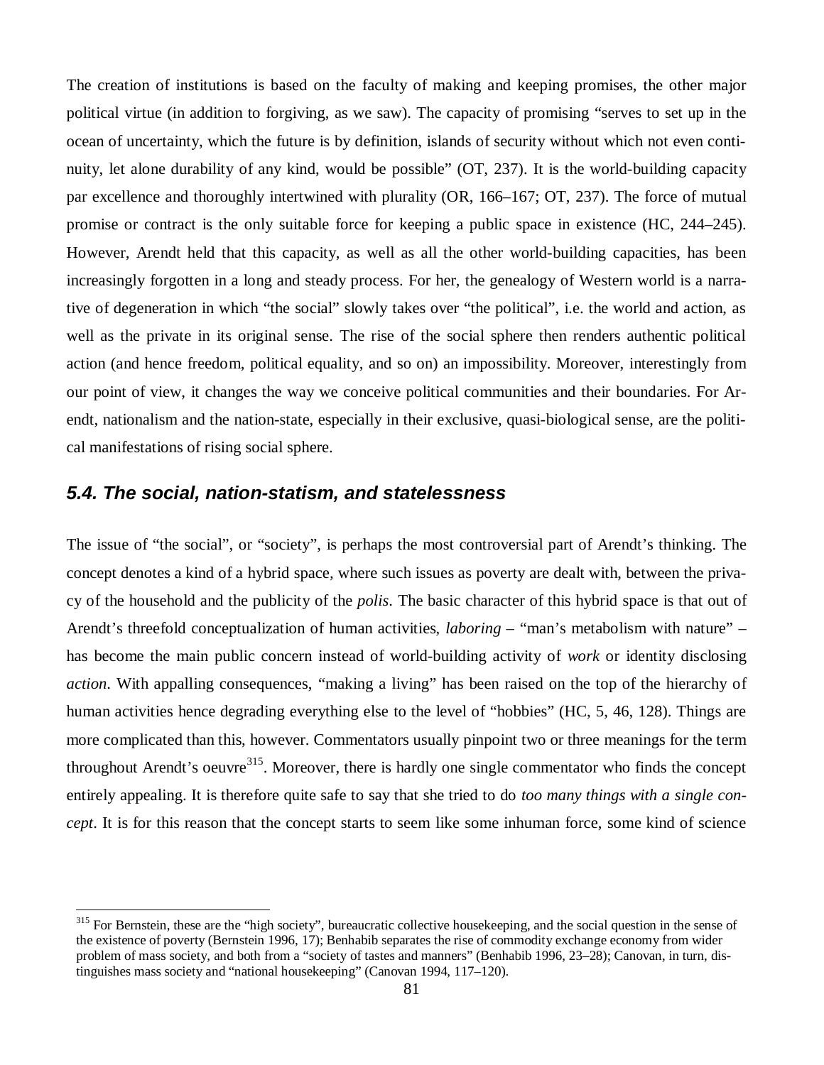The creation of institutions is based on the faculty of making and keeping promises, the other major political virtue (in addition to forgiving, as we saw). The capacity of promising "serves to set up in the ocean of uncertainty, which the future is by definition, islands of security without which not even continuity, let alone durability of any kind, would be possible" (OT, 237). It is the world-building capacity par excellence and thoroughly intertwined with plurality (OR, 166–167; OT, 237). The force of mutual promise or contract is the only suitable force for keeping a public space in existence (HC, 244–245). However, Arendt held that this capacity, as well as all the other world-building capacities, has been increasingly forgotten in a long and steady process. For her, the genealogy of Western world is a narrative of degeneration in which "the social" slowly takes over "the political", i.e. the world and action, as well as the private in its original sense. The rise of the social sphere then renders authentic political action (and hence freedom, political equality, and so on) an impossibility. Moreover, interestingly from our point of view, it changes the way we conceive political communities and their boundaries. For Arendt, nationalism and the nation-state, especially in their exclusive, quasi-biological sense, are the political manifestations of rising social sphere.

### *5.4. The social, nation-statism, and statelessness*

The issue of "the social", or "society", is perhaps the most controversial part of Arendt's thinking. The concept denotes a kind of a hybrid space, where such issues as poverty are dealt with, between the privacy of the household and the publicity of the *polis*. The basic character of this hybrid space is that out of Arendt's threefold conceptualization of human activities, *laboring* – "man's metabolism with nature" – has become the main public concern instead of world-building activity of *work* or identity disclosing *action*. With appalling consequences, "making a living" has been raised on the top of the hierarchy of human activities hence degrading everything else to the level of "hobbies" (HC, 5, 46, 128). Things are more complicated than this, however. Commentators usually pinpoint two or three meanings for the term throughout Arendt's oeuvre[315]. Moreover, there is hardly one single commentator who finds the concept entirely appealing. It is therefore quite safe to say that she tried to do *too many things with a single concept*. It is for this reason that the concept starts to seem like some inhuman force, some kind of science

[315] For Bernstein, these are the "high society", bureaucratic collective housekeeping, and the social question in the sense of the existence of poverty (Bernstein 1996, 17); Benhabib separates the rise of commodity exchange economy from wider problem of mass society, and both from a "society of tastes and manners" (Benhabib 1996, 23–28); Canovan, in turn, distinguishes mass society and "national housekeeping" (Canovan 1994, 117–120).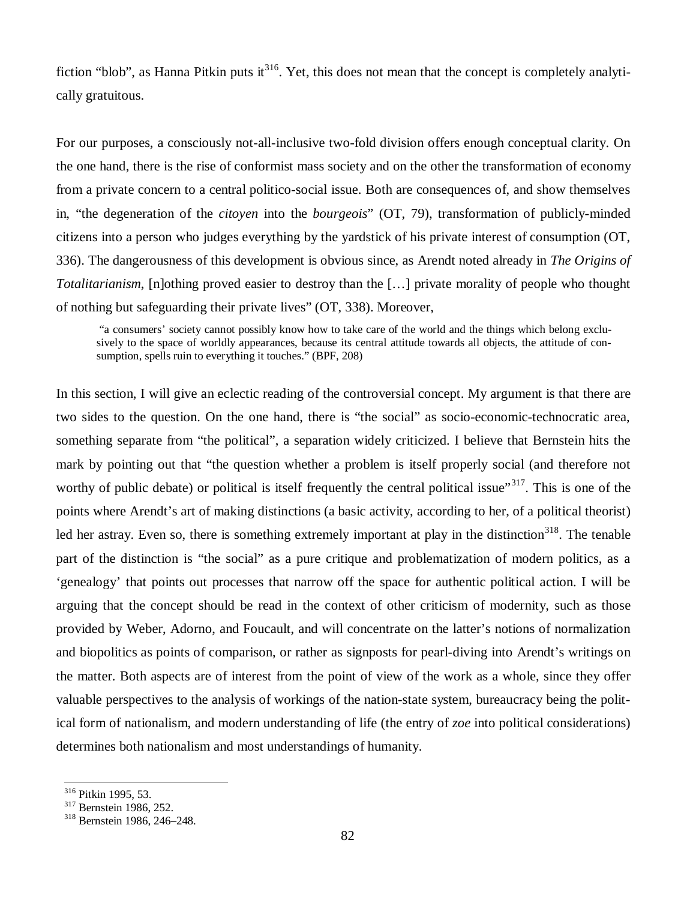fiction "blob", as Hanna Pitkin puts it[316]. Yet, this does not mean that the concept is completely analytically gratuitous.

For our purposes, a consciously not-all-inclusive two-fold division offers enough conceptual clarity. On the one hand, there is the rise of conformist mass society and on the other the transformation of economy from a private concern to a central politico-social issue. Both are consequences of, and show themselves in, "the degeneration of the *citoyen* into the *bourgeois*" (OT, 79), transformation of publicly-minded citizens into a person who judges everything by the yardstick of his private interest of consumption (OT, 336). The dangerousness of this development is obvious since, as Arendt noted already in *The Origins of Totalitarianism*, [n]othing proved easier to destroy than the […] private morality of people who thought of nothing but safeguarding their private lives" (OT, 338). Moreover,

> "a consumers' society cannot possibly know how to take care of the world and the things which belong exclusively to the space of worldly appearances, because its central attitude towards all objects, the attitude of consumption, spells ruin to everything it touches." (BPF, 208)

In this section, I will give an eclectic reading of the controversial concept. My argument is that there are two sides to the question. On the one hand, there is "the social" as socio-economic-technocratic area, something separate from "the political", a separation widely criticized. I believe that Bernstein hits the mark by pointing out that "the question whether a problem is itself properly social (and therefore not worthy of public debate) or political is itself frequently the central political issue"[317]. This is one of the points where Arendt's art of making distinctions (a basic activity, according to her, of a political theorist) led her astray. Even so, there is something extremely important at play in the distinction[318]. The tenable part of the distinction is "the social" as a pure critique and problematization of modern politics, as a 'genealogy' that points out processes that narrow off the space for authentic political action. I will be arguing that the concept should be read in the context of other criticism of modernity, such as those provided by Weber, Adorno, and Foucault, and will concentrate on the latter's notions of normalization and biopolitics as points of comparison, or rather as signposts for pearl-diving into Arendt's writings on the matter. Both aspects are of interest from the point of view of the work as a whole, since they offer valuable perspectives to the analysis of workings of the nation-state system, bureaucracy being the political form of nationalism, and modern understanding of life (the entry of *zoe* into political considerations) determines both nationalism and most understandings of humanity.

---

[316] Pitkin 1995, 53.

[317] Bernstein 1986, 252.

[318] Bernstein 1986, 246–248.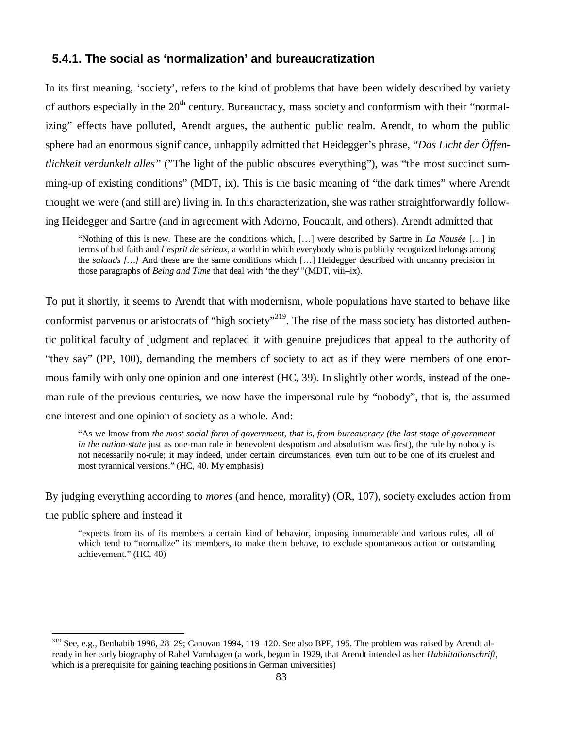### 5.4.1. The social as 'normalization' and bureaucratization

In its first meaning, 'society', refers to the kind of problems that have been widely described by variety of authors especially in the 20th century. Bureaucracy, mass society and conformism with their "normalizing" effects have polluted, Arendt argues, the authentic public realm. Arendt, to whom the public sphere had an enormous significance, unhappily admitted that Heidegger's phrase, "*Das Licht der Öffentlichkeit verdunkelt alles"* ("The light of the public obscures everything"), was "the most succinct summing-up of existing conditions" (MDT, ix). This is the basic meaning of "the dark times" where Arendt thought we were (and still are) living in. In this characterization, she was rather straightforwardly following Heidegger and Sartre (and in agreement with Adorno, Foucault, and others). Arendt admitted that

> "Nothing of this is new. These are the conditions which, […] were described by Sartre in *La Nausée* […] in terms of bad faith and *l'esprit de sérieux,* a world in which everybody who is publicly recognized belongs among the *salauds […]* And these are the same conditions which […] Heidegger described with uncanny precision in those paragraphs of *Being and Time* that deal with 'the they'"(MDT, viii–ix).

To put it shortly, it seems to Arendt that with modernism, whole populations have started to behave like conformist parvenus or aristocrats of "high society"[319]. The rise of the mass society has distorted authentic political faculty of judgment and replaced it with genuine prejudices that appeal to the authority of "they say" (PP, 100), demanding the members of society to act as if they were members of one enormous family with only one opinion and one interest (HC, 39). In slightly other words, instead of the one-man rule of the previous centuries, we now have the impersonal rule by "nobody", that is, the assumed one interest and one opinion of society as a whole. And:

> "As we know from *the most social form of government, that is, from bureaucracy (the last stage of government in the nation-state* just as one-man rule in benevolent despotism and absolutism was first), the rule by nobody is not necessarily no-rule; it may indeed, under certain circumstances, even turn out to be one of its cruelest and most tyrannical versions." (HC, 40. My emphasis)

By judging everything according to *mores* (and hence, morality) (OR, 107), society excludes action from the public sphere and instead it

> "expects from its of its members a certain kind of behavior, imposing innumerable and various rules, all of which tend to "normalize" its members, to make them behave, to exclude spontaneous action or outstanding achievement." (HC, 40)

---

[319] See, e.g., Benhabib 1996, 28–29; Canovan 1994, 119–120. See also BPF, 195. The problem was raised by Arendt already in her early biography of Rahel Varnhagen (a work, begun in 1929, that Arendt intended as her *Habilitationschrift,* which is a prerequisite for gaining teaching positions in German universities)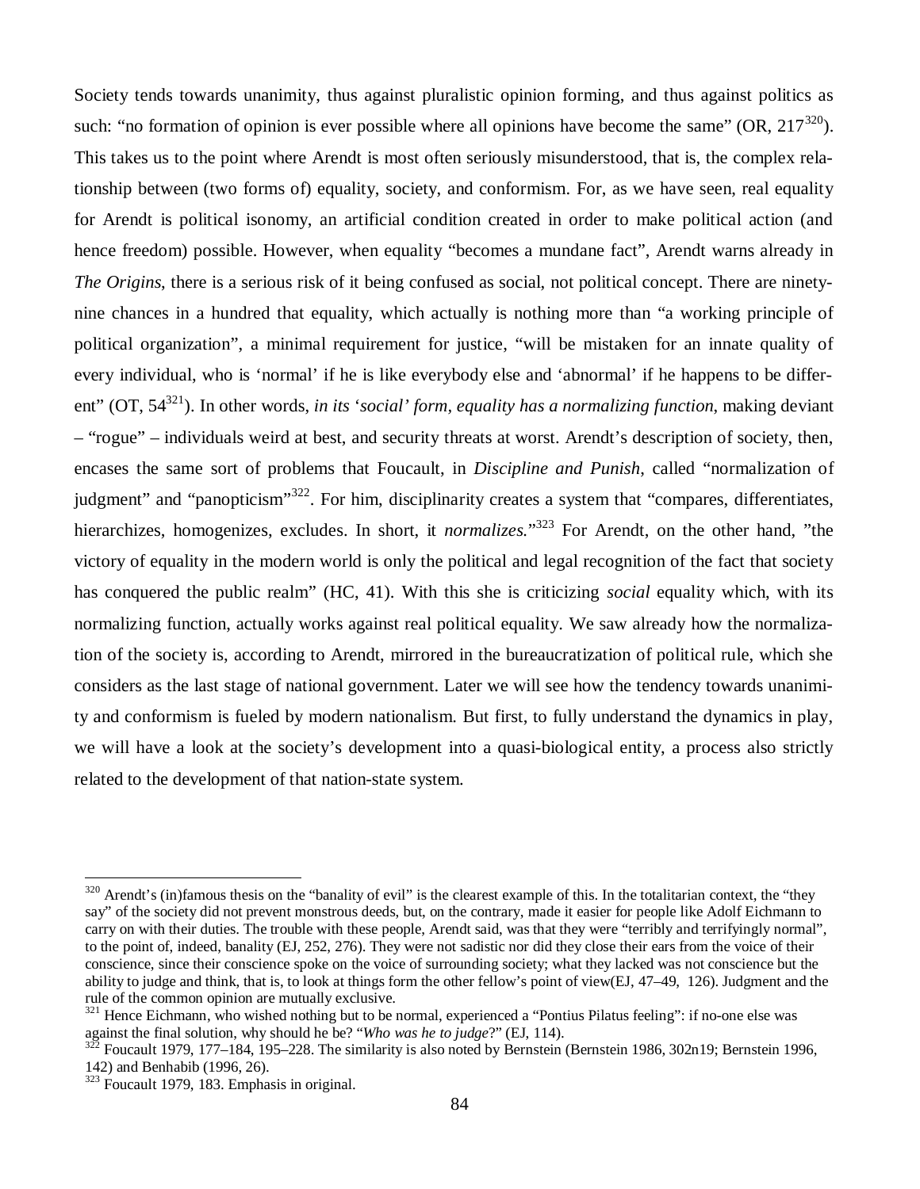Society tends towards unanimity, thus against pluralistic opinion forming, and thus against politics as such: "no formation of opinion is ever possible where all opinions have become the same" (OR, 217[320]). This takes us to the point where Arendt is most often seriously misunderstood, that is, the complex relationship between (two forms of) equality, society, and conformism. For, as we have seen, real equality for Arendt is political isonomy, an artificial condition created in order to make political action (and hence freedom) possible. However, when equality "becomes a mundane fact", Arendt warns already in *The Origins*, there is a serious risk of it being confused as social, not political concept. There are ninety-nine chances in a hundred that equality, which actually is nothing more than "a working principle of political organization", a minimal requirement for justice, "will be mistaken for an innate quality of every individual, who is 'normal' if he is like everybody else and 'abnormal' if he happens to be different" (OT, 54[321]). In other words, *in its 'social' form, equality has a normalizing function*, making deviant – "rogue" – individuals weird at best, and security threats at worst. Arendt's description of society, then, encases the same sort of problems that Foucault, in *Discipline and Punish*, called "normalization of judgment" and "panopticism"[322]. For him, disciplinarity creates a system that "compares, differentiates, hierarchizes, homogenizes, excludes. In short, it *normalizes.*"[323] For Arendt, on the other hand, "the victory of equality in the modern world is only the political and legal recognition of the fact that society has conquered the public realm" (HC, 41). With this she is criticizing *social* equality which, with its normalizing function, actually works against real political equality. We saw already how the normalization of the society is, according to Arendt, mirrored in the bureaucratization of political rule, which she considers as the last stage of national government. Later we will see how the tendency towards unanimity and conformism is fueled by modern nationalism. But first, to fully understand the dynamics in play, we will have a look at the society's development into a quasi-biological entity, a process also strictly related to the development of that nation-state system.

---

[320] Arendt's (in)famous thesis on the "banality of evil" is the clearest example of this. In the totalitarian context, the "they say" of the society did not prevent monstrous deeds, but, on the contrary, made it easier for people like Adolf Eichmann to carry on with their duties. The trouble with these people, Arendt said, was that they were "terribly and terrifyingly normal", to the point of, indeed, banality (EJ, 252, 276). They were not sadistic nor did they close their ears from the voice of their conscience, since their conscience spoke on the voice of surrounding society; what they lacked was not conscience but the ability to judge and think, that is, to look at things form the other fellow's point of view(EJ, 47–49, 126). Judgment and the rule of the common opinion are mutually exclusive.

[321] Hence Eichmann, who wished nothing but to be normal, experienced a "Pontius Pilatus feeling": if no-one else was against the final solution, why should he be? "*Who was he to judge*?" (EJ, 114).

[322] Foucault 1979, 177–184, 195–228. The similarity is also noted by Bernstein (Bernstein 1986, 302n19; Bernstein 1996, 142) and Benhabib (1996, 26).

[323] Foucault 1979, 183. Emphasis in original.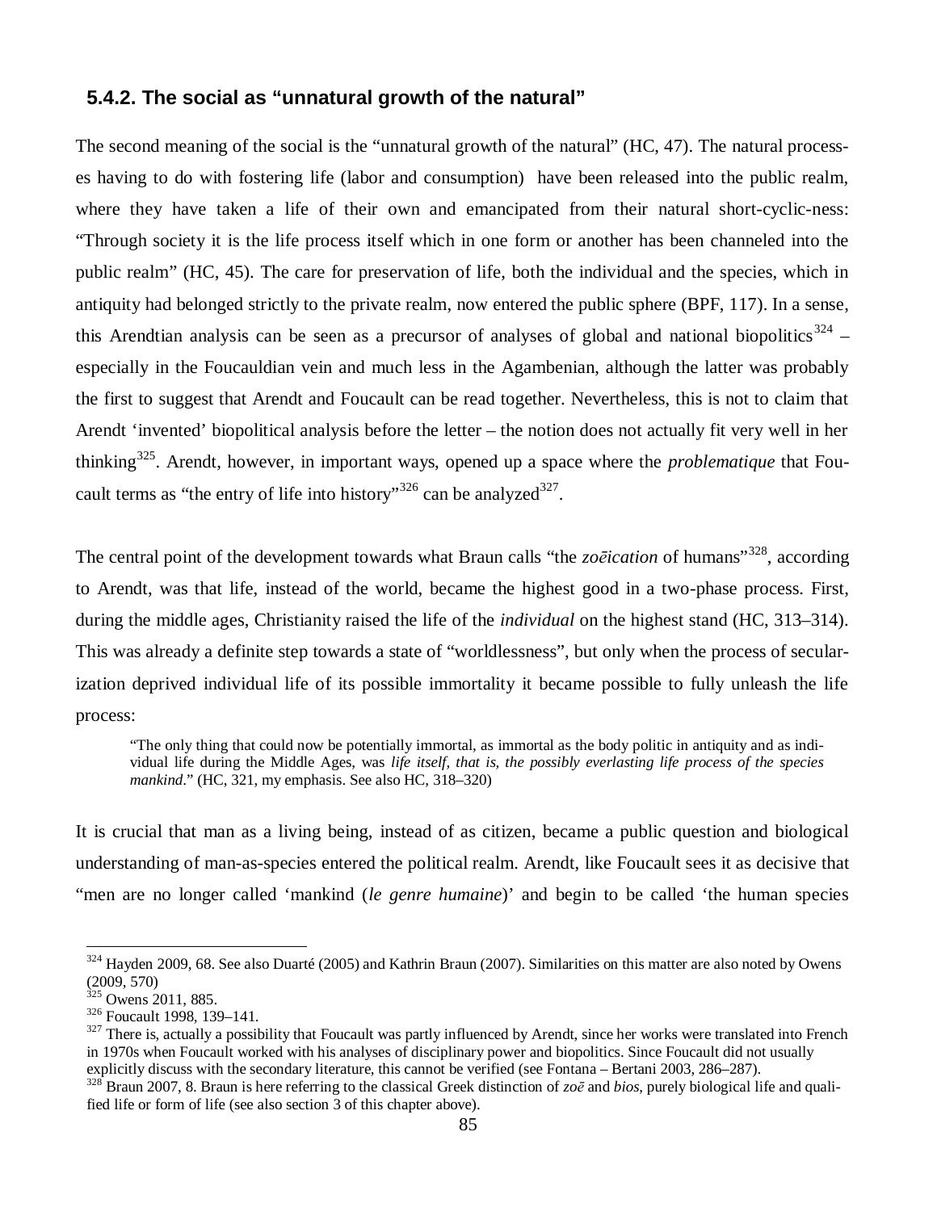### 5.4.2. The social as "unnatural growth of the natural"

The second meaning of the social is the "unnatural growth of the natural" (HC, 47). The natural processes having to do with fostering life (labor and consumption) have been released into the public realm, where they have taken a life of their own and emancipated from their natural short-cyclic-ness: "Through society it is the life process itself which in one form or another has been channeled into the public realm" (HC, 45). The care for preservation of life, both the individual and the species, which in antiquity had belonged strictly to the private realm, now entered the public sphere (BPF, 117). In a sense, this Arendtian analysis can be seen as a precursor of analyses of global and national biopolitics[324] – especially in the Foucauldian vein and much less in the Agambenian, although the latter was probably the first to suggest that Arendt and Foucault can be read together. Nevertheless, this is not to claim that Arendt 'invented' biopolitical analysis before the letter – the notion does not actually fit very well in her thinking[325]. Arendt, however, in important ways, opened up a space where the *problematique* that Foucault terms as "the entry of life into history"[326] can be analyzed[327].

The central point of the development towards what Braun calls "the *zoēication* of humans"[328], according to Arendt, was that life, instead of the world, became the highest good in a two-phase process. First, during the middle ages, Christianity raised the life of the *individual* on the highest stand (HC, 313–314). This was already a definite step towards a state of "worldlessness", but only when the process of secularization deprived individual life of its possible immortality it became possible to fully unleash the life process:

> "The only thing that could now be potentially immortal, as immortal as the body politic in antiquity and as individual life during the Middle Ages, was *life itself, that is, the possibly everlasting life process of the species mankind*." (HC, 321, my emphasis. See also HC, 318–320)

It is crucial that man as a living being, instead of as citizen, became a public question and biological understanding of man-as-species entered the political realm. Arendt, like Foucault sees it as decisive that "men are no longer called 'mankind (*le genre humaine*)' and begin to be called 'the human species

---

[324] Hayden 2009, 68. See also Duarté (2005) and Kathrin Braun (2007). Similarities on this matter are also noted by Owens (2009, 570)

[325] Owens 2011, 885.

[326] Foucault 1998, 139–141.

[327] There is, actually a possibility that Foucault was partly influenced by Arendt, since her works were translated into French in 1970s when Foucault worked with his analyses of disciplinary power and biopolitics. Since Foucault did not usually explicitly discuss with the secondary literature, this cannot be verified (see Fontana – Bertani 2003, 286–287).

[328] Braun 2007, 8. Braun is here referring to the classical Greek distinction of *zoē* and *bios*, purely biological life and qualified life or form of life (see also section 3 of this chapter above).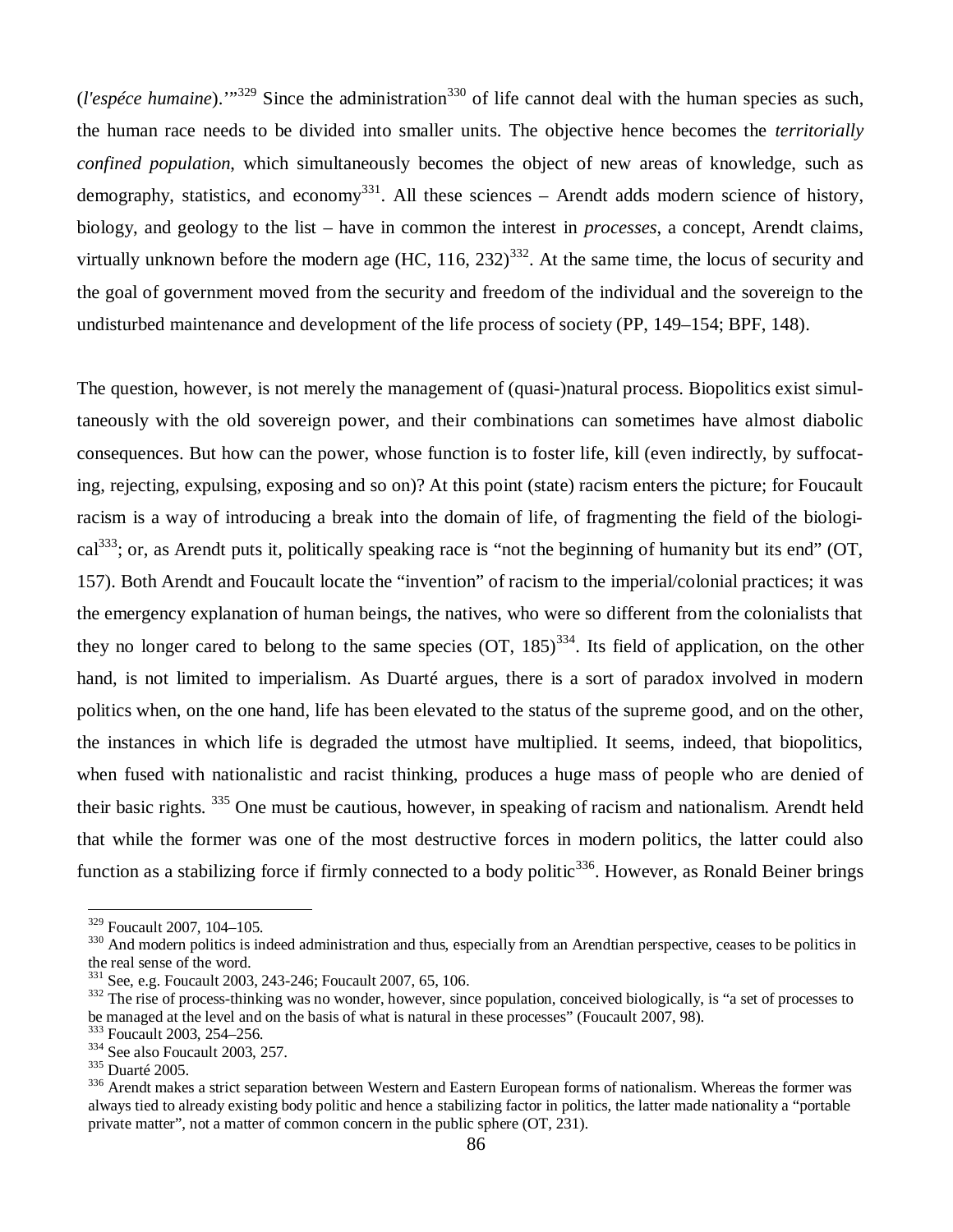(*l'espéce humaine*).'"[329] Since the administration[330] of life cannot deal with the human species as such, the human race needs to be divided into smaller units. The objective hence becomes the *territorially confined population*, which simultaneously becomes the object of new areas of knowledge, such as demography, statistics, and economy[331]. All these sciences – Arendt adds modern science of history, biology, and geology to the list – have in common the interest in *processes*, a concept, Arendt claims, virtually unknown before the modern age (HC, 116, 232)[332]. At the same time, the locus of security and the goal of government moved from the security and freedom of the individual and the sovereign to the undisturbed maintenance and development of the life process of society (PP, 149–154; BPF, 148).

The question, however, is not merely the management of (quasi-)natural process. Biopolitics exist simultaneously with the old sovereign power, and their combinations can sometimes have almost diabolic consequences. But how can the power, whose function is to foster life, kill (even indirectly, by suffocating, rejecting, expulsing, exposing and so on)? At this point (state) racism enters the picture; for Foucault racism is a way of introducing a break into the domain of life, of fragmenting the field of the biological[333]; or, as Arendt puts it, politically speaking race is "not the beginning of humanity but its end" (OT, 157). Both Arendt and Foucault locate the "invention" of racism to the imperial/colonial practices; it was the emergency explanation of human beings, the natives, who were so different from the colonialists that they no longer cared to belong to the same species (OT, 185)[334]. Its field of application, on the other hand, is not limited to imperialism. As Duarté argues, there is a sort of paradox involved in modern politics when, on the one hand, life has been elevated to the status of the supreme good, and on the other, the instances in which life is degraded the utmost have multiplied. It seems, indeed, that biopolitics, when fused with nationalistic and racist thinking, produces a huge mass of people who are denied of their basic rights. [335] One must be cautious, however, in speaking of racism and nationalism. Arendt held that while the former was one of the most destructive forces in modern politics, the latter could also function as a stabilizing force if firmly connected to a body politic[336]. However, as Ronald Beiner brings

---

[329] Foucault 2007, 104–105.

[330] And modern politics is indeed administration and thus, especially from an Arendtian perspective, ceases to be politics in the real sense of the word.

[331] See, e.g. Foucault 2003, 243-246; Foucault 2007, 65, 106.

[332] The rise of process-thinking was no wonder, however, since population, conceived biologically, is "a set of processes to be managed at the level and on the basis of what is natural in these processes" (Foucault 2007, 98).

[333] Foucault 2003, 254–256.

[334] See also Foucault 2003, 257.

[335] Duarté 2005.

[336] Arendt makes a strict separation between Western and Eastern European forms of nationalism. Whereas the former was always tied to already existing body politic and hence a stabilizing factor in politics, the latter made nationality a "portable private matter", not a matter of common concern in the public sphere (OT, 231).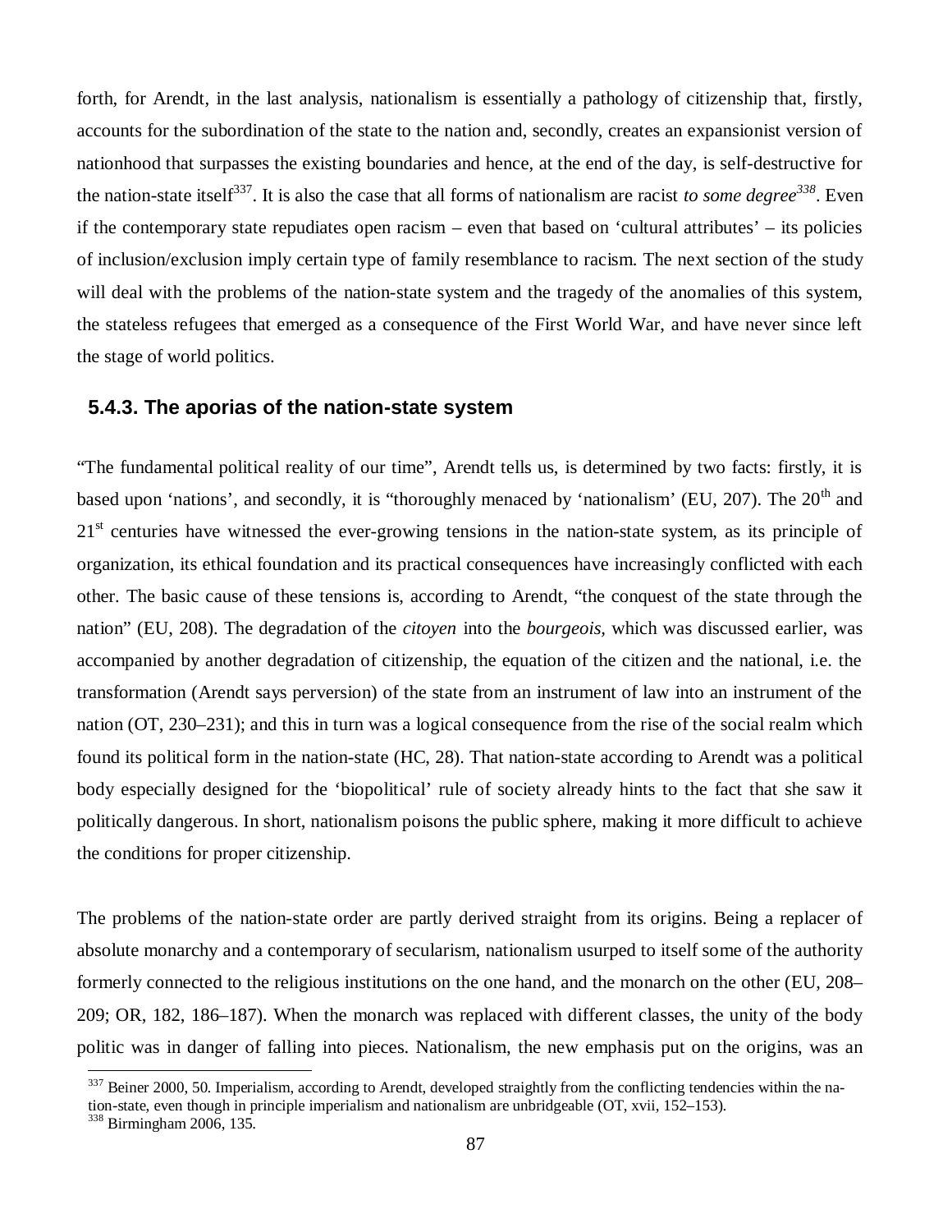forth, for Arendt, in the last analysis, nationalism is essentially a pathology of citizenship that, firstly, accounts for the subordination of the state to the nation and, secondly, creates an expansionist version of nationhood that surpasses the existing boundaries and hence, at the end of the day, is self-destructive for the nation-state itself[337]. It is also the case that all forms of nationalism are racist *to some degree*[338]. Even if the contemporary state repudiates open racism – even that based on 'cultural attributes' – its policies of inclusion/exclusion imply certain type of family resemblance to racism. The next section of the study will deal with the problems of the nation-state system and the tragedy of the anomalies of this system, the stateless refugees that emerged as a consequence of the First World War, and have never since left the stage of world politics.

### 5.4.3. The aporias of the nation-state system

"The fundamental political reality of our time", Arendt tells us, is determined by two facts: firstly, it is based upon 'nations', and secondly, it is "thoroughly menaced by 'nationalism' (EU, 207). The 20th and 21st centuries have witnessed the ever-growing tensions in the nation-state system, as its principle of organization, its ethical foundation and its practical consequences have increasingly conflicted with each other. The basic cause of these tensions is, according to Arendt, "the conquest of the state through the nation" (EU, 208). The degradation of the *citoyen* into the *bourgeois,* which was discussed earlier, was accompanied by another degradation of citizenship, the equation of the citizen and the national, i.e. the transformation (Arendt says perversion) of the state from an instrument of law into an instrument of the nation (OT, 230–231); and this in turn was a logical consequence from the rise of the social realm which found its political form in the nation-state (HC, 28). That nation-state according to Arendt was a political body especially designed for the 'biopolitical' rule of society already hints to the fact that she saw it politically dangerous. In short, nationalism poisons the public sphere, making it more difficult to achieve the conditions for proper citizenship.

The problems of the nation-state order are partly derived straight from its origins. Being a replacer of absolute monarchy and a contemporary of secularism, nationalism usurped to itself some of the authority formerly connected to the religious institutions on the one hand, and the monarch on the other (EU, 208–209; OR, 182, 186–187). When the monarch was replaced with different classes, the unity of the body politic was in danger of falling into pieces. Nationalism, the new emphasis put on the origins, was an

---

[337] Beiner 2000, 50. Imperialism, according to Arendt, developed straightly from the conflicting tendencies within the nation-state, even though in principle imperialism and nationalism are unbridgeable (OT, xvii, 152–153).

[338] Birmingham 2006, 135.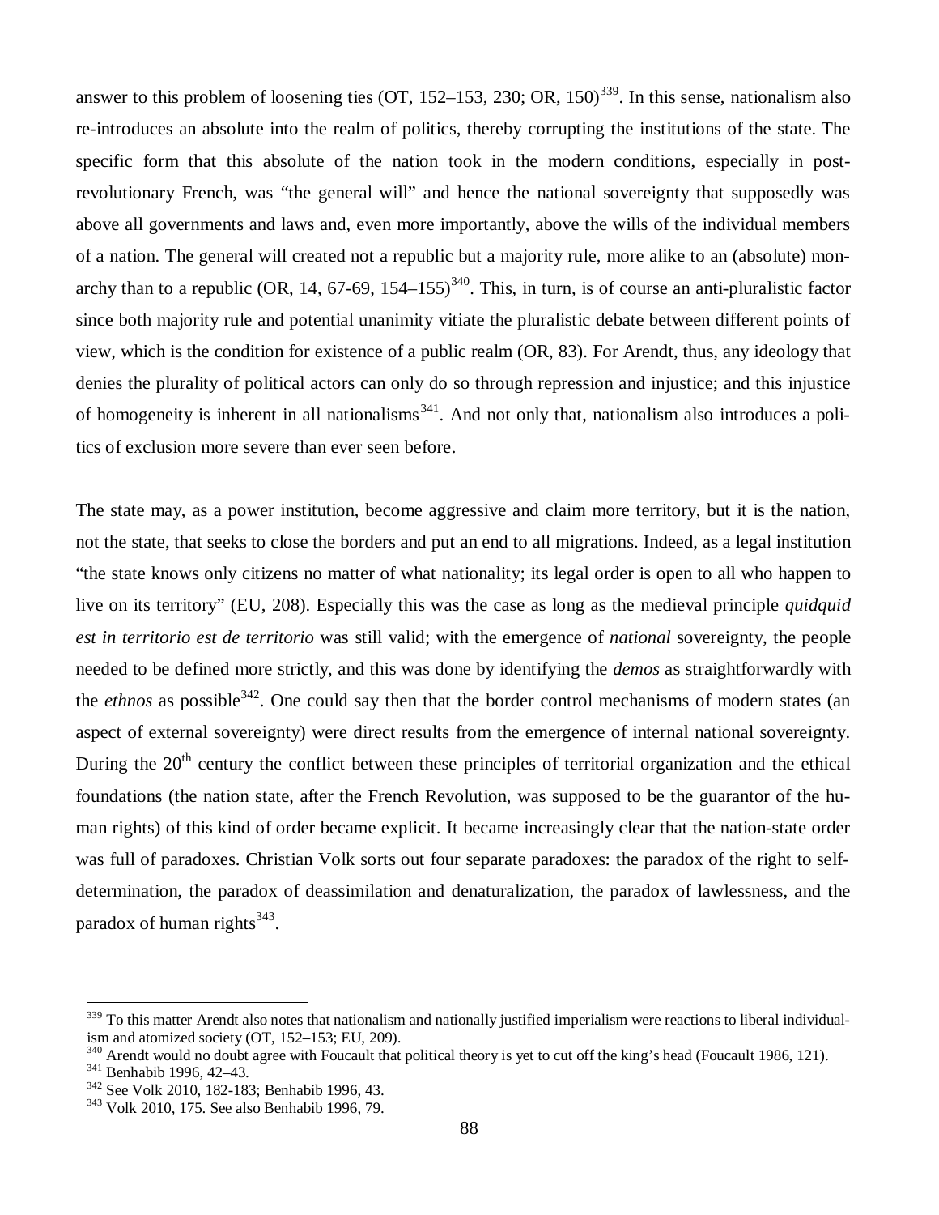answer to this problem of loosening ties (OT, 152–153, 230; OR, 150)[339]. In this sense, nationalism also re-introduces an absolute into the realm of politics, thereby corrupting the institutions of the state. The specific form that this absolute of the nation took in the modern conditions, especially in post-revolutionary French, was "the general will" and hence the national sovereignty that supposedly was above all governments and laws and, even more importantly, above the wills of the individual members of a nation. The general will created not a republic but a majority rule, more alike to an (absolute) monarchy than to a republic (OR, 14, 67-69, 154–155)[340]. This, in turn, is of course an anti-pluralistic factor since both majority rule and potential unanimity vitiate the pluralistic debate between different points of view, which is the condition for existence of a public realm (OR, 83). For Arendt, thus, any ideology that denies the plurality of political actors can only do so through repression and injustice; and this injustice of homogeneity is inherent in all nationalisms[341]. And not only that, nationalism also introduces a politics of exclusion more severe than ever seen before.

The state may, as a power institution, become aggressive and claim more territory, but it is the nation, not the state, that seeks to close the borders and put an end to all migrations. Indeed, as a legal institution "the state knows only citizens no matter of what nationality; its legal order is open to all who happen to live on its territory" (EU, 208). Especially this was the case as long as the medieval principle *quidquid est in territorio est de territorio* was still valid; with the emergence of *national* sovereignty, the people needed to be defined more strictly, and this was done by identifying the *demos* as straightforwardly with the *ethnos* as possible[342]. One could say then that the border control mechanisms of modern states (an aspect of external sovereignty) were direct results from the emergence of internal national sovereignty. During the 20th century the conflict between these principles of territorial organization and the ethical foundations (the nation state, after the French Revolution, was supposed to be the guarantor of the human rights) of this kind of order became explicit. It became increasingly clear that the nation-state order was full of paradoxes. Christian Volk sorts out four separate paradoxes: the paradox of the right to self-determination, the paradox of deassimilation and denaturalization, the paradox of lawlessness, and the paradox of human rights[343].

---

[339] To this matter Arendt also notes that nationalism and nationally justified imperialism were reactions to liberal individualism and atomized society (OT, 152–153; EU, 209).
[340] Arendt would no doubt agree with Foucault that political theory is yet to cut off the king's head (Foucault 1986, 121).
[341] Benhabib 1996, 42–43.
[342] See Volk 2010, 182-183; Benhabib 1996, 43.
[343] Volk 2010, 175. See also Benhabib 1996, 79.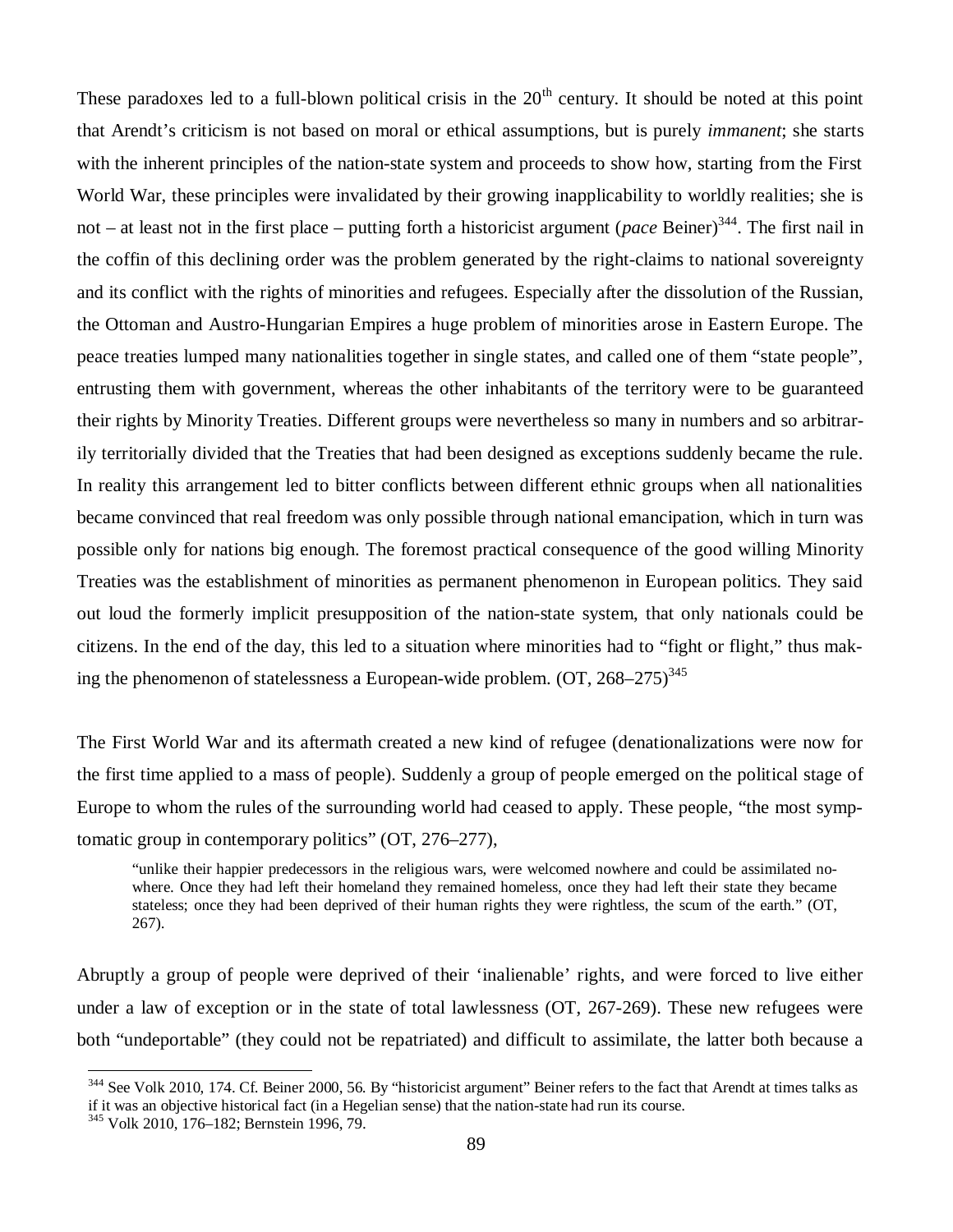These paradoxes led to a full-blown political crisis in the 20th century. It should be noted at this point that Arendt's criticism is not based on moral or ethical assumptions, but is purely *immanent*; she starts with the inherent principles of the nation-state system and proceeds to show how, starting from the First World War, these principles were invalidated by their growing inapplicability to worldly realities; she is not – at least not in the first place – putting forth a historicist argument (*pace* Beiner)[344]. The first nail in the coffin of this declining order was the problem generated by the right-claims to national sovereignty and its conflict with the rights of minorities and refugees. Especially after the dissolution of the Russian, the Ottoman and Austro-Hungarian Empires a huge problem of minorities arose in Eastern Europe. The peace treaties lumped many nationalities together in single states, and called one of them "state people", entrusting them with government, whereas the other inhabitants of the territory were to be guaranteed their rights by Minority Treaties. Different groups were nevertheless so many in numbers and so arbitrarily territorially divided that the Treaties that had been designed as exceptions suddenly became the rule. In reality this arrangement led to bitter conflicts between different ethnic groups when all nationalities became convinced that real freedom was only possible through national emancipation, which in turn was possible only for nations big enough. The foremost practical consequence of the good willing Minority Treaties was the establishment of minorities as permanent phenomenon in European politics. They said out loud the formerly implicit presupposition of the nation-state system, that only nationals could be citizens. In the end of the day, this led to a situation where minorities had to "fight or flight," thus making the phenomenon of statelessness a European-wide problem. (OT, 268–275)[345]

The First World War and its aftermath created a new kind of refugee (denationalizations were now for the first time applied to a mass of people). Suddenly a group of people emerged on the political stage of Europe to whom the rules of the surrounding world had ceased to apply. These people, "the most symptomatic group in contemporary politics" (OT, 276–277),

> "unlike their happier predecessors in the religious wars, were welcomed nowhere and could be assimilated nowhere. Once they had left their homeland they remained homeless, once they had left their state they became stateless; once they had been deprived of their human rights they were rightless, the scum of the earth." (OT, 267).

Abruptly a group of people were deprived of their 'inalienable' rights, and were forced to live either under a law of exception or in the state of total lawlessness (OT, 267-269). These new refugees were both "undeportable" (they could not be repatriated) and difficult to assimilate, the latter both because a

---

[344] See Volk 2010, 174. Cf. Beiner 2000, 56. By "historicist argument" Beiner refers to the fact that Arendt at times talks as if it was an objective historical fact (in a Hegelian sense) that the nation-state had run its course.

[345] Volk 2010, 176–182; Bernstein 1996, 79.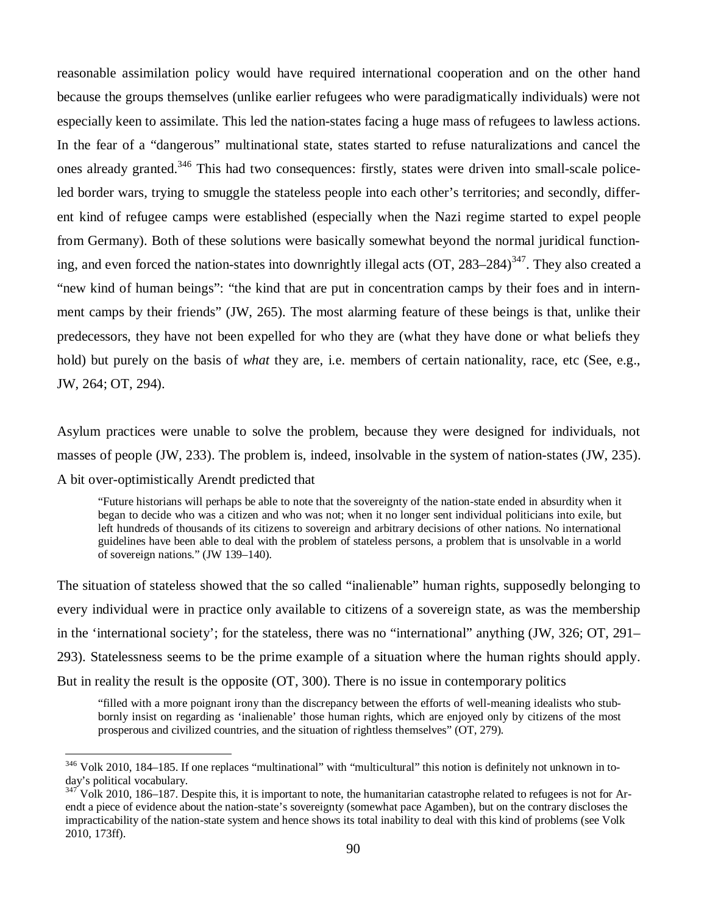reasonable assimilation policy would have required international cooperation and on the other hand because the groups themselves (unlike earlier refugees who were paradigmatically individuals) were not especially keen to assimilate. This led the nation-states facing a huge mass of refugees to lawless actions. In the fear of a "dangerous" multinational state, states started to refuse naturalizations and cancel the ones already granted.[346] This had two consequences: firstly, states were driven into small-scale police-led border wars, trying to smuggle the stateless people into each other's territories; and secondly, different kind of refugee camps were established (especially when the Nazi regime started to expel people from Germany). Both of these solutions were basically somewhat beyond the normal juridical functioning, and even forced the nation-states into downrightly illegal acts (OT, 283–284)[347]. They also created a "new kind of human beings": "the kind that are put in concentration camps by their foes and in internment camps by their friends" (JW, 265). The most alarming feature of these beings is that, unlike their predecessors, they have not been expelled for who they are (what they have done or what beliefs they hold) but purely on the basis of *what* they are, i.e. members of certain nationality, race, etc (See, e.g., JW, 264; OT, 294).

Asylum practices were unable to solve the problem, because they were designed for individuals, not masses of people (JW, 233). The problem is, indeed, insolvable in the system of nation-states (JW, 235). A bit over-optimistically Arendt predicted that

> "Future historians will perhaps be able to note that the sovereignty of the nation-state ended in absurdity when it began to decide who was a citizen and who was not; when it no longer sent individual politicians into exile, but left hundreds of thousands of its citizens to sovereign and arbitrary decisions of other nations. No international guidelines have been able to deal with the problem of stateless persons, a problem that is unsolvable in a world of sovereign nations." (JW 139–140).

The situation of stateless showed that the so called "inalienable" human rights, supposedly belonging to every individual were in practice only available to citizens of a sovereign state, as was the membership in the 'international society'; for the stateless, there was no "international" anything (JW, 326; OT, 291–293). Statelessness seems to be the prime example of a situation where the human rights should apply. But in reality the result is the opposite (OT, 300). There is no issue in contemporary politics

> "filled with a more poignant irony than the discrepancy between the efforts of well-meaning idealists who stubbornly insist on regarding as 'inalienable' those human rights, which are enjoyed only by citizens of the most prosperous and civilized countries, and the situation of rightless themselves" (OT, 279).

[346] Volk 2010, 184–185. If one replaces "multinational" with "multicultural" this notion is definitely not unknown in today's political vocabulary.

[347] Volk 2010, 186–187. Despite this, it is important to note, the humanitarian catastrophe related to refugees is not for Arendt a piece of evidence about the nation-state's sovereignty (somewhat pace Agamben), but on the contrary discloses the impracticability of the nation-state system and hence shows its total inability to deal with this kind of problems (see Volk 2010, 173ff).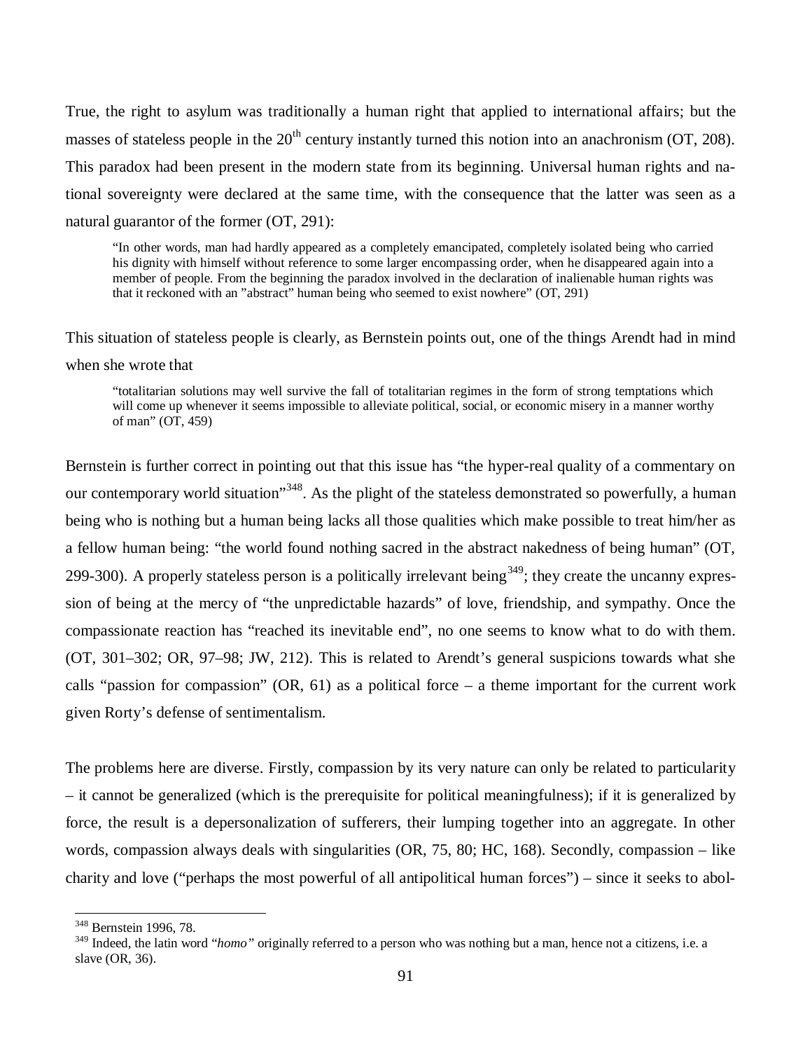True, the right to asylum was traditionally a human right that applied to international affairs; but the masses of stateless people in the 20th century instantly turned this notion into an anachronism (OT, 208). This paradox had been present in the modern state from its beginning. Universal human rights and national sovereignty were declared at the same time, with the consequence that the latter was seen as a natural guarantor of the former (OT, 291):

> "In other words, man had hardly appeared as a completely emancipated, completely isolated being who carried his dignity with himself without reference to some larger encompassing order, when he disappeared again into a member of people. From the beginning the paradox involved in the declaration of inalienable human rights was that it reckoned with an "abstract" human being who seemed to exist nowhere" (OT, 291)

This situation of stateless people is clearly, as Bernstein points out, one of the things Arendt had in mind when she wrote that

> "totalitarian solutions may well survive the fall of totalitarian regimes in the form of strong temptations which will come up whenever it seems impossible to alleviate political, social, or economic misery in a manner worthy of man" (OT, 459)

Bernstein is further correct in pointing out that this issue has "the hyper-real quality of a commentary on our contemporary world situation"[348]. As the plight of the stateless demonstrated so powerfully, a human being who is nothing but a human being lacks all those qualities which make possible to treat him/her as a fellow human being: "the world found nothing sacred in the abstract nakedness of being human" (OT, 299-300). A properly stateless person is a politically irrelevant being[349]; they create the uncanny expression of being at the mercy of "the unpredictable hazards" of love, friendship, and sympathy. Once the compassionate reaction has "reached its inevitable end", no one seems to know what to do with them. (OT, 301–302; OR, 97–98; JW, 212). This is related to Arendt's general suspicions towards what she calls "passion for compassion" (OR, 61) as a political force – a theme important for the current work given Rorty's defense of sentimentalism.

The problems here are diverse. Firstly, compassion by its very nature can only be related to particularity – it cannot be generalized (which is the prerequisite for political meaningfulness); if it is generalized by force, the result is a depersonalization of sufferers, their lumping together into an aggregate. In other words, compassion always deals with singularities (OR, 75, 80; HC, 168). Secondly, compassion – like charity and love ("perhaps the most powerful of all antipolitical human forces") – since it seeks to abol-

[348] Bernstein 1996, 78.

[349] Indeed, the latin word "*homo*" originally referred to a person who was nothing but a man, hence not a citizens, i.e. a slave (OR, 36).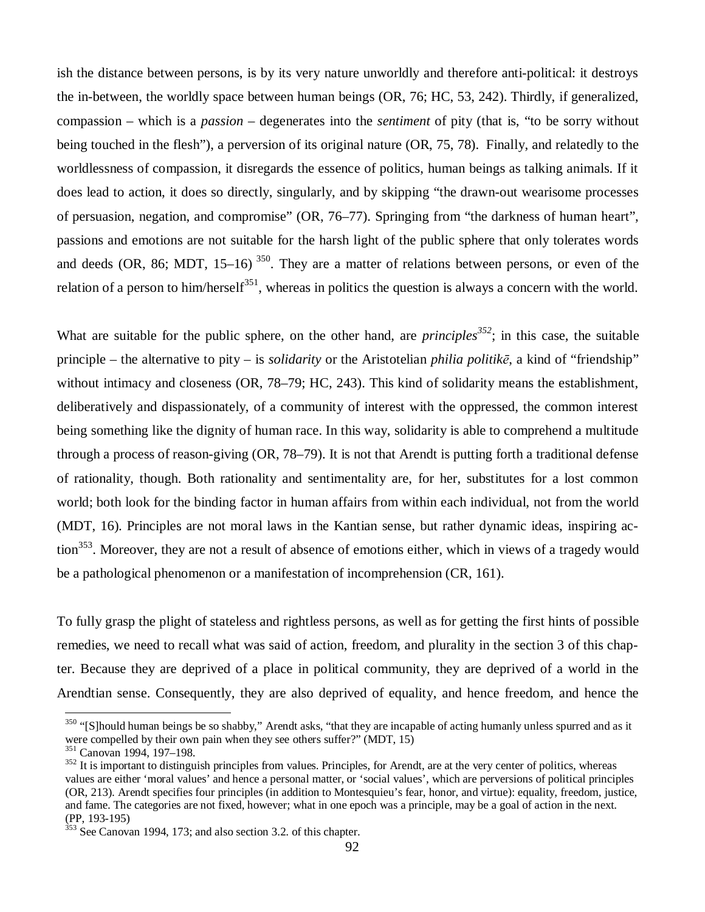ish the distance between persons, is by its very nature unworldly and therefore anti-political: it destroys the in-between, the worldly space between human beings (OR, 76; HC, 53, 242). Thirdly, if generalized, compassion – which is a *passion* – degenerates into the *sentiment* of pity (that is, "to be sorry without being touched in the flesh"), a perversion of its original nature (OR, 75, 78). Finally, and relatedly to the worldlessness of compassion, it disregards the essence of politics, human beings as talking animals. If it does lead to action, it does so directly, singularly, and by skipping "the drawn-out wearisome processes of persuasion, negation, and compromise" (OR, 76–77). Springing from "the darkness of human heart", passions and emotions are not suitable for the harsh light of the public sphere that only tolerates words and deeds (OR, 86; MDT, 15–16) [350]. They are a matter of relations between persons, or even of the relation of a person to him/herself[351], whereas in politics the question is always a concern with the world.

What are suitable for the public sphere, on the other hand, are *principles*[352]; in this case, the suitable principle – the alternative to pity – is *solidarity* or the Aristotelian *philia politikē*, a kind of "friendship" without intimacy and closeness (OR, 78–79; HC, 243). This kind of solidarity means the establishment, deliberatively and dispassionately, of a community of interest with the oppressed, the common interest being something like the dignity of human race. In this way, solidarity is able to comprehend a multitude through a process of reason-giving (OR, 78–79). It is not that Arendt is putting forth a traditional defense of rationality, though. Both rationality and sentimentality are, for her, substitutes for a lost common world; both look for the binding factor in human affairs from within each individual, not from the world (MDT, 16). Principles are not moral laws in the Kantian sense, but rather dynamic ideas, inspiring action[353]. Moreover, they are not a result of absence of emotions either, which in views of a tragedy would be a pathological phenomenon or a manifestation of incomprehension (CR, 161).

To fully grasp the plight of stateless and rightless persons, as well as for getting the first hints of possible remedies, we need to recall what was said of action, freedom, and plurality in the section 3 of this chapter. Because they are deprived of a place in political community, they are deprived of a world in the Arendtian sense. Consequently, they are also deprived of equality, and hence freedom, and hence the

---

[350] "[S]hould human beings be so shabby," Arendt asks, "that they are incapable of acting humanly unless spurred and as it were compelled by their own pain when they see others suffer?" (MDT, 15)

[351] Canovan 1994, 197–198.

[352] It is important to distinguish principles from values. Principles, for Arendt, are at the very center of politics, whereas values are either 'moral values' and hence a personal matter, or 'social values', which are perversions of political principles (OR, 213). Arendt specifies four principles (in addition to Montesquieu's fear, honor, and virtue): equality, freedom, justice, and fame. The categories are not fixed, however; what in one epoch was a principle, may be a goal of action in the next. (PP, 193-195)

[353] See Canovan 1994, 173; and also section 3.2. of this chapter.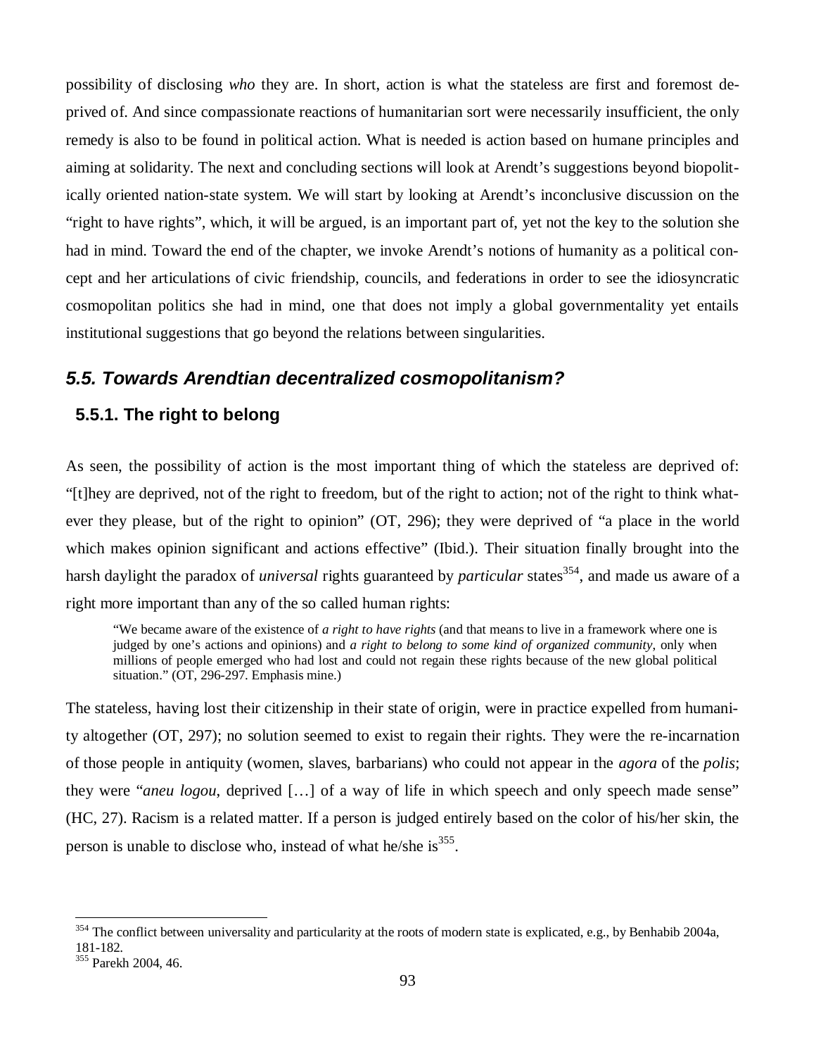possibility of disclosing *who* they are. In short, action is what the stateless are first and foremost deprived of. And since compassionate reactions of humanitarian sort were necessarily insufficient, the only remedy is also to be found in political action. What is needed is action based on humane principles and aiming at solidarity. The next and concluding sections will look at Arendt's suggestions beyond biopolitically oriented nation-state system. We will start by looking at Arendt's inconclusive discussion on the "right to have rights", which, it will be argued, is an important part of, yet not the key to the solution she had in mind. Toward the end of the chapter, we invoke Arendt's notions of humanity as a political concept and her articulations of civic friendship, councils, and federations in order to see the idiosyncratic cosmopolitan politics she had in mind, one that does not imply a global governmentality yet entails institutional suggestions that go beyond the relations between singularities.

## *5.5. Towards Arendtian decentralized cosmopolitanism?*

### 5.5.1. The right to belong

As seen, the possibility of action is the most important thing of which the stateless are deprived of: "[t]hey are deprived, not of the right to freedom, but of the right to action; not of the right to think whatever they please, but of the right to opinion" (OT, 296); they were deprived of "a place in the world which makes opinion significant and actions effective" (Ibid.). Their situation finally brought into the harsh daylight the paradox of *universal* rights guaranteed by *particular* states[354], and made us aware of a right more important than any of the so called human rights:

> "We became aware of the existence of *a right to have rights* (and that means to live in a framework where one is judged by one's actions and opinions) and *a right to belong to some kind of organized community*, only when millions of people emerged who had lost and could not regain these rights because of the new global political situation." (OT, 296-297. Emphasis mine.)

The stateless, having lost their citizenship in their state of origin, were in practice expelled from humanity altogether (OT, 297); no solution seemed to exist to regain their rights. They were the re-incarnation of those people in antiquity (women, slaves, barbarians) who could not appear in the *agora* of the *polis*; they were "*aneu logou*, deprived […] of a way of life in which speech and only speech made sense" (HC, 27). Racism is a related matter. If a person is judged entirely based on the color of his/her skin, the person is unable to disclose who, instead of what he/she is[355].

---

[354] The conflict between universality and particularity at the roots of modern state is explicated, e.g., by Benhabib 2004a, 181-182.

[355] Parekh 2004, 46.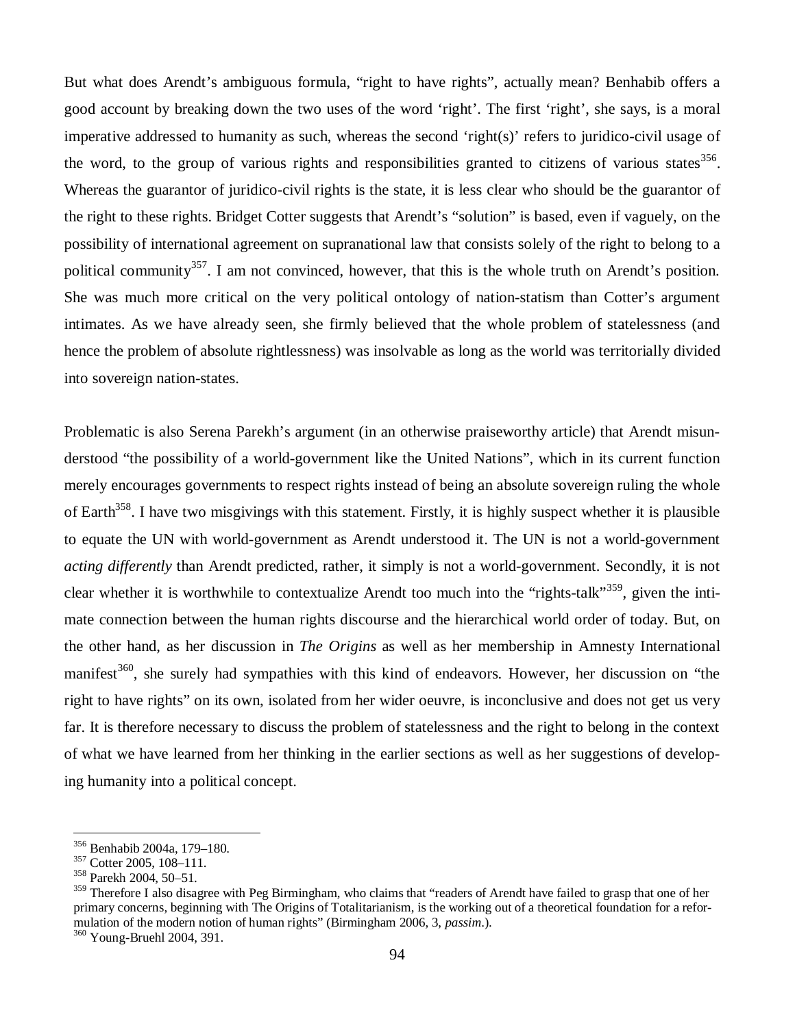But what does Arendt's ambiguous formula, "right to have rights", actually mean? Benhabib offers a good account by breaking down the two uses of the word 'right'. The first 'right', she says, is a moral imperative addressed to humanity as such, whereas the second 'right(s)' refers to juridico-civil usage of the word, to the group of various rights and responsibilities granted to citizens of various states[356]. Whereas the guarantor of juridico-civil rights is the state, it is less clear who should be the guarantor of the right to these rights. Bridget Cotter suggests that Arendt's "solution" is based, even if vaguely, on the possibility of international agreement on supranational law that consists solely of the right to belong to a political community[357]. I am not convinced, however, that this is the whole truth on Arendt's position. She was much more critical on the very political ontology of nation-statism than Cotter's argument intimates. As we have already seen, she firmly believed that the whole problem of statelessness (and hence the problem of absolute rightlessness) was insolvable as long as the world was territorially divided into sovereign nation-states.

Problematic is also Serena Parekh's argument (in an otherwise praiseworthy article) that Arendt misunderstood "the possibility of a world-government like the United Nations", which in its current function merely encourages governments to respect rights instead of being an absolute sovereign ruling the whole of Earth[358]. I have two misgivings with this statement. Firstly, it is highly suspect whether it is plausible to equate the UN with world-government as Arendt understood it. The UN is not a world-government *acting differently* than Arendt predicted, rather, it simply is not a world-government. Secondly, it is not clear whether it is worthwhile to contextualize Arendt too much into the "rights-talk"[359], given the intimate connection between the human rights discourse and the hierarchical world order of today. But, on the other hand, as her discussion in *The Origins* as well as her membership in Amnesty International manifest[360], she surely had sympathies with this kind of endeavors. However, her discussion on "the right to have rights" on its own, isolated from her wider oeuvre, is inconclusive and does not get us very far. It is therefore necessary to discuss the problem of statelessness and the right to belong in the context of what we have learned from her thinking in the earlier sections as well as her suggestions of developing humanity into a political concept.

---

[356] Benhabib 2004a, 179–180.

[357] Cotter 2005, 108–111.

[358] Parekh 2004, 50–51.

[359] Therefore I also disagree with Peg Birmingham, who claims that "readers of Arendt have failed to grasp that one of her primary concerns, beginning with The Origins of Totalitarianism, is the working out of a theoretical foundation for a reformulation of the modern notion of human rights" (Birmingham 2006, 3, *passim*.).

[360] Young-Bruehl 2004, 391.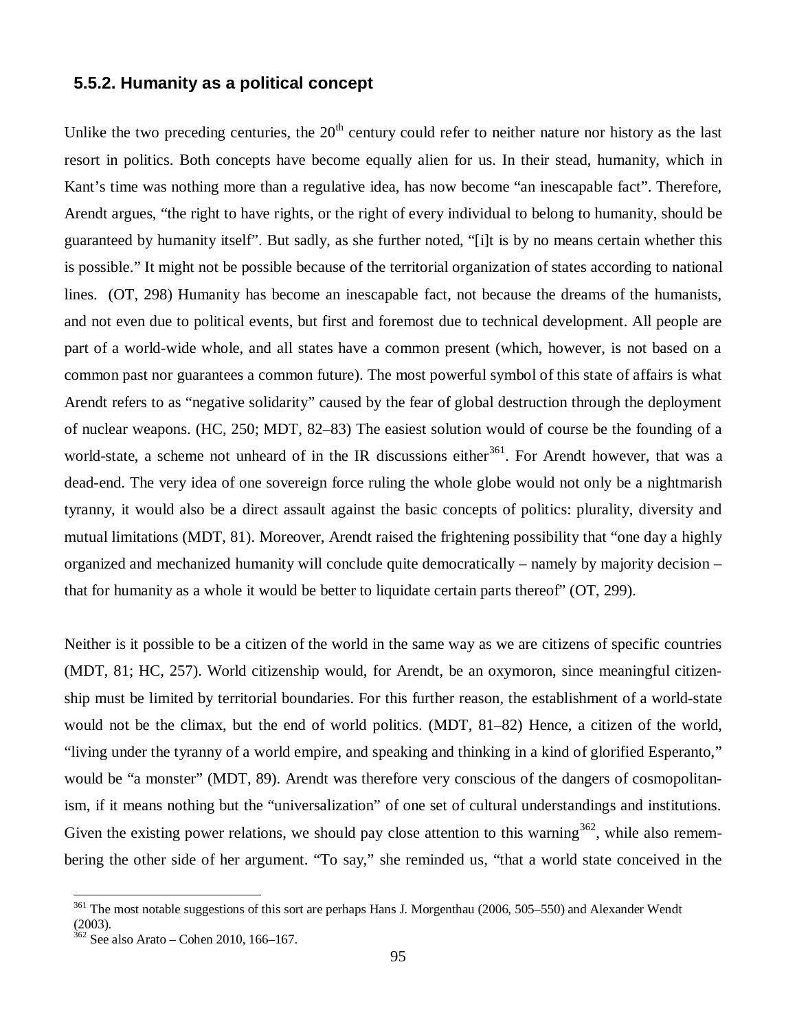### 5.5.2. Humanity as a political concept

Unlike the two preceding centuries, the 20th century could refer to neither nature nor history as the last resort in politics. Both concepts have become equally alien for us. In their stead, humanity, which in Kant's time was nothing more than a regulative idea, has now become "an inescapable fact". Therefore, Arendt argues, "the right to have rights, or the right of every individual to belong to humanity, should be guaranteed by humanity itself". But sadly, as she further noted, "[i]t is by no means certain whether this is possible." It might not be possible because of the territorial organization of states according to national lines. (OT, 298) Humanity has become an inescapable fact, not because the dreams of the humanists, and not even due to political events, but first and foremost due to technical development. All people are part of a world-wide whole, and all states have a common present (which, however, is not based on a common past nor guarantees a common future). The most powerful symbol of this state of affairs is what Arendt refers to as "negative solidarity" caused by the fear of global destruction through the deployment of nuclear weapons. (HC, 250; MDT, 82–83) The easiest solution would of course be the founding of a world-state, a scheme not unheard of in the IR discussions either[361]. For Arendt however, that was a dead-end. The very idea of one sovereign force ruling the whole globe would not only be a nightmarish tyranny, it would also be a direct assault against the basic concepts of politics: plurality, diversity and mutual limitations (MDT, 81). Moreover, Arendt raised the frightening possibility that "one day a highly organized and mechanized humanity will conclude quite democratically – namely by majority decision – that for humanity as a whole it would be better to liquidate certain parts thereof" (OT, 299).

Neither is it possible to be a citizen of the world in the same way as we are citizens of specific countries (MDT, 81; HC, 257). World citizenship would, for Arendt, be an oxymoron, since meaningful citizenship must be limited by territorial boundaries. For this further reason, the establishment of a world-state would not be the climax, but the end of world politics. (MDT, 81–82) Hence, a citizen of the world, "living under the tyranny of a world empire, and speaking and thinking in a kind of glorified Esperanto," would be "a monster" (MDT, 89). Arendt was therefore very conscious of the dangers of cosmopolitanism, if it means nothing but the "universalization" of one set of cultural understandings and institutions. Given the existing power relations, we should pay close attention to this warning[362], while also remembering the other side of her argument. "To say," she reminded us, "that a world state conceived in the

[361] The most notable suggestions of this sort are perhaps Hans J. Morgenthau (2006, 505–550) and Alexander Wendt (2003).

[362] See also Arato – Cohen 2010, 166–167.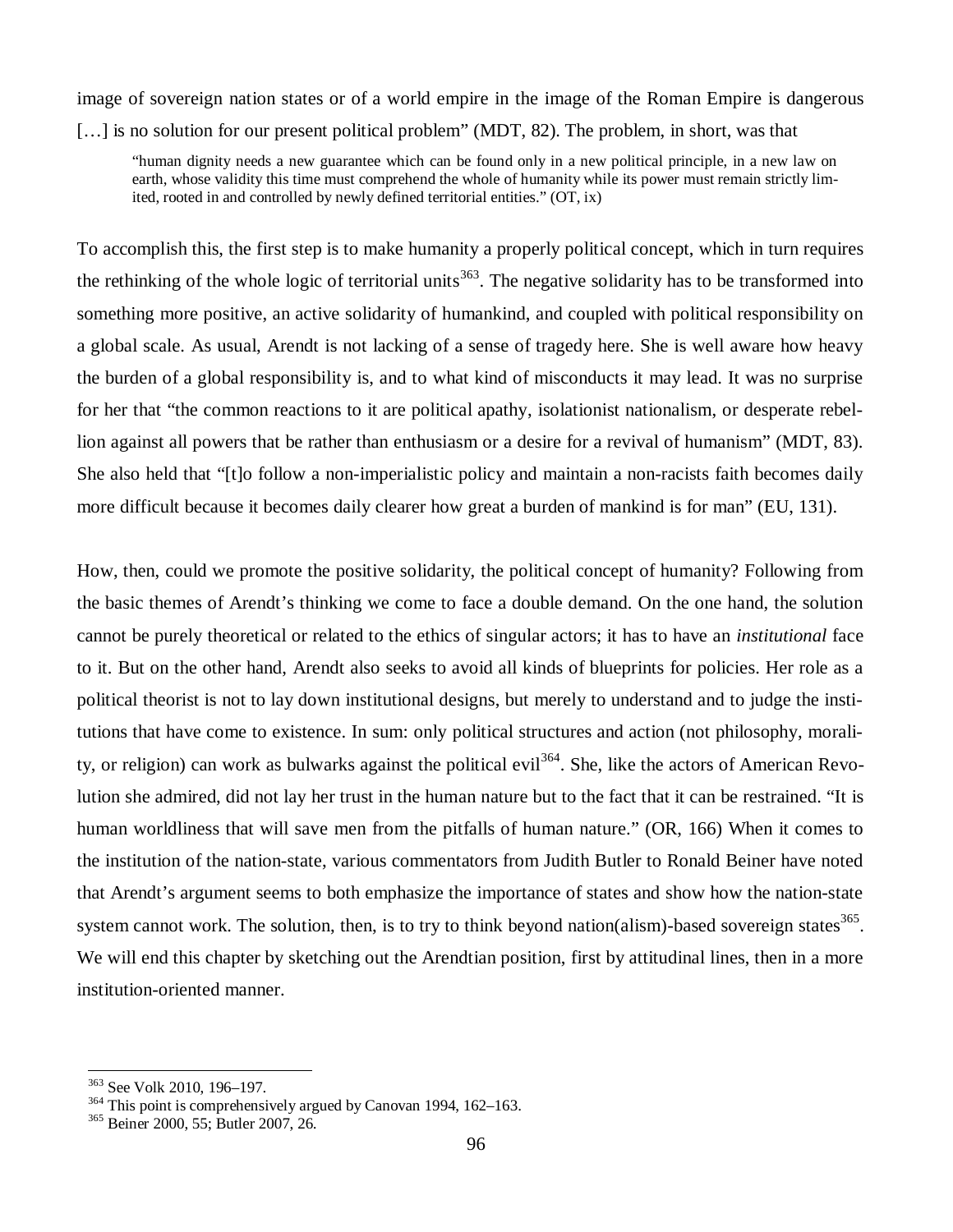image of sovereign nation states or of a world empire in the image of the Roman Empire is dangerous […] is no solution for our present political problem" (MDT, 82). The problem, in short, was that

> "human dignity needs a new guarantee which can be found only in a new political principle, in a new law on earth, whose validity this time must comprehend the whole of humanity while its power must remain strictly limited, rooted in and controlled by newly defined territorial entities." (OT, ix)

To accomplish this, the first step is to make humanity a properly political concept, which in turn requires the rethinking of the whole logic of territorial units[363]. The negative solidarity has to be transformed into something more positive, an active solidarity of humankind, and coupled with political responsibility on a global scale. As usual, Arendt is not lacking of a sense of tragedy here. She is well aware how heavy the burden of a global responsibility is, and to what kind of misconducts it may lead. It was no surprise for her that "the common reactions to it are political apathy, isolationist nationalism, or desperate rebellion against all powers that be rather than enthusiasm or a desire for a revival of humanism" (MDT, 83). She also held that "[t]o follow a non-imperialistic policy and maintain a non-racists faith becomes daily more difficult because it becomes daily clearer how great a burden of mankind is for man" (EU, 131).

How, then, could we promote the positive solidarity, the political concept of humanity? Following from the basic themes of Arendt's thinking we come to face a double demand. On the one hand, the solution cannot be purely theoretical or related to the ethics of singular actors; it has to have an *institutional* face to it. But on the other hand, Arendt also seeks to avoid all kinds of blueprints for policies. Her role as a political theorist is not to lay down institutional designs, but merely to understand and to judge the institutions that have come to existence. In sum: only political structures and action (not philosophy, morality, or religion) can work as bulwarks against the political evil[364]. She, like the actors of American Revolution she admired, did not lay her trust in the human nature but to the fact that it can be restrained. "It is human worldliness that will save men from the pitfalls of human nature." (OR, 166) When it comes to the institution of the nation-state, various commentators from Judith Butler to Ronald Beiner have noted that Arendt's argument seems to both emphasize the importance of states and show how the nation-state system cannot work. The solution, then, is to try to think beyond nation(alism)-based sovereign states[365]. We will end this chapter by sketching out the Arendtian position, first by attitudinal lines, then in a more institution-oriented manner.

---

[363] See Volk 2010, 196–197.

[364] This point is comprehensively argued by Canovan 1994, 162–163.

[365] Beiner 2000, 55; Butler 2007, 26.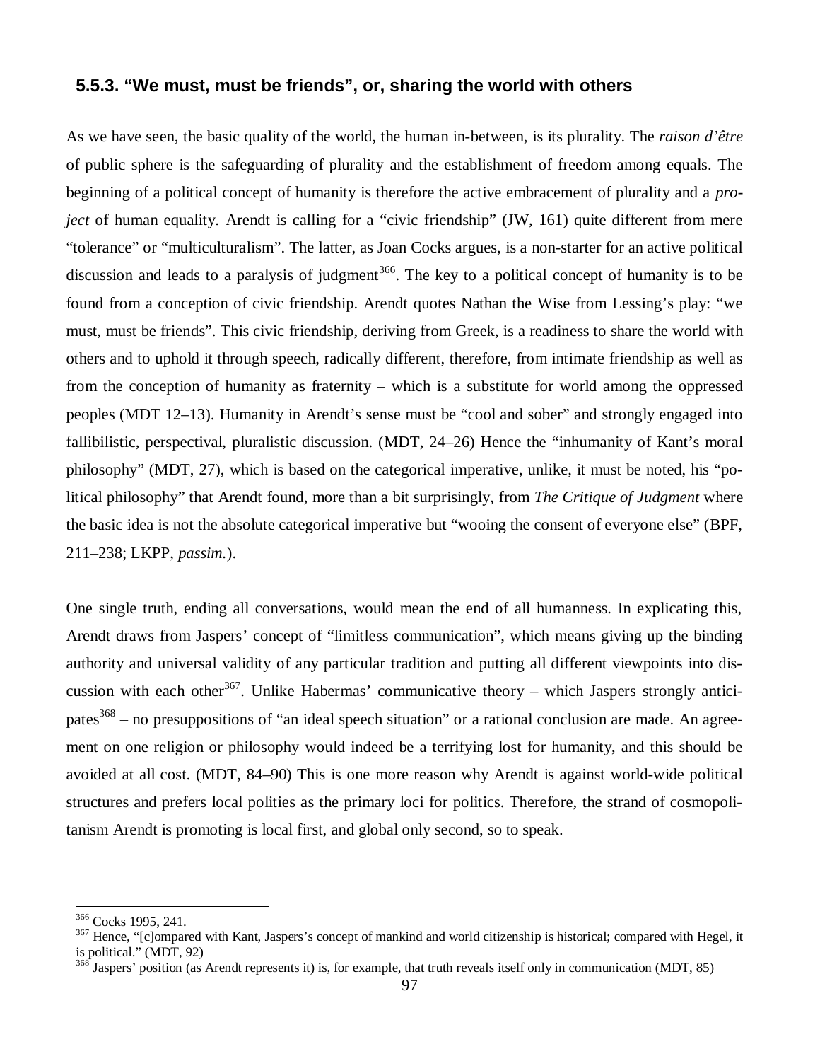### 5.5.3. “We must, must be friends”, or, sharing the world with others

As we have seen, the basic quality of the world, the human in-between, is its plurality. The *raison d’être* of public sphere is the safeguarding of plurality and the establishment of freedom among equals. The beginning of a political concept of humanity is therefore the active embracement of plurality and a *project* of human equality. Arendt is calling for a “civic friendship” (JW, 161) quite different from mere “tolerance” or “multiculturalism”. The latter, as Joan Cocks argues, is a non-starter for an active political discussion and leads to a paralysis of judgment[366]. The key to a political concept of humanity is to be found from a conception of civic friendship. Arendt quotes Nathan the Wise from Lessing’s play: “we must, must be friends”. This civic friendship, deriving from Greek, is a readiness to share the world with others and to uphold it through speech, radically different, therefore, from intimate friendship as well as from the conception of humanity as fraternity – which is a substitute for world among the oppressed peoples (MDT 12–13). Humanity in Arendt’s sense must be “cool and sober” and strongly engaged into fallibilistic, perspectival, pluralistic discussion. (MDT, 24–26) Hence the “inhumanity of Kant’s moral philosophy” (MDT, 27), which is based on the categorical imperative, unlike, it must be noted, his “political philosophy” that Arendt found, more than a bit surprisingly, from *The Critique of Judgment* where the basic idea is not the absolute categorical imperative but “wooing the consent of everyone else” (BPF, 211–238; LKPP, *passim.*).

One single truth, ending all conversations, would mean the end of all humanness. In explicating this, Arendt draws from Jaspers’ concept of “limitless communication”, which means giving up the binding authority and universal validity of any particular tradition and putting all different viewpoints into discussion with each other[367]. Unlike Habermas’ communicative theory – which Jaspers strongly anticipates[368] – no presuppositions of “an ideal speech situation” or a rational conclusion are made. An agreement on one religion or philosophy would indeed be a terrifying lost for humanity, and this should be avoided at all cost. (MDT, 84–90) This is one more reason why Arendt is against world-wide political structures and prefers local polities as the primary loci for politics. Therefore, the strand of cosmopolitanism Arendt is promoting is local first, and global only second, so to speak.

---

[366] Cocks 1995, 241.

[367] Hence, “[c]ompared with Kant, Jaspers’s concept of mankind and world citizenship is historical; compared with Hegel, it is political.” (MDT, 92)

[368] Jaspers’ position (as Arendt represents it) is, for example, that truth reveals itself only in communication (MDT, 85)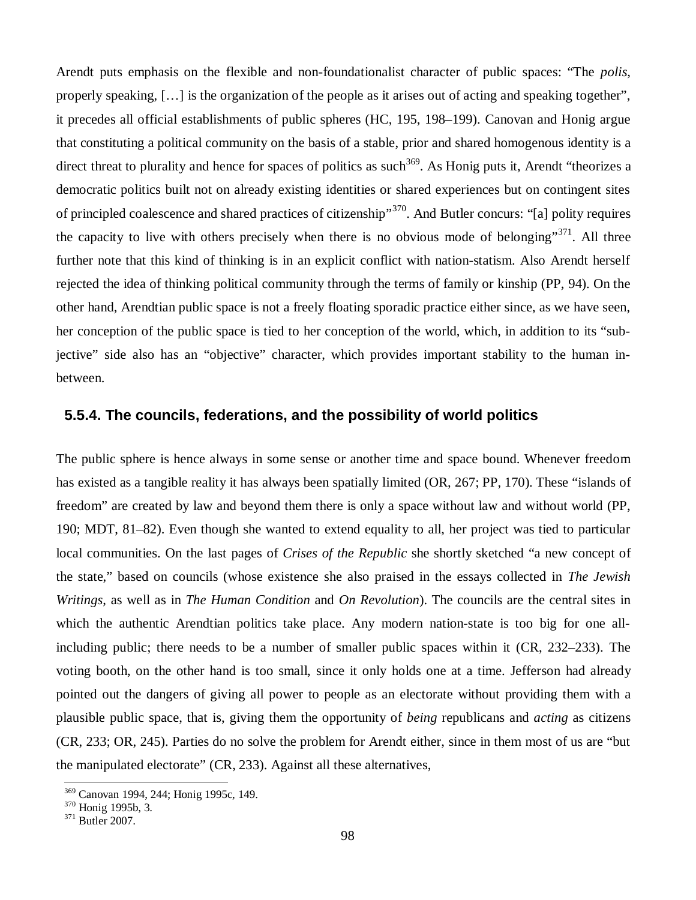Arendt puts emphasis on the flexible and non-foundationalist character of public spaces: "The *polis*, properly speaking, […] is the organization of the people as it arises out of acting and speaking together", it precedes all official establishments of public spheres (HC, 195, 198–199). Canovan and Honig argue that constituting a political community on the basis of a stable, prior and shared homogenous identity is a direct threat to plurality and hence for spaces of politics as such[369]. As Honig puts it, Arendt "theorizes a democratic politics built not on already existing identities or shared experiences but on contingent sites of principled coalescence and shared practices of citizenship"[370]. And Butler concurs: "[a] polity requires the capacity to live with others precisely when there is no obvious mode of belonging"[371]. All three further note that this kind of thinking is in an explicit conflict with nation-statism. Also Arendt herself rejected the idea of thinking political community through the terms of family or kinship (PP, 94). On the other hand, Arendtian public space is not a freely floating sporadic practice either since, as we have seen, her conception of the public space is tied to her conception of the world, which, in addition to its "subjective" side also has an "objective" character, which provides important stability to the human in-between.

### 5.5.4. The councils, federations, and the possibility of world politics

The public sphere is hence always in some sense or another time and space bound. Whenever freedom has existed as a tangible reality it has always been spatially limited (OR, 267; PP, 170). These "islands of freedom" are created by law and beyond them there is only a space without law and without world (PP, 190; MDT, 81–82). Even though she wanted to extend equality to all, her project was tied to particular local communities. On the last pages of *Crises of the Republic* she shortly sketched "a new concept of the state," based on councils (whose existence she also praised in the essays collected in *The Jewish Writings*, as well as in *The Human Condition* and *On Revolution*). The councils are the central sites in which the authentic Arendtian politics take place. Any modern nation-state is too big for one all-including public; there needs to be a number of smaller public spaces within it (CR, 232–233). The voting booth, on the other hand is too small, since it only holds one at a time. Jefferson had already pointed out the dangers of giving all power to people as an electorate without providing them with a plausible public space, that is, giving them the opportunity of *being* republicans and *acting* as citizens (CR, 233; OR, 245). Parties do no solve the problem for Arendt either, since in them most of us are "but the manipulated electorate" (CR, 233). Against all these alternatives,

---

[369] Canovan 1994, 244; Honig 1995c, 149.

[370] Honig 1995b, 3.

[371] Butler 2007.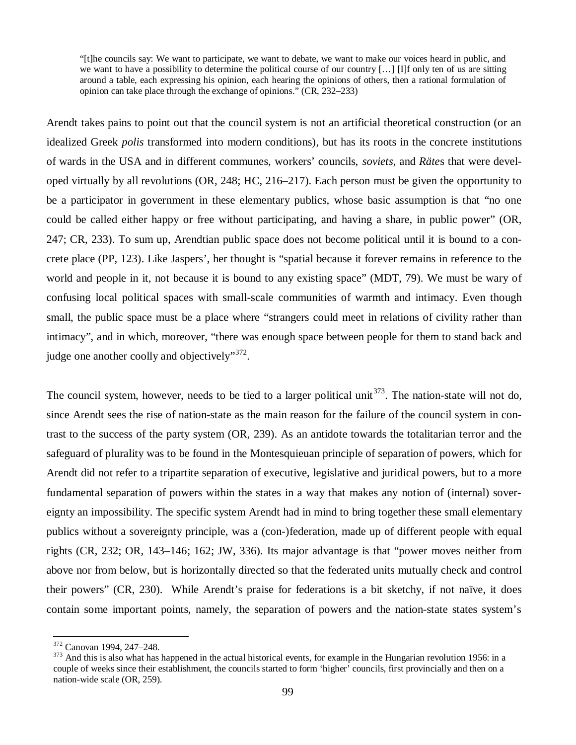> “[t]he councils say: We want to participate, we want to debate, we want to make our voices heard in public, and we want to have a possibility to determine the political course of our country […] [I]f only ten of us are sitting around a table, each expressing his opinion, each hearing the opinions of others, then a rational formulation of opinion can take place through the exchange of opinions.” (CR, 232–233)

Arendt takes pains to point out that the council system is not an artificial theoretical construction (or an idealized Greek *polis* transformed into modern conditions), but has its roots in the concrete institutions of wards in the USA and in different communes, workers’ councils, *soviets*, and *Räte*s that were developed virtually by all revolutions (OR, 248; HC, 216–217). Each person must be given the opportunity to be a participator in government in these elementary publics, whose basic assumption is that “no one could be called either happy or free without participating, and having a share, in public power” (OR, 247; CR, 233). To sum up, Arendtian public space does not become political until it is bound to a concrete place (PP, 123). Like Jaspers’, her thought is “spatial because it forever remains in reference to the world and people in it, not because it is bound to any existing space” (MDT, 79). We must be wary of confusing local political spaces with small-scale communities of warmth and intimacy. Even though small, the public space must be a place where “strangers could meet in relations of civility rather than intimacy”, and in which, moreover, “there was enough space between people for them to stand back and judge one another coolly and objectively”[372].

The council system, however, needs to be tied to a larger political unit[373]. The nation-state will not do, since Arendt sees the rise of nation-state as the main reason for the failure of the council system in contrast to the success of the party system (OR, 239). As an antidote towards the totalitarian terror and the safeguard of plurality was to be found in the Montesquieuan principle of separation of powers, which for Arendt did not refer to a tripartite separation of executive, legislative and juridical powers, but to a more fundamental separation of powers within the states in a way that makes any notion of (internal) sovereignty an impossibility. The specific system Arendt had in mind to bring together these small elementary publics without a sovereignty principle, was a (con-)federation, made up of different people with equal rights (CR, 232; OR, 143–146; 162; JW, 336). Its major advantage is that “power moves neither from above nor from below, but is horizontally directed so that the federated units mutually check and control their powers” (CR, 230). While Arendt’s praise for federations is a bit sketchy, if not naïve, it does contain some important points, namely, the separation of powers and the nation-state states system’s

---

[372] Canovan 1994, 247–248.

[373] And this is also what has happened in the actual historical events, for example in the Hungarian revolution 1956: in a couple of weeks since their establishment, the councils started to form ‘higher’ councils, first provincially and then on a nation-wide scale (OR, 259).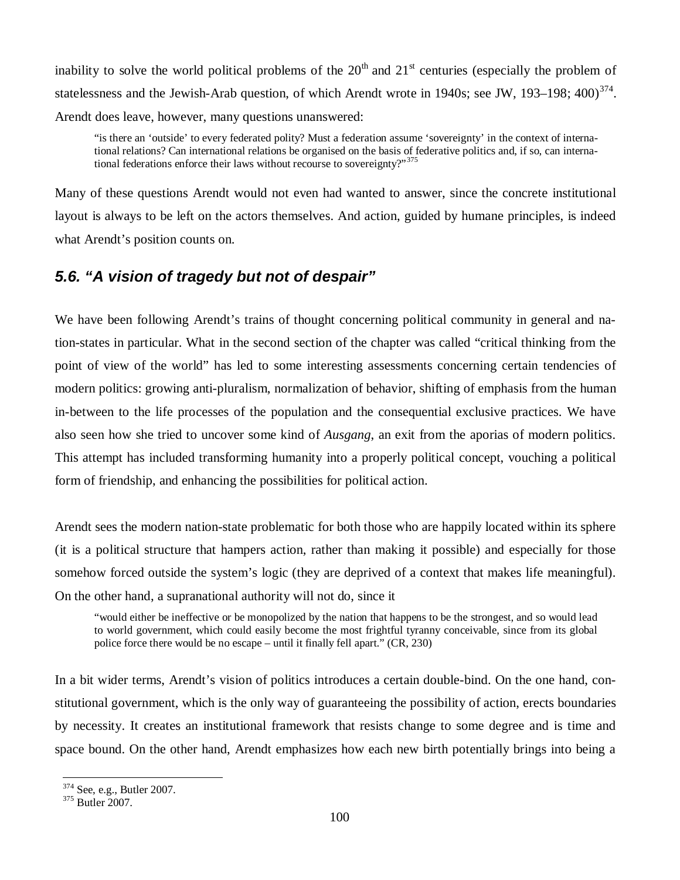inability to solve the world political problems of the 20th and 21st centuries (especially the problem of statelessness and the Jewish-Arab question, of which Arendt wrote in 1940s; see JW, 193–198; 400)[374]. Arendt does leave, however, many questions unanswered:

> "is there an 'outside' to every federated polity? Must a federation assume 'sovereignty' in the context of international relations? Can international relations be organised on the basis of federative politics and, if so, can international federations enforce their laws without recourse to sovereignty?"[375]

Many of these questions Arendt would not even had wanted to answer, since the concrete institutional layout is always to be left on the actors themselves. And action, guided by humane principles, is indeed what Arendt's position counts on.

## *5.6. "A vision of tragedy but not of despair"*

We have been following Arendt's trains of thought concerning political community in general and nation-states in particular. What in the second section of the chapter was called "critical thinking from the point of view of the world" has led to some interesting assessments concerning certain tendencies of modern politics: growing anti-pluralism, normalization of behavior, shifting of emphasis from the human in-between to the life processes of the population and the consequential exclusive practices. We have also seen how she tried to uncover some kind of *Ausgang*, an exit from the aporias of modern politics. This attempt has included transforming humanity into a properly political concept, vouching a political form of friendship, and enhancing the possibilities for political action.

Arendt sees the modern nation-state problematic for both those who are happily located within its sphere (it is a political structure that hampers action, rather than making it possible) and especially for those somehow forced outside the system's logic (they are deprived of a context that makes life meaningful). On the other hand, a supranational authority will not do, since it

> "would either be ineffective or be monopolized by the nation that happens to be the strongest, and so would lead to world government, which could easily become the most frightful tyranny conceivable, since from its global police force there would be no escape – until it finally fell apart." (CR, 230)

In a bit wider terms, Arendt's vision of politics introduces a certain double-bind. On the one hand, constitutional government, which is the only way of guaranteeing the possibility of action, erects boundaries by necessity. It creates an institutional framework that resists change to some degree and is time and space bound. On the other hand, Arendt emphasizes how each new birth potentially brings into being a

---

[374] See, e.g., Butler 2007.

[375] Butler 2007.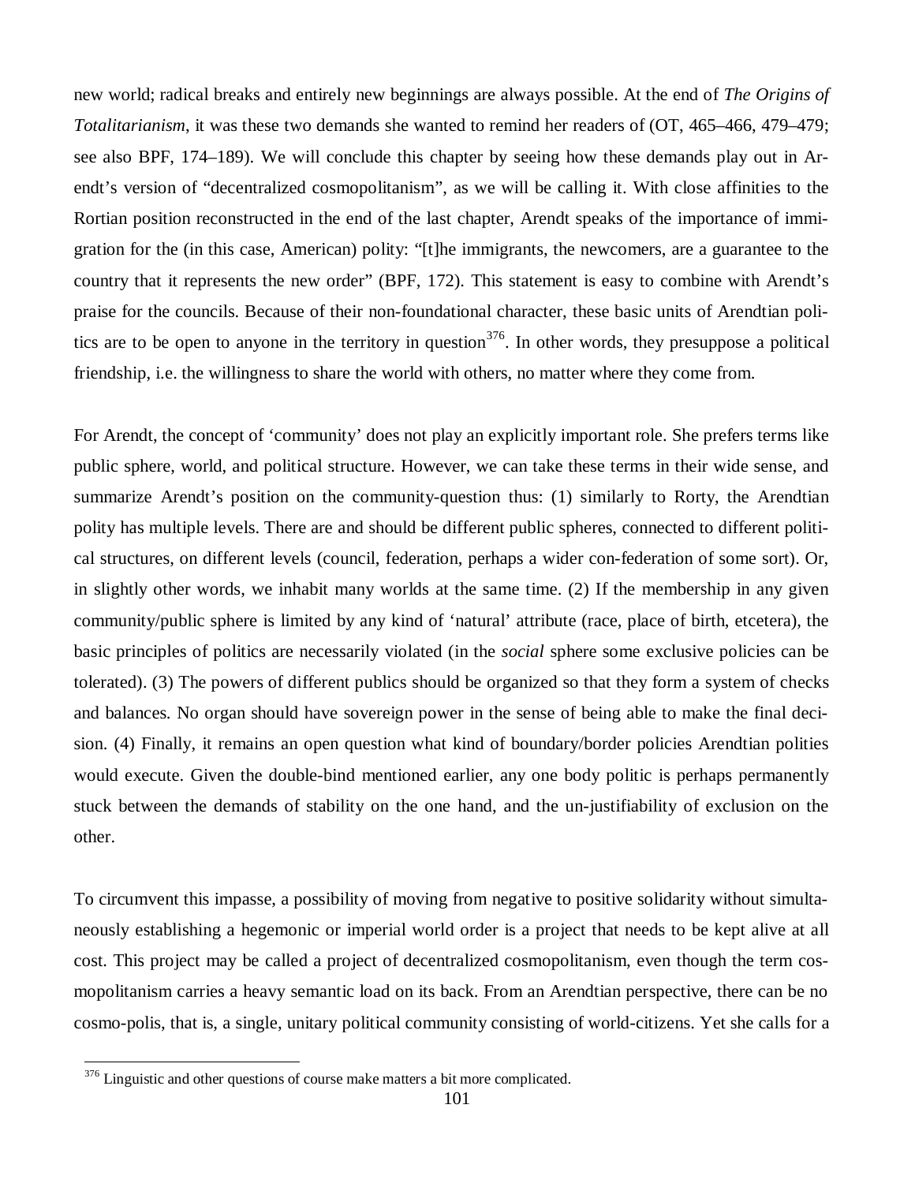new world; radical breaks and entirely new beginnings are always possible. At the end of *The Origins of Totalitarianism*, it was these two demands she wanted to remind her readers of (OT, 465–466, 479–479; see also BPF, 174–189). We will conclude this chapter by seeing how these demands play out in Arendt's version of "decentralized cosmopolitanism", as we will be calling it. With close affinities to the Rortian position reconstructed in the end of the last chapter, Arendt speaks of the importance of immigration for the (in this case, American) polity: "[t]he immigrants, the newcomers, are a guarantee to the country that it represents the new order" (BPF, 172). This statement is easy to combine with Arendt's praise for the councils. Because of their non-foundational character, these basic units of Arendtian politics are to be open to anyone in the territory in question[376]. In other words, they presuppose a political friendship, i.e. the willingness to share the world with others, no matter where they come from.

For Arendt, the concept of 'community' does not play an explicitly important role. She prefers terms like public sphere, world, and political structure. However, we can take these terms in their wide sense, and summarize Arendt's position on the community-question thus: (1) similarly to Rorty, the Arendtian polity has multiple levels. There are and should be different public spheres, connected to different political structures, on different levels (council, federation, perhaps a wider con-federation of some sort). Or, in slightly other words, we inhabit many worlds at the same time. (2) If the membership in any given community/public sphere is limited by any kind of 'natural' attribute (race, place of birth, etcetera), the basic principles of politics are necessarily violated (in the *social* sphere some exclusive policies can be tolerated). (3) The powers of different publics should be organized so that they form a system of checks and balances. No organ should have sovereign power in the sense of being able to make the final decision. (4) Finally, it remains an open question what kind of boundary/border policies Arendtian polities would execute. Given the double-bind mentioned earlier, any one body politic is perhaps permanently stuck between the demands of stability on the one hand, and the un-justifiability of exclusion on the other.

To circumvent this impasse, a possibility of moving from negative to positive solidarity without simultaneously establishing a hegemonic or imperial world order is a project that needs to be kept alive at all cost. This project may be called a project of decentralized cosmopolitanism, even though the term cosmopolitanism carries a heavy semantic load on its back. From an Arendtian perspective, there can be no cosmo-polis, that is, a single, unitary political community consisting of world-citizens. Yet she calls for a

[376] Linguistic and other questions of course make matters a bit more complicated.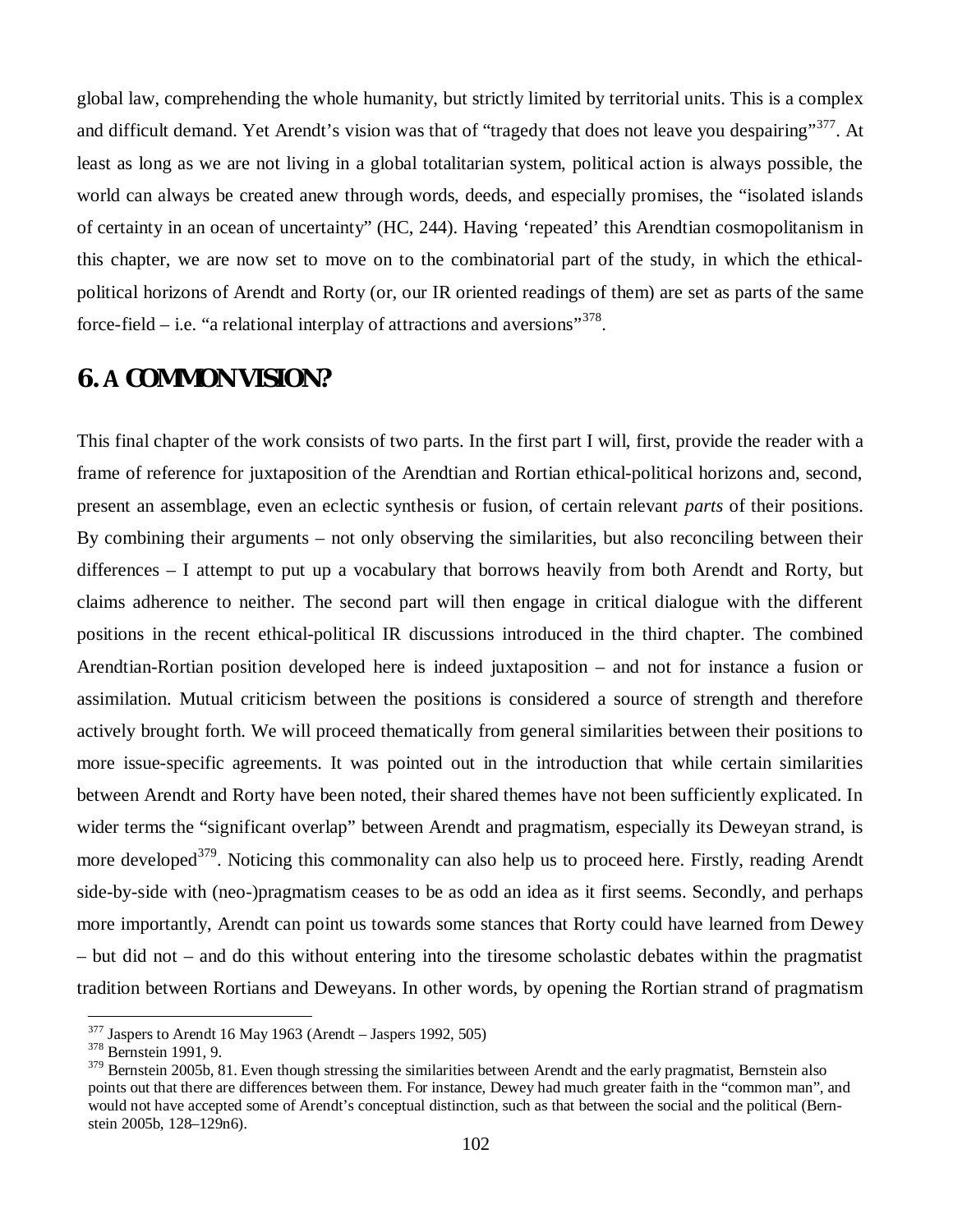global law, comprehending the whole humanity, but strictly limited by territorial units. This is a complex and difficult demand. Yet Arendt's vision was that of "tragedy that does not leave you despairing"[377]. At least as long as we are not living in a global totalitarian system, political action is always possible, the world can always be created anew through words, deeds, and especially promises, the "isolated islands of certainty in an ocean of uncertainty" (HC, 244). Having 'repeated' this Arendtian cosmopolitanism in this chapter, we are now set to move on to the combinatorial part of the study, in which the ethical-political horizons of Arendt and Rorty (or, our IR oriented readings of them) are set as parts of the same force-field – i.e. "a relational interplay of attractions and aversions"[378].

## 6. A COMMON VISION?

This final chapter of the work consists of two parts. In the first part I will, first, provide the reader with a frame of reference for juxtaposition of the Arendtian and Rortian ethical-political horizons and, second, present an assemblage, even an eclectic synthesis or fusion, of certain relevant *parts* of their positions. By combining their arguments – not only observing the similarities, but also reconciling between their differences – I attempt to put up a vocabulary that borrows heavily from both Arendt and Rorty, but claims adherence to neither. The second part will then engage in critical dialogue with the different positions in the recent ethical-political IR discussions introduced in the third chapter. The combined Arendtian-Rortian position developed here is indeed juxtaposition – and not for instance a fusion or assimilation. Mutual criticism between the positions is considered a source of strength and therefore actively brought forth. We will proceed thematically from general similarities between their positions to more issue-specific agreements. It was pointed out in the introduction that while certain similarities between Arendt and Rorty have been noted, their shared themes have not been sufficiently explicated. In wider terms the "significant overlap" between Arendt and pragmatism, especially its Deweyan strand, is more developed[379]. Noticing this commonality can also help us to proceed here. Firstly, reading Arendt side-by-side with (neo-)pragmatism ceases to be as odd an idea as it first seems. Secondly, and perhaps more importantly, Arendt can point us towards some stances that Rorty could have learned from Dewey – but did not – and do this without entering into the tiresome scholastic debates within the pragmatist tradition between Rortians and Deweyans. In other words, by opening the Rortian strand of pragmatism

---

[377] Jaspers to Arendt 16 May 1963 (Arendt – Jaspers 1992, 505)

[378] Bernstein 1991, 9.

[379] Bernstein 2005b, 81. Even though stressing the similarities between Arendt and the early pragmatist, Bernstein also points out that there are differences between them. For instance, Dewey had much greater faith in the "common man", and would not have accepted some of Arendt's conceptual distinction, such as that between the social and the political (Bernstein 2005b, 128–129n6).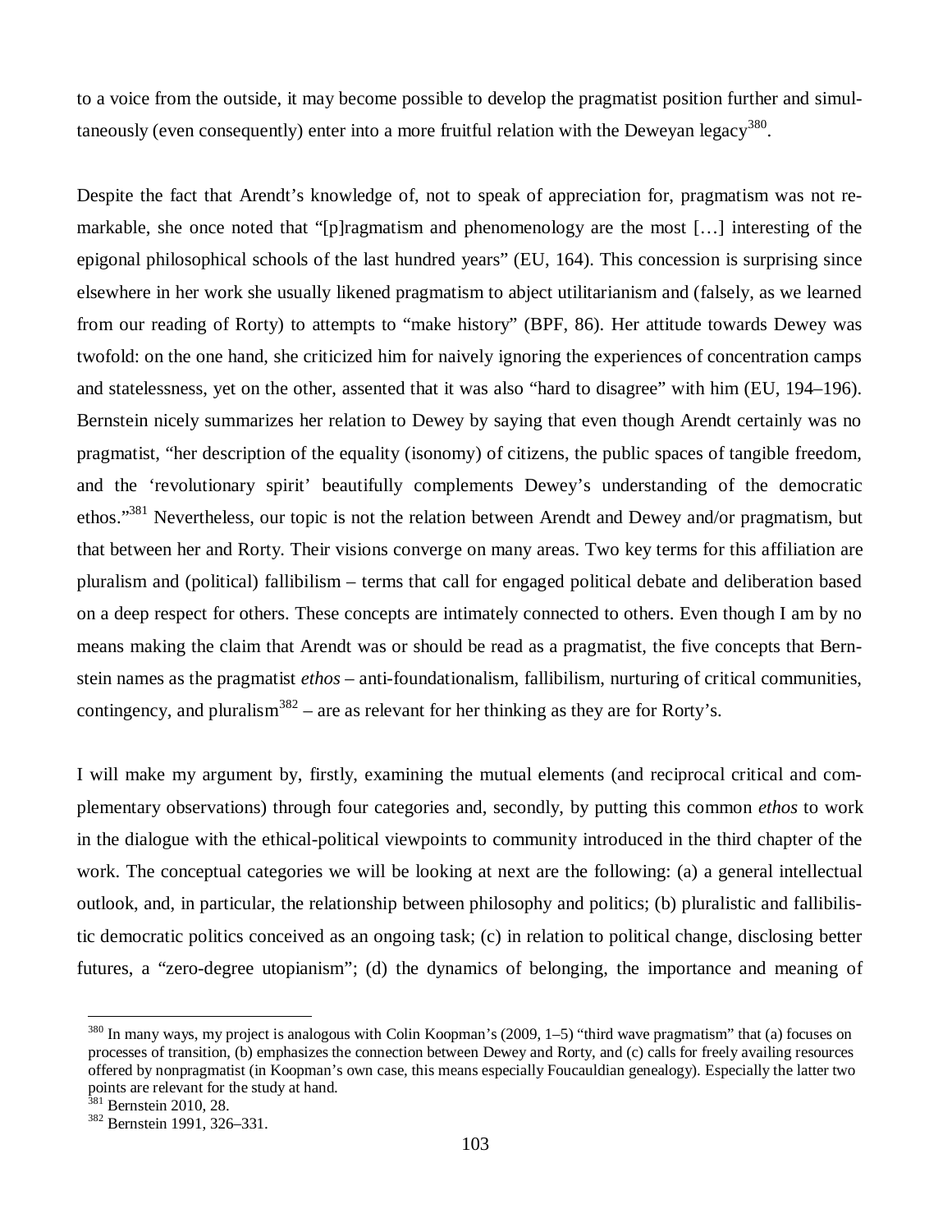to a voice from the outside, it may become possible to develop the pragmatist position further and simultaneously (even consequently) enter into a more fruitful relation with the Deweyan legacy[380].

Despite the fact that Arendt's knowledge of, not to speak of appreciation for, pragmatism was not remarkable, she once noted that "[p]ragmatism and phenomenology are the most […] interesting of the epigonal philosophical schools of the last hundred years" (EU, 164). This concession is surprising since elsewhere in her work she usually likened pragmatism to abject utilitarianism and (falsely, as we learned from our reading of Rorty) to attempts to "make history" (BPF, 86). Her attitude towards Dewey was twofold: on the one hand, she criticized him for naively ignoring the experiences of concentration camps and statelessness, yet on the other, assented that it was also "hard to disagree" with him (EU, 194–196). Bernstein nicely summarizes her relation to Dewey by saying that even though Arendt certainly was no pragmatist, "her description of the equality (isonomy) of citizens, the public spaces of tangible freedom, and the 'revolutionary spirit' beautifully complements Dewey's understanding of the democratic ethos."[381] Nevertheless, our topic is not the relation between Arendt and Dewey and/or pragmatism, but that between her and Rorty. Their visions converge on many areas. Two key terms for this affiliation are pluralism and (political) fallibilism – terms that call for engaged political debate and deliberation based on a deep respect for others. These concepts are intimately connected to others. Even though I am by no means making the claim that Arendt was or should be read as a pragmatist, the five concepts that Bernstein names as the pragmatist *ethos* – anti-foundationalism, fallibilism, nurturing of critical communities, contingency, and pluralism[382] – are as relevant for her thinking as they are for Rorty's.

I will make my argument by, firstly, examining the mutual elements (and reciprocal critical and complementary observations) through four categories and, secondly, by putting this common *ethos* to work in the dialogue with the ethical-political viewpoints to community introduced in the third chapter of the work. The conceptual categories we will be looking at next are the following: (a) a general intellectual outlook, and, in particular, the relationship between philosophy and politics; (b) pluralistic and fallibilistic democratic politics conceived as an ongoing task; (c) in relation to political change, disclosing better futures, a "zero-degree utopianism"; (d) the dynamics of belonging, the importance and meaning of

---

[380] In many ways, my project is analogous with Colin Koopman's (2009, 1–5) "third wave pragmatism" that (a) focuses on processes of transition, (b) emphasizes the connection between Dewey and Rorty, and (c) calls for freely availing resources offered by nonpragmatist (in Koopman's own case, this means especially Foucauldian genealogy). Especially the latter two points are relevant for the study at hand.

[381] Bernstein 2010, 28.

[382] Bernstein 1991, 326–331.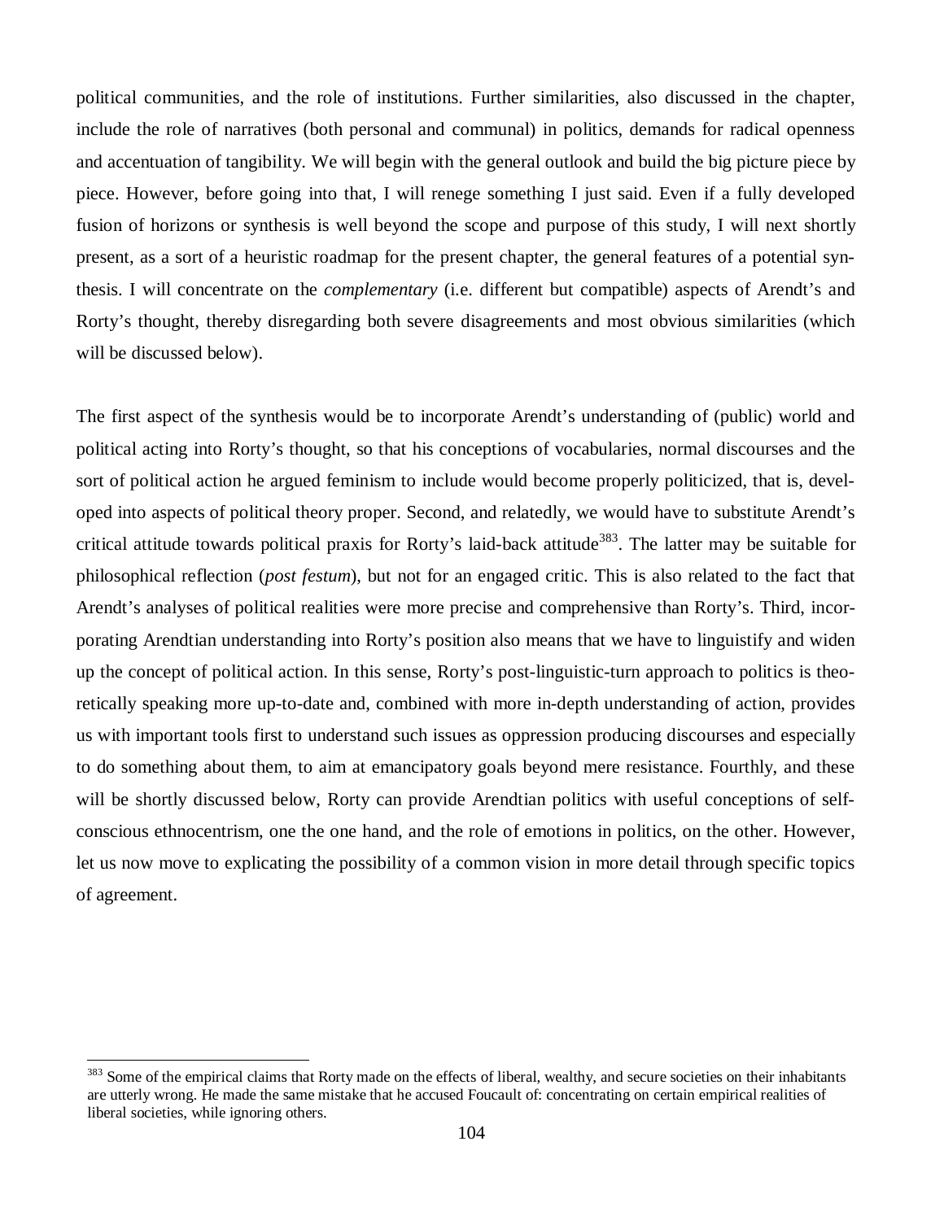political communities, and the role of institutions. Further similarities, also discussed in the chapter, include the role of narratives (both personal and communal) in politics, demands for radical openness and accentuation of tangibility. We will begin with the general outlook and build the big picture piece by piece. However, before going into that, I will renege something I just said. Even if a fully developed fusion of horizons or synthesis is well beyond the scope and purpose of this study, I will next shortly present, as a sort of a heuristic roadmap for the present chapter, the general features of a potential synthesis. I will concentrate on the *complementary* (i.e. different but compatible) aspects of Arendt's and Rorty's thought, thereby disregarding both severe disagreements and most obvious similarities (which will be discussed below).

The first aspect of the synthesis would be to incorporate Arendt's understanding of (public) world and political acting into Rorty's thought, so that his conceptions of vocabularies, normal discourses and the sort of political action he argued feminism to include would become properly politicized, that is, developed into aspects of political theory proper. Second, and relatedly, we would have to substitute Arendt's critical attitude towards political praxis for Rorty's laid-back attitude[383]. The latter may be suitable for philosophical reflection (*post festum*), but not for an engaged critic. This is also related to the fact that Arendt's analyses of political realities were more precise and comprehensive than Rorty's. Third, incorporating Arendtian understanding into Rorty's position also means that we have to linguistify and widen up the concept of political action. In this sense, Rorty's post-linguistic-turn approach to politics is theoretically speaking more up-to-date and, combined with more in-depth understanding of action, provides us with important tools first to understand such issues as oppression producing discourses and especially to do something about them, to aim at emancipatory goals beyond mere resistance. Fourthly, and these will be shortly discussed below, Rorty can provide Arendtian politics with useful conceptions of self-conscious ethnocentrism, one the one hand, and the role of emotions in politics, on the other. However, let us now move to explicating the possibility of a common vision in more detail through specific topics of agreement.

[383] Some of the empirical claims that Rorty made on the effects of liberal, wealthy, and secure societies on their inhabitants are utterly wrong. He made the same mistake that he accused Foucault of: concentrating on certain empirical realities of liberal societies, while ignoring others.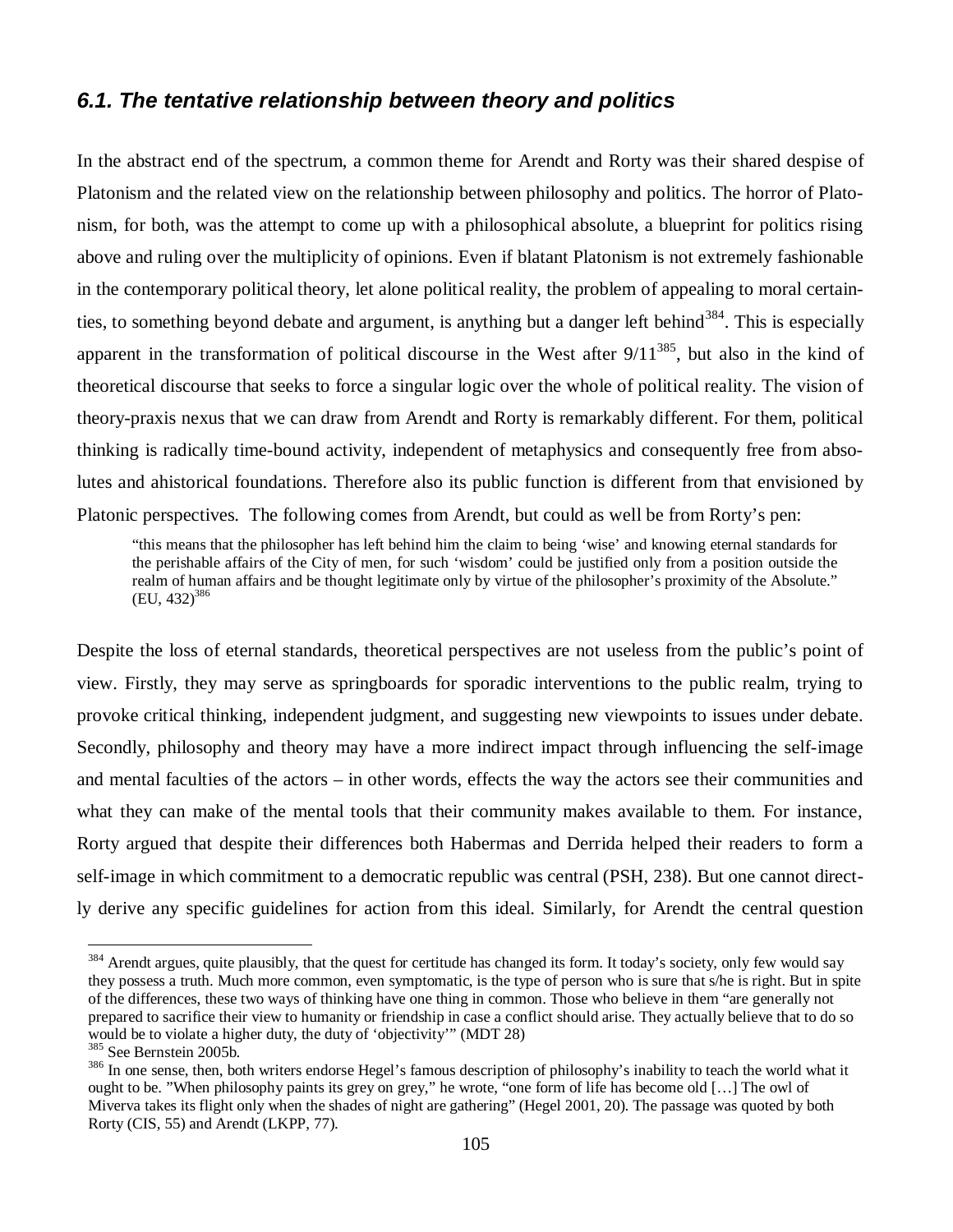### *6.1. The tentative relationship between theory and politics*

In the abstract end of the spectrum, a common theme for Arendt and Rorty was their shared despise of Platonism and the related view on the relationship between philosophy and politics. The horror of Platonism, for both, was the attempt to come up with a philosophical absolute, a blueprint for politics rising above and ruling over the multiplicity of opinions. Even if blatant Platonism is not extremely fashionable in the contemporary political theory, let alone political reality, the problem of appealing to moral certainties, to something beyond debate and argument, is anything but a danger left behind[384]. This is especially apparent in the transformation of political discourse in the West after 9/11[385], but also in the kind of theoretical discourse that seeks to force a singular logic over the whole of political reality. The vision of theory-praxis nexus that we can draw from Arendt and Rorty is remarkably different. For them, political thinking is radically time-bound activity, independent of metaphysics and consequently free from absolutes and ahistorical foundations. Therefore also its public function is different from that envisioned by Platonic perspectives. The following comes from Arendt, but could as well be from Rorty's pen:

> "this means that the philosopher has left behind him the claim to being 'wise' and knowing eternal standards for the perishable affairs of the City of men, for such 'wisdom' could be justified only from a position outside the realm of human affairs and be thought legitimate only by virtue of the philosopher's proximity of the Absolute." (EU, 432)[386]

Despite the loss of eternal standards, theoretical perspectives are not useless from the public's point of view. Firstly, they may serve as springboards for sporadic interventions to the public realm, trying to provoke critical thinking, independent judgment, and suggesting new viewpoints to issues under debate. Secondly, philosophy and theory may have a more indirect impact through influencing the self-image and mental faculties of the actors – in other words, effects the way the actors see their communities and what they can make of the mental tools that their community makes available to them. For instance, Rorty argued that despite their differences both Habermas and Derrida helped their readers to form a self-image in which commitment to a democratic republic was central (PSH, 238). But one cannot directly derive any specific guidelines for action from this ideal. Similarly, for Arendt the central question

---

[384] Arendt argues, quite plausibly, that the quest for certitude has changed its form. It today's society, only few would say they possess a truth. Much more common, even symptomatic, is the type of person who is sure that s/he is right. But in spite of the differences, these two ways of thinking have one thing in common. Those who believe in them "are generally not prepared to sacrifice their view to humanity or friendship in case a conflict should arise. They actually believe that to do so would be to violate a higher duty, the duty of 'objectivity'" (MDT 28)

[385] See Bernstein 2005b.

[386] In one sense, then, both writers endorse Hegel's famous description of philosophy's inability to teach the world what it ought to be. "When philosophy paints its grey on grey," he wrote, "one form of life has become old […] The owl of Miverva takes its flight only when the shades of night are gathering" (Hegel 2001, 20). The passage was quoted by both Rorty (CIS, 55) and Arendt (LKPP, 77).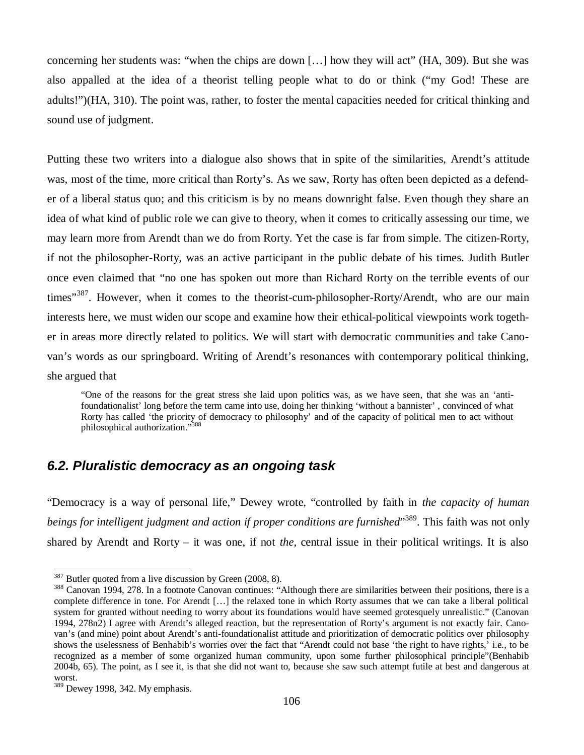concerning her students was: "when the chips are down […] how they will act" (HA, 309). But she was also appalled at the idea of a theorist telling people what to do or think ("my God! These are adults!")(HA, 310). The point was, rather, to foster the mental capacities needed for critical thinking and sound use of judgment.

Putting these two writers into a dialogue also shows that in spite of the similarities, Arendt's attitude was, most of the time, more critical than Rorty's. As we saw, Rorty has often been depicted as a defender of a liberal status quo; and this criticism is by no means downright false. Even though they share an idea of what kind of public role we can give to theory, when it comes to critically assessing our time, we may learn more from Arendt than we do from Rorty. Yet the case is far from simple. The citizen-Rorty, if not the philosopher-Rorty, was an active participant in the public debate of his times. Judith Butler once even claimed that "no one has spoken out more than Richard Rorty on the terrible events of our times"[387]. However, when it comes to the theorist-cum-philosopher-Rorty/Arendt, who are our main interests here, we must widen our scope and examine how their ethical-political viewpoints work together in areas more directly related to politics. We will start with democratic communities and take Canovan's words as our springboard. Writing of Arendt's resonances with contemporary political thinking, she argued that

> "One of the reasons for the great stress she laid upon politics was, as we have seen, that she was an 'anti-foundationalist' long before the term came into use, doing her thinking 'without a bannister' , convinced of what Rorty has called 'the priority of democracy to philosophy' and of the capacity of political men to act without philosophical authorization."[388]

## *6.2. Pluralistic democracy as an ongoing task*

"Democracy is a way of personal life," Dewey wrote, "controlled by faith in *the capacity of human beings for intelligent judgment and action if proper conditions are furnished*"[389]. This faith was not only shared by Arendt and Rorty – it was one, if not *the*, central issue in their political writings. It is also

---

[387] Butler quoted from a live discussion by Green (2008, 8).

[388] Canovan 1994, 278. In a footnote Canovan continues: "Although there are similarities between their positions, there is a complete difference in tone. For Arendt […] the relaxed tone in which Rorty assumes that we can take a liberal political system for granted without needing to worry about its foundations would have seemed grotesquely unrealistic." (Canovan 1994, 278n2) I agree with Arendt's alleged reaction, but the representation of Rorty's argument is not exactly fair. Canovan's (and mine) point about Arendt's anti-foundationalist attitude and prioritization of democratic politics over philosophy shows the uselessness of Benhabib's worries over the fact that "Arendt could not base 'the right to have rights,' i.e., to be recognized as a member of some organized human community, upon some further philosophical principle"(Benhabib 2004b, 65). The point, as I see it, is that she did not want to, because she saw such attempt futile at best and dangerous at worst.

[389] Dewey 1998, 342. My emphasis.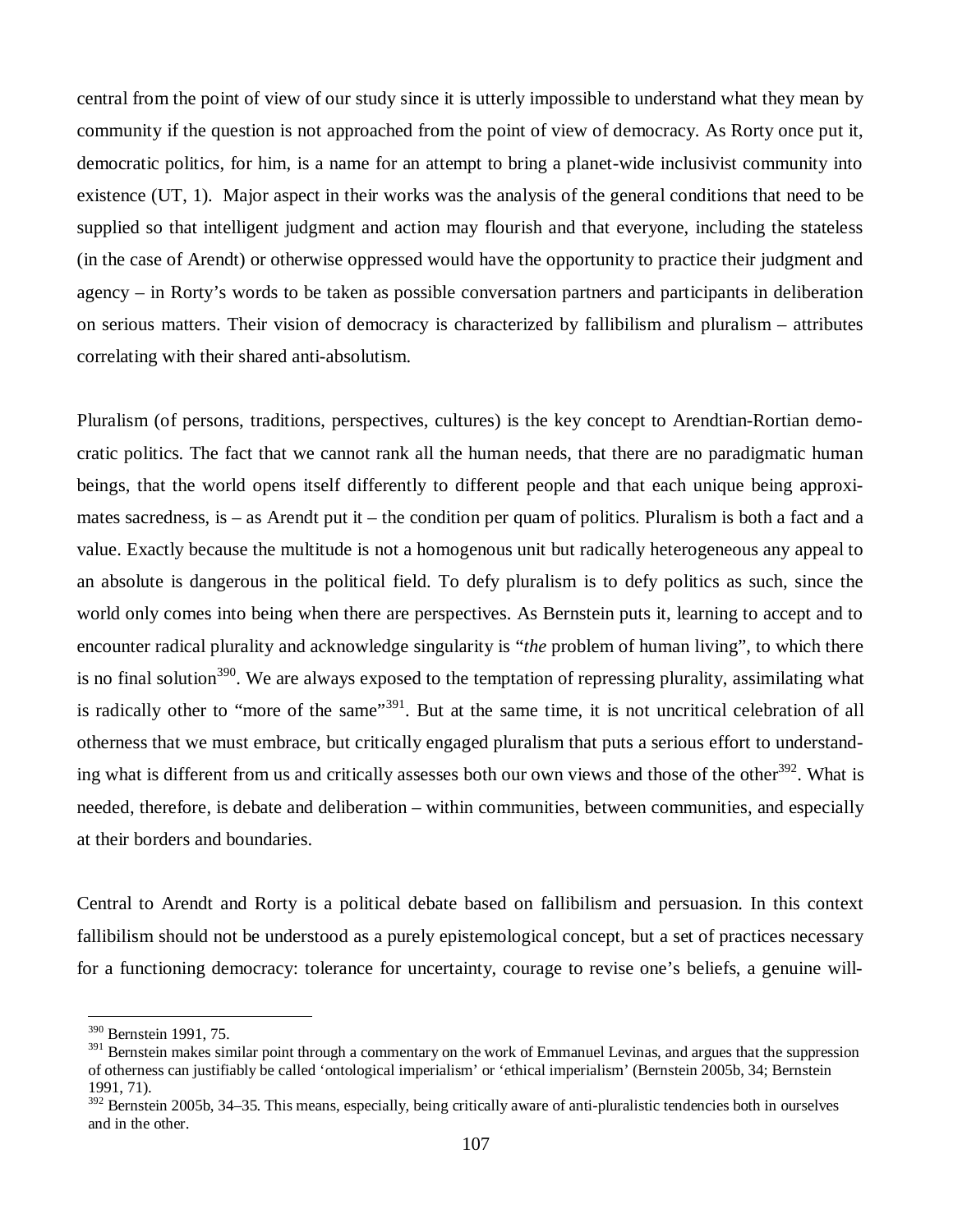central from the point of view of our study since it is utterly impossible to understand what they mean by community if the question is not approached from the point of view of democracy. As Rorty once put it, democratic politics, for him, is a name for an attempt to bring a planet-wide inclusivist community into existence (UT, 1). Major aspect in their works was the analysis of the general conditions that need to be supplied so that intelligent judgment and action may flourish and that everyone, including the stateless (in the case of Arendt) or otherwise oppressed would have the opportunity to practice their judgment and agency – in Rorty's words to be taken as possible conversation partners and participants in deliberation on serious matters. Their vision of democracy is characterized by fallibilism and pluralism – attributes correlating with their shared anti-absolutism.

Pluralism (of persons, traditions, perspectives, cultures) is the key concept to Arendtian-Rortian democratic politics. The fact that we cannot rank all the human needs, that there are no paradigmatic human beings, that the world opens itself differently to different people and that each unique being approximates sacredness, is – as Arendt put it – the condition per quam of politics. Pluralism is both a fact and a value. Exactly because the multitude is not a homogenous unit but radically heterogeneous any appeal to an absolute is dangerous in the political field. To defy pluralism is to defy politics as such, since the world only comes into being when there are perspectives. As Bernstein puts it, learning to accept and to encounter radical plurality and acknowledge singularity is "*the* problem of human living", to which there is no final solution[390]. We are always exposed to the temptation of repressing plurality, assimilating what is radically other to "more of the same"[391]. But at the same time, it is not uncritical celebration of all otherness that we must embrace, but critically engaged pluralism that puts a serious effort to understanding what is different from us and critically assesses both our own views and those of the other[392]. What is needed, therefore, is debate and deliberation – within communities, between communities, and especially at their borders and boundaries.

Central to Arendt and Rorty is a political debate based on fallibilism and persuasion. In this context fallibilism should not be understood as a purely epistemological concept, but a set of practices necessary for a functioning democracy: tolerance for uncertainty, courage to revise one's beliefs, a genuine will-

---

[390] Bernstein 1991, 75.

[391] Bernstein makes similar point through a commentary on the work of Emmanuel Levinas, and argues that the suppression of otherness can justifiably be called 'ontological imperialism' or 'ethical imperialism' (Bernstein 2005b, 34; Bernstein 1991, 71).

[392] Bernstein 2005b, 34–35. This means, especially, being critically aware of anti-pluralistic tendencies both in ourselves and in the other.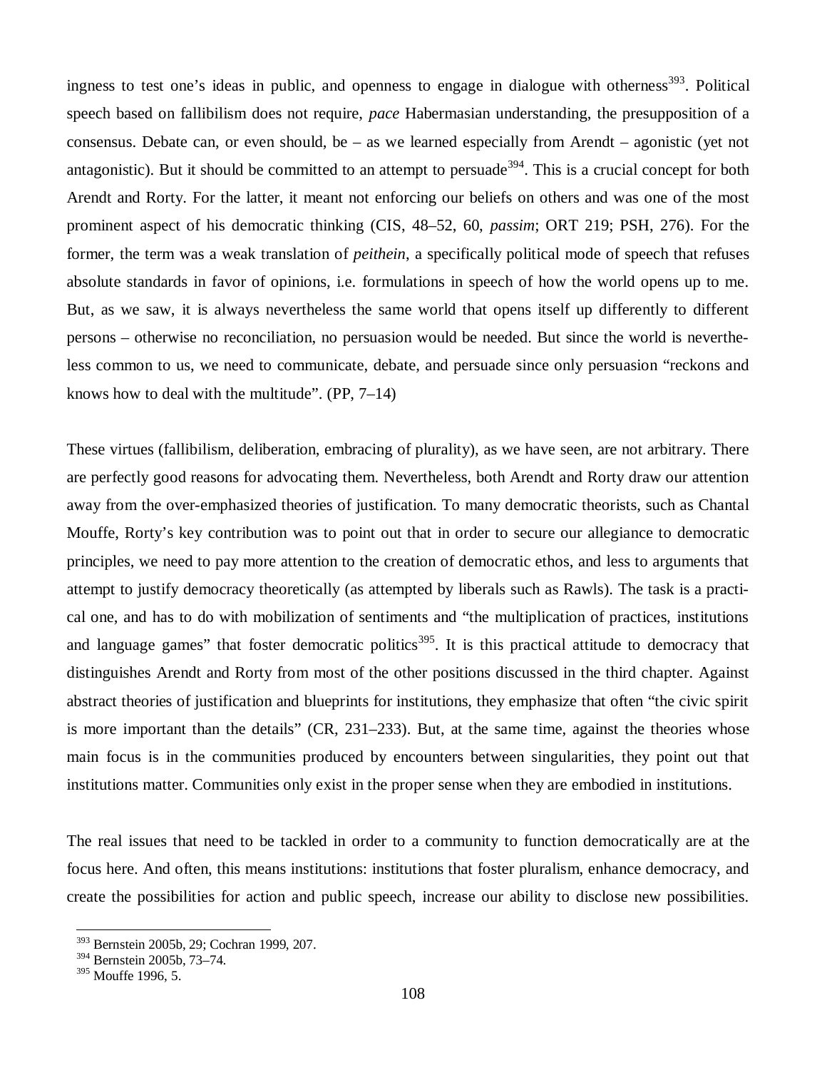ingness to test one's ideas in public, and openness to engage in dialogue with otherness[393]. Political speech based on fallibilism does not require, *pace* Habermasian understanding, the presupposition of a consensus. Debate can, or even should, be – as we learned especially from Arendt – agonistic (yet not antagonistic). But it should be committed to an attempt to persuade[394]. This is a crucial concept for both Arendt and Rorty. For the latter, it meant not enforcing our beliefs on others and was one of the most prominent aspect of his democratic thinking (CIS, 48–52, 60, *passim*; ORT 219; PSH, 276). For the former, the term was a weak translation of *peithein*, a specifically political mode of speech that refuses absolute standards in favor of opinions, i.e. formulations in speech of how the world opens up to me. But, as we saw, it is always nevertheless the same world that opens itself up differently to different persons – otherwise no reconciliation, no persuasion would be needed. But since the world is nevertheless common to us, we need to communicate, debate, and persuade since only persuasion "reckons and knows how to deal with the multitude". (PP, 7–14)

These virtues (fallibilism, deliberation, embracing of plurality), as we have seen, are not arbitrary. There are perfectly good reasons for advocating them. Nevertheless, both Arendt and Rorty draw our attention away from the over-emphasized theories of justification. To many democratic theorists, such as Chantal Mouffe, Rorty's key contribution was to point out that in order to secure our allegiance to democratic principles, we need to pay more attention to the creation of democratic ethos, and less to arguments that attempt to justify democracy theoretically (as attempted by liberals such as Rawls). The task is a practical one, and has to do with mobilization of sentiments and "the multiplication of practices, institutions and language games" that foster democratic politics[395]. It is this practical attitude to democracy that distinguishes Arendt and Rorty from most of the other positions discussed in the third chapter. Against abstract theories of justification and blueprints for institutions, they emphasize that often "the civic spirit is more important than the details" (CR, 231–233). But, at the same time, against the theories whose main focus is in the communities produced by encounters between singularities, they point out that institutions matter. Communities only exist in the proper sense when they are embodied in institutions.

The real issues that need to be tackled in order to a community to function democratically are at the focus here. And often, this means institutions: institutions that foster pluralism, enhance democracy, and create the possibilities for action and public speech, increase our ability to disclose new possibilities.

[393] Bernstein 2005b, 29; Cochran 1999, 207.
[394] Bernstein 2005b, 73–74.
[395] Mouffe 1996, 5.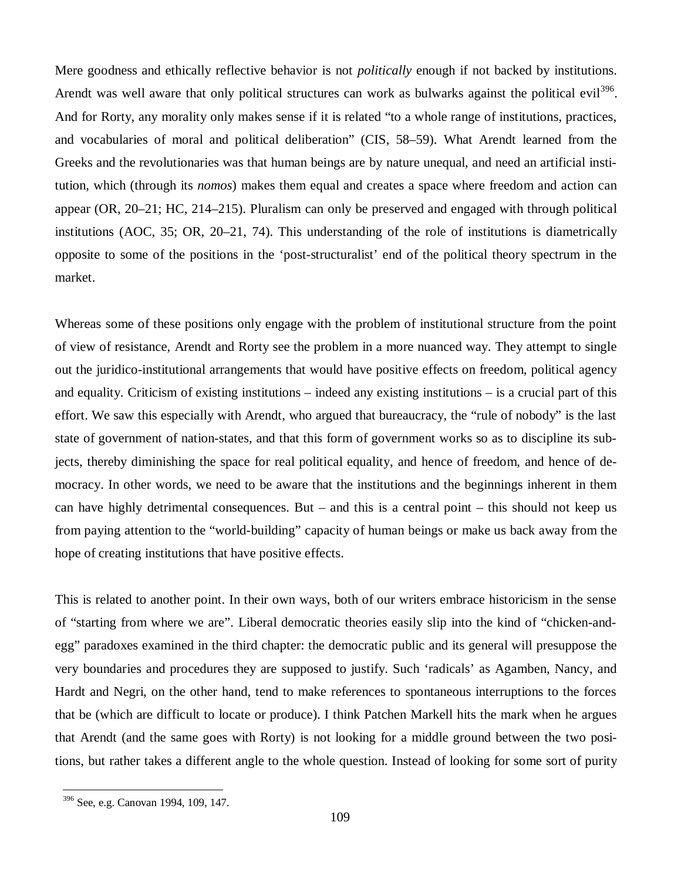Mere goodness and ethically reflective behavior is not *politically* enough if not backed by institutions. Arendt was well aware that only political structures can work as bulwarks against the political evil[396]. And for Rorty, any morality only makes sense if it is related "to a whole range of institutions, practices, and vocabularies of moral and political deliberation" (CIS, 58–59). What Arendt learned from the Greeks and the revolutionaries was that human beings are by nature unequal, and need an artificial institution, which (through its *nomos*) makes them equal and creates a space where freedom and action can appear (OR, 20–21; HC, 214–215). Pluralism can only be preserved and engaged with through political institutions (AOC, 35; OR, 20–21, 74). This understanding of the role of institutions is diametrically opposite to some of the positions in the 'post-structuralist' end of the political theory spectrum in the market.

Whereas some of these positions only engage with the problem of institutional structure from the point of view of resistance, Arendt and Rorty see the problem in a more nuanced way. They attempt to single out the juridico-institutional arrangements that would have positive effects on freedom, political agency and equality. Criticism of existing institutions – indeed any existing institutions – is a crucial part of this effort. We saw this especially with Arendt, who argued that bureaucracy, the "rule of nobody" is the last state of government of nation-states, and that this form of government works so as to discipline its subjects, thereby diminishing the space for real political equality, and hence of freedom, and hence of democracy. In other words, we need to be aware that the institutions and the beginnings inherent in them can have highly detrimental consequences. But – and this is a central point – this should not keep us from paying attention to the "world-building" capacity of human beings or make us back away from the hope of creating institutions that have positive effects.

This is related to another point. In their own ways, both of our writers embrace historicism in the sense of "starting from where we are". Liberal democratic theories easily slip into the kind of "chicken-and-egg" paradoxes examined in the third chapter: the democratic public and its general will presuppose the very boundaries and procedures they are supposed to justify. Such 'radicals' as Agamben, Nancy, and Hardt and Negri, on the other hand, tend to make references to spontaneous interruptions to the forces that be (which are difficult to locate or produce). I think Patchen Markell hits the mark when he argues that Arendt (and the same goes with Rorty) is not looking for a middle ground between the two positions, but rather takes a different angle to the whole question. Instead of looking for some sort of purity

[396] See, e.g. Canovan 1994, 109, 147.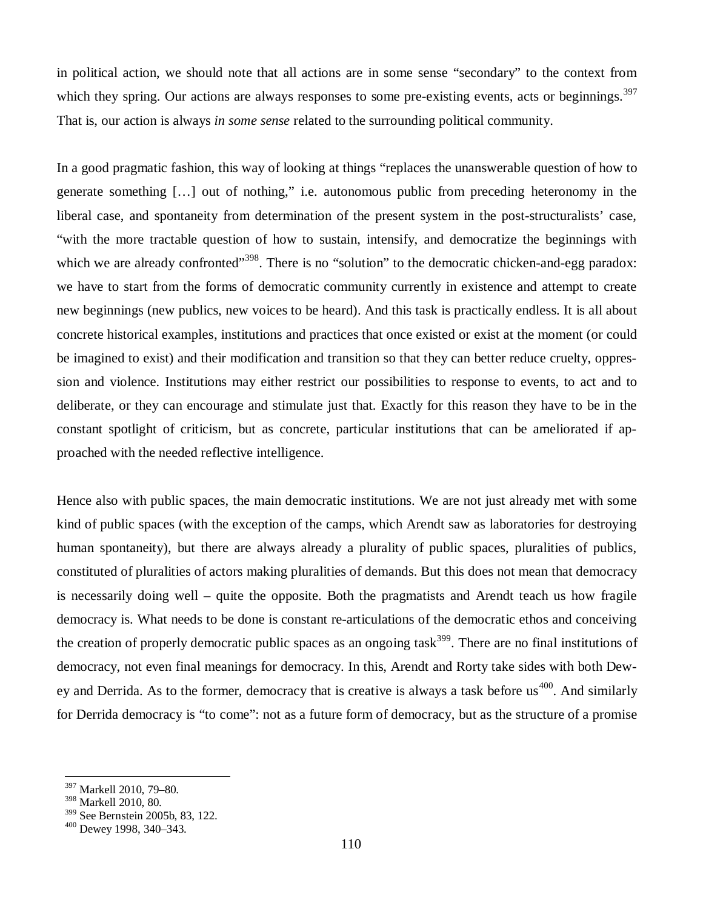in political action, we should note that all actions are in some sense "secondary" to the context from which they spring. Our actions are always responses to some pre-existing events, acts or beginnings.[397] That is, our action is always *in some sense* related to the surrounding political community.

In a good pragmatic fashion, this way of looking at things "replaces the unanswerable question of how to generate something […] out of nothing," i.e. autonomous public from preceding heteronomy in the liberal case, and spontaneity from determination of the present system in the post-structuralists' case, "with the more tractable question of how to sustain, intensify, and democratize the beginnings with which we are already confronted"[398]. There is no "solution" to the democratic chicken-and-egg paradox: we have to start from the forms of democratic community currently in existence and attempt to create new beginnings (new publics, new voices to be heard). And this task is practically endless. It is all about concrete historical examples, institutions and practices that once existed or exist at the moment (or could be imagined to exist) and their modification and transition so that they can better reduce cruelty, oppression and violence. Institutions may either restrict our possibilities to response to events, to act and to deliberate, or they can encourage and stimulate just that. Exactly for this reason they have to be in the constant spotlight of criticism, but as concrete, particular institutions that can be ameliorated if approached with the needed reflective intelligence.

Hence also with public spaces, the main democratic institutions. We are not just already met with some kind of public spaces (with the exception of the camps, which Arendt saw as laboratories for destroying human spontaneity), but there are always already a plurality of public spaces, pluralities of publics, constituted of pluralities of actors making pluralities of demands. But this does not mean that democracy is necessarily doing well – quite the opposite. Both the pragmatists and Arendt teach us how fragile democracy is. What needs to be done is constant re-articulations of the democratic ethos and conceiving the creation of properly democratic public spaces as an ongoing task[399]. There are no final institutions of democracy, not even final meanings for democracy. In this, Arendt and Rorty take sides with both Dewey and Derrida. As to the former, democracy that is creative is always a task before us[400]. And similarly for Derrida democracy is "to come": not as a future form of democracy, but as the structure of a promise

[397] Markell 2010, 79–80.
[398] Markell 2010, 80.
[399] See Bernstein 2005b, 83, 122.
[400] Dewey 1998, 340–343.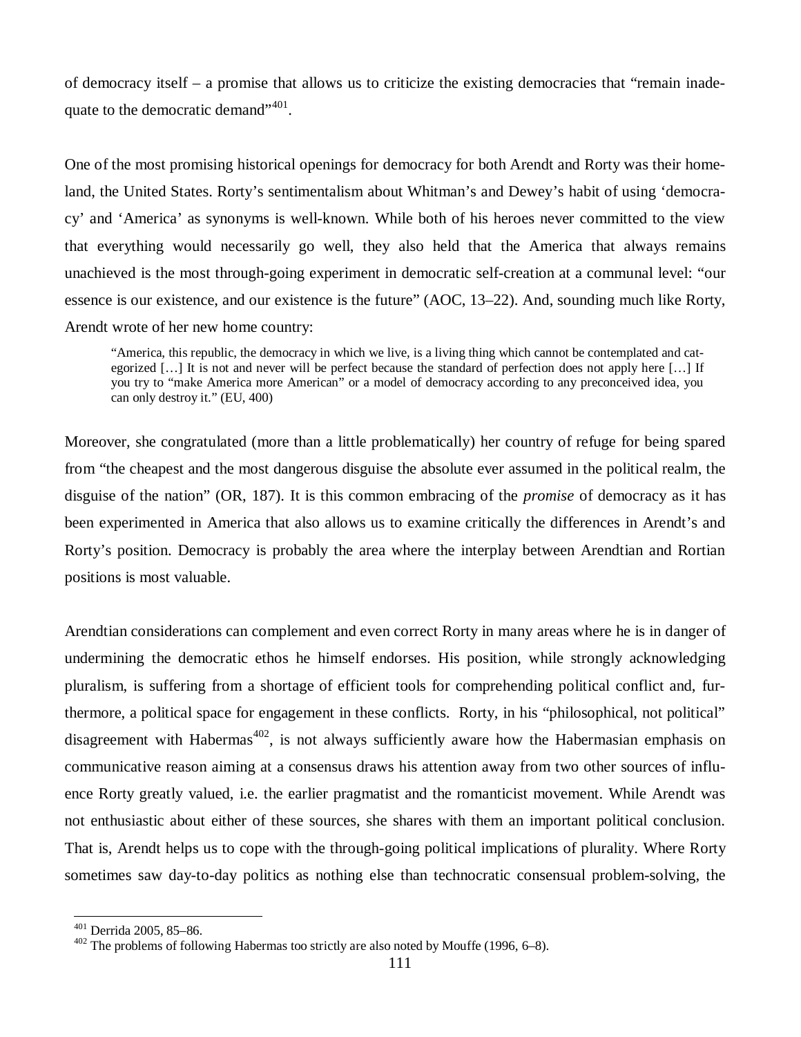of democracy itself – a promise that allows us to criticize the existing democracies that "remain inadequate to the democratic demand"[401].

One of the most promising historical openings for democracy for both Arendt and Rorty was their homeland, the United States. Rorty's sentimentalism about Whitman's and Dewey's habit of using 'democracy' and 'America' as synonyms is well-known. While both of his heroes never committed to the view that everything would necessarily go well, they also held that the America that always remains unachieved is the most through-going experiment in democratic self-creation at a communal level: "our essence is our existence, and our existence is the future" (AOC, 13–22). And, sounding much like Rorty, Arendt wrote of her new home country:

> "America, this republic, the democracy in which we live, is a living thing which cannot be contemplated and categorized […] It is not and never will be perfect because the standard of perfection does not apply here […] If you try to "make America more American" or a model of democracy according to any preconceived idea, you can only destroy it." (EU, 400)

Moreover, she congratulated (more than a little problematically) her country of refuge for being spared from "the cheapest and the most dangerous disguise the absolute ever assumed in the political realm, the disguise of the nation" (OR, 187). It is this common embracing of the *promise* of democracy as it has been experimented in America that also allows us to examine critically the differences in Arendt's and Rorty's position. Democracy is probably the area where the interplay between Arendtian and Rortian positions is most valuable.

Arendtian considerations can complement and even correct Rorty in many areas where he is in danger of undermining the democratic ethos he himself endorses. His position, while strongly acknowledging pluralism, is suffering from a shortage of efficient tools for comprehending political conflict and, furthermore, a political space for engagement in these conflicts. Rorty, in his "philosophical, not political" disagreement with Habermas[402], is not always sufficiently aware how the Habermasian emphasis on communicative reason aiming at a consensus draws his attention away from two other sources of influence Rorty greatly valued, i.e. the earlier pragmatist and the romanticist movement. While Arendt was not enthusiastic about either of these sources, she shares with them an important political conclusion. That is, Arendt helps us to cope with the through-going political implications of plurality. Where Rorty sometimes saw day-to-day politics as nothing else than technocratic consensual problem-solving, the

---

[401] Derrida 2005, 85–86.

[402] The problems of following Habermas too strictly are also noted by Mouffe (1996, 6–8).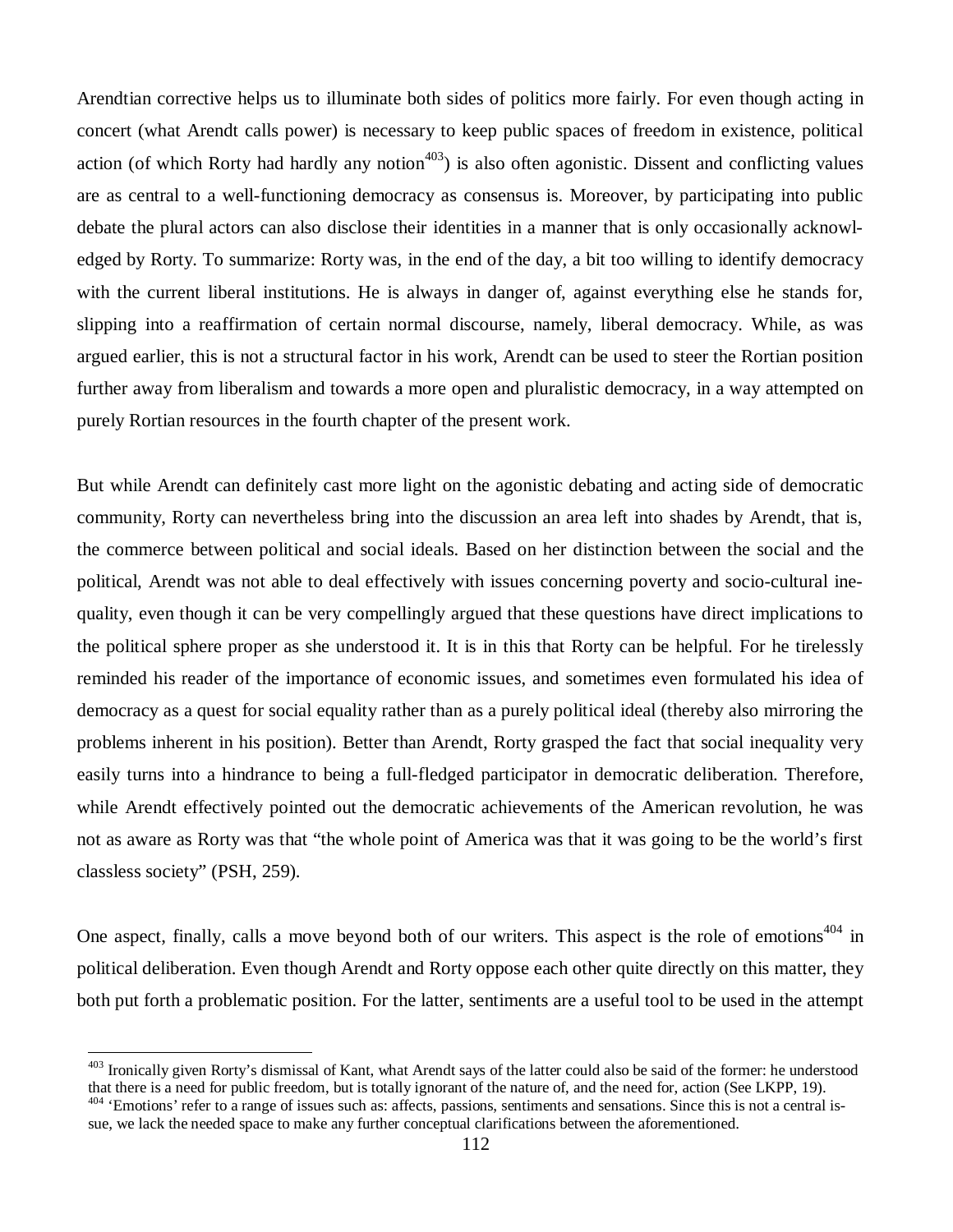Arendtian corrective helps us to illuminate both sides of politics more fairly. For even though acting in concert (what Arendt calls power) is necessary to keep public spaces of freedom in existence, political action (of which Rorty had hardly any notion[403]) is also often agonistic. Dissent and conflicting values are as central to a well-functioning democracy as consensus is. Moreover, by participating into public debate the plural actors can also disclose their identities in a manner that is only occasionally acknowledged by Rorty. To summarize: Rorty was, in the end of the day, a bit too willing to identify democracy with the current liberal institutions. He is always in danger of, against everything else he stands for, slipping into a reaffirmation of certain normal discourse, namely, liberal democracy. While, as was argued earlier, this is not a structural factor in his work, Arendt can be used to steer the Rortian position further away from liberalism and towards a more open and pluralistic democracy, in a way attempted on purely Rortian resources in the fourth chapter of the present work.

But while Arendt can definitely cast more light on the agonistic debating and acting side of democratic community, Rorty can nevertheless bring into the discussion an area left into shades by Arendt, that is, the commerce between political and social ideals. Based on her distinction between the social and the political, Arendt was not able to deal effectively with issues concerning poverty and socio-cultural inequality, even though it can be very compellingly argued that these questions have direct implications to the political sphere proper as she understood it. It is in this that Rorty can be helpful. For he tirelessly reminded his reader of the importance of economic issues, and sometimes even formulated his idea of democracy as a quest for social equality rather than as a purely political ideal (thereby also mirroring the problems inherent in his position). Better than Arendt, Rorty grasped the fact that social inequality very easily turns into a hindrance to being a full-fledged participator in democratic deliberation. Therefore, while Arendt effectively pointed out the democratic achievements of the American revolution, he was not as aware as Rorty was that "the whole point of America was that it was going to be the world's first classless society" (PSH, 259).

One aspect, finally, calls a move beyond both of our writers. This aspect is the role of emotions[404] in political deliberation. Even though Arendt and Rorty oppose each other quite directly on this matter, they both put forth a problematic position. For the latter, sentiments are a useful tool to be used in the attempt

[403] Ironically given Rorty's dismissal of Kant, what Arendt says of the latter could also be said of the former: he understood that there is a need for public freedom, but is totally ignorant of the nature of, and the need for, action (See LKPP, 19).

[404] 'Emotions' refer to a range of issues such as: affects, passions, sentiments and sensations. Since this is not a central issue, we lack the needed space to make any further conceptual clarifications between the aforementioned.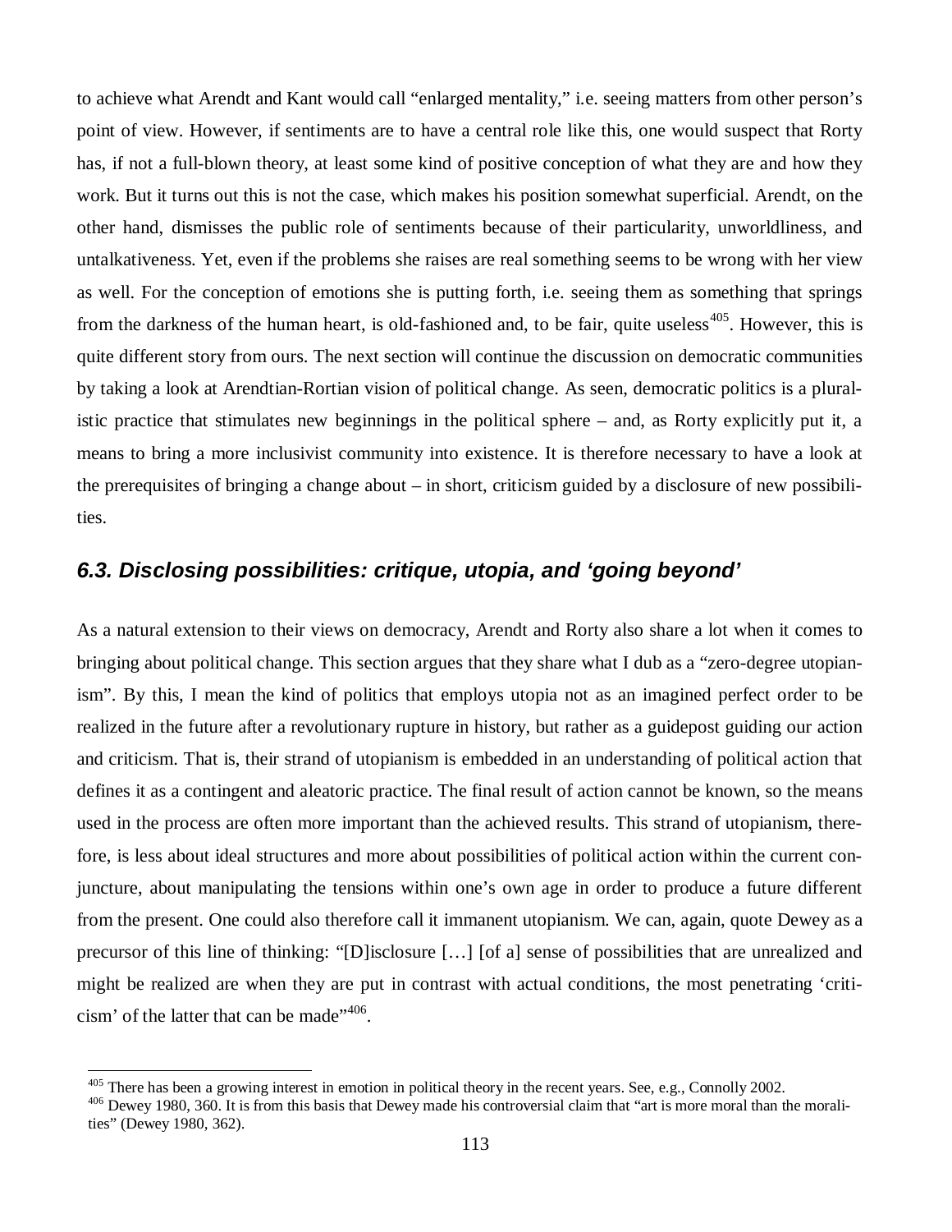to achieve what Arendt and Kant would call "enlarged mentality," i.e. seeing matters from other person's point of view. However, if sentiments are to have a central role like this, one would suspect that Rorty has, if not a full-blown theory, at least some kind of positive conception of what they are and how they work. But it turns out this is not the case, which makes his position somewhat superficial. Arendt, on the other hand, dismisses the public role of sentiments because of their particularity, unworldliness, and untalkativeness. Yet, even if the problems she raises are real something seems to be wrong with her view as well. For the conception of emotions she is putting forth, i.e. seeing them as something that springs from the darkness of the human heart, is old-fashioned and, to be fair, quite useless[405]. However, this is quite different story from ours. The next section will continue the discussion on democratic communities by taking a look at Arendtian-Rortian vision of political change. As seen, democratic politics is a pluralistic practice that stimulates new beginnings in the political sphere – and, as Rorty explicitly put it, a means to bring a more inclusivist community into existence. It is therefore necessary to have a look at the prerequisites of bringing a change about – in short, criticism guided by a disclosure of new possibilities.

### *6.3. Disclosing possibilities: critique, utopia, and 'going beyond'*

As a natural extension to their views on democracy, Arendt and Rorty also share a lot when it comes to bringing about political change. This section argues that they share what I dub as a "zero-degree utopianism". By this, I mean the kind of politics that employs utopia not as an imagined perfect order to be realized in the future after a revolutionary rupture in history, but rather as a guidepost guiding our action and criticism. That is, their strand of utopianism is embedded in an understanding of political action that defines it as a contingent and aleatoric practice. The final result of action cannot be known, so the means used in the process are often more important than the achieved results. This strand of utopianism, therefore, is less about ideal structures and more about possibilities of political action within the current conjuncture, about manipulating the tensions within one's own age in order to produce a future different from the present. One could also therefore call it immanent utopianism. We can, again, quote Dewey as a precursor of this line of thinking: "[D]isclosure […] [of a] sense of possibilities that are unrealized and might be realized are when they are put in contrast with actual conditions, the most penetrating 'criticism' of the latter that can be made"[406].

---

[405] There has been a growing interest in emotion in political theory in the recent years. See, e.g., Connolly 2002.

[406] Dewey 1980, 360. It is from this basis that Dewey made his controversial claim that "art is more moral than the moralities" (Dewey 1980, 362).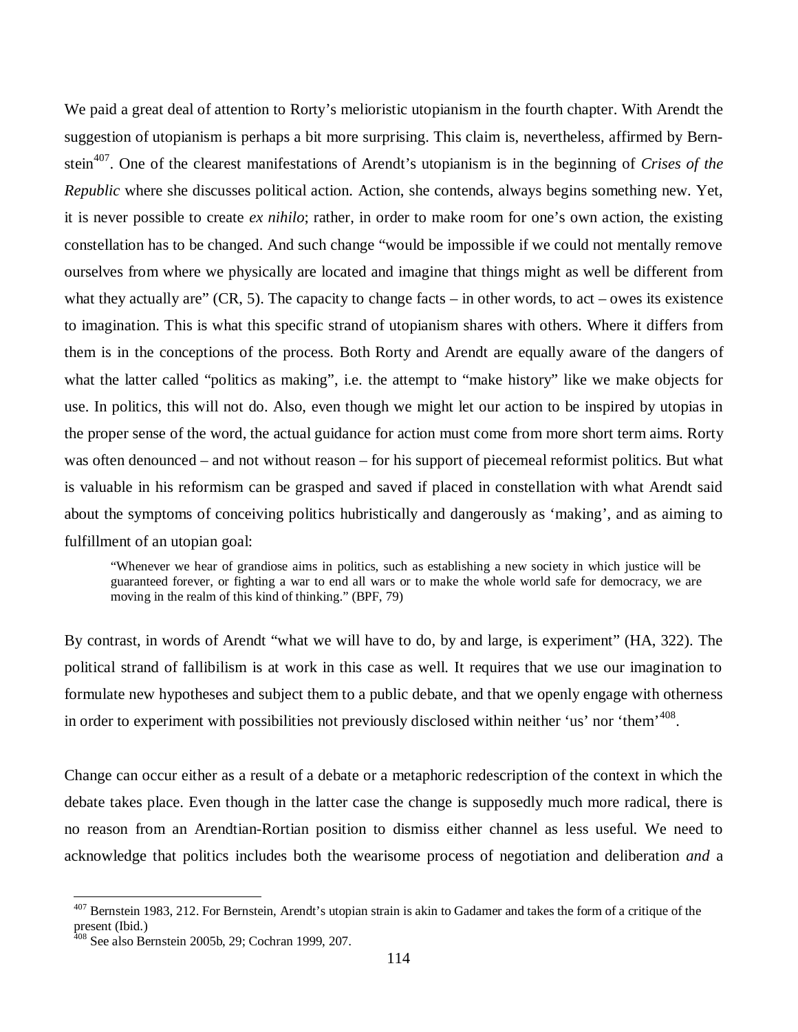We paid a great deal of attention to Rorty's melioristic utopianism in the fourth chapter. With Arendt the suggestion of utopianism is perhaps a bit more surprising. This claim is, nevertheless, affirmed by Bernstein[407]. One of the clearest manifestations of Arendt's utopianism is in the beginning of *Crises of the Republic* where she discusses political action. Action, she contends, always begins something new. Yet, it is never possible to create *ex nihilo*; rather, in order to make room for one's own action, the existing constellation has to be changed. And such change "would be impossible if we could not mentally remove ourselves from where we physically are located and imagine that things might as well be different from what they actually are" (CR, 5). The capacity to change facts – in other words, to act – owes its existence to imagination. This is what this specific strand of utopianism shares with others. Where it differs from them is in the conceptions of the process. Both Rorty and Arendt are equally aware of the dangers of what the latter called "politics as making", i.e. the attempt to "make history" like we make objects for use. In politics, this will not do. Also, even though we might let our action to be inspired by utopias in the proper sense of the word, the actual guidance for action must come from more short term aims. Rorty was often denounced – and not without reason – for his support of piecemeal reformist politics. But what is valuable in his reformism can be grasped and saved if placed in constellation with what Arendt said about the symptoms of conceiving politics hubristically and dangerously as 'making', and as aiming to fulfillment of an utopian goal:

> "Whenever we hear of grandiose aims in politics, such as establishing a new society in which justice will be guaranteed forever, or fighting a war to end all wars or to make the whole world safe for democracy, we are moving in the realm of this kind of thinking." (BPF, 79)

By contrast, in words of Arendt "what we will have to do, by and large, is experiment" (HA, 322). The political strand of fallibilism is at work in this case as well. It requires that we use our imagination to formulate new hypotheses and subject them to a public debate, and that we openly engage with otherness in order to experiment with possibilities not previously disclosed within neither 'us' nor 'them'[408].

Change can occur either as a result of a debate or a metaphoric redescription of the context in which the debate takes place. Even though in the latter case the change is supposedly much more radical, there is no reason from an Arendtian-Rortian position to dismiss either channel as less useful. We need to acknowledge that politics includes both the wearisome process of negotiation and deliberation *and* a

---

[407] Bernstein 1983, 212. For Bernstein, Arendt's utopian strain is akin to Gadamer and takes the form of a critique of the present (Ibid.)

[408] See also Bernstein 2005b, 29; Cochran 1999, 207.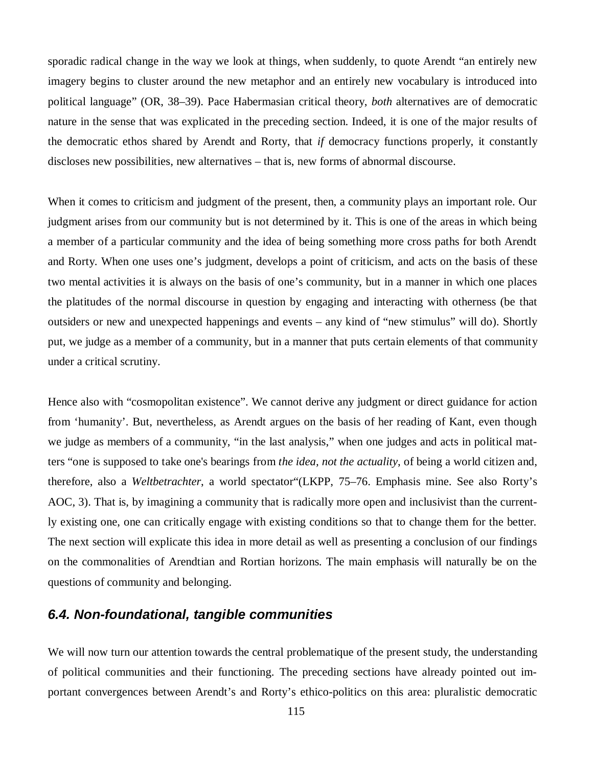sporadic radical change in the way we look at things, when suddenly, to quote Arendt "an entirely new imagery begins to cluster around the new metaphor and an entirely new vocabulary is introduced into political language" (OR, 38–39). Pace Habermasian critical theory, *both* alternatives are of democratic nature in the sense that was explicated in the preceding section. Indeed, it is one of the major results of the democratic ethos shared by Arendt and Rorty, that *if* democracy functions properly, it constantly discloses new possibilities, new alternatives – that is, new forms of abnormal discourse.

When it comes to criticism and judgment of the present, then, a community plays an important role. Our judgment arises from our community but is not determined by it. This is one of the areas in which being a member of a particular community and the idea of being something more cross paths for both Arendt and Rorty. When one uses one's judgment, develops a point of criticism, and acts on the basis of these two mental activities it is always on the basis of one's community, but in a manner in which one places the platitudes of the normal discourse in question by engaging and interacting with otherness (be that outsiders or new and unexpected happenings and events – any kind of "new stimulus" will do). Shortly put, we judge as a member of a community, but in a manner that puts certain elements of that community under a critical scrutiny.

Hence also with "cosmopolitan existence". We cannot derive any judgment or direct guidance for action from 'humanity'. But, nevertheless, as Arendt argues on the basis of her reading of Kant, even though we judge as members of a community, "in the last analysis," when one judges and acts in political matters "one is supposed to take one's bearings from *the idea, not the actuality*, of being a world citizen and, therefore, also a *Weltbetrachter*, a world spectator"(LKPP, 75–76. Emphasis mine. See also Rorty's AOC, 3). That is, by imagining a community that is radically more open and inclusivist than the currently existing one, one can critically engage with existing conditions so that to change them for the better. The next section will explicate this idea in more detail as well as presenting a conclusion of our findings on the commonalities of Arendtian and Rortian horizons. The main emphasis will naturally be on the questions of community and belonging.

## *6.4. Non-foundational, tangible communities*

We will now turn our attention towards the central problematique of the present study, the understanding of political communities and their functioning. The preceding sections have already pointed out important convergences between Arendt's and Rorty's ethico-politics on this area: pluralistic democratic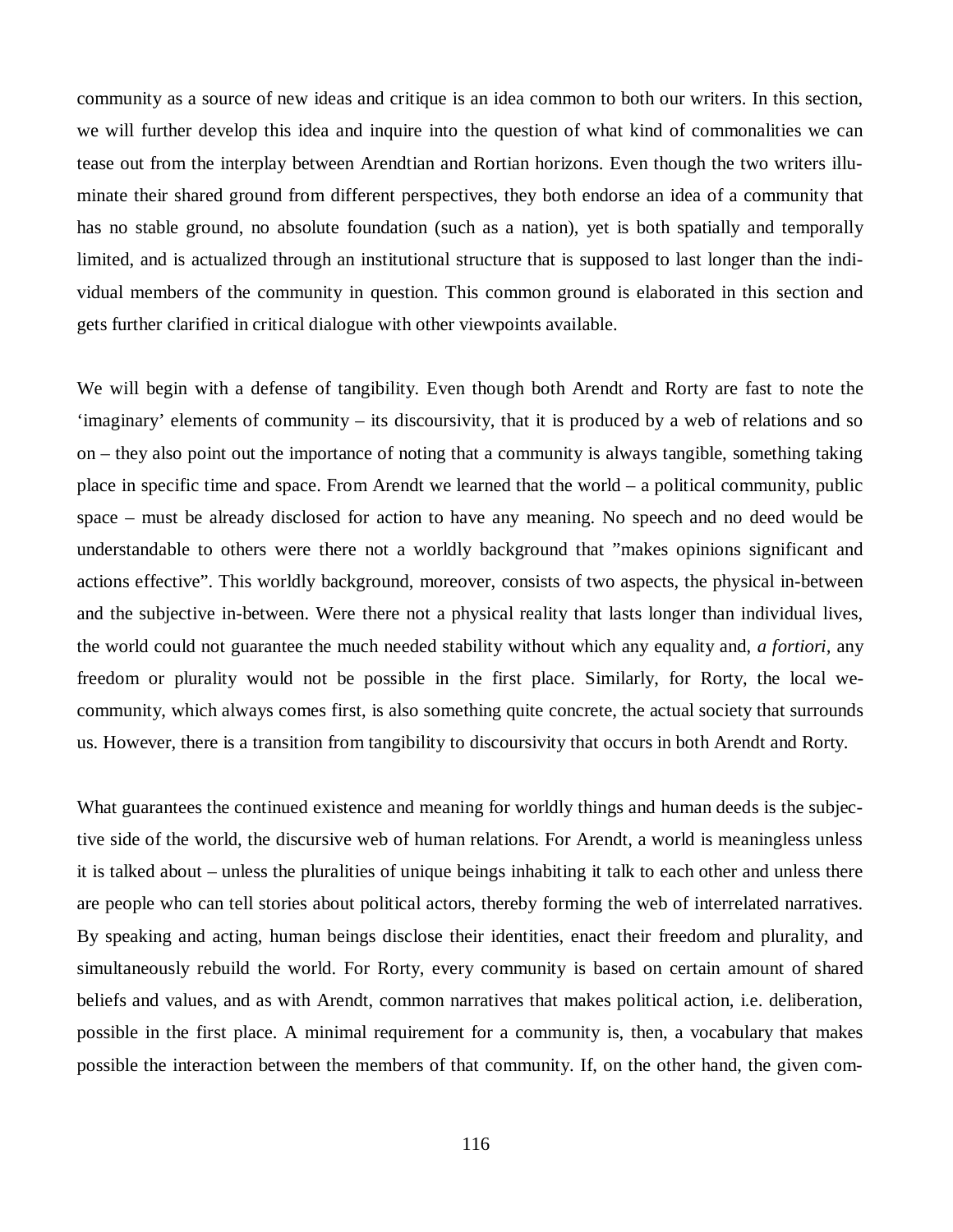community as a source of new ideas and critique is an idea common to both our writers. In this section, we will further develop this idea and inquire into the question of what kind of commonalities we can tease out from the interplay between Arendtian and Rortian horizons. Even though the two writers illuminate their shared ground from different perspectives, they both endorse an idea of a community that has no stable ground, no absolute foundation (such as a nation), yet is both spatially and temporally limited, and is actualized through an institutional structure that is supposed to last longer than the individual members of the community in question. This common ground is elaborated in this section and gets further clarified in critical dialogue with other viewpoints available.

We will begin with a defense of tangibility. Even though both Arendt and Rorty are fast to note the 'imaginary' elements of community – its discoursivity, that it is produced by a web of relations and so on – they also point out the importance of noting that a community is always tangible, something taking place in specific time and space. From Arendt we learned that the world – a political community, public space – must be already disclosed for action to have any meaning. No speech and no deed would be understandable to others were there not a worldly background that "makes opinions significant and actions effective". This worldly background, moreover, consists of two aspects, the physical in-between and the subjective in-between. Were there not a physical reality that lasts longer than individual lives, the world could not guarantee the much needed stability without which any equality and, *a fortiori,* any freedom or plurality would not be possible in the first place. Similarly, for Rorty, the local we-community, which always comes first, is also something quite concrete, the actual society that surrounds us. However, there is a transition from tangibility to discoursivity that occurs in both Arendt and Rorty.

What guarantees the continued existence and meaning for worldly things and human deeds is the subjective side of the world, the discursive web of human relations. For Arendt, a world is meaningless unless it is talked about – unless the pluralities of unique beings inhabiting it talk to each other and unless there are people who can tell stories about political actors, thereby forming the web of interrelated narratives. By speaking and acting, human beings disclose their identities, enact their freedom and plurality, and simultaneously rebuild the world. For Rorty, every community is based on certain amount of shared beliefs and values, and as with Arendt, common narratives that makes political action, i.e. deliberation, possible in the first place. A minimal requirement for a community is, then, a vocabulary that makes possible the interaction between the members of that community. If, on the other hand, the given com-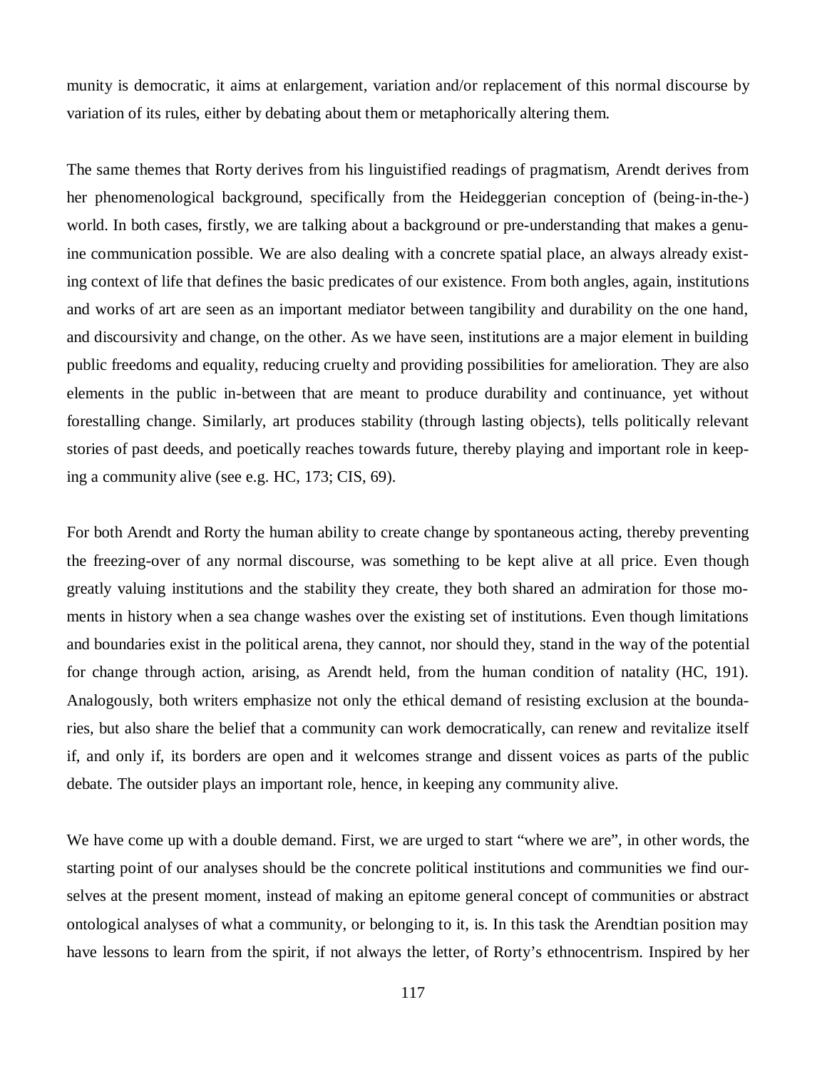munity is democratic, it aims at enlargement, variation and/or replacement of this normal discourse by variation of its rules, either by debating about them or metaphorically altering them.

The same themes that Rorty derives from his linguistified readings of pragmatism, Arendt derives from her phenomenological background, specifically from the Heideggerian conception of (being-in-the-) world. In both cases, firstly, we are talking about a background or pre-understanding that makes a genuine communication possible. We are also dealing with a concrete spatial place, an always already existing context of life that defines the basic predicates of our existence. From both angles, again, institutions and works of art are seen as an important mediator between tangibility and durability on the one hand, and discoursivity and change, on the other. As we have seen, institutions are a major element in building public freedoms and equality, reducing cruelty and providing possibilities for amelioration. They are also elements in the public in-between that are meant to produce durability and continuance, yet without forestalling change. Similarly, art produces stability (through lasting objects), tells politically relevant stories of past deeds, and poetically reaches towards future, thereby playing and important role in keeping a community alive (see e.g. HC, 173; CIS, 69).

For both Arendt and Rorty the human ability to create change by spontaneous acting, thereby preventing the freezing-over of any normal discourse, was something to be kept alive at all price. Even though greatly valuing institutions and the stability they create, they both shared an admiration for those moments in history when a sea change washes over the existing set of institutions. Even though limitations and boundaries exist in the political arena, they cannot, nor should they, stand in the way of the potential for change through action, arising, as Arendt held, from the human condition of natality (HC, 191). Analogously, both writers emphasize not only the ethical demand of resisting exclusion at the boundaries, but also share the belief that a community can work democratically, can renew and revitalize itself if, and only if, its borders are open and it welcomes strange and dissent voices as parts of the public debate. The outsider plays an important role, hence, in keeping any community alive.

We have come up with a double demand. First, we are urged to start "where we are", in other words, the starting point of our analyses should be the concrete political institutions and communities we find ourselves at the present moment, instead of making an epitome general concept of communities or abstract ontological analyses of what a community, or belonging to it, is. In this task the Arendtian position may have lessons to learn from the spirit, if not always the letter, of Rorty's ethnocentrism. Inspired by her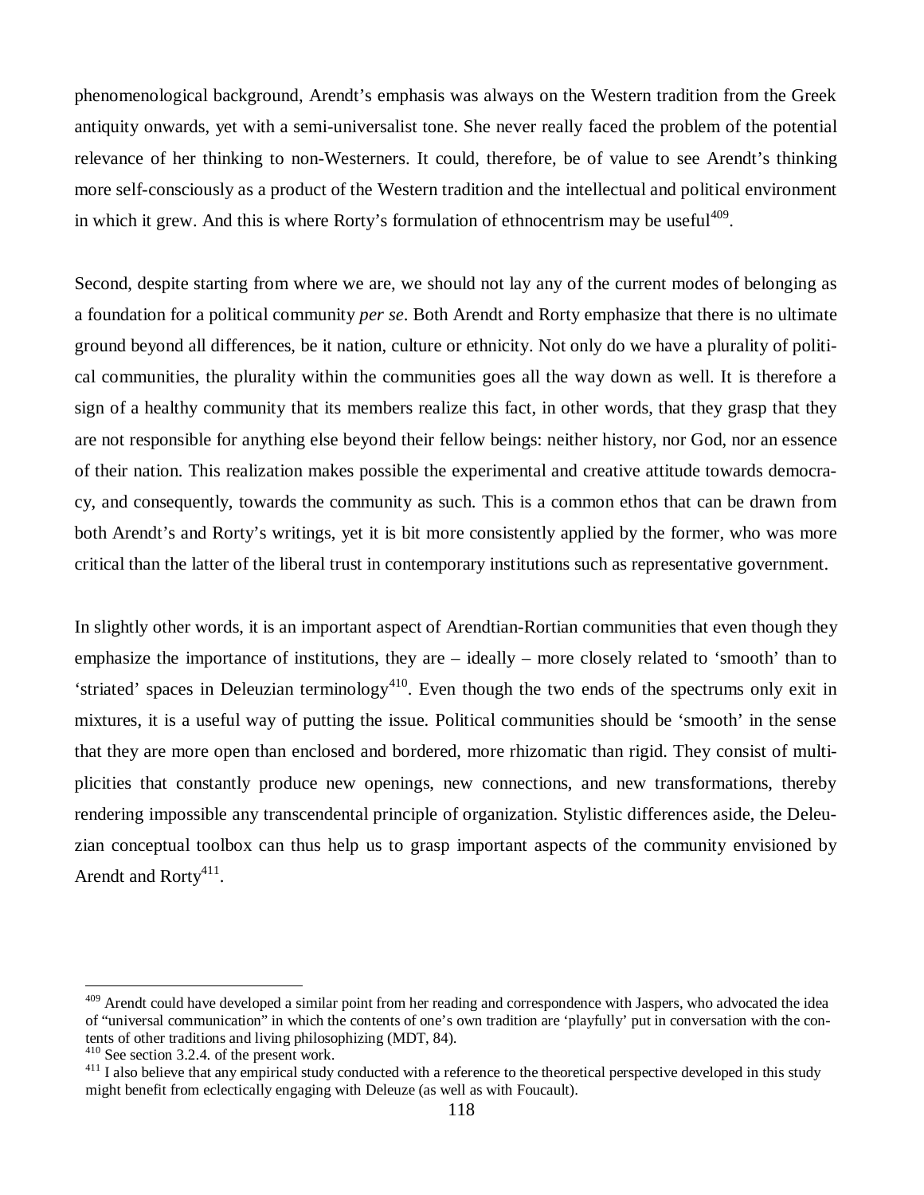phenomenological background, Arendt's emphasis was always on the Western tradition from the Greek antiquity onwards, yet with a semi-universalist tone. She never really faced the problem of the potential relevance of her thinking to non-Westerners. It could, therefore, be of value to see Arendt's thinking more self-consciously as a product of the Western tradition and the intellectual and political environment in which it grew. And this is where Rorty's formulation of ethnocentrism may be useful[409].

Second, despite starting from where we are, we should not lay any of the current modes of belonging as a foundation for a political community *per se*. Both Arendt and Rorty emphasize that there is no ultimate ground beyond all differences, be it nation, culture or ethnicity. Not only do we have a plurality of political communities, the plurality within the communities goes all the way down as well. It is therefore a sign of a healthy community that its members realize this fact, in other words, that they grasp that they are not responsible for anything else beyond their fellow beings: neither history, nor God, nor an essence of their nation. This realization makes possible the experimental and creative attitude towards democracy, and consequently, towards the community as such. This is a common ethos that can be drawn from both Arendt's and Rorty's writings, yet it is bit more consistently applied by the former, who was more critical than the latter of the liberal trust in contemporary institutions such as representative government.

In slightly other words, it is an important aspect of Arendtian-Rortian communities that even though they emphasize the importance of institutions, they are – ideally – more closely related to 'smooth' than to 'striated' spaces in Deleuzian terminology[410]. Even though the two ends of the spectrums only exit in mixtures, it is a useful way of putting the issue. Political communities should be 'smooth' in the sense that they are more open than enclosed and bordered, more rhizomatic than rigid. They consist of multiplicities that constantly produce new openings, new connections, and new transformations, thereby rendering impossible any transcendental principle of organization. Stylistic differences aside, the Deleuzian conceptual toolbox can thus help us to grasp important aspects of the community envisioned by Arendt and Rorty[411].

---

[409] Arendt could have developed a similar point from her reading and correspondence with Jaspers, who advocated the idea of "universal communication" in which the contents of one's own tradition are 'playfully' put in conversation with the contents of other traditions and living philosophizing (MDT, 84).

[410] See section 3.2.4. of the present work.

[411] I also believe that any empirical study conducted with a reference to the theoretical perspective developed in this study might benefit from eclectically engaging with Deleuze (as well as with Foucault).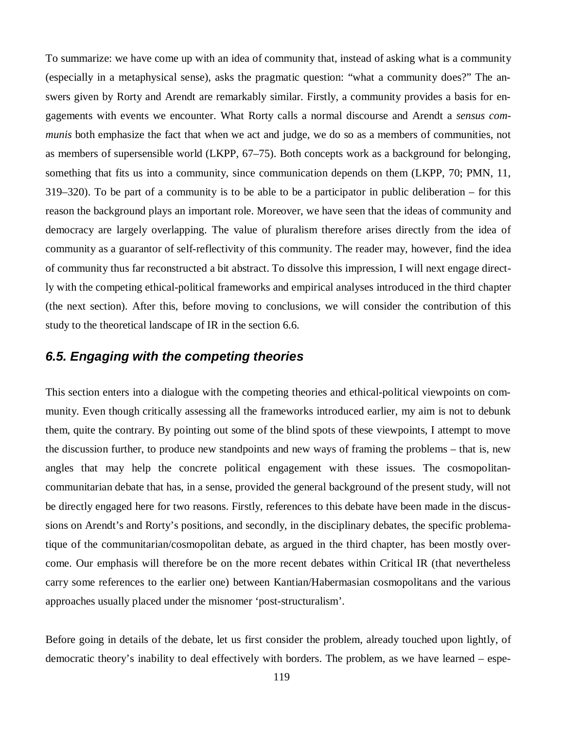To summarize: we have come up with an idea of community that, instead of asking what is a community (especially in a metaphysical sense), asks the pragmatic question: "what a community does?" The answers given by Rorty and Arendt are remarkably similar. Firstly, a community provides a basis for engagements with events we encounter. What Rorty calls a normal discourse and Arendt a *sensus communis* both emphasize the fact that when we act and judge, we do so as a members of communities, not as members of supersensible world (LKPP, 67–75). Both concepts work as a background for belonging, something that fits us into a community, since communication depends on them (LKPP, 70; PMN, 11, 319–320). To be part of a community is to be able to be a participator in public deliberation – for this reason the background plays an important role. Moreover, we have seen that the ideas of community and democracy are largely overlapping. The value of pluralism therefore arises directly from the idea of community as a guarantor of self-reflectivity of this community. The reader may, however, find the idea of community thus far reconstructed a bit abstract. To dissolve this impression, I will next engage directly with the competing ethical-political frameworks and empirical analyses introduced in the third chapter (the next section). After this, before moving to conclusions, we will consider the contribution of this study to the theoretical landscape of IR in the section 6.6.

## *6.5. Engaging with the competing theories*

This section enters into a dialogue with the competing theories and ethical-political viewpoints on community. Even though critically assessing all the frameworks introduced earlier, my aim is not to debunk them, quite the contrary. By pointing out some of the blind spots of these viewpoints, I attempt to move the discussion further, to produce new standpoints and new ways of framing the problems – that is, new angles that may help the concrete political engagement with these issues. The cosmopolitan-communitarian debate that has, in a sense, provided the general background of the present study, will not be directly engaged here for two reasons. Firstly, references to this debate have been made in the discussions on Arendt's and Rorty's positions, and secondly, in the disciplinary debates, the specific problematique of the communitarian/cosmopolitan debate, as argued in the third chapter, has been mostly overcome. Our emphasis will therefore be on the more recent debates within Critical IR (that nevertheless carry some references to the earlier one) between Kantian/Habermasian cosmopolitans and the various approaches usually placed under the misnomer 'post-structuralism'.

Before going in details of the debate, let us first consider the problem, already touched upon lightly, of democratic theory's inability to deal effectively with borders. The problem, as we have learned – espe-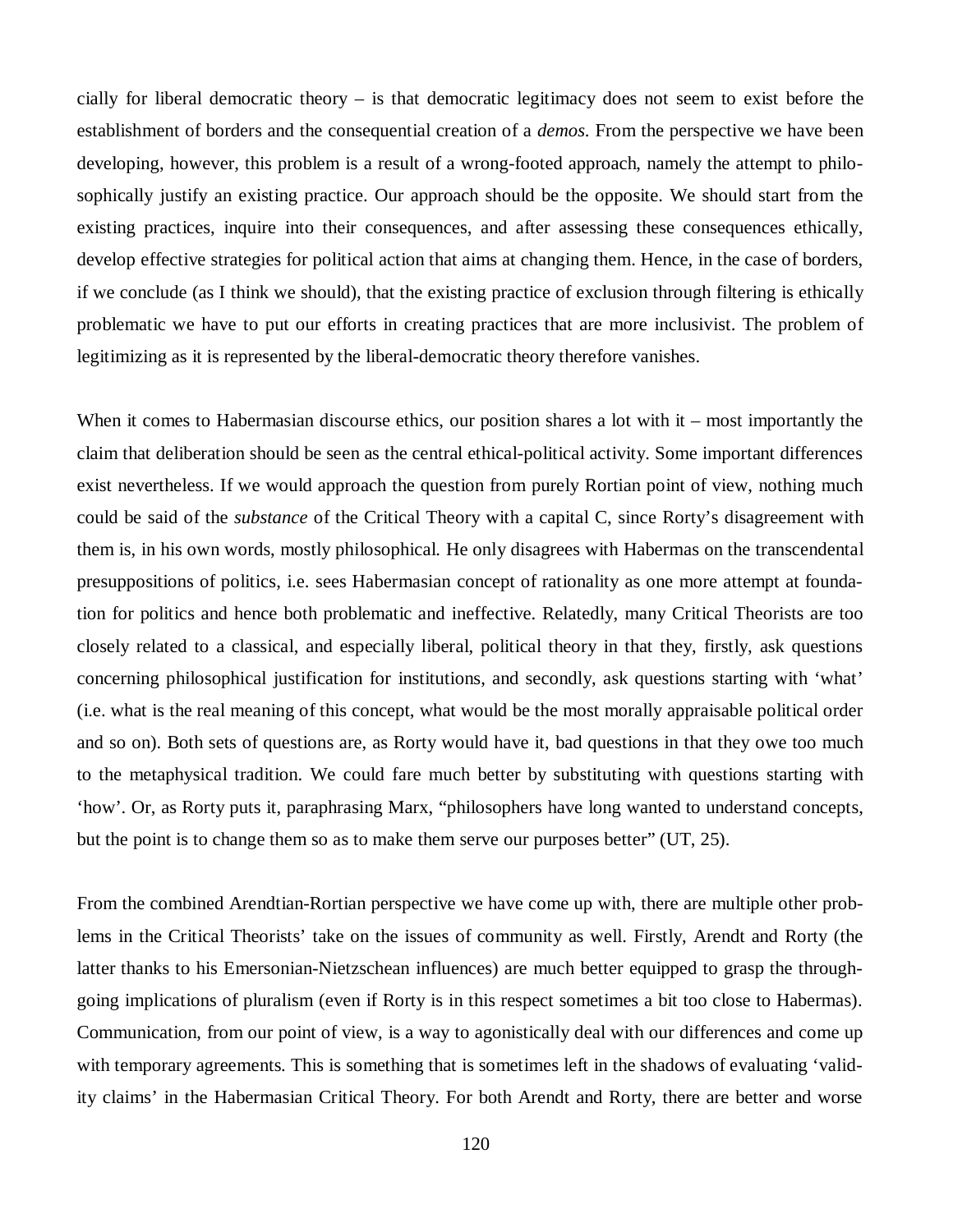cially for liberal democratic theory – is that democratic legitimacy does not seem to exist before the establishment of borders and the consequential creation of a *demos*. From the perspective we have been developing, however, this problem is a result of a wrong-footed approach, namely the attempt to philosophically justify an existing practice. Our approach should be the opposite. We should start from the existing practices, inquire into their consequences, and after assessing these consequences ethically, develop effective strategies for political action that aims at changing them. Hence, in the case of borders, if we conclude (as I think we should), that the existing practice of exclusion through filtering is ethically problematic we have to put our efforts in creating practices that are more inclusivist. The problem of legitimizing as it is represented by the liberal-democratic theory therefore vanishes.

When it comes to Habermasian discourse ethics, our position shares a lot with it – most importantly the claim that deliberation should be seen as the central ethical-political activity. Some important differences exist nevertheless. If we would approach the question from purely Rortian point of view, nothing much could be said of the *substance* of the Critical Theory with a capital C, since Rorty's disagreement with them is, in his own words, mostly philosophical. He only disagrees with Habermas on the transcendental presuppositions of politics, i.e. sees Habermasian concept of rationality as one more attempt at foundation for politics and hence both problematic and ineffective. Relatedly, many Critical Theorists are too closely related to a classical, and especially liberal, political theory in that they, firstly, ask questions concerning philosophical justification for institutions, and secondly, ask questions starting with 'what' (i.e. what is the real meaning of this concept, what would be the most morally appraisable political order and so on). Both sets of questions are, as Rorty would have it, bad questions in that they owe too much to the metaphysical tradition. We could fare much better by substituting with questions starting with 'how'. Or, as Rorty puts it, paraphrasing Marx, "philosophers have long wanted to understand concepts, but the point is to change them so as to make them serve our purposes better" (UT, 25).

From the combined Arendtian-Rortian perspective we have come up with, there are multiple other problems in the Critical Theorists' take on the issues of community as well. Firstly, Arendt and Rorty (the latter thanks to his Emersonian-Nietzschean influences) are much better equipped to grasp the throughgoing implications of pluralism (even if Rorty is in this respect sometimes a bit too close to Habermas). Communication, from our point of view, is a way to agonistically deal with our differences and come up with temporary agreements. This is something that is sometimes left in the shadows of evaluating 'validity claims' in the Habermasian Critical Theory. For both Arendt and Rorty, there are better and worse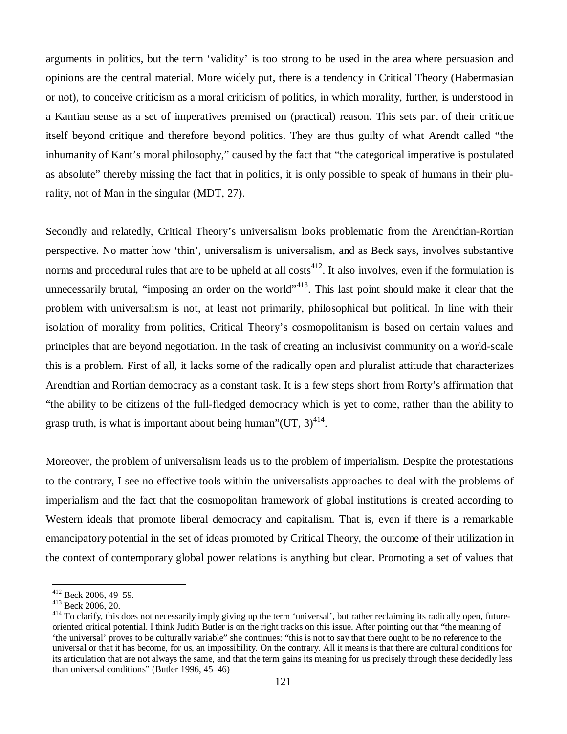arguments in politics, but the term 'validity' is too strong to be used in the area where persuasion and opinions are the central material. More widely put, there is a tendency in Critical Theory (Habermasian or not), to conceive criticism as a moral criticism of politics, in which morality, further, is understood in a Kantian sense as a set of imperatives premised on (practical) reason. This sets part of their critique itself beyond critique and therefore beyond politics. They are thus guilty of what Arendt called "the inhumanity of Kant's moral philosophy," caused by the fact that "the categorical imperative is postulated as absolute" thereby missing the fact that in politics, it is only possible to speak of humans in their plurality, not of Man in the singular (MDT, 27).

Secondly and relatedly, Critical Theory's universalism looks problematic from the Arendtian-Rortian perspective. No matter how 'thin', universalism is universalism, and as Beck says, involves substantive norms and procedural rules that are to be upheld at all costs[412]. It also involves, even if the formulation is unnecessarily brutal, "imposing an order on the world"[413]. This last point should make it clear that the problem with universalism is not, at least not primarily, philosophical but political. In line with their isolation of morality from politics, Critical Theory's cosmopolitanism is based on certain values and principles that are beyond negotiation. In the task of creating an inclusivist community on a world-scale this is a problem. First of all, it lacks some of the radically open and pluralist attitude that characterizes Arendtian and Rortian democracy as a constant task. It is a few steps short from Rorty's affirmation that "the ability to be citizens of the full-fledged democracy which is yet to come, rather than the ability to grasp truth, is what is important about being human"(UT, 3)[414].

Moreover, the problem of universalism leads us to the problem of imperialism. Despite the protestations to the contrary, I see no effective tools within the universalists approaches to deal with the problems of imperialism and the fact that the cosmopolitan framework of global institutions is created according to Western ideals that promote liberal democracy and capitalism. That is, even if there is a remarkable emancipatory potential in the set of ideas promoted by Critical Theory, the outcome of their utilization in the context of contemporary global power relations is anything but clear. Promoting a set of values that

[412] Beck 2006, 49–59.

[413] Beck 2006, 20.

[414] To clarify, this does not necessarily imply giving up the term 'universal', but rather reclaiming its radically open, future-oriented critical potential. I think Judith Butler is on the right tracks on this issue. After pointing out that "the meaning of 'the universal' proves to be culturally variable" she continues: "this is not to say that there ought to be no reference to the universal or that it has become, for us, an impossibility. On the contrary. All it means is that there are cultural conditions for its articulation that are not always the same, and that the term gains its meaning for us precisely through these decidedly less than universal conditions" (Butler 1996, 45–46)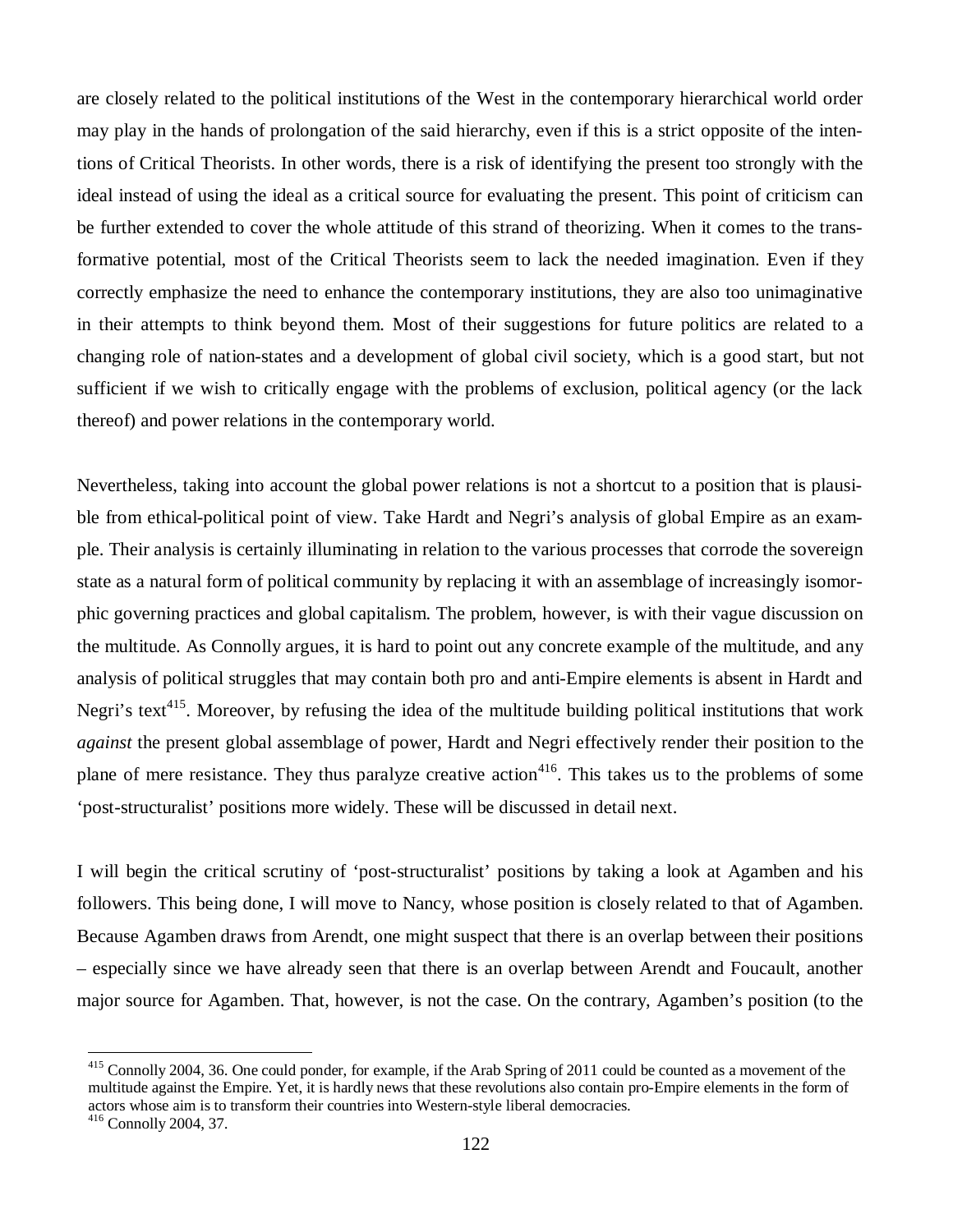are closely related to the political institutions of the West in the contemporary hierarchical world order may play in the hands of prolongation of the said hierarchy, even if this is a strict opposite of the intentions of Critical Theorists. In other words, there is a risk of identifying the present too strongly with the ideal instead of using the ideal as a critical source for evaluating the present. This point of criticism can be further extended to cover the whole attitude of this strand of theorizing. When it comes to the transformative potential, most of the Critical Theorists seem to lack the needed imagination. Even if they correctly emphasize the need to enhance the contemporary institutions, they are also too unimaginative in their attempts to think beyond them. Most of their suggestions for future politics are related to a changing role of nation-states and a development of global civil society, which is a good start, but not sufficient if we wish to critically engage with the problems of exclusion, political agency (or the lack thereof) and power relations in the contemporary world.

Nevertheless, taking into account the global power relations is not a shortcut to a position that is plausible from ethical-political point of view. Take Hardt and Negri's analysis of global Empire as an example. Their analysis is certainly illuminating in relation to the various processes that corrode the sovereign state as a natural form of political community by replacing it with an assemblage of increasingly isomorphic governing practices and global capitalism. The problem, however, is with their vague discussion on the multitude. As Connolly argues, it is hard to point out any concrete example of the multitude, and any analysis of political struggles that may contain both pro and anti-Empire elements is absent in Hardt and Negri's text[415]. Moreover, by refusing the idea of the multitude building political institutions that work *against* the present global assemblage of power, Hardt and Negri effectively render their position to the plane of mere resistance. They thus paralyze creative action[416]. This takes us to the problems of some 'post-structuralist' positions more widely. These will be discussed in detail next.

I will begin the critical scrutiny of 'post-structuralist' positions by taking a look at Agamben and his followers. This being done, I will move to Nancy, whose position is closely related to that of Agamben. Because Agamben draws from Arendt, one might suspect that there is an overlap between their positions – especially since we have already seen that there is an overlap between Arendt and Foucault, another major source for Agamben. That, however, is not the case. On the contrary, Agamben's position (to the

---

[415] Connolly 2004, 36. One could ponder, for example, if the Arab Spring of 2011 could be counted as a movement of the multitude against the Empire. Yet, it is hardly news that these revolutions also contain pro-Empire elements in the form of actors whose aim is to transform their countries into Western-style liberal democracies.

[416] Connolly 2004, 37.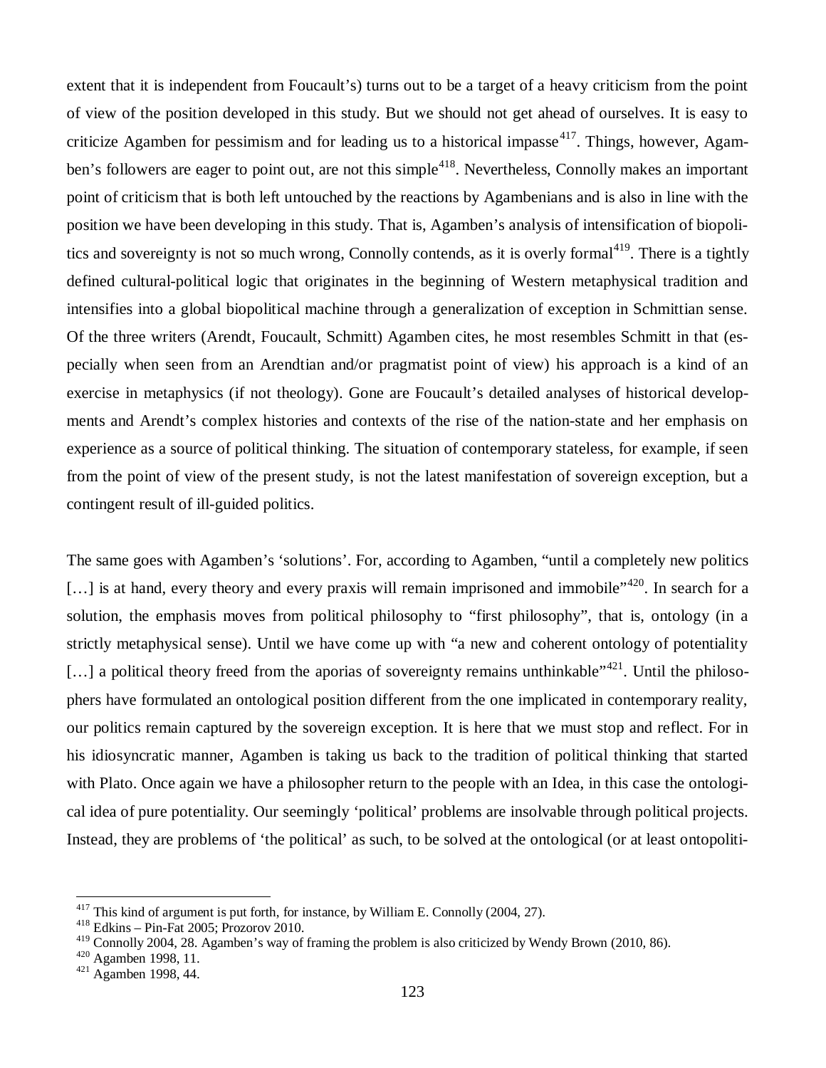extent that it is independent from Foucault's) turns out to be a target of a heavy criticism from the point of view of the position developed in this study. But we should not get ahead of ourselves. It is easy to criticize Agamben for pessimism and for leading us to a historical impasse[417]. Things, however, Agamben's followers are eager to point out, are not this simple[418]. Nevertheless, Connolly makes an important point of criticism that is both left untouched by the reactions by Agambenians and is also in line with the position we have been developing in this study. That is, Agamben's analysis of intensification of biopolitics and sovereignty is not so much wrong, Connolly contends, as it is overly formal[419]. There is a tightly defined cultural-political logic that originates in the beginning of Western metaphysical tradition and intensifies into a global biopolitical machine through a generalization of exception in Schmittian sense. Of the three writers (Arendt, Foucault, Schmitt) Agamben cites, he most resembles Schmitt in that (especially when seen from an Arendtian and/or pragmatist point of view) his approach is a kind of an exercise in metaphysics (if not theology). Gone are Foucault's detailed analyses of historical developments and Arendt's complex histories and contexts of the rise of the nation-state and her emphasis on experience as a source of political thinking. The situation of contemporary stateless, for example, if seen from the point of view of the present study, is not the latest manifestation of sovereign exception, but a contingent result of ill-guided politics.

The same goes with Agamben's 'solutions'. For, according to Agamben, "until a completely new politics [...] is at hand, every theory and every praxis will remain imprisoned and immobile"[420]. In search for a solution, the emphasis moves from political philosophy to "first philosophy", that is, ontology (in a strictly metaphysical sense). Until we have come up with "a new and coherent ontology of potentiality [...] a political theory freed from the aporias of sovereignty remains unthinkable"[421]. Until the philosophers have formulated an ontological position different from the one implicated in contemporary reality, our politics remain captured by the sovereign exception. It is here that we must stop and reflect. For in his idiosyncratic manner, Agamben is taking us back to the tradition of political thinking that started with Plato. Once again we have a philosopher return to the people with an Idea, in this case the ontological idea of pure potentiality. Our seemingly 'political' problems are insolvable through political projects. Instead, they are problems of 'the political' as such, to be solved at the ontological (or at least ontopoliti-

---

[417] This kind of argument is put forth, for instance, by William E. Connolly (2004, 27).

[418] Edkins – Pin-Fat 2005; Prozorov 2010.

[419] Connolly 2004, 28. Agamben's way of framing the problem is also criticized by Wendy Brown (2010, 86).

[420] Agamben 1998, 11.

[421] Agamben 1998, 44.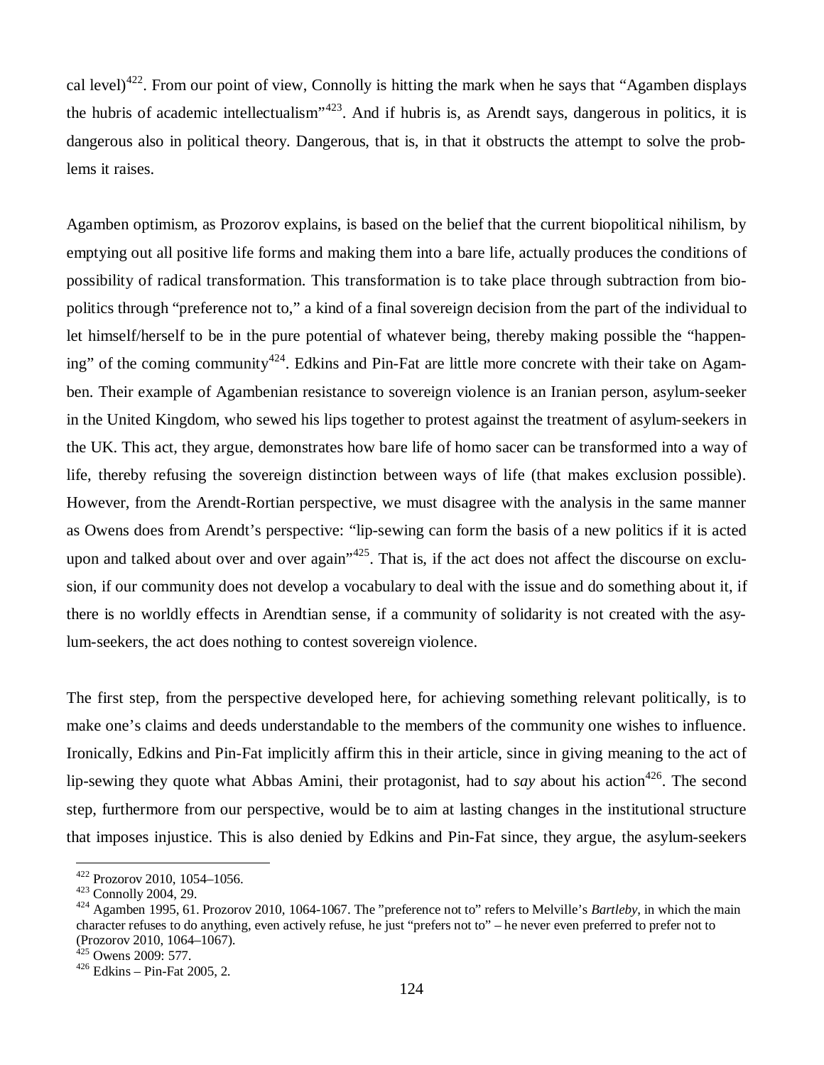cal level)[422]. From our point of view, Connolly is hitting the mark when he says that "Agamben displays the hubris of academic intellectualism"[423]. And if hubris is, as Arendt says, dangerous in politics, it is dangerous also in political theory. Dangerous, that is, in that it obstructs the attempt to solve the problems it raises.

Agamben optimism, as Prozorov explains, is based on the belief that the current biopolitical nihilism, by emptying out all positive life forms and making them into a bare life, actually produces the conditions of possibility of radical transformation. This transformation is to take place through subtraction from biopolitics through "preference not to," a kind of a final sovereign decision from the part of the individual to let himself/herself to be in the pure potential of whatever being, thereby making possible the "happening" of the coming community[424]. Edkins and Pin-Fat are little more concrete with their take on Agamben. Their example of Agambenian resistance to sovereign violence is an Iranian person, asylum-seeker in the United Kingdom, who sewed his lips together to protest against the treatment of asylum-seekers in the UK. This act, they argue, demonstrates how bare life of homo sacer can be transformed into a way of life, thereby refusing the sovereign distinction between ways of life (that makes exclusion possible). However, from the Arendt-Rortian perspective, we must disagree with the analysis in the same manner as Owens does from Arendt's perspective: "lip-sewing can form the basis of a new politics if it is acted upon and talked about over and over again"[425]. That is, if the act does not affect the discourse on exclusion, if our community does not develop a vocabulary to deal with the issue and do something about it, if there is no worldly effects in Arendtian sense, if a community of solidarity is not created with the asylum-seekers, the act does nothing to contest sovereign violence.

The first step, from the perspective developed here, for achieving something relevant politically, is to make one's claims and deeds understandable to the members of the community one wishes to influence. Ironically, Edkins and Pin-Fat implicitly affirm this in their article, since in giving meaning to the act of lip-sewing they quote what Abbas Amini, their protagonist, had to *say* about his action[426]. The second step, furthermore from our perspective, would be to aim at lasting changes in the institutional structure that imposes injustice. This is also denied by Edkins and Pin-Fat since, they argue, the asylum-seekers

[422] Prozorov 2010, 1054–1056.
[423] Connolly 2004, 29.
[424] Agamben 1995, 61. Prozorov 2010, 1064-1067. The "preference not to" refers to Melville's *Bartleby*, in which the main character refuses to do anything, even actively refuse, he just "prefers not to" – he never even preferred to prefer not to (Prozorov 2010, 1064–1067).
[425] Owens 2009: 577.
[426] Edkins – Pin-Fat 2005, 2.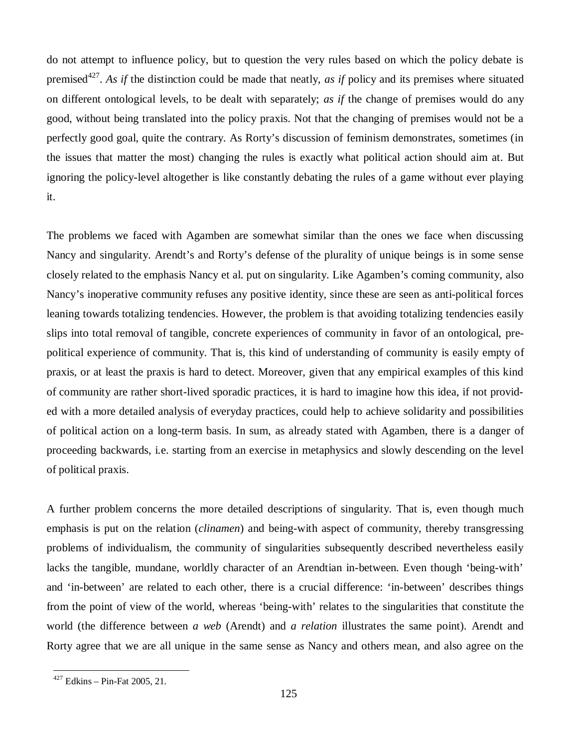do not attempt to influence policy, but to question the very rules based on which the policy debate is premised[427]. *As if* the distinction could be made that neatly, *as if* policy and its premises where situated on different ontological levels, to be dealt with separately; *as if* the change of premises would do any good, without being translated into the policy praxis. Not that the changing of premises would not be a perfectly good goal, quite the contrary. As Rorty's discussion of feminism demonstrates, sometimes (in the issues that matter the most) changing the rules is exactly what political action should aim at. But ignoring the policy-level altogether is like constantly debating the rules of a game without ever playing it.

The problems we faced with Agamben are somewhat similar than the ones we face when discussing Nancy and singularity. Arendt's and Rorty's defense of the plurality of unique beings is in some sense closely related to the emphasis Nancy et al. put on singularity. Like Agamben's coming community, also Nancy's inoperative community refuses any positive identity, since these are seen as anti-political forces leaning towards totalizing tendencies. However, the problem is that avoiding totalizing tendencies easily slips into total removal of tangible, concrete experiences of community in favor of an ontological, pre-political experience of community. That is, this kind of understanding of community is easily empty of praxis, or at least the praxis is hard to detect. Moreover, given that any empirical examples of this kind of community are rather short-lived sporadic practices, it is hard to imagine how this idea, if not provided with a more detailed analysis of everyday practices, could help to achieve solidarity and possibilities of political action on a long-term basis. In sum, as already stated with Agamben, there is a danger of proceeding backwards, i.e. starting from an exercise in metaphysics and slowly descending on the level of political praxis.

A further problem concerns the more detailed descriptions of singularity. That is, even though much emphasis is put on the relation (*clinamen*) and being-with aspect of community, thereby transgressing problems of individualism, the community of singularities subsequently described nevertheless easily lacks the tangible, mundane, worldly character of an Arendtian in-between. Even though 'being-with' and 'in-between' are related to each other, there is a crucial difference: 'in-between' describes things from the point of view of the world, whereas 'being-with' relates to the singularities that constitute the world (the difference between *a web* (Arendt) and *a relation* illustrates the same point). Arendt and Rorty agree that we are all unique in the same sense as Nancy and others mean, and also agree on the

[427] Edkins – Pin-Fat 2005, 21.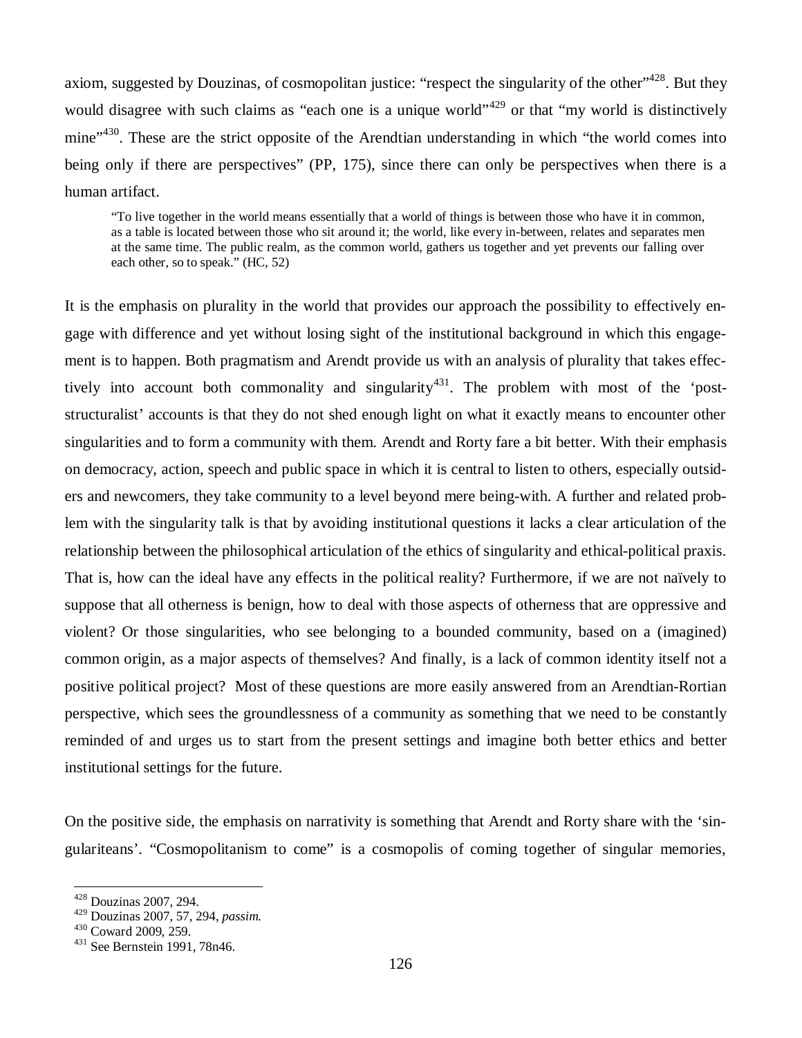axiom, suggested by Douzinas, of cosmopolitan justice: "respect the singularity of the other"[428]. But they would disagree with such claims as "each one is a unique world"[429] or that "my world is distinctively mine"[430]. These are the strict opposite of the Arendtian understanding in which "the world comes into being only if there are perspectives" (PP, 175), since there can only be perspectives when there is a human artifact.

> "To live together in the world means essentially that a world of things is between those who have it in common, as a table is located between those who sit around it; the world, like every in-between, relates and separates men at the same time. The public realm, as the common world, gathers us together and yet prevents our falling over each other, so to speak." (HC, 52)

It is the emphasis on plurality in the world that provides our approach the possibility to effectively engage with difference and yet without losing sight of the institutional background in which this engagement is to happen. Both pragmatism and Arendt provide us with an analysis of plurality that takes effectively into account both commonality and singularity[431]. The problem with most of the 'post-structuralist' accounts is that they do not shed enough light on what it exactly means to encounter other singularities and to form a community with them. Arendt and Rorty fare a bit better. With their emphasis on democracy, action, speech and public space in which it is central to listen to others, especially outsiders and newcomers, they take community to a level beyond mere being-with. A further and related problem with the singularity talk is that by avoiding institutional questions it lacks a clear articulation of the relationship between the philosophical articulation of the ethics of singularity and ethical-political praxis. That is, how can the ideal have any effects in the political reality? Furthermore, if we are not naïvely to suppose that all otherness is benign, how to deal with those aspects of otherness that are oppressive and violent? Or those singularities, who see belonging to a bounded community, based on a (imagined) common origin, as a major aspects of themselves? And finally, is a lack of common identity itself not a positive political project? Most of these questions are more easily answered from an Arendtian-Rortian perspective, which sees the groundlessness of a community as something that we need to be constantly reminded of and urges us to start from the present settings and imagine both better ethics and better institutional settings for the future.

On the positive side, the emphasis on narrativity is something that Arendt and Rorty share with the 'singulariteans'. "Cosmopolitanism to come" is a cosmopolis of coming together of singular memories,

---

[428] Douzinas 2007, 294.

[429] Douzinas 2007, 57, 294, *passim*.

[430] Coward 2009, 259.

[431] See Bernstein 1991, 78n46.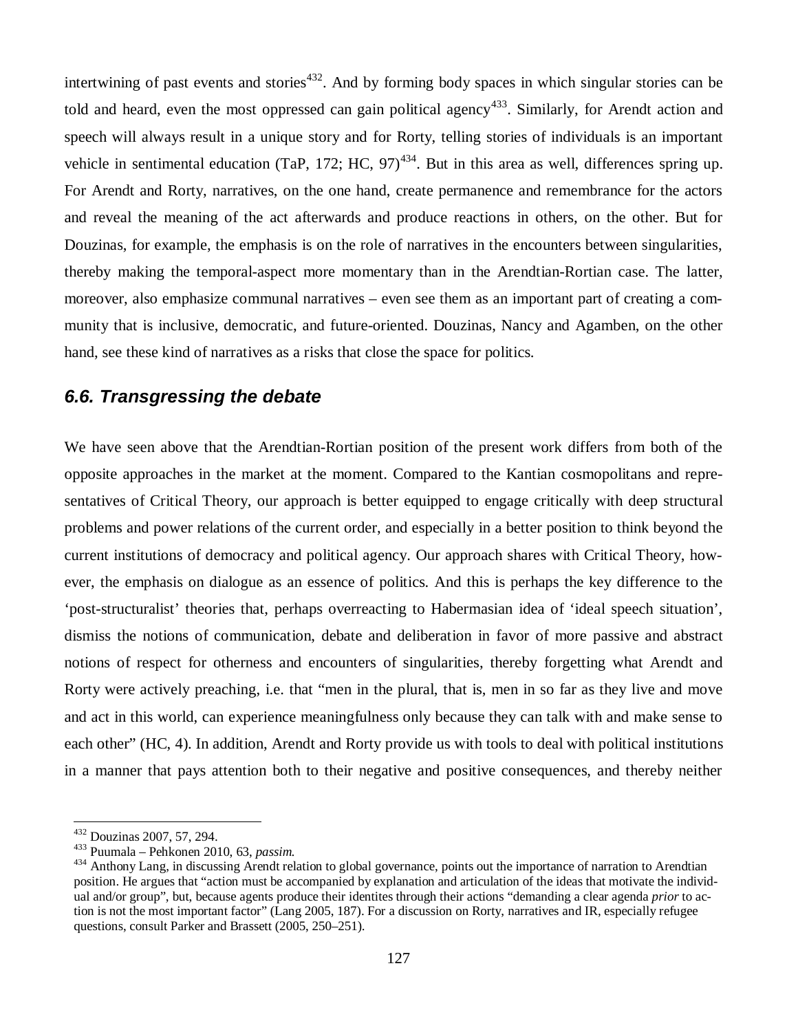intertwining of past events and stories[432]. And by forming body spaces in which singular stories can be told and heard, even the most oppressed can gain political agency[433]. Similarly, for Arendt action and speech will always result in a unique story and for Rorty, telling stories of individuals is an important vehicle in sentimental education (TaP, 172; HC, 97)[434]. But in this area as well, differences spring up. For Arendt and Rorty, narratives, on the one hand, create permanence and remembrance for the actors and reveal the meaning of the act afterwards and produce reactions in others, on the other. But for Douzinas, for example, the emphasis is on the role of narratives in the encounters between singularities, thereby making the temporal-aspect more momentary than in the Arendtian-Rortian case. The latter, moreover, also emphasize communal narratives – even see them as an important part of creating a community that is inclusive, democratic, and future-oriented. Douzinas, Nancy and Agamben, on the other hand, see these kind of narratives as a risks that close the space for politics.

### *6.6. Transgressing the debate*

We have seen above that the Arendtian-Rortian position of the present work differs from both of the opposite approaches in the market at the moment. Compared to the Kantian cosmopolitans and representatives of Critical Theory, our approach is better equipped to engage critically with deep structural problems and power relations of the current order, and especially in a better position to think beyond the current institutions of democracy and political agency. Our approach shares with Critical Theory, however, the emphasis on dialogue as an essence of politics. And this is perhaps the key difference to the 'post-structuralist' theories that, perhaps overreacting to Habermasian idea of 'ideal speech situation', dismiss the notions of communication, debate and deliberation in favor of more passive and abstract notions of respect for otherness and encounters of singularities, thereby forgetting what Arendt and Rorty were actively preaching, i.e. that "men in the plural, that is, men in so far as they live and move and act in this world, can experience meaningfulness only because they can talk with and make sense to each other" (HC, 4). In addition, Arendt and Rorty provide us with tools to deal with political institutions in a manner that pays attention both to their negative and positive consequences, and thereby neither

[432] Douzinas 2007, 57, 294.

[433] Puumala – Pehkonen 2010, 63, *passim*.

[434] Anthony Lang, in discussing Arendt relation to global governance, points out the importance of narration to Arendtian position. He argues that "action must be accompanied by explanation and articulation of the ideas that motivate the individual and/or group", but, because agents produce their identites through their actions "demanding a clear agenda *prior* to action is not the most important factor" (Lang 2005, 187). For a discussion on Rorty, narratives and IR, especially refugee questions, consult Parker and Brassett (2005, 250–251).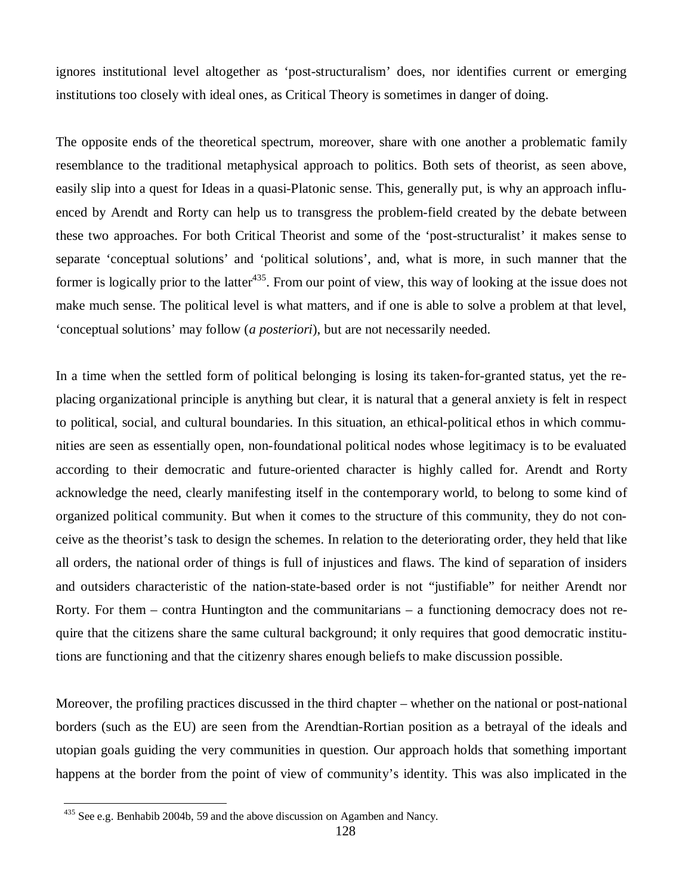ignores institutional level altogether as 'post-structuralism' does, nor identifies current or emerging institutions too closely with ideal ones, as Critical Theory is sometimes in danger of doing.

The opposite ends of the theoretical spectrum, moreover, share with one another a problematic family resemblance to the traditional metaphysical approach to politics. Both sets of theorist, as seen above, easily slip into a quest for Ideas in a quasi-Platonic sense. This, generally put, is why an approach influenced by Arendt and Rorty can help us to transgress the problem-field created by the debate between these two approaches. For both Critical Theorist and some of the 'post-structuralist' it makes sense to separate 'conceptual solutions' and 'political solutions', and, what is more, in such manner that the former is logically prior to the latter[435]. From our point of view, this way of looking at the issue does not make much sense. The political level is what matters, and if one is able to solve a problem at that level, 'conceptual solutions' may follow (*a posteriori*), but are not necessarily needed.

In a time when the settled form of political belonging is losing its taken-for-granted status, yet the replacing organizational principle is anything but clear, it is natural that a general anxiety is felt in respect to political, social, and cultural boundaries. In this situation, an ethical-political ethos in which communities are seen as essentially open, non-foundational political nodes whose legitimacy is to be evaluated according to their democratic and future-oriented character is highly called for. Arendt and Rorty acknowledge the need, clearly manifesting itself in the contemporary world, to belong to some kind of organized political community. But when it comes to the structure of this community, they do not conceive as the theorist's task to design the schemes. In relation to the deteriorating order, they held that like all orders, the national order of things is full of injustices and flaws. The kind of separation of insiders and outsiders characteristic of the nation-state-based order is not "justifiable" for neither Arendt nor Rorty. For them – contra Huntington and the communitarians – a functioning democracy does not require that the citizens share the same cultural background; it only requires that good democratic institutions are functioning and that the citizenry shares enough beliefs to make discussion possible.

Moreover, the profiling practices discussed in the third chapter – whether on the national or post-national borders (such as the EU) are seen from the Arendtian-Rortian position as a betrayal of the ideals and utopian goals guiding the very communities in question. Our approach holds that something important happens at the border from the point of view of community's identity. This was also implicated in the

[435] See e.g. Benhabib 2004b, 59 and the above discussion on Agamben and Nancy.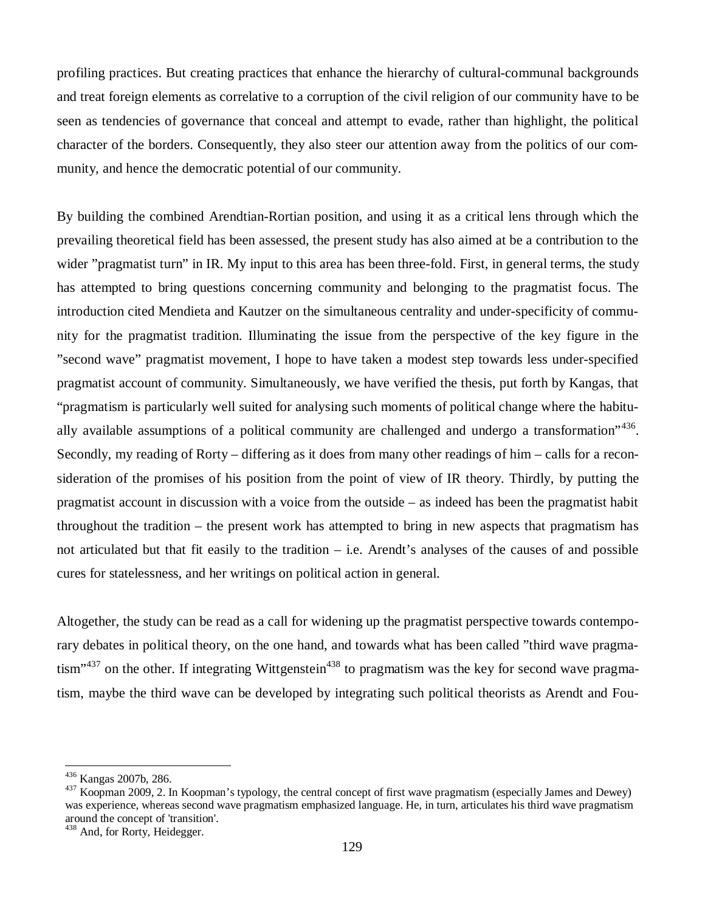profiling practices. But creating practices that enhance the hierarchy of cultural-communal backgrounds and treat foreign elements as correlative to a corruption of the civil religion of our community have to be seen as tendencies of governance that conceal and attempt to evade, rather than highlight, the political character of the borders. Consequently, they also steer our attention away from the politics of our community, and hence the democratic potential of our community.

By building the combined Arendtian-Rortian position, and using it as a critical lens through which the prevailing theoretical field has been assessed, the present study has also aimed at be a contribution to the wider "pragmatist turn" in IR. My input to this area has been three-fold. First, in general terms, the study has attempted to bring questions concerning community and belonging to the pragmatist focus. The introduction cited Mendieta and Kautzer on the simultaneous centrality and under-specificity of community for the pragmatist tradition. Illuminating the issue from the perspective of the key figure in the "second wave" pragmatist movement, I hope to have taken a modest step towards less under-specified pragmatist account of community. Simultaneously, we have verified the thesis, put forth by Kangas, that "pragmatism is particularly well suited for analysing such moments of political change where the habitually available assumptions of a political community are challenged and undergo a transformation"[436]. Secondly, my reading of Rorty – differing as it does from many other readings of him – calls for a reconsideration of the promises of his position from the point of view of IR theory. Thirdly, by putting the pragmatist account in discussion with a voice from the outside – as indeed has been the pragmatist habit throughout the tradition – the present work has attempted to bring in new aspects that pragmatism has not articulated but that fit easily to the tradition – i.e. Arendt's analyses of the causes of and possible cures for statelessness, and her writings on political action in general.

Altogether, the study can be read as a call for widening up the pragmatist perspective towards contemporary debates in political theory, on the one hand, and towards what has been called "third wave pragmatism"[437] on the other. If integrating Wittgenstein[438] to pragmatism was the key for second wave pragmatism, maybe the third wave can be developed by integrating such political theorists as Arendt and Fou-

---

[436] Kangas 2007b, 286.

[437] Koopman 2009, 2. In Koopman's typology, the central concept of first wave pragmatism (especially James and Dewey) was experience, whereas second wave pragmatism emphasized language. He, in turn, articulates his third wave pragmatism around the concept of 'transition'.

[438] And, for Rorty, Heidegger.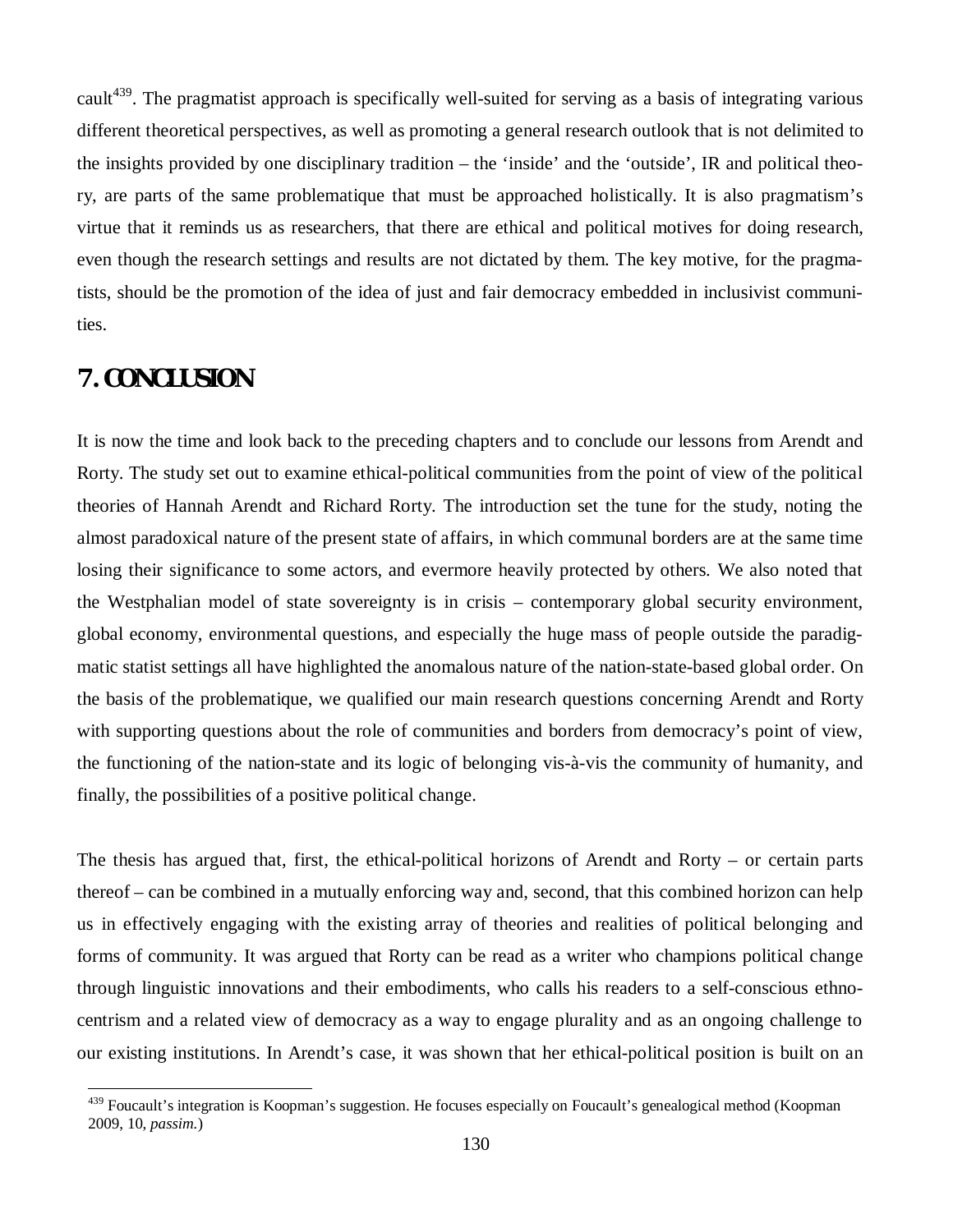cault[439]. The pragmatist approach is specifically well-suited for serving as a basis of integrating various different theoretical perspectives, as well as promoting a general research outlook that is not delimited to the insights provided by one disciplinary tradition – the 'inside' and the 'outside', IR and political theory, are parts of the same problematique that must be approached holistically. It is also pragmatism's virtue that it reminds us as researchers, that there are ethical and political motives for doing research, even though the research settings and results are not dictated by them. The key motive, for the pragmatists, should be the promotion of the idea of just and fair democracy embedded in inclusivist communities.

# 7. CONCLUSION

It is now the time and look back to the preceding chapters and to conclude our lessons from Arendt and Rorty. The study set out to examine ethical-political communities from the point of view of the political theories of Hannah Arendt and Richard Rorty. The introduction set the tune for the study, noting the almost paradoxical nature of the present state of affairs, in which communal borders are at the same time losing their significance to some actors, and evermore heavily protected by others. We also noted that the Westphalian model of state sovereignty is in crisis – contemporary global security environment, global economy, environmental questions, and especially the huge mass of people outside the paradigmatic statist settings all have highlighted the anomalous nature of the nation-state-based global order. On the basis of the problematique, we qualified our main research questions concerning Arendt and Rorty with supporting questions about the role of communities and borders from democracy's point of view, the functioning of the nation-state and its logic of belonging vis-à-vis the community of humanity, and finally, the possibilities of a positive political change.

The thesis has argued that, first, the ethical-political horizons of Arendt and Rorty – or certain parts thereof – can be combined in a mutually enforcing way and, second, that this combined horizon can help us in effectively engaging with the existing array of theories and realities of political belonging and forms of community. It was argued that Rorty can be read as a writer who champions political change through linguistic innovations and their embodiments, who calls his readers to a self-conscious ethnocentrism and a related view of democracy as a way to engage plurality and as an ongoing challenge to our existing institutions. In Arendt's case, it was shown that her ethical-political position is built on an

[439] Foucault's integration is Koopman's suggestion. He focuses especially on Foucault's genealogical method (Koopman 2009, 10, *passim.*)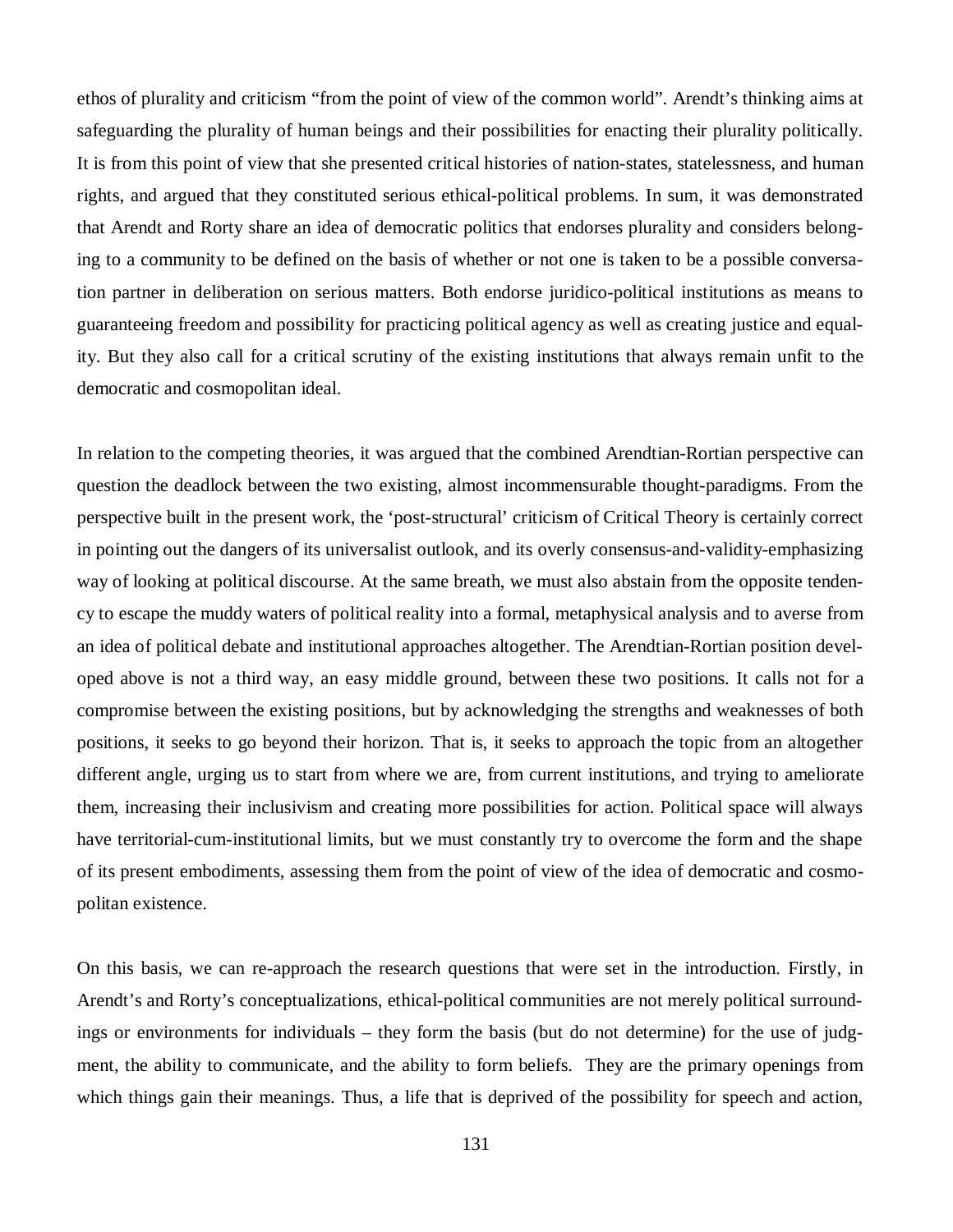ethos of plurality and criticism "from the point of view of the common world". Arendt's thinking aims at safeguarding the plurality of human beings and their possibilities for enacting their plurality politically. It is from this point of view that she presented critical histories of nation-states, statelessness, and human rights, and argued that they constituted serious ethical-political problems. In sum, it was demonstrated that Arendt and Rorty share an idea of democratic politics that endorses plurality and considers belonging to a community to be defined on the basis of whether or not one is taken to be a possible conversation partner in deliberation on serious matters. Both endorse juridico-political institutions as means to guaranteeing freedom and possibility for practicing political agency as well as creating justice and equality. But they also call for a critical scrutiny of the existing institutions that always remain unfit to the democratic and cosmopolitan ideal.

In relation to the competing theories, it was argued that the combined Arendtian-Rortian perspective can question the deadlock between the two existing, almost incommensurable thought-paradigms. From the perspective built in the present work, the 'post-structural' criticism of Critical Theory is certainly correct in pointing out the dangers of its universalist outlook, and its overly consensus-and-validity-emphasizing way of looking at political discourse. At the same breath, we must also abstain from the opposite tendency to escape the muddy waters of political reality into a formal, metaphysical analysis and to averse from an idea of political debate and institutional approaches altogether. The Arendtian-Rortian position developed above is not a third way, an easy middle ground, between these two positions. It calls not for a compromise between the existing positions, but by acknowledging the strengths and weaknesses of both positions, it seeks to go beyond their horizon. That is, it seeks to approach the topic from an altogether different angle, urging us to start from where we are, from current institutions, and trying to ameliorate them, increasing their inclusivism and creating more possibilities for action. Political space will always have territorial-cum-institutional limits, but we must constantly try to overcome the form and the shape of its present embodiments, assessing them from the point of view of the idea of democratic and cosmopolitan existence.

On this basis, we can re-approach the research questions that were set in the introduction. Firstly, in Arendt's and Rorty's conceptualizations, ethical-political communities are not merely political surroundings or environments for individuals – they form the basis (but do not determine) for the use of judgment, the ability to communicate, and the ability to form beliefs. They are the primary openings from which things gain their meanings. Thus, a life that is deprived of the possibility for speech and action,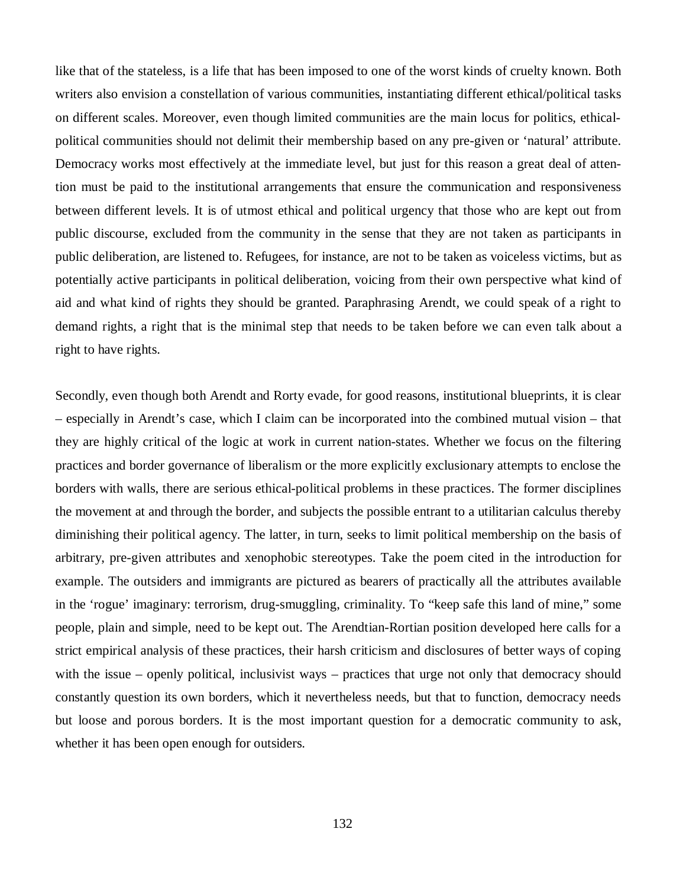like that of the stateless, is a life that has been imposed to one of the worst kinds of cruelty known. Both writers also envision a constellation of various communities, instantiating different ethical/political tasks on different scales. Moreover, even though limited communities are the main locus for politics, ethical-political communities should not delimit their membership based on any pre-given or 'natural' attribute. Democracy works most effectively at the immediate level, but just for this reason a great deal of attention must be paid to the institutional arrangements that ensure the communication and responsiveness between different levels. It is of utmost ethical and political urgency that those who are kept out from public discourse, excluded from the community in the sense that they are not taken as participants in public deliberation, are listened to. Refugees, for instance, are not to be taken as voiceless victims, but as potentially active participants in political deliberation, voicing from their own perspective what kind of aid and what kind of rights they should be granted. Paraphrasing Arendt, we could speak of a right to demand rights, a right that is the minimal step that needs to be taken before we can even talk about a right to have rights.

Secondly, even though both Arendt and Rorty evade, for good reasons, institutional blueprints, it is clear – especially in Arendt's case, which I claim can be incorporated into the combined mutual vision – that they are highly critical of the logic at work in current nation-states. Whether we focus on the filtering practices and border governance of liberalism or the more explicitly exclusionary attempts to enclose the borders with walls, there are serious ethical-political problems in these practices. The former disciplines the movement at and through the border, and subjects the possible entrant to a utilitarian calculus thereby diminishing their political agency. The latter, in turn, seeks to limit political membership on the basis of arbitrary, pre-given attributes and xenophobic stereotypes. Take the poem cited in the introduction for example. The outsiders and immigrants are pictured as bearers of practically all the attributes available in the 'rogue' imaginary: terrorism, drug-smuggling, criminality. To "keep safe this land of mine," some people, plain and simple, need to be kept out. The Arendtian-Rortian position developed here calls for a strict empirical analysis of these practices, their harsh criticism and disclosures of better ways of coping with the issue – openly political, inclusivist ways – practices that urge not only that democracy should constantly question its own borders, which it nevertheless needs, but that to function, democracy needs but loose and porous borders. It is the most important question for a democratic community to ask, whether it has been open enough for outsiders.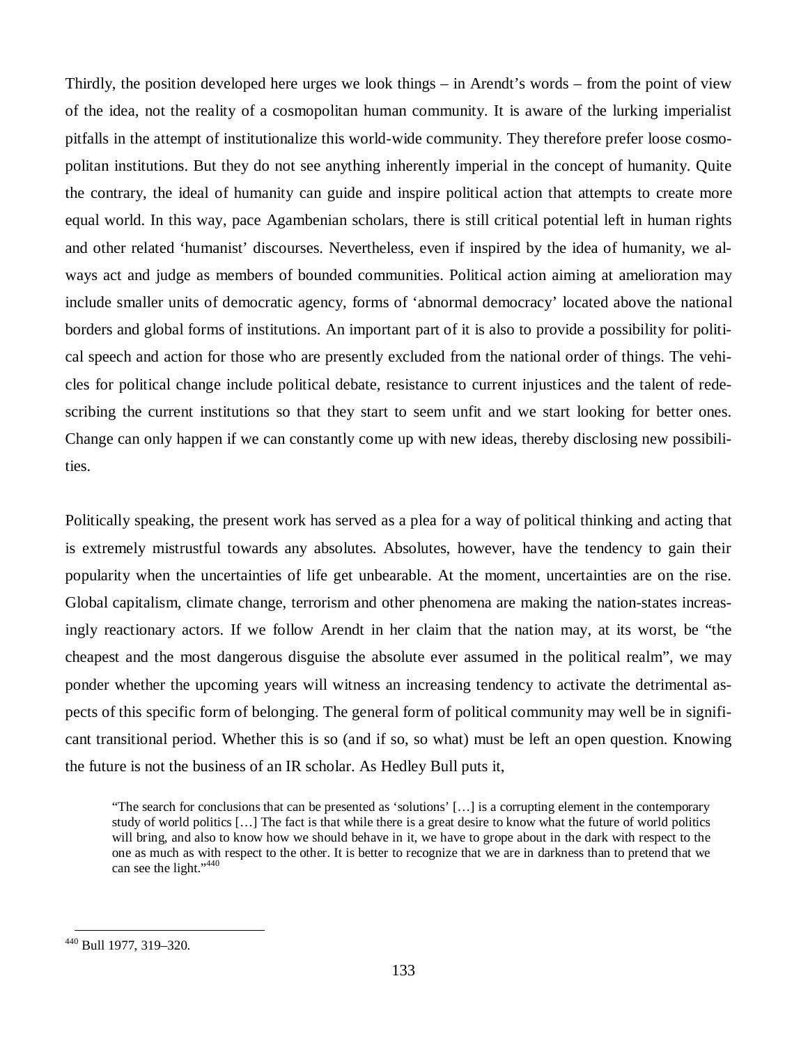Thirdly, the position developed here urges we look things – in Arendt's words – from the point of view of the idea, not the reality of a cosmopolitan human community. It is aware of the lurking imperialist pitfalls in the attempt of institutionalize this world-wide community. They therefore prefer loose cosmopolitan institutions. But they do not see anything inherently imperial in the concept of humanity. Quite the contrary, the ideal of humanity can guide and inspire political action that attempts to create more equal world. In this way, pace Agambenian scholars, there is still critical potential left in human rights and other related 'humanist' discourses. Nevertheless, even if inspired by the idea of humanity, we always act and judge as members of bounded communities. Political action aiming at amelioration may include smaller units of democratic agency, forms of 'abnormal democracy' located above the national borders and global forms of institutions. An important part of it is also to provide a possibility for political speech and action for those who are presently excluded from the national order of things. The vehicles for political change include political debate, resistance to current injustices and the talent of redescribing the current institutions so that they start to seem unfit and we start looking for better ones. Change can only happen if we can constantly come up with new ideas, thereby disclosing new possibilities.

Politically speaking, the present work has served as a plea for a way of political thinking and acting that is extremely mistrustful towards any absolutes. Absolutes, however, have the tendency to gain their popularity when the uncertainties of life get unbearable. At the moment, uncertainties are on the rise. Global capitalism, climate change, terrorism and other phenomena are making the nation-states increasingly reactionary actors. If we follow Arendt in her claim that the nation may, at its worst, be "the cheapest and the most dangerous disguise the absolute ever assumed in the political realm", we may ponder whether the upcoming years will witness an increasing tendency to activate the detrimental aspects of this specific form of belonging. The general form of political community may well be in significant transitional period. Whether this is so (and if so, so what) must be left an open question. Knowing the future is not the business of an IR scholar. As Hedley Bull puts it,

> "The search for conclusions that can be presented as 'solutions' […] is a corrupting element in the contemporary study of world politics […] The fact is that while there is a great desire to know what the future of world politics will bring, and also to know how we should behave in it, we have to grope about in the dark with respect to the one as much as with respect to the other. It is better to recognize that we are in darkness than to pretend that we can see the light."[440]

---

[440] Bull 1977, 319–320.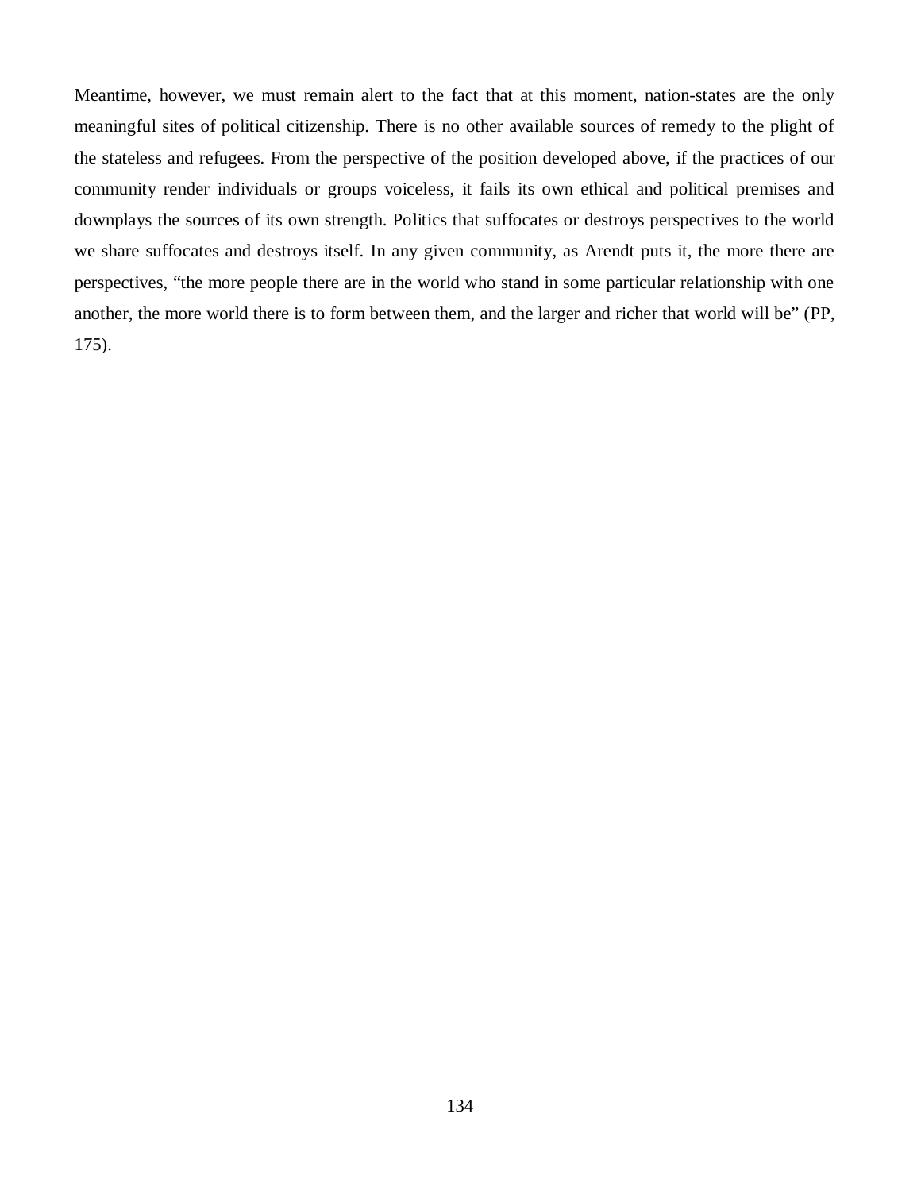Meantime, however, we must remain alert to the fact that at this moment, nation-states are the only meaningful sites of political citizenship. There is no other available sources of remedy to the plight of the stateless and refugees. From the perspective of the position developed above, if the practices of our community render individuals or groups voiceless, it fails its own ethical and political premises and downplays the sources of its own strength. Politics that suffocates or destroys perspectives to the world we share suffocates and destroys itself. In any given community, as Arendt puts it, the more there are perspectives, "the more people there are in the world who stand in some particular relationship with one another, the more world there is to form between them, and the larger and richer that world will be" (PP, 175).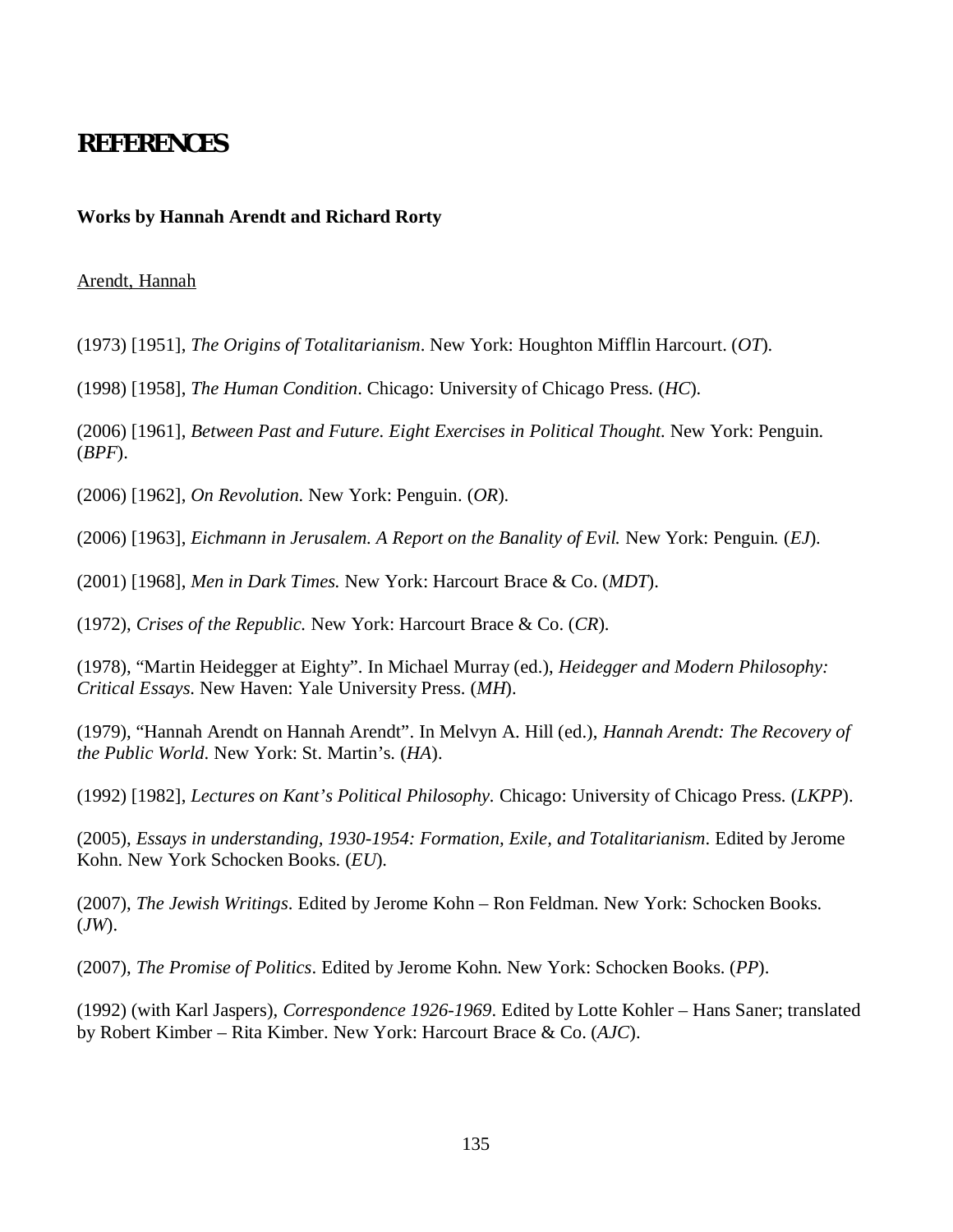# REFERENCES

**Works by Hannah Arendt and Richard Rorty**

Arendt, Hannah

(1973) [1951], *The Origins of Totalitarianism*. New York: Houghton Mifflin Harcourt. (*OT*).

(1998) [1958], *The Human Condition*. Chicago: University of Chicago Press. (*HC*).

(2006) [1961], *Between Past and Future. Eight Exercises in Political Thought.* New York: Penguin. (*BPF*).

(2006) [1962], *On Revolution.* New York: Penguin. (*OR*).

(2006) [1963], *Eichmann in Jerusalem. A Report on the Banality of Evil.* New York: Penguin. (*EJ*).

(2001) [1968], *Men in Dark Times.* New York: Harcourt Brace & Co. (*MDT*).

(1972), *Crises of the Republic.* New York: Harcourt Brace & Co. (*CR*).

(1978), "Martin Heidegger at Eighty". In Michael Murray (ed.), *Heidegger and Modern Philosophy: Critical Essays*. New Haven: Yale University Press. (*MH*).

(1979), "Hannah Arendt on Hannah Arendt". In Melvyn A. Hill (ed.), *Hannah Arendt: The Recovery of the Public World*. New York: St. Martin's. (*HA*).

(1992) [1982], *Lectures on Kant's Political Philosophy*. Chicago: University of Chicago Press. (*LKPP*).

(2005), *Essays in understanding, 1930-1954: Formation, Exile, and Totalitarianism*. Edited by Jerome Kohn. New York Schocken Books. (*EU*).

(2007), *The Jewish Writings*. Edited by Jerome Kohn – Ron Feldman. New York: Schocken Books. (*JW*).

(2007), *The Promise of Politics*. Edited by Jerome Kohn. New York: Schocken Books. (*PP*).

(1992) (with Karl Jaspers), *Correspondence 1926-1969*. Edited by Lotte Kohler – Hans Saner; translated by Robert Kimber – Rita Kimber. New York: Harcourt Brace & Co. (*AJC*).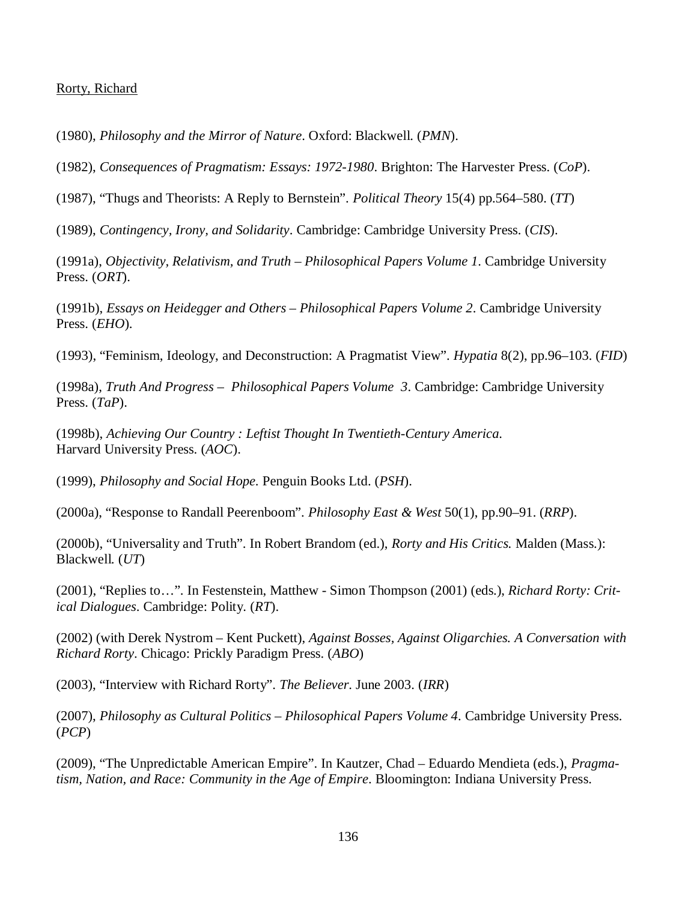Rorty, Richard

(1980), *Philosophy and the Mirror of Nature*. Oxford: Blackwell. (*PMN*).

(1982), *Consequences of Pragmatism: Essays: 1972-1980*. Brighton: The Harvester Press. (*CoP*).

(1987), "Thugs and Theorists: A Reply to Bernstein". *Political Theory* 15(4) pp.564–580. (*TT*)

(1989), *Contingency, Irony, and Solidarity*. Cambridge: Cambridge University Press. (*CIS*).

(1991a), *Objectivity, Relativism, and Truth – Philosophical Papers Volume 1*. Cambridge University Press. (*ORT*).

(1991b), *Essays on Heidegger and Others – Philosophical Papers Volume 2*. Cambridge University Press. (*EHO*).

(1993), "Feminism, Ideology, and Deconstruction: A Pragmatist View". *Hypatia* 8(2), pp.96–103. (*FID*)

(1998a), *Truth And Progress – Philosophical Papers Volume 3*. Cambridge: Cambridge University Press. (*TaP*).

(1998b), *Achieving Our Country : Leftist Thought In Twentieth-Century America.* Harvard University Press. (*AOC*).

(1999), *Philosophy and Social Hope*. Penguin Books Ltd. (*PSH*).

(2000a), "Response to Randall Peerenboom". *Philosophy East & West* 50(1), pp.90–91. (*RRP*).

(2000b), "Universality and Truth". In Robert Brandom (ed.), *Rorty and His Critics.* Malden (Mass.): Blackwell. (*UT*)

(2001), "Replies to…". In Festenstein, Matthew - Simon Thompson (2001) (eds.), *Richard Rorty: Critical Dialogues*. Cambridge: Polity. (*RT*).

(2002) (with Derek Nystrom – Kent Puckett), *Against Bosses, Against Oligarchies. A Conversation with Richard Rorty*. Chicago: Prickly Paradigm Press. (*ABO*)

(2003), "Interview with Richard Rorty". *The Believer*. June 2003. (*IRR*)

(2007), *Philosophy as Cultural Politics – Philosophical Papers Volume 4*. Cambridge University Press. (*PCP*)

(2009), "The Unpredictable American Empire". In Kautzer, Chad – Eduardo Mendieta (eds.), *Pragmatism, Nation, and Race: Community in the Age of Empire*. Bloomington: Indiana University Press.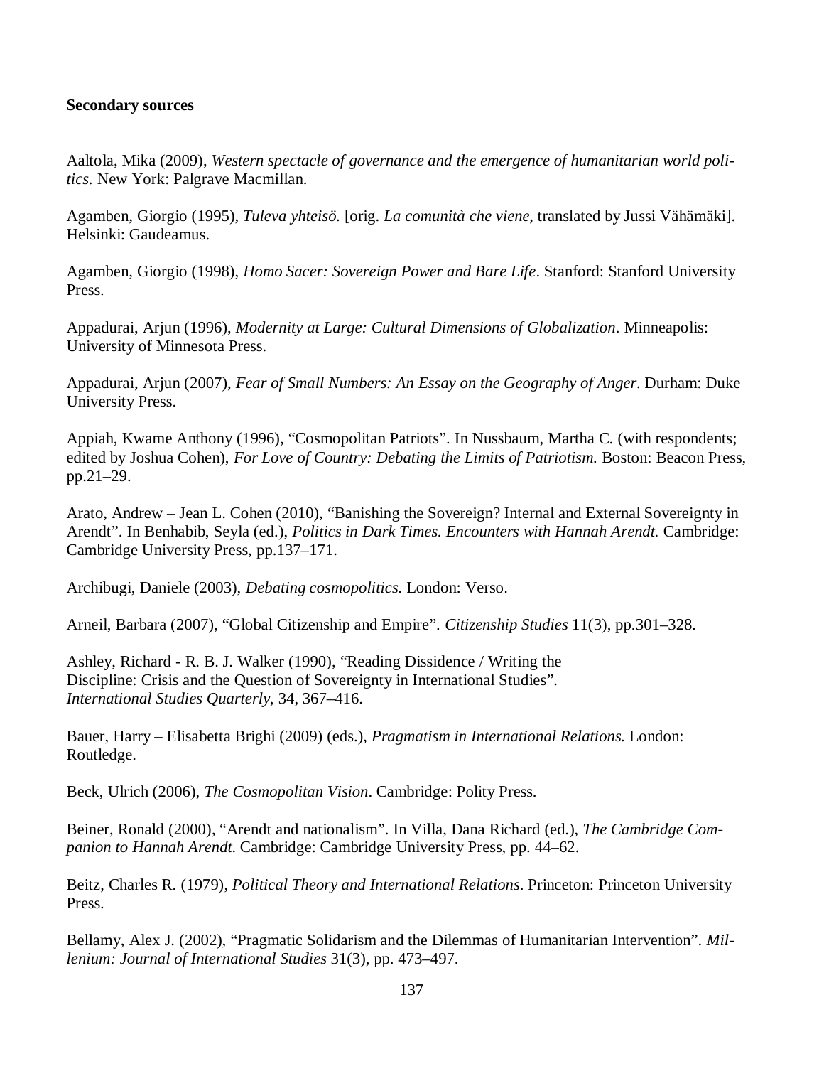**Secondary sources**

Aaltola, Mika (2009), *Western spectacle of governance and the emergence of humanitarian world politics*. New York: Palgrave Macmillan.

Agamben, Giorgio (1995), *Tuleva yhteisö.* [orig. *La comunità che viene*, translated by Jussi Vähämäki]. Helsinki: Gaudeamus.

Agamben, Giorgio (1998), *Homo Sacer: Sovereign Power and Bare Life*. Stanford: Stanford University Press.

Appadurai, Arjun (1996), *Modernity at Large: Cultural Dimensions of Globalization*. Minneapolis: University of Minnesota Press.

Appadurai, Arjun (2007), *Fear of Small Numbers: An Essay on the Geography of Anger*. Durham: Duke University Press.

Appiah, Kwame Anthony (1996), "Cosmopolitan Patriots". In Nussbaum, Martha C. (with respondents; edited by Joshua Cohen), *For Love of Country: Debating the Limits of Patriotism.* Boston: Beacon Press, pp.21–29.

Arato, Andrew – Jean L. Cohen (2010), "Banishing the Sovereign? Internal and External Sovereignty in Arendt". In Benhabib, Seyla (ed.), *Politics in Dark Times. Encounters with Hannah Arendt.* Cambridge: Cambridge University Press, pp.137–171.

Archibugi, Daniele (2003), *Debating cosmopolitics.* London: Verso.

Arneil, Barbara (2007), "Global Citizenship and Empire". *Citizenship Studies* 11(3), pp.301–328.

Ashley, Richard - R. B. J. Walker (1990), "Reading Dissidence / Writing the Discipline: Crisis and the Question of Sovereignty in International Studies". *International Studies Quarterly*, 34, 367–416.

Bauer, Harry – Elisabetta Brighi (2009) (eds.), *Pragmatism in International Relations.* London: Routledge.

Beck, Ulrich (2006), *The Cosmopolitan Vision*. Cambridge: Polity Press.

Beiner, Ronald (2000), "Arendt and nationalism". In Villa, Dana Richard (ed.), *The Cambridge Companion to Hannah Arendt.* Cambridge: Cambridge University Press, pp. 44–62.

Beitz, Charles R. (1979), *Political Theory and International Relations*. Princeton: Princeton University Press.

Bellamy, Alex J. (2002), "Pragmatic Solidarism and the Dilemmas of Humanitarian Intervention". *Millenium: Journal of International Studies* 31(3), pp. 473–497.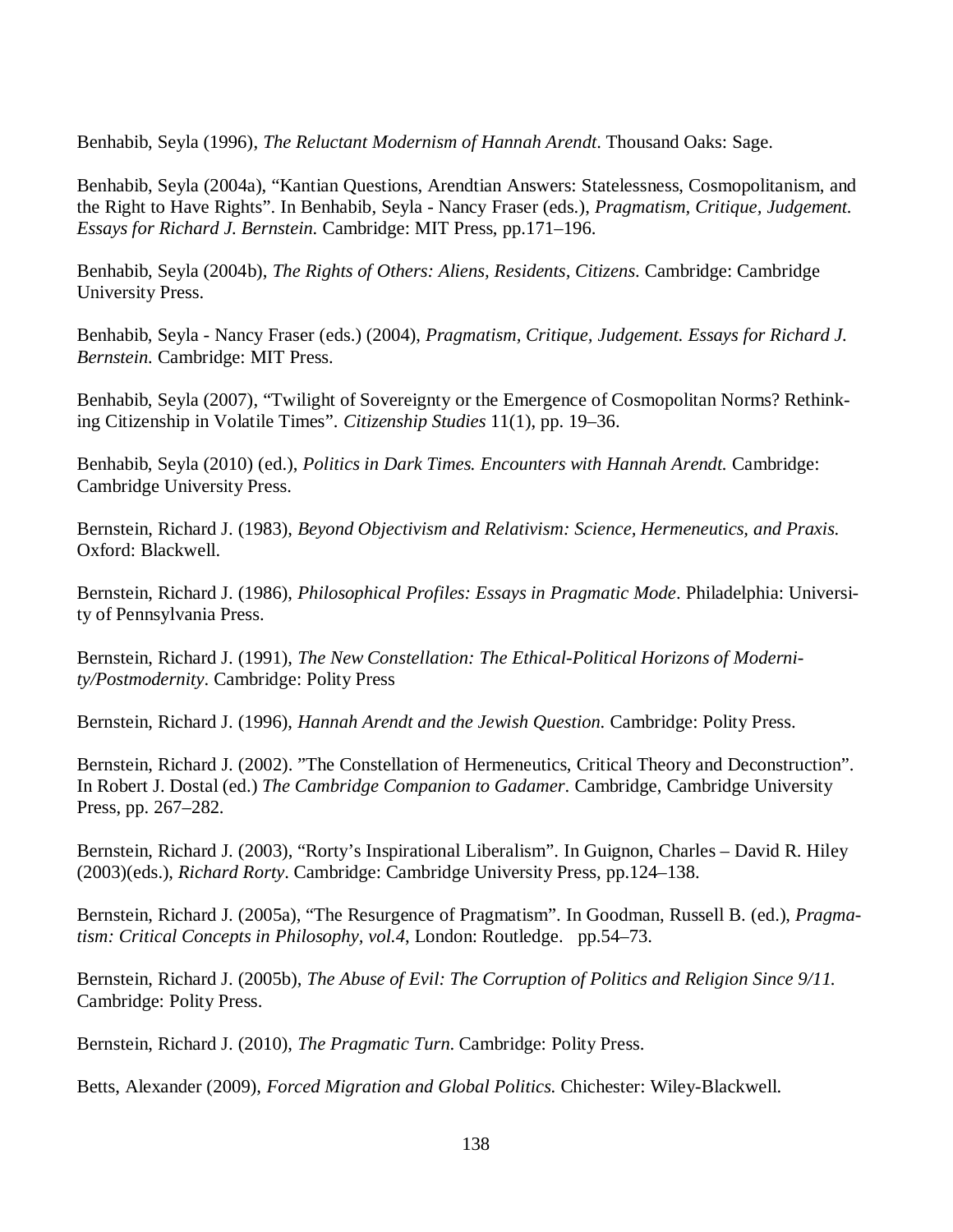Benhabib, Seyla (1996), *The Reluctant Modernism of Hannah Arendt*. Thousand Oaks: Sage.

Benhabib, Seyla (2004a), "Kantian Questions, Arendtian Answers: Statelessness, Cosmopolitanism, and the Right to Have Rights". In Benhabib, Seyla - Nancy Fraser (eds.), *Pragmatism, Critique, Judgement. Essays for Richard J. Bernstein.* Cambridge: MIT Press, pp.171–196.

Benhabib, Seyla (2004b), *The Rights of Others: Aliens, Residents, Citizens*. Cambridge: Cambridge University Press.

Benhabib, Seyla - Nancy Fraser (eds.) (2004), *Pragmatism, Critique, Judgement. Essays for Richard J. Bernstein.* Cambridge: MIT Press.

Benhabib, Seyla (2007), "Twilight of Sovereignty or the Emergence of Cosmopolitan Norms? Rethinking Citizenship in Volatile Times". *Citizenship Studies* 11(1), pp. 19–36.

Benhabib, Seyla (2010) (ed.), *Politics in Dark Times. Encounters with Hannah Arendt.* Cambridge: Cambridge University Press.

Bernstein, Richard J. (1983), *Beyond Objectivism and Relativism: Science, Hermeneutics, and Praxis.* Oxford: Blackwell.

Bernstein, Richard J. (1986), *Philosophical Profiles: Essays in Pragmatic Mode*. Philadelphia: University of Pennsylvania Press.

Bernstein, Richard J. (1991), *The New Constellation: The Ethical-Political Horizons of Modernity/Postmodernity*. Cambridge: Polity Press

Bernstein, Richard J. (1996), *Hannah Arendt and the Jewish Question.* Cambridge: Polity Press.

Bernstein, Richard J. (2002). "The Constellation of Hermeneutics, Critical Theory and Deconstruction". In Robert J. Dostal (ed.) *The Cambridge Companion to Gadamer.* Cambridge, Cambridge University Press, pp. 267–282.

Bernstein, Richard J. (2003), "Rorty's Inspirational Liberalism". In Guignon, Charles – David R. Hiley (2003)(eds.), *Richard Rorty*. Cambridge: Cambridge University Press, pp.124–138.

Bernstein, Richard J. (2005a), "The Resurgence of Pragmatism". In Goodman, Russell B. (ed.), *Pragmatism: Critical Concepts in Philosophy, vol.4*, London: Routledge. pp.54–73.

Bernstein, Richard J. (2005b), *The Abuse of Evil: The Corruption of Politics and Religion Since 9/11.* Cambridge: Polity Press.

Bernstein, Richard J. (2010), *The Pragmatic Turn*. Cambridge: Polity Press.

Betts, Alexander (2009), *Forced Migration and Global Politics.* Chichester: Wiley-Blackwell.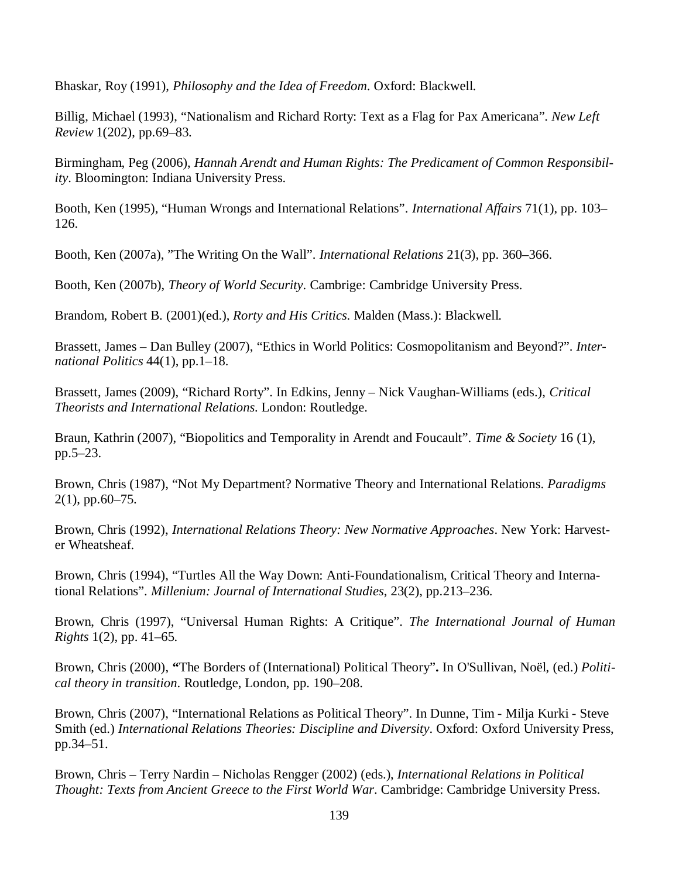Bhaskar, Roy (1991), *Philosophy and the Idea of Freedom*. Oxford: Blackwell.

Billig, Michael (1993), "Nationalism and Richard Rorty: Text as a Flag for Pax Americana". *New Left Review* 1(202), pp.69–83.

Birmingham, Peg (2006), *Hannah Arendt and Human Rights: The Predicament of Common Responsibility*. Bloomington: Indiana University Press.

Booth, Ken (1995), "Human Wrongs and International Relations". *International Affairs* 71(1), pp. 103–126.

Booth, Ken (2007a), "The Writing On the Wall". *International Relations* 21(3), pp. 360–366.

Booth, Ken (2007b), *Theory of World Security*. Cambrige: Cambridge University Press.

Brandom, Robert B. (2001)(ed.), *Rorty and His Critics*. Malden (Mass.): Blackwell.

Brassett, James – Dan Bulley (2007), "Ethics in World Politics: Cosmopolitanism and Beyond?". *International Politics* 44(1), pp.1–18.

Brassett, James (2009), "Richard Rorty". In Edkins, Jenny – Nick Vaughan-Williams (eds.), *Critical Theorists and International Relations*. London: Routledge.

Braun, Kathrin (2007), "Biopolitics and Temporality in Arendt and Foucault". *Time & Society* 16 (1), pp.5–23.

Brown, Chris (1987), "Not My Department? Normative Theory and International Relations. *Paradigms* 2(1), pp.60–75.

Brown, Chris (1992), *International Relations Theory: New Normative Approaches*. New York: Harvester Wheatsheaf.

Brown, Chris (1994), "Turtles All the Way Down: Anti-Foundationalism, Critical Theory and International Relations". *Millenium: Journal of International Studies*, 23(2), pp.213–236.

Brown, Chris (1997), "Universal Human Rights: A Critique". *The International Journal of Human Rights* 1(2), pp. 41–65.

Brown, Chris (2000), **"**The Borders of (International) Political Theory"**.** In O'Sullivan, Noël, (ed.) *Political theory in transition*. Routledge, London, pp. 190–208.

Brown, Chris (2007), "International Relations as Political Theory". In Dunne, Tim - Milja Kurki - Steve Smith (ed.) *International Relations Theories: Discipline and Diversity*. Oxford: Oxford University Press, pp.34–51.

Brown, Chris – Terry Nardin – Nicholas Rengger (2002) (eds.), *International Relations in Political Thought: Texts from Ancient Greece to the First World War*. Cambridge: Cambridge University Press.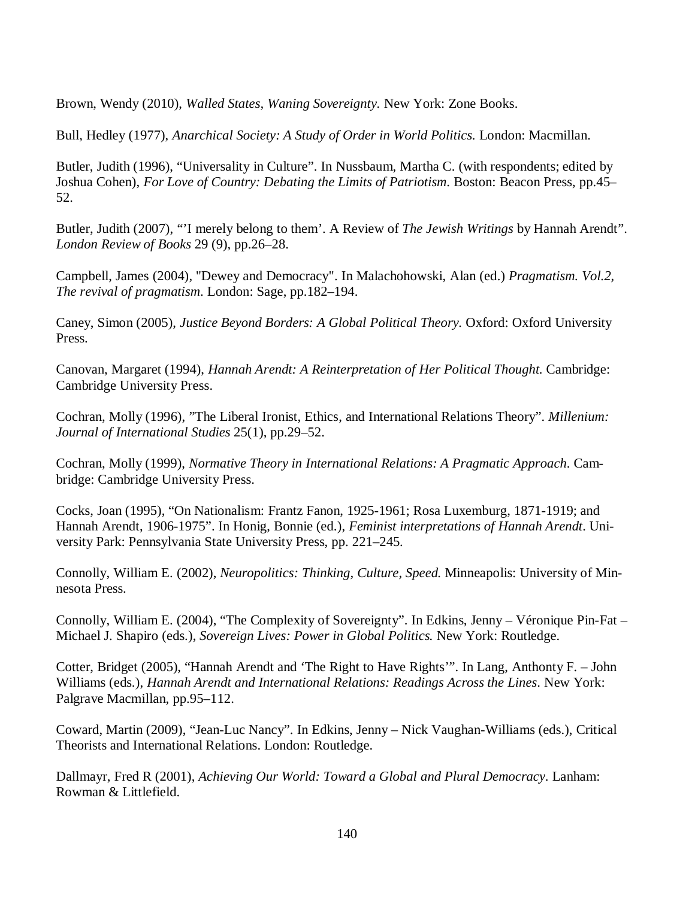Brown, Wendy (2010), *Walled States, Waning Sovereignty.* New York: Zone Books.

Bull, Hedley (1977), *Anarchical Society: A Study of Order in World Politics.* London: Macmillan.

Butler, Judith (1996), "Universality in Culture". In Nussbaum, Martha C. (with respondents; edited by Joshua Cohen), *For Love of Country: Debating the Limits of Patriotism.* Boston: Beacon Press, pp.45–52.

Butler, Judith (2007), "'I merely belong to them'. A Review of *The Jewish Writings* by Hannah Arendt". *London Review of Books* 29 (9), pp.26–28.

Campbell, James (2004), "Dewey and Democracy". In Malachohowski, Alan (ed.) *Pragmatism. Vol.2, The revival of pragmatism.* London: Sage, pp.182–194.

Caney, Simon (2005), *Justice Beyond Borders: A Global Political Theory.* Oxford: Oxford University Press.

Canovan, Margaret (1994), *Hannah Arendt: A Reinterpretation of Her Political Thought.* Cambridge: Cambridge University Press.

Cochran, Molly (1996), "The Liberal Ironist, Ethics, and International Relations Theory". *Millenium: Journal of International Studies* 25(1), pp.29–52.

Cochran, Molly (1999), *Normative Theory in International Relations: A Pragmatic Approach.* Cambridge: Cambridge University Press.

Cocks, Joan (1995), "On Nationalism: Frantz Fanon, 1925-1961; Rosa Luxemburg, 1871-1919; and Hannah Arendt, 1906-1975". In Honig, Bonnie (ed.), *Feminist interpretations of Hannah Arendt.* University Park: Pennsylvania State University Press, pp. 221–245.

Connolly, William E. (2002), *Neuropolitics: Thinking, Culture, Speed.* Minneapolis: University of Minnesota Press.

Connolly, William E. (2004), "The Complexity of Sovereignty". In Edkins, Jenny – Véronique Pin-Fat – Michael J. Shapiro (eds.), *Sovereign Lives: Power in Global Politics.* New York: Routledge.

Cotter, Bridget (2005), "Hannah Arendt and 'The Right to Have Rights'". In Lang, Anthony F. – John Williams (eds.), *Hannah Arendt and International Relations: Readings Across the Lines.* New York: Palgrave Macmillan, pp.95–112.

Coward, Martin (2009), "Jean-Luc Nancy". In Edkins, Jenny – Nick Vaughan-Williams (eds.), Critical Theorists and International Relations. London: Routledge.

Dallmayr, Fred R (2001), *Achieving Our World: Toward a Global and Plural Democracy.* Lanham: Rowman & Littlefield.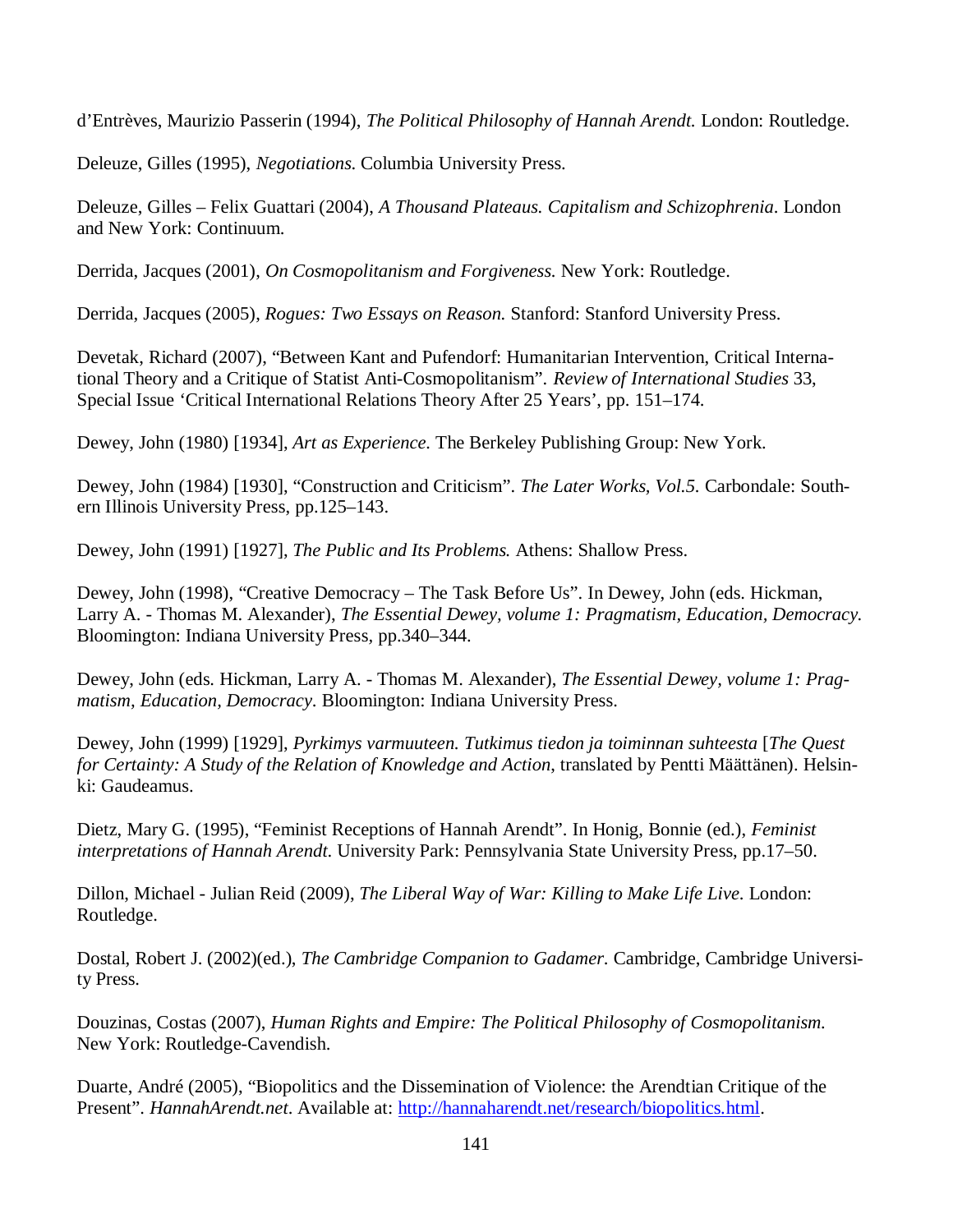d'Entrèves, Maurizio Passerin (1994), *The Political Philosophy of Hannah Arendt.* London: Routledge.

Deleuze, Gilles (1995), *Negotiations.* Columbia University Press.

Deleuze, Gilles – Felix Guattari (2004), *A Thousand Plateaus. Capitalism and Schizophrenia*. London and New York: Continuum.

Derrida, Jacques (2001), *On Cosmopolitanism and Forgiveness.* New York: Routledge.

Derrida, Jacques (2005), *Rogues: Two Essays on Reason.* Stanford: Stanford University Press.

Devetak, Richard (2007), "Between Kant and Pufendorf: Humanitarian Intervention, Critical International Theory and a Critique of Statist Anti-Cosmopolitanism". *Review of International Studies* 33, Special Issue 'Critical International Relations Theory After 25 Years', pp. 151–174.

Dewey, John (1980) [1934], *Art as Experience.* The Berkeley Publishing Group: New York.

Dewey, John (1984) [1930], "Construction and Criticism". *The Later Works, Vol.5.* Carbondale: Southern Illinois University Press, pp.125–143.

Dewey, John (1991) [1927], *The Public and Its Problems.* Athens: Shallow Press.

Dewey, John (1998), "Creative Democracy – The Task Before Us". In Dewey, John (eds. Hickman, Larry A. - Thomas M. Alexander), *The Essential Dewey, volume 1: Pragmatism, Education, Democracy.* Bloomington: Indiana University Press, pp.340–344.

Dewey, John (eds. Hickman, Larry A. - Thomas M. Alexander), *The Essential Dewey, volume 1: Pragmatism, Education, Democracy*. Bloomington: Indiana University Press.

Dewey, John (1999) [1929], *Pyrkimys varmuuteen. Tutkimus tiedon ja toiminnan suhteesta* [*The Quest for Certainty: A Study of the Relation of Knowledge and Action*, translated by Pentti Määttänen). Helsinki: Gaudeamus.

Dietz, Mary G. (1995), "Feminist Receptions of Hannah Arendt". In Honig, Bonnie (ed.), *Feminist interpretations of Hannah Arendt.* University Park: Pennsylvania State University Press, pp.17–50.

Dillon, Michael - Julian Reid (2009), *The Liberal Way of War: Killing to Make Life Live.* London: Routledge.

Dostal, Robert J. (2002)(ed.), *The Cambridge Companion to Gadamer.* Cambridge, Cambridge University Press.

Douzinas, Costas (2007), *Human Rights and Empire: The Political Philosophy of Cosmopolitanism.* New York: Routledge-Cavendish.

Duarte, André (2005), "Biopolitics and the Dissemination of Violence: the Arendtian Critique of the Present". *HannahArendt.net.* Available at: http://hannaharendt.net/research/biopolitics.html.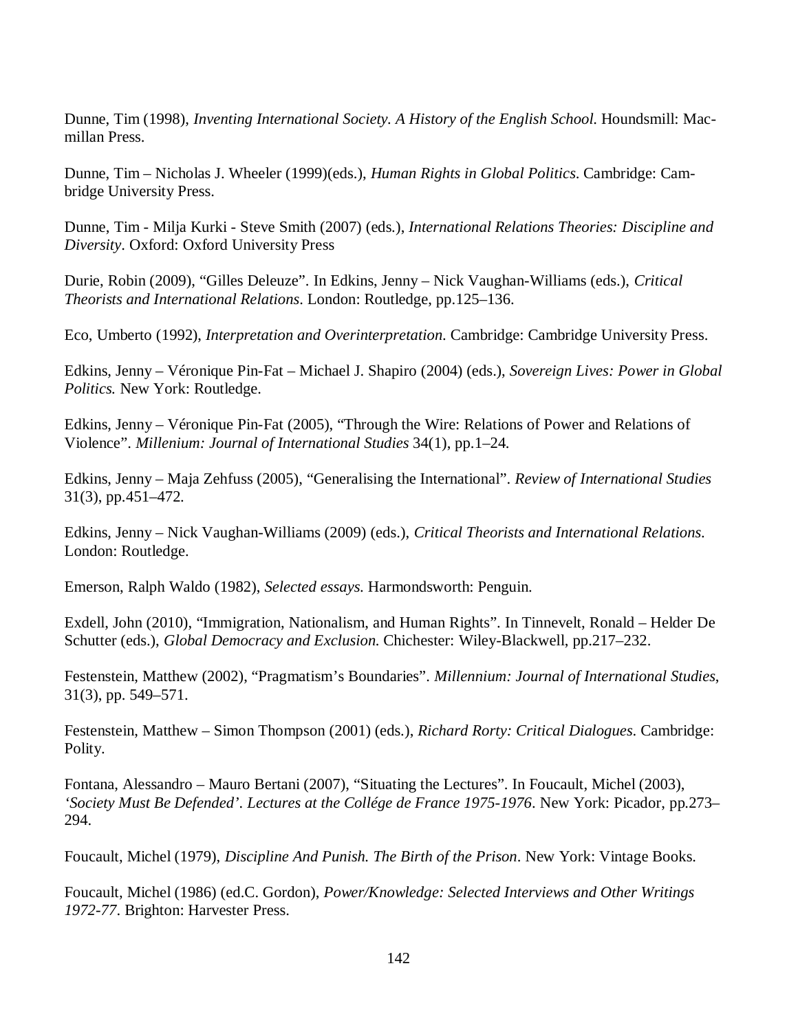Dunne, Tim (1998), *Inventing International Society. A History of the English School.* Houndsmill: Macmillan Press.

Dunne, Tim – Nicholas J. Wheeler (1999)(eds.), *Human Rights in Global Politics*. Cambridge: Cambridge University Press.

Dunne, Tim - Milja Kurki - Steve Smith (2007) (eds.), *International Relations Theories: Discipline and Diversity*. Oxford: Oxford University Press

Durie, Robin (2009), "Gilles Deleuze". In Edkins, Jenny – Nick Vaughan-Williams (eds.), *Critical Theorists and International Relations*. London: Routledge, pp.125–136.

Eco, Umberto (1992), *Interpretation and Overinterpretation.* Cambridge: Cambridge University Press.

Edkins, Jenny – Véronique Pin-Fat – Michael J. Shapiro (2004) (eds.), *Sovereign Lives: Power in Global Politics.* New York: Routledge.

Edkins, Jenny – Véronique Pin-Fat (2005), "Through the Wire: Relations of Power and Relations of Violence". *Millenium: Journal of International Studies* 34(1), pp.1–24.

Edkins, Jenny – Maja Zehfuss (2005), "Generalising the International". *Review of International Studies* 31(3), pp.451–472.

Edkins, Jenny – Nick Vaughan-Williams (2009) (eds.), *Critical Theorists and International Relations.* London: Routledge.

Emerson, Ralph Waldo (1982), *Selected essays.* Harmondsworth: Penguin.

Exdell, John (2010), "Immigration, Nationalism, and Human Rights". In Tinnevelt, Ronald – Helder De Schutter (eds.), *Global Democracy and Exclusion.* Chichester: Wiley-Blackwell, pp.217–232.

Festenstein, Matthew (2002), "Pragmatism's Boundaries". *Millennium: Journal of International Studies*, 31(3), pp. 549–571.

Festenstein, Matthew – Simon Thompson (2001) (eds.), *Richard Rorty: Critical Dialogues.* Cambridge: Polity.

Fontana, Alessandro – Mauro Bertani (2007), "Situating the Lectures". In Foucault, Michel (2003), *'Society Must Be Defended'. Lectures at the Collége de France 1975-1976*. New York: Picador, pp.273–294.

Foucault, Michel (1979), *Discipline And Punish. The Birth of the Prison*. New York: Vintage Books.

Foucault, Michel (1986) (ed.C. Gordon), *Power/Knowledge: Selected Interviews and Other Writings 1972-77*. Brighton: Harvester Press.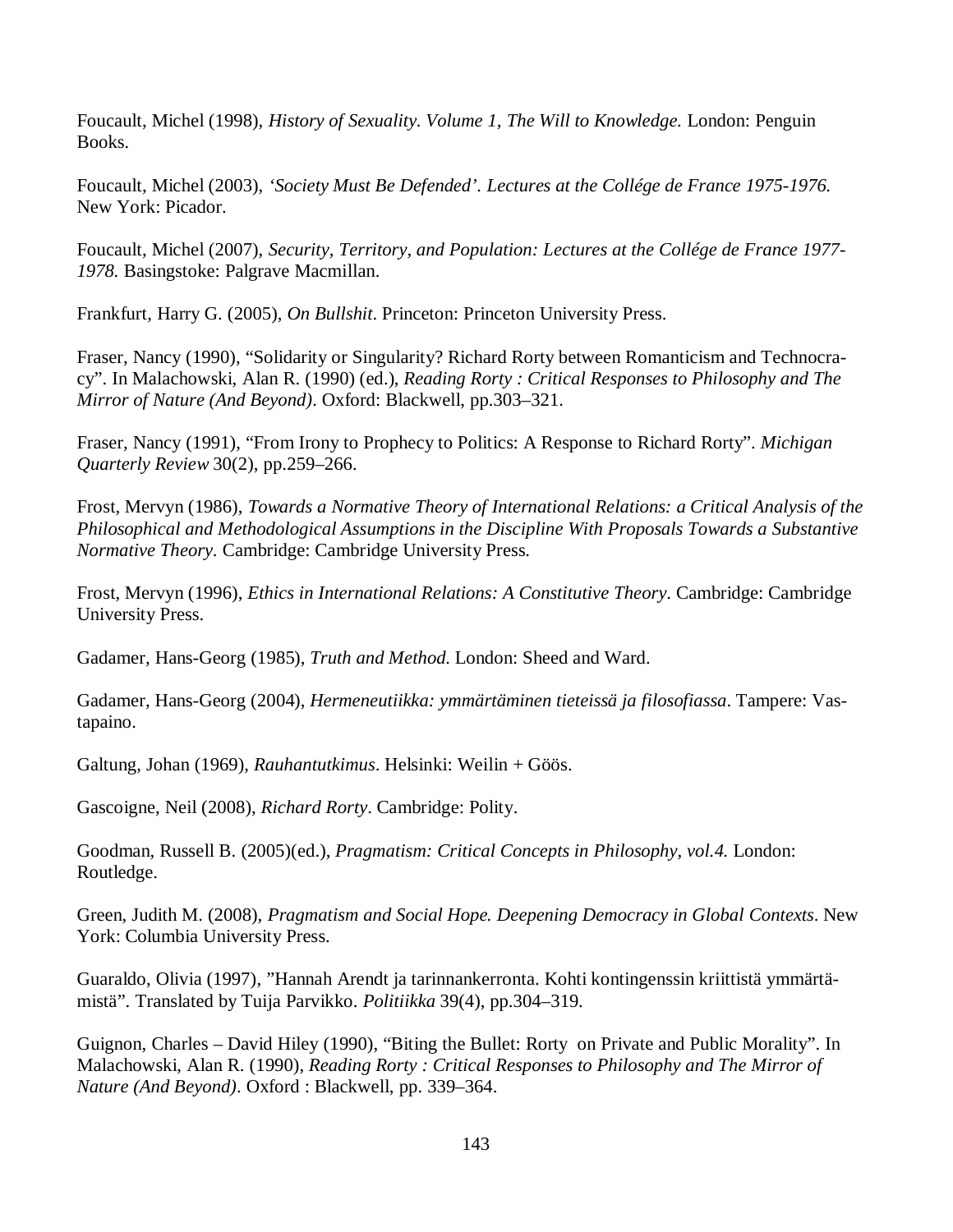Foucault, Michel (1998), *History of Sexuality. Volume 1, The Will to Knowledge.* London: Penguin Books.

Foucault, Michel (2003), *'Society Must Be Defended'. Lectures at the Collége de France 1975-1976.* New York: Picador.

Foucault, Michel (2007), *Security, Territory, and Population: Lectures at the Collége de France 1977-1978.* Basingstoke: Palgrave Macmillan.

Frankfurt, Harry G. (2005), *On Bullshit*. Princeton: Princeton University Press.

Fraser, Nancy (1990), "Solidarity or Singularity? Richard Rorty between Romanticism and Technocracy". In Malachowski, Alan R. (1990) (ed.), *Reading Rorty : Critical Responses to Philosophy and The Mirror of Nature (And Beyond)*. Oxford: Blackwell, pp.303–321.

Fraser, Nancy (1991), "From Irony to Prophecy to Politics: A Response to Richard Rorty". *Michigan Quarterly Review* 30(2), pp.259–266.

Frost, Mervyn (1986), *Towards a Normative Theory of International Relations: a Critical Analysis of the Philosophical and Methodological Assumptions in the Discipline With Proposals Towards a Substantive Normative Theory.* Cambridge: Cambridge University Press.

Frost, Mervyn (1996), *Ethics in International Relations: A Constitutive Theory*. Cambridge: Cambridge University Press.

Gadamer, Hans-Georg (1985), *Truth and Method*. London: Sheed and Ward.

Gadamer, Hans-Georg (2004), *Hermeneutiikka: ymmärtäminen tieteissä ja filosofiassa*. Tampere: Vastapaino.

Galtung, Johan (1969), *Rauhantutkimus*. Helsinki: Weilin + Göös.

Gascoigne, Neil (2008), *Richard Rorty*. Cambridge: Polity.

Goodman, Russell B. (2005)(ed.), *Pragmatism: Critical Concepts in Philosophy, vol.4.* London: Routledge.

Green, Judith M. (2008), *Pragmatism and Social Hope. Deepening Democracy in Global Contexts*. New York: Columbia University Press.

Guaraldo, Olivia (1997), "Hannah Arendt ja tarinnankerronta. Kohti kontingenssin kriittistä ymmärtämistä". Translated by Tuija Parvikko. *Politiikka* 39(4), pp.304–319.

Guignon, Charles – David Hiley (1990), "Biting the Bullet: Rorty on Private and Public Morality". In Malachowski, Alan R. (1990), *Reading Rorty : Critical Responses to Philosophy and The Mirror of Nature (And Beyond)*. Oxford : Blackwell, pp. 339–364.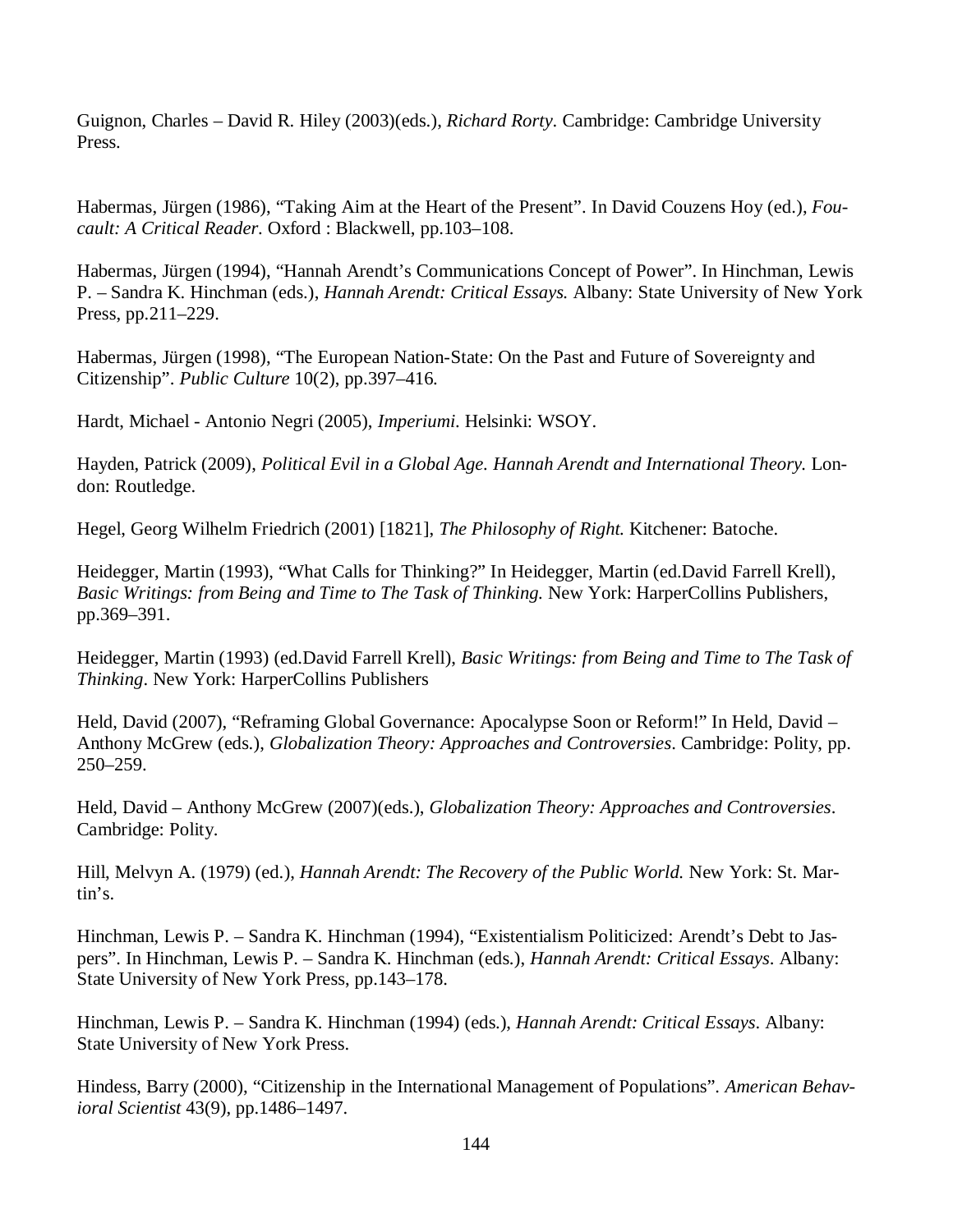Guignon, Charles – David R. Hiley (2003)(eds.), *Richard Rorty*. Cambridge: Cambridge University Press.

Habermas, Jürgen (1986), "Taking Aim at the Heart of the Present". In David Couzens Hoy (ed.), *Foucault: A Critical Reader.* Oxford : Blackwell, pp.103–108.

Habermas, Jürgen (1994), "Hannah Arendt's Communications Concept of Power". In Hinchman, Lewis P. – Sandra K. Hinchman (eds.), *Hannah Arendt: Critical Essays.* Albany: State University of New York Press, pp.211–229.

Habermas, Jürgen (1998), "The European Nation-State: On the Past and Future of Sovereignty and Citizenship". *Public Culture* 10(2), pp.397–416.

Hardt, Michael - Antonio Negri (2005), *Imperiumi*. Helsinki: WSOY.

Hayden, Patrick (2009), *Political Evil in a Global Age. Hannah Arendt and International Theory.* London: Routledge.

Hegel, Georg Wilhelm Friedrich (2001) [1821], *The Philosophy of Right.* Kitchener: Batoche.

Heidegger, Martin (1993), "What Calls for Thinking?" In Heidegger, Martin (ed.David Farrell Krell), *Basic Writings: from Being and Time to The Task of Thinking.* New York: HarperCollins Publishers, pp.369–391.

Heidegger, Martin (1993) (ed.David Farrell Krell), *Basic Writings: from Being and Time to The Task of Thinking*. New York: HarperCollins Publishers

Held, David (2007), "Reframing Global Governance: Apocalypse Soon or Reform!" In Held, David – Anthony McGrew (eds.), *Globalization Theory: Approaches and Controversies*. Cambridge: Polity, pp. 250–259.

Held, David – Anthony McGrew (2007)(eds.), *Globalization Theory: Approaches and Controversies*. Cambridge: Polity.

Hill, Melvyn A. (1979) (ed.), *Hannah Arendt: The Recovery of the Public World.* New York: St. Martin's.

Hinchman, Lewis P. – Sandra K. Hinchman (1994), "Existentialism Politicized: Arendt's Debt to Jaspers". In Hinchman, Lewis P. – Sandra K. Hinchman (eds.), *Hannah Arendt: Critical Essays.* Albany: State University of New York Press, pp.143–178.

Hinchman, Lewis P. – Sandra K. Hinchman (1994) (eds.), *Hannah Arendt: Critical Essays*. Albany: State University of New York Press.

Hindess, Barry (2000), "Citizenship in the International Management of Populations". *American Behavioral Scientist* 43(9), pp.1486–1497.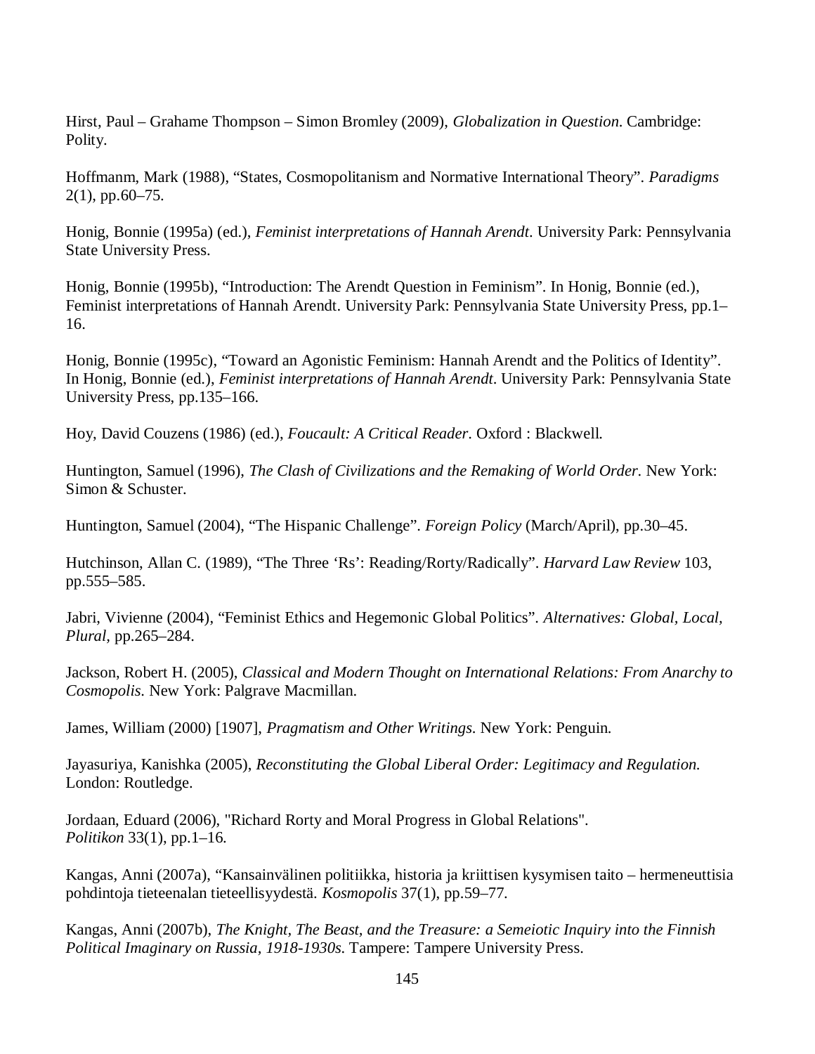Hirst, Paul – Grahame Thompson – Simon Bromley (2009), *Globalization in Question*. Cambridge: Polity.

Hoffmanm, Mark (1988), "States, Cosmopolitanism and Normative International Theory". *Paradigms* 2(1), pp.60–75.

Honig, Bonnie (1995a) (ed.), *Feminist interpretations of Hannah Arendt*. University Park: Pennsylvania State University Press.

Honig, Bonnie (1995b), "Introduction: The Arendt Question in Feminism". In Honig, Bonnie (ed.), Feminist interpretations of Hannah Arendt. University Park: Pennsylvania State University Press, pp.1–16.

Honig, Bonnie (1995c), "Toward an Agonistic Feminism: Hannah Arendt and the Politics of Identity". In Honig, Bonnie (ed.), *Feminist interpretations of Hannah Arendt*. University Park: Pennsylvania State University Press, pp.135–166.

Hoy, David Couzens (1986) (ed.), *Foucault: A Critical Reader*. Oxford : Blackwell.

Huntington, Samuel (1996), *The Clash of Civilizations and the Remaking of World Order*. New York: Simon & Schuster.

Huntington, Samuel (2004), "The Hispanic Challenge". *Foreign Policy* (March/April), pp.30–45.

Hutchinson, Allan C. (1989), "The Three 'Rs': Reading/Rorty/Radically". *Harvard Law Review* 103, pp.555–585.

Jabri, Vivienne (2004), "Feminist Ethics and Hegemonic Global Politics". *Alternatives: Global, Local, Plural*, pp.265–284.

Jackson, Robert H. (2005), *Classical and Modern Thought on International Relations: From Anarchy to Cosmopolis*. New York: Palgrave Macmillan.

James, William (2000) [1907], *Pragmatism and Other Writings*. New York: Penguin.

Jayasuriya, Kanishka (2005), *Reconstituting the Global Liberal Order: Legitimacy and Regulation*. London: Routledge.

Jordaan, Eduard (2006), "Richard Rorty and Moral Progress in Global Relations". *Politikon* 33(1), pp.1–16.

Kangas, Anni (2007a), "Kansainvälinen politiikka, historia ja kriittisen kysymisen taito – hermeneuttisia pohdintoja tieteenalan tieteellisyydestä. *Kosmopolis* 37(1), pp.59–77.

Kangas, Anni (2007b), *The Knight, The Beast, and the Treasure: a Semeiotic Inquiry into the Finnish Political Imaginary on Russia, 1918-1930s*. Tampere: Tampere University Press.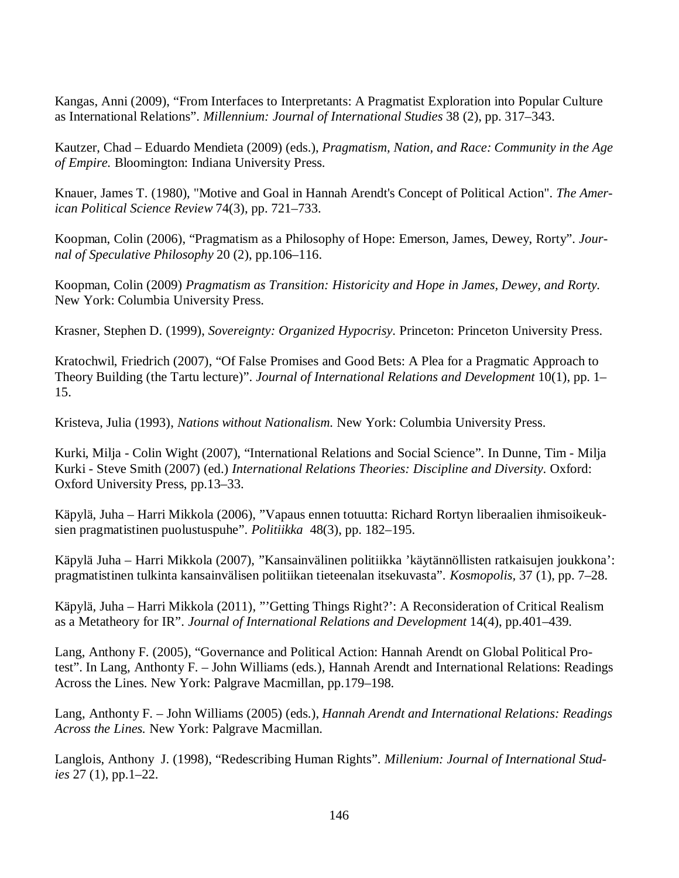Kangas, Anni (2009), “From Interfaces to Interpretants: A Pragmatist Exploration into Popular Culture as International Relations”. *Millennium: Journal of International Studies* 38 (2), pp. 317–343.

Kautzer, Chad – Eduardo Mendieta (2009) (eds.), *Pragmatism, Nation, and Race: Community in the Age of Empire.* Bloomington: Indiana University Press.

Knauer, James T. (1980), "Motive and Goal in Hannah Arendt's Concept of Political Action". *The American Political Science Review* 74(3), pp. 721–733.

Koopman, Colin (2006), “Pragmatism as a Philosophy of Hope: Emerson, James, Dewey, Rorty”. *Journal of Speculative Philosophy* 20 (2), pp.106–116.

Koopman, Colin (2009) *Pragmatism as Transition: Historicity and Hope in James, Dewey, and Rorty.* New York: Columbia University Press.

Krasner, Stephen D. (1999), *Sovereignty: Organized Hypocrisy.* Princeton: Princeton University Press.

Kratochwil, Friedrich (2007), “Of False Promises and Good Bets: A Plea for a Pragmatic Approach to Theory Building (the Tartu lecture)”. *Journal of International Relations and Development* 10(1), pp. 1–15.

Kristeva, Julia (1993), *Nations without Nationalism.* New York: Columbia University Press.

Kurki, Milja - Colin Wight (2007), “International Relations and Social Science”. In Dunne, Tim - Milja Kurki - Steve Smith (2007) (ed.) *International Relations Theories: Discipline and Diversity.* Oxford: Oxford University Press, pp.13–33.

Käpylä, Juha – Harri Mikkola (2006), ”Vapaus ennen totuutta: Richard Rortyn liberaalien ihmisoikeuksien pragmatistinen puolustuspuhe”. *Politiikka* 48(3), pp. 182–195.

Käpylä Juha – Harri Mikkola (2007), ”Kansainvälinen politiikka ’käytännöllisten ratkaisujen joukkona’: pragmatistinen tulkinta kansainvälisen politiikan tieteenalan itsekuvasta”. *Kosmopolis*, 37 (1), pp. 7–28.

Käpylä, Juha – Harri Mikkola (2011), ”’Getting Things Right?’: A Reconsideration of Critical Realism as a Metatheory for IR”. *Journal of International Relations and Development* 14(4), pp.401–439.

Lang, Anthony F. (2005), “Governance and Political Action: Hannah Arendt on Global Political Protest”. In Lang, Anthonty F. – John Williams (eds.), Hannah Arendt and International Relations: Readings Across the Lines. New York: Palgrave Macmillan, pp.179–198.

Lang, Anthonty F. – John Williams (2005) (eds.), *Hannah Arendt and International Relations: Readings Across the Lines.* New York: Palgrave Macmillan.

Langlois, Anthony J. (1998), “Redescribing Human Rights”. *Millenium: Journal of International Studies* 27 (1), pp.1–22.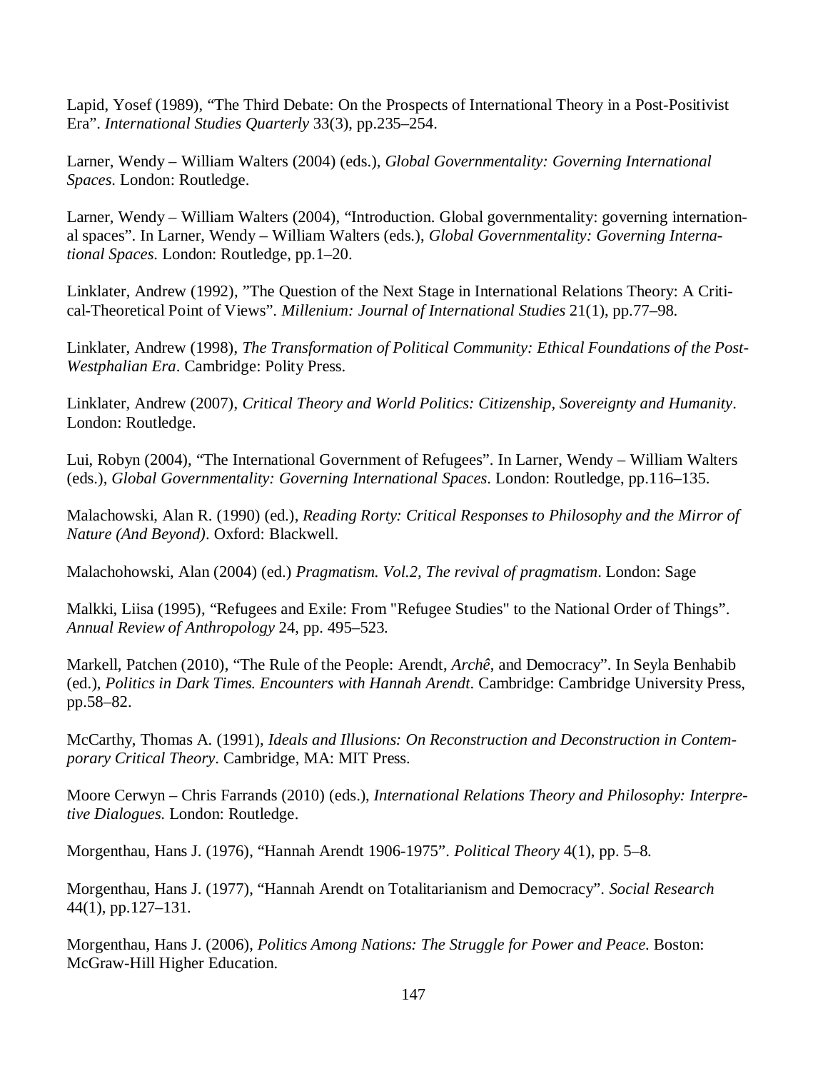Lapid, Yosef (1989), "The Third Debate: On the Prospects of International Theory in a Post-Positivist Era". *International Studies Quarterly* 33(3), pp.235–254.

Larner, Wendy – William Walters (2004) (eds.), *Global Governmentality: Governing International Spaces*. London: Routledge.

Larner, Wendy – William Walters (2004), "Introduction. Global governmentality: governing international spaces". In Larner, Wendy – William Walters (eds.), *Global Governmentality: Governing International Spaces*. London: Routledge, pp.1–20.

Linklater, Andrew (1992), "The Question of the Next Stage in International Relations Theory: A Critical-Theoretical Point of Views". *Millenium: Journal of International Studies* 21(1), pp.77–98.

Linklater, Andrew (1998), *The Transformation of Political Community: Ethical Foundations of the Post-Westphalian Era*. Cambridge: Polity Press.

Linklater, Andrew (2007), *Critical Theory and World Politics: Citizenship, Sovereignty and Humanity*. London: Routledge.

Lui, Robyn (2004), "The International Government of Refugees". In Larner, Wendy – William Walters (eds.), *Global Governmentality: Governing International Spaces*. London: Routledge, pp.116–135.

Malachowski, Alan R. (1990) (ed.), *Reading Rorty: Critical Responses to Philosophy and the Mirror of Nature (And Beyond)*. Oxford: Blackwell.

Malachohowski, Alan (2004) (ed.) *Pragmatism. Vol.2, The revival of pragmatism*. London: Sage

Malkki, Liisa (1995), "Refugees and Exile: From "Refugee Studies" to the National Order of Things". *Annual Review of Anthropology* 24, pp. 495–523.

Markell, Patchen (2010), "The Rule of the People: Arendt, *Archê*, and Democracy". In Seyla Benhabib (ed.), *Politics in Dark Times. Encounters with Hannah Arendt*. Cambridge: Cambridge University Press, pp.58–82.

McCarthy, Thomas A. (1991), *Ideals and Illusions: On Reconstruction and Deconstruction in Contemporary Critical Theory*. Cambridge, MA: MIT Press.

Moore Cerwyn – Chris Farrands (2010) (eds.), *International Relations Theory and Philosophy: Interpretive Dialogues*. London: Routledge.

Morgenthau, Hans J. (1976), "Hannah Arendt 1906-1975". *Political Theory* 4(1), pp. 5–8.

Morgenthau, Hans J. (1977), "Hannah Arendt on Totalitarianism and Democracy". *Social Research* 44(1), pp.127–131.

Morgenthau, Hans J. (2006), *Politics Among Nations: The Struggle for Power and Peace*. Boston: McGraw-Hill Higher Education.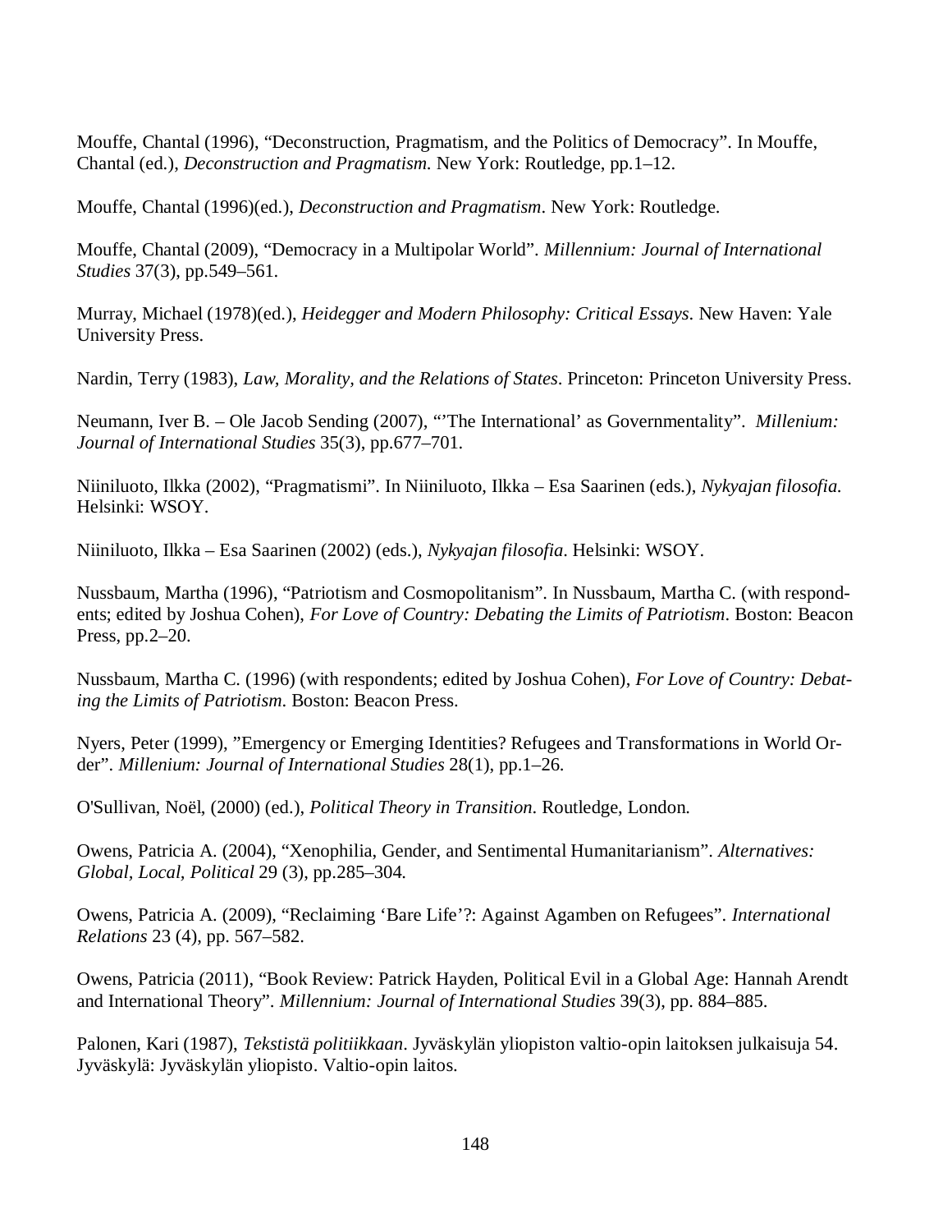Mouffe, Chantal (1996), “Deconstruction, Pragmatism, and the Politics of Democracy”. In Mouffe, Chantal (ed.), *Deconstruction and Pragmatism.* New York: Routledge, pp.1–12.

Mouffe, Chantal (1996)(ed.), *Deconstruction and Pragmatism*. New York: Routledge.

Mouffe, Chantal (2009), “Democracy in a Multipolar World”. *Millennium: Journal of International Studies* 37(3), pp.549–561.

Murray, Michael (1978)(ed.), *Heidegger and Modern Philosophy: Critical Essays*. New Haven: Yale University Press.

Nardin, Terry (1983), *Law, Morality, and the Relations of States*. Princeton: Princeton University Press.

Neumann, Iver B. – Ole Jacob Sending (2007), “’The International’ as Governmentality”. *Millenium: Journal of International Studies* 35(3), pp.677–701.

Niiniluoto, Ilkka (2002), “Pragmatismi”. In Niiniluoto, Ilkka – Esa Saarinen (eds.), *Nykyajan filosofia.* Helsinki: WSOY.

Niiniluoto, Ilkka – Esa Saarinen (2002) (eds.), *Nykyajan filosofia*. Helsinki: WSOY.

Nussbaum, Martha (1996), “Patriotism and Cosmopolitanism”. In Nussbaum, Martha C. (with respondents; edited by Joshua Cohen), *For Love of Country: Debating the Limits of Patriotism*. Boston: Beacon Press, pp.2–20.

Nussbaum, Martha C. (1996) (with respondents; edited by Joshua Cohen), *For Love of Country: Debating the Limits of Patriotism*. Boston: Beacon Press.

Nyers, Peter (1999), ”Emergency or Emerging Identities? Refugees and Transformations in World Order”. *Millenium: Journal of International Studies* 28(1), pp.1–26.

O'Sullivan, Noël, (2000) (ed.), *Political Theory in Transition*. Routledge, London.

Owens, Patricia A. (2004), “Xenophilia, Gender, and Sentimental Humanitarianism”. *Alternatives: Global, Local, Political* 29 (3), pp.285–304.

Owens, Patricia A. (2009), “Reclaiming ‘Bare Life’?: Against Agamben on Refugees”. *International Relations* 23 (4), pp. 567–582.

Owens, Patricia (2011), “Book Review: Patrick Hayden, Political Evil in a Global Age: Hannah Arendt and International Theory”. *Millennium: Journal of International Studies* 39(3), pp. 884–885.

Palonen, Kari (1987), *Tekstistä politiikkaan*. Jyväskylän yliopiston valtio-opin laitoksen julkaisuja 54. Jyväskylä: Jyväskylän yliopisto. Valtio-opin laitos.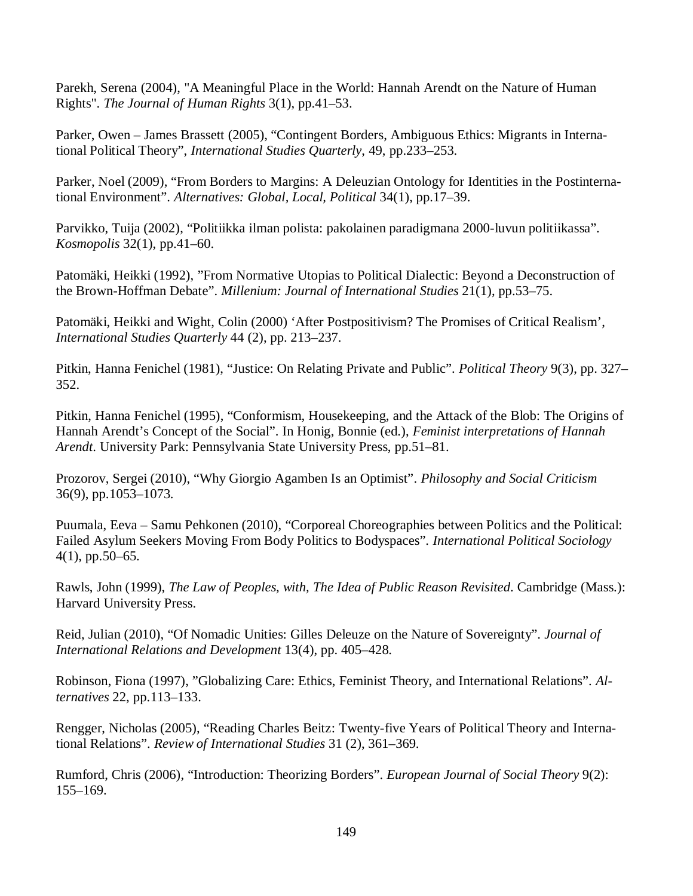Parekh, Serena (2004), "A Meaningful Place in the World: Hannah Arendt on the Nature of Human Rights". *The Journal of Human Rights* 3(1), pp.41–53.

Parker, Owen – James Brassett (2005), "Contingent Borders, Ambiguous Ethics: Migrants in International Political Theory", *International Studies Quarterly*, 49, pp.233–253.

Parker, Noel (2009), "From Borders to Margins: A Deleuzian Ontology for Identities in the Postinternational Environment". *Alternatives: Global, Local, Political* 34(1), pp.17–39.

Parvikko, Tuija (2002), "Politiikka ilman polista: pakolainen paradigmana 2000-luvun politiikassa". *Kosmopolis* 32(1), pp.41–60.

Patomäki, Heikki (1992), "From Normative Utopias to Political Dialectic: Beyond a Deconstruction of the Brown-Hoffman Debate". *Millenium: Journal of International Studies* 21(1), pp.53–75.

Patomäki, Heikki and Wight, Colin (2000) 'After Postpositivism? The Promises of Critical Realism', *International Studies Quarterly* 44 (2), pp. 213–237.

Pitkin, Hanna Fenichel (1981), "Justice: On Relating Private and Public". *Political Theory* 9(3), pp. 327–352.

Pitkin, Hanna Fenichel (1995), "Conformism, Housekeeping, and the Attack of the Blob: The Origins of Hannah Arendt's Concept of the Social". In Honig, Bonnie (ed.), *Feminist interpretations of Hannah Arendt*. University Park: Pennsylvania State University Press, pp.51–81.

Prozorov, Sergei (2010), "Why Giorgio Agamben Is an Optimist". *Philosophy and Social Criticism* 36(9), pp.1053–1073.

Puumala, Eeva – Samu Pehkonen (2010), "Corporeal Choreographies between Politics and the Political: Failed Asylum Seekers Moving From Body Politics to Bodyspaces". *International Political Sociology* 4(1), pp.50–65.

Rawls, John (1999), *The Law of Peoples, with, The Idea of Public Reason Revisited*. Cambridge (Mass.): Harvard University Press.

Reid, Julian (2010), "Of Nomadic Unities: Gilles Deleuze on the Nature of Sovereignty". *Journal of International Relations and Development* 13(4), pp. 405–428.

Robinson, Fiona (1997), "Globalizing Care: Ethics, Feminist Theory, and International Relations". *Alternatives* 22, pp.113–133.

Rengger, Nicholas (2005), "Reading Charles Beitz: Twenty-five Years of Political Theory and International Relations". *Review of International Studies* 31 (2), 361–369.

Rumford, Chris (2006), "Introduction: Theorizing Borders". *European Journal of Social Theory* 9(2): 155–169.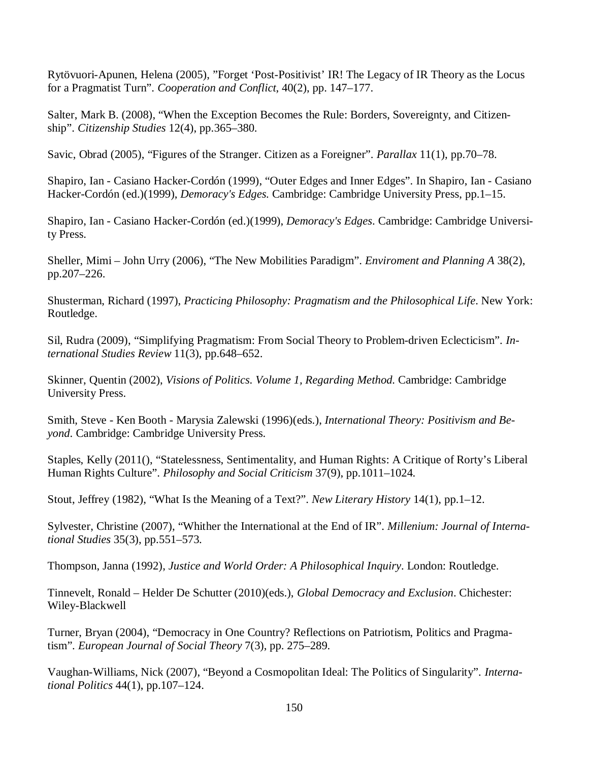Rytövuori-Apunen, Helena (2005), "Forget 'Post-Positivist' IR! The Legacy of IR Theory as the Locus for a Pragmatist Turn". *Cooperation and Conflict*, 40(2), pp. 147–177.

Salter, Mark B. (2008), "When the Exception Becomes the Rule: Borders, Sovereignty, and Citizenship". *Citizenship Studies* 12(4), pp.365–380.

Savic, Obrad (2005), "Figures of the Stranger. Citizen as a Foreigner". *Parallax* 11(1), pp.70–78.

Shapiro, Ian - Casiano Hacker-Cordón (1999), "Outer Edges and Inner Edges". In Shapiro, Ian - Casiano Hacker-Cordón (ed.)(1999), *Demoracy's Edges.* Cambridge: Cambridge University Press, pp.1–15.

Shapiro, Ian - Casiano Hacker-Cordón (ed.)(1999), *Demoracy's Edges*. Cambridge: Cambridge University Press.

Sheller, Mimi – John Urry (2006), "The New Mobilities Paradigm". *Enviroment and Planning A* 38(2), pp.207–226.

Shusterman, Richard (1997), *Practicing Philosophy: Pragmatism and the Philosophical Life*. New York: Routledge.

Sil, Rudra (2009), "Simplifying Pragmatism: From Social Theory to Problem-driven Eclecticism". *International Studies Review* 11(3), pp.648–652.

Skinner, Quentin (2002), *Visions of Politics. Volume 1, Regarding Method.* Cambridge: Cambridge University Press.

Smith, Steve - Ken Booth - Marysia Zalewski (1996)(eds.), *International Theory: Positivism and Beyond*. Cambridge: Cambridge University Press.

Staples, Kelly (2011(), "Statelessness, Sentimentality, and Human Rights: A Critique of Rorty's Liberal Human Rights Culture". *Philosophy and Social Criticism* 37(9), pp.1011–1024.

Stout, Jeffrey (1982), "What Is the Meaning of a Text?". *New Literary History* 14(1), pp.1–12.

Sylvester, Christine (2007), "Whither the International at the End of IR". *Millenium: Journal of International Studies* 35(3), pp.551–573.

Thompson, Janna (1992), *Justice and World Order: A Philosophical Inquiry*. London: Routledge.

Tinnevelt, Ronald – Helder De Schutter (2010)(eds.), *Global Democracy and Exclusion*. Chichester: Wiley-Blackwell

Turner, Bryan (2004), "Democracy in One Country? Reflections on Patriotism, Politics and Pragmatism". *European Journal of Social Theory* 7(3), pp. 275–289.

Vaughan-Williams, Nick (2007), "Beyond a Cosmopolitan Ideal: The Politics of Singularity". *International Politics* 44(1), pp.107–124.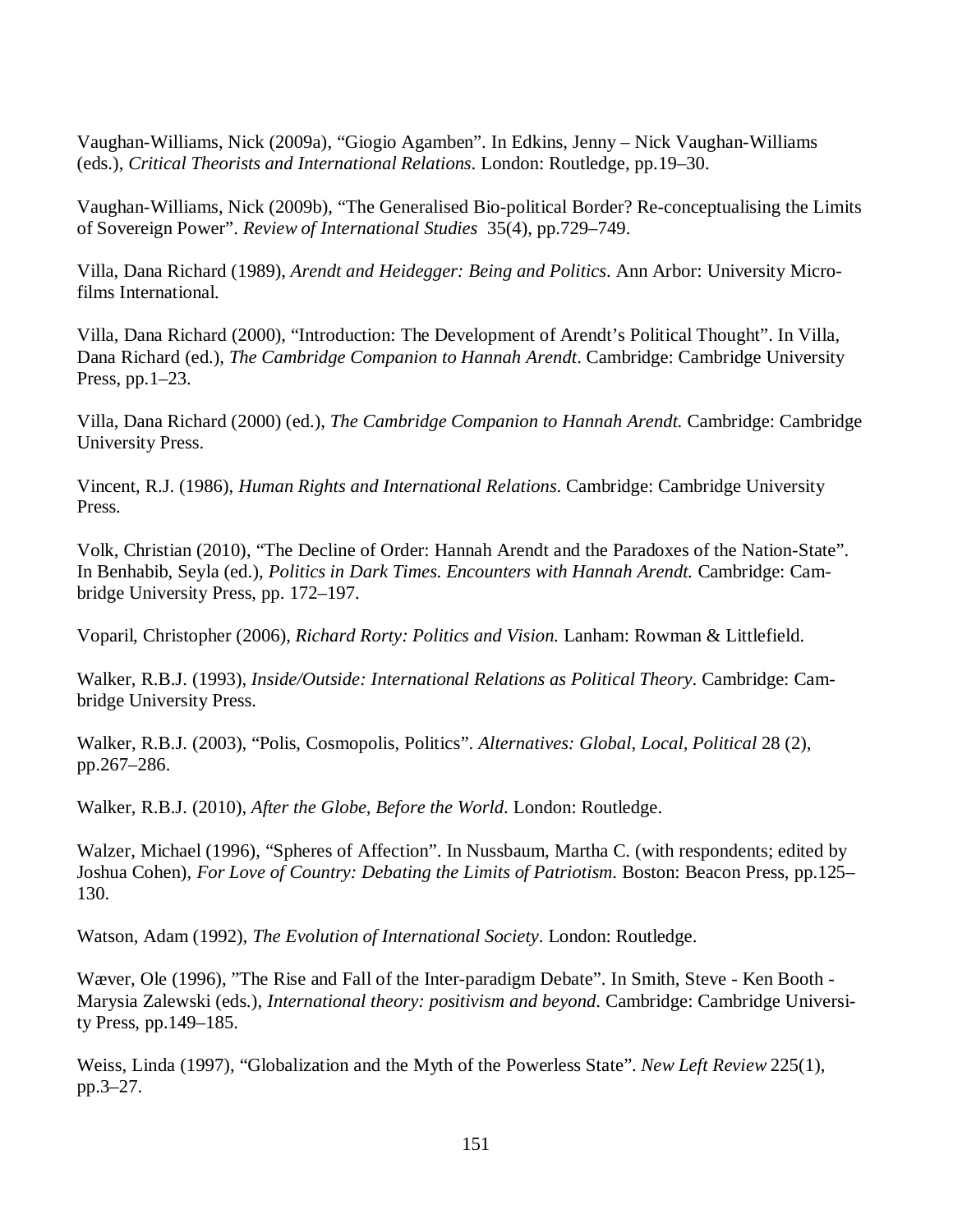Vaughan-Williams, Nick (2009a), “Giogio Agamben”. In Edkins, Jenny – Nick Vaughan-Williams (eds.), *Critical Theorists and International Relations*. London: Routledge, pp.19–30.

Vaughan-Williams, Nick (2009b), “The Generalised Bio-political Border? Re-conceptualising the Limits of Sovereign Power”. *Review of International Studies* 35(4), pp.729–749.

Villa, Dana Richard (1989), *Arendt and Heidegger: Being and Politics*. Ann Arbor: University Microfilms International.

Villa, Dana Richard (2000), “Introduction: The Development of Arendt’s Political Thought”. In Villa, Dana Richard (ed.), *The Cambridge Companion to Hannah Arendt*. Cambridge: Cambridge University Press, pp.1–23.

Villa, Dana Richard (2000) (ed.), *The Cambridge Companion to Hannah Arendt.* Cambridge: Cambridge University Press.

Vincent, R.J. (1986), *Human Rights and International Relations*. Cambridge: Cambridge University Press.

Volk, Christian (2010), “The Decline of Order: Hannah Arendt and the Paradoxes of the Nation-State”. In Benhabib, Seyla (ed.), *Politics in Dark Times. Encounters with Hannah Arendt.* Cambridge: Cambridge University Press, pp. 172–197.

Voparil, Christopher (2006), *Richard Rorty: Politics and Vision.* Lanham: Rowman & Littlefield.

Walker, R.B.J. (1993), *Inside/Outside: International Relations as Political Theory*. Cambridge: Cambridge University Press.

Walker, R.B.J. (2003), “Polis, Cosmopolis, Politics”. *Alternatives: Global, Local, Political* 28 (2), pp.267–286.

Walker, R.B.J. (2010), *After the Globe, Before the World*. London: Routledge.

Walzer, Michael (1996), “Spheres of Affection”. In Nussbaum, Martha C. (with respondents; edited by Joshua Cohen), *For Love of Country: Debating the Limits of Patriotism*. Boston: Beacon Press, pp.125–130.

Watson, Adam (1992), *The Evolution of International Society*. London: Routledge.

Wæver, Ole (1996), ”The Rise and Fall of the Inter-paradigm Debate”. In Smith, Steve - Ken Booth - Marysia Zalewski (eds.), *International theory: positivism and beyond*. Cambridge: Cambridge University Press, pp.149–185.

Weiss, Linda (1997), “Globalization and the Myth of the Powerless State”. *New Left Review* 225(1), pp.3–27.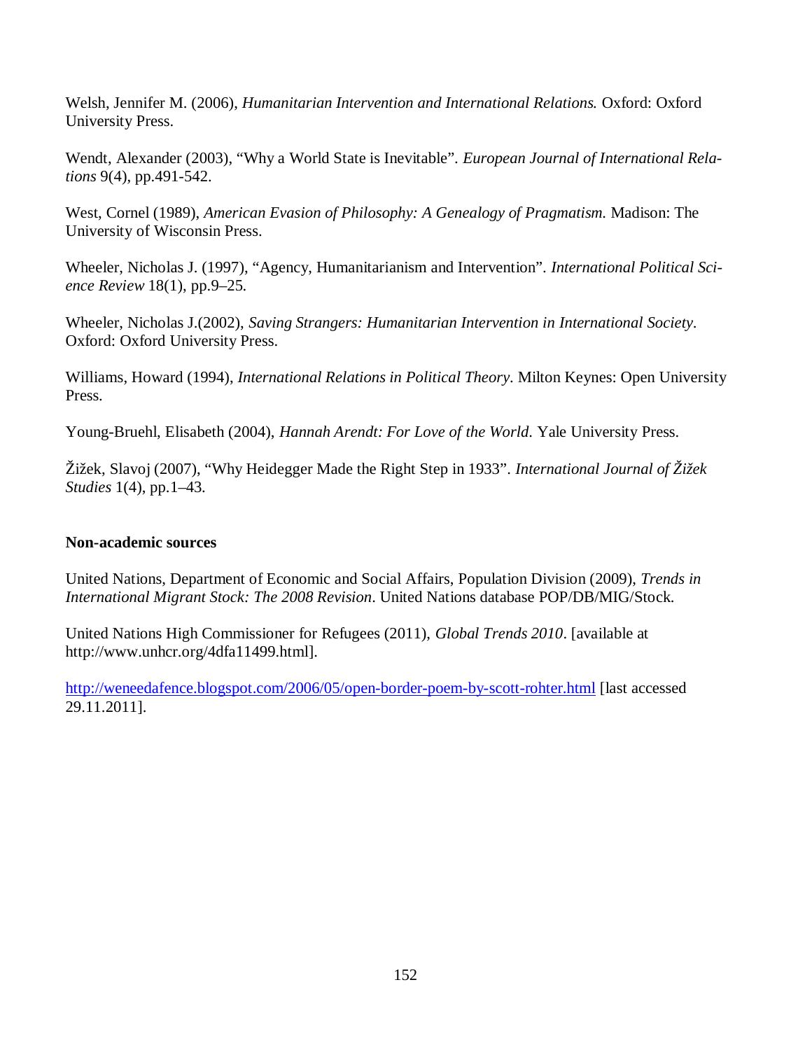Welsh, Jennifer M. (2006), *Humanitarian Intervention and International Relations.* Oxford: Oxford University Press.

Wendt, Alexander (2003), "Why a World State is Inevitable". *European Journal of International Relations* 9(4), pp.491-542.

West, Cornel (1989), *American Evasion of Philosophy: A Genealogy of Pragmatism.* Madison: The University of Wisconsin Press.

Wheeler, Nicholas J. (1997), "Agency, Humanitarianism and Intervention". *International Political Science Review* 18(1), pp.9–25.

Wheeler, Nicholas J.(2002), *Saving Strangers: Humanitarian Intervention in International Society*. Oxford: Oxford University Press.

Williams, Howard (1994), *International Relations in Political Theory*. Milton Keynes: Open University Press.

Young-Bruehl, Elisabeth (2004), *Hannah Arendt: For Love of the World*. Yale University Press.

Žižek, Slavoj (2007), "Why Heidegger Made the Right Step in 1933". *International Journal of Žižek Studies* 1(4), pp.1–43.

**Non-academic sources**

United Nations, Department of Economic and Social Affairs, Population Division (2009), *Trends in International Migrant Stock: The 2008 Revision*. United Nations database POP/DB/MIG/Stock.

United Nations High Commissioner for Refugees (2011), *Global Trends 2010*. [available at http://www.unhcr.org/4dfa11499.html].

http://weneedafence.blogspot.com/2006/05/open-border-poem-by-scott-rohter.html [last accessed 29.11.2011].